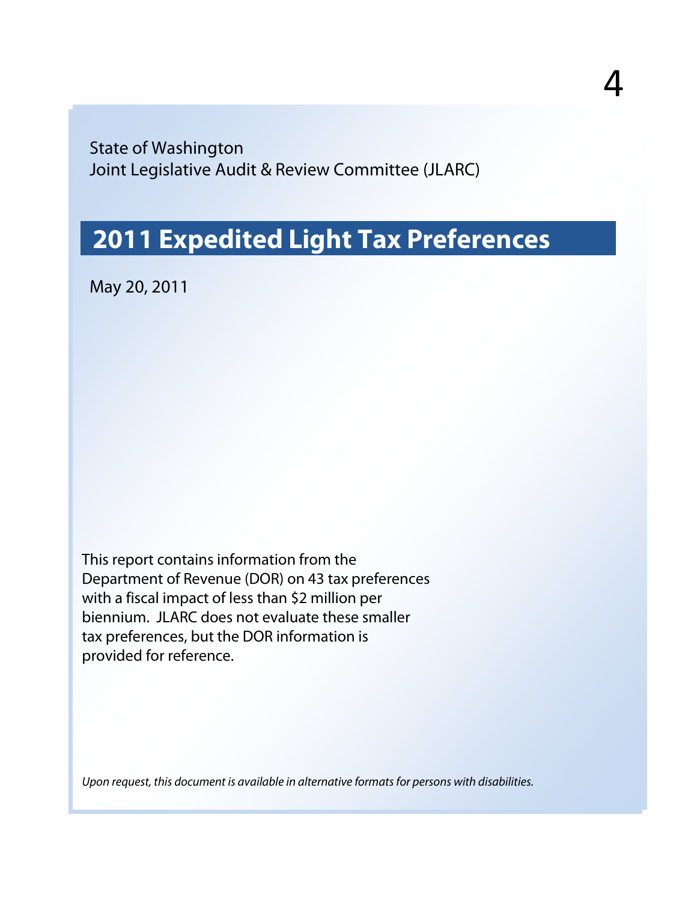State of Washington
Joint Legislative Audit & Review Committee (JLARC)

# 2011 Expedited Light Tax Preferences

May 20, 2011

This report contains information from the Department of Revenue (DOR) on 43 tax preferences with a fiscal impact of less than $2 million per biennium. JLARC does not evaluate these smaller tax preferences, but the DOR information is provided for reference.

*Upon request, this document is available in alternative formats for persons with disabilities.*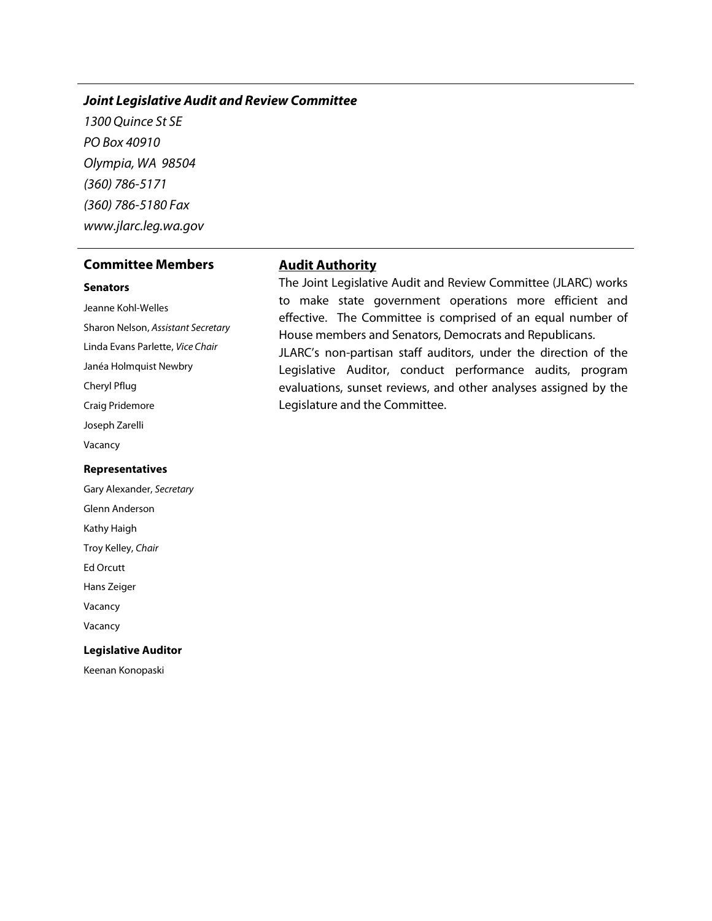***Joint Legislative Audit and Review Committee***

*1300 Quince St SE*
*PO Box 40910*
*Olympia, WA 98504*
*(360) 786-5171*
*(360) 786-5180 Fax*
*www.jlarc.leg.wa.gov*

## Committee Members

**Senators**

Jeanne Kohl-Welles

Sharon Nelson, *Assistant Secretary*

Linda Evans Parlette, *Vice Chair*

Janéa Holmquist Newbry

Cheryl Pflug

Craig Pridemore

Joseph Zarelli

Vacancy

**Representatives**

Gary Alexander, *Secretary*

Glenn Anderson

Kathy Haigh

Troy Kelley, *Chair*

Ed Orcutt

Hans Zeiger

Vacancy

Vacancy

**Legislative Auditor**

Keenan Konopaski

## Audit Authority

The Joint Legislative Audit and Review Committee (JLARC) works to make state government operations more efficient and effective. The Committee is comprised of an equal number of House members and Senators, Democrats and Republicans.

JLARC's non-partisan staff auditors, under the direction of the Legislative Auditor, conduct performance audits, program evaluations, sunset reviews, and other analyses assigned by the Legislature and the Committee.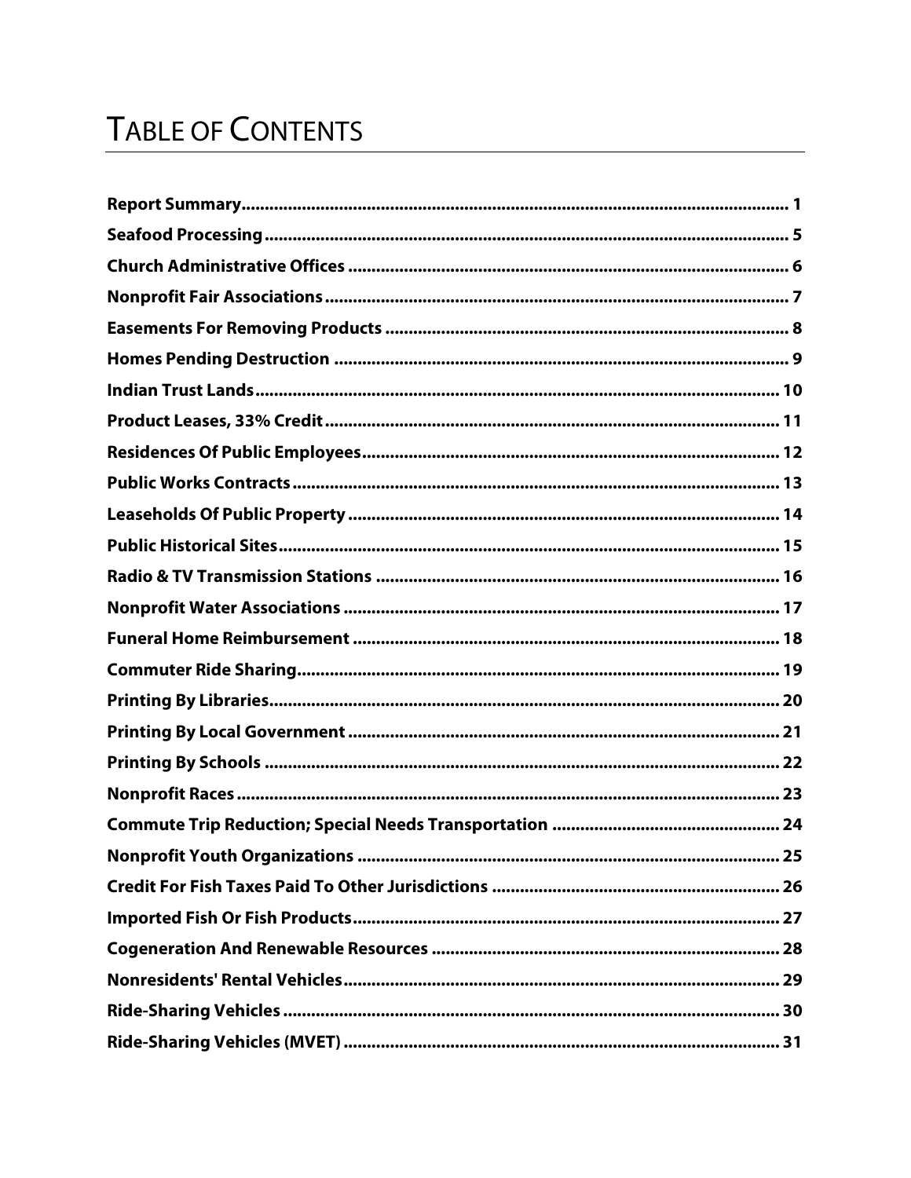# TABLE OF CONTENTS

| | |
|---|---|
| **Report Summary** | **1** |
| **Seafood Processing** | **5** |
| **Church Administrative Offices** | **6** |
| **Nonprofit Fair Associations** | **7** |
| **Easements For Removing Products** | **8** |
| **Homes Pending Destruction** | **9** |
| **Indian Trust Lands** | **10** |
| **Product Leases, 33% Credit** | **11** |
| **Residences Of Public Employees** | **12** |
| **Public Works Contracts** | **13** |
| **Leaseholds Of Public Property** | **14** |
| **Public Historical Sites** | **15** |
| **Radio & TV Transmission Stations** | **16** |
| **Nonprofit Water Associations** | **17** |
| **Funeral Home Reimbursement** | **18** |
| **Commuter Ride Sharing** | **19** |
| **Printing By Libraries** | **20** |
| **Printing By Local Government** | **21** |
| **Printing By Schools** | **22** |
| **Nonprofit Races** | **23** |
| **Commute Trip Reduction; Special Needs Transportation** | **24** |
| **Nonprofit Youth Organizations** | **25** |
| **Credit For Fish Taxes Paid To Other Jurisdictions** | **26** |
| **Imported Fish Or Fish Products** | **27** |
| **Cogeneration And Renewable Resources** | **28** |
| **Nonresidents' Rental Vehicles** | **29** |
| **Ride-Sharing Vehicles** | **30** |
| **Ride-Sharing Vehicles (MVET)** | **31** |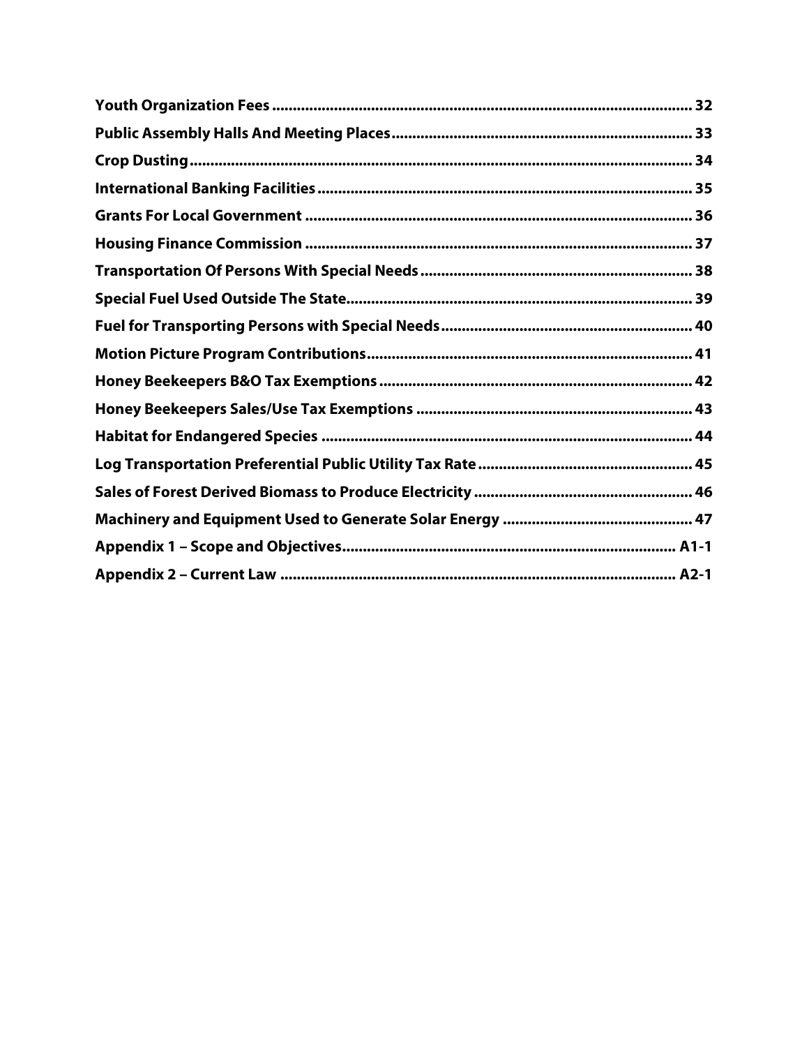**Youth Organization Fees** ..................................................................................................... 32

**Public Assembly Halls And Meeting Places** ......................................................................... 33

**Crop Dusting** .......................................................................................................................... 34

**International Banking Facilities** .......................................................................................... 35

**Grants For Local Government** ............................................................................................. 36

**Housing Finance Commission** ............................................................................................. 37

**Transportation Of Persons With Special Needs** ................................................................. 38

**Special Fuel Used Outside The State** ................................................................................... 39

**Fuel for Transporting Persons with Special Needs** ............................................................ 40

**Motion Picture Program Contributions** .............................................................................. 41

**Honey Beekeepers B&O Tax Exemptions** ........................................................................... 42

**Honey Beekeepers Sales/Use Tax Exemptions** .................................................................. 43

**Habitat for Endangered Species** ......................................................................................... 44

**Log Transportation Preferential Public Utility Tax Rate** .................................................... 45

**Sales of Forest Derived Biomass to Produce Electricity** .................................................... 46

**Machinery and Equipment Used to Generate Solar Energy** ............................................. 47

**Appendix 1 – Scope and Objectives** ................................................................................ A1-1

**Appendix 2 – Current Law** ............................................................................................... A2-1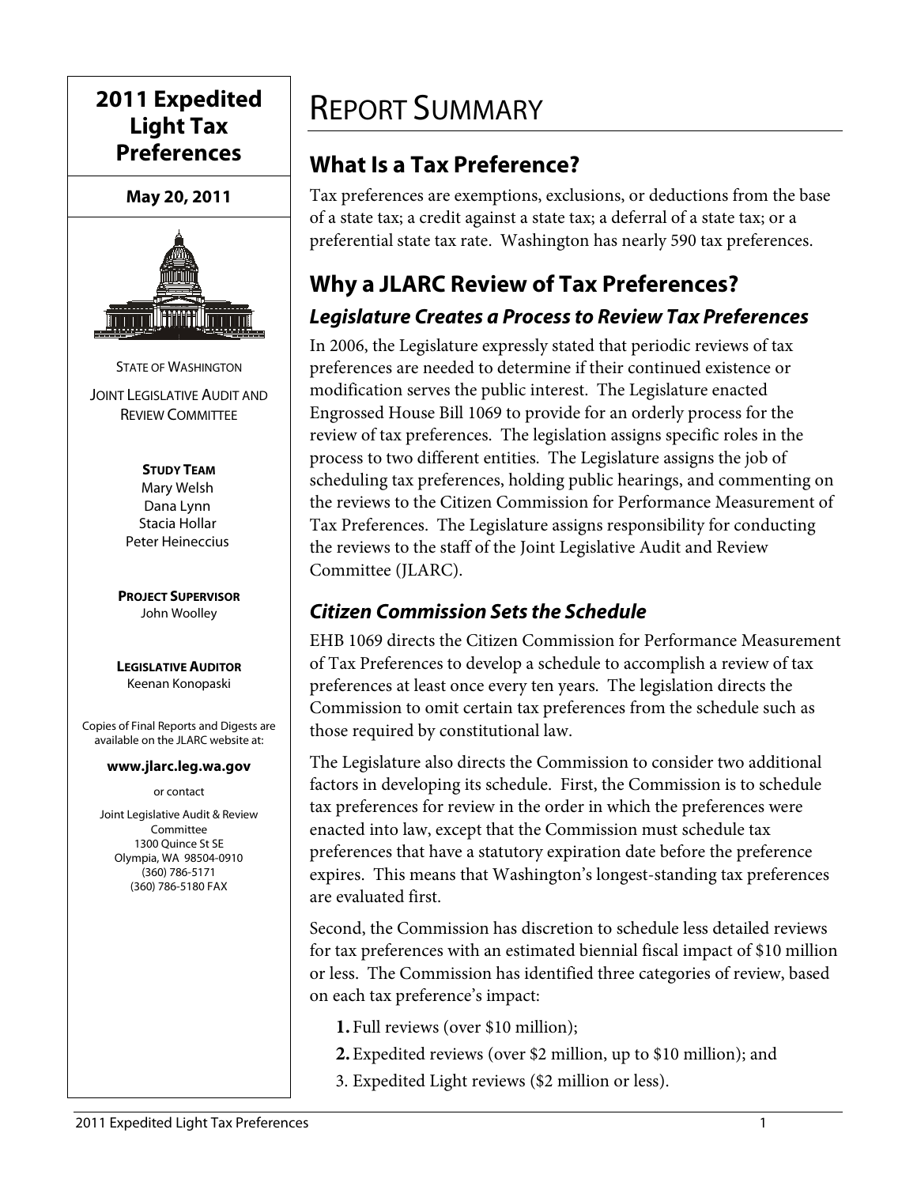## 2011 Expedited Light Tax Preferences

**May 20, 2011**

STATE OF WASHINGTON

JOINT LEGISLATIVE AUDIT AND REVIEW COMMITTEE

**STUDY TEAM**
Mary Welsh
Dana Lynn
Stacia Hollar
Peter Heineccius

**PROJECT SUPERVISOR**
John Woolley

**LEGISLATIVE AUDITOR**
Keenan Konopaski

Copies of Final Reports and Digests are available on the JLARC website at:

**www.jlarc.leg.wa.gov**

or contact

Joint Legislative Audit & Review Committee
1300 Quince St SE
Olympia, WA 98504-0910
(360) 786-5171
(360) 786-5180 FAX

# REPORT SUMMARY

## What Is a Tax Preference?

Tax preferences are exemptions, exclusions, or deductions from the base of a state tax; a credit against a state tax; a deferral of a state tax; or a preferential state tax rate. Washington has nearly 590 tax preferences.

## Why a JLARC Review of Tax Preferences?

### *Legislature Creates a Process to Review Tax Preferences*

In 2006, the Legislature expressly stated that periodic reviews of tax preferences are needed to determine if their continued existence or modification serves the public interest. The Legislature enacted Engrossed House Bill 1069 to provide for an orderly process for the review of tax preferences. The legislation assigns specific roles in the process to two different entities. The Legislature assigns the job of scheduling tax preferences, holding public hearings, and commenting on the reviews to the Citizen Commission for Performance Measurement of Tax Preferences. The Legislature assigns responsibility for conducting the reviews to the staff of the Joint Legislative Audit and Review Committee (JLARC).

### *Citizen Commission Sets the Schedule*

EHB 1069 directs the Citizen Commission for Performance Measurement of Tax Preferences to develop a schedule to accomplish a review of tax preferences at least once every ten years. The legislation directs the Commission to omit certain tax preferences from the schedule such as those required by constitutional law.

The Legislature also directs the Commission to consider two additional factors in developing its schedule. First, the Commission is to schedule tax preferences for review in the order in which the preferences were enacted into law, except that the Commission must schedule tax preferences that have a statutory expiration date before the preference expires. This means that Washington's longest-standing tax preferences are evaluated first.

Second, the Commission has discretion to schedule less detailed reviews for tax preferences with an estimated biennial fiscal impact of $10 million or less. The Commission has identified three categories of review, based on each tax preference's impact:

1. Full reviews (over $10 million);
2. Expedited reviews (over $2 million, up to $10 million); and
3. Expedited Light reviews ($2 million or less).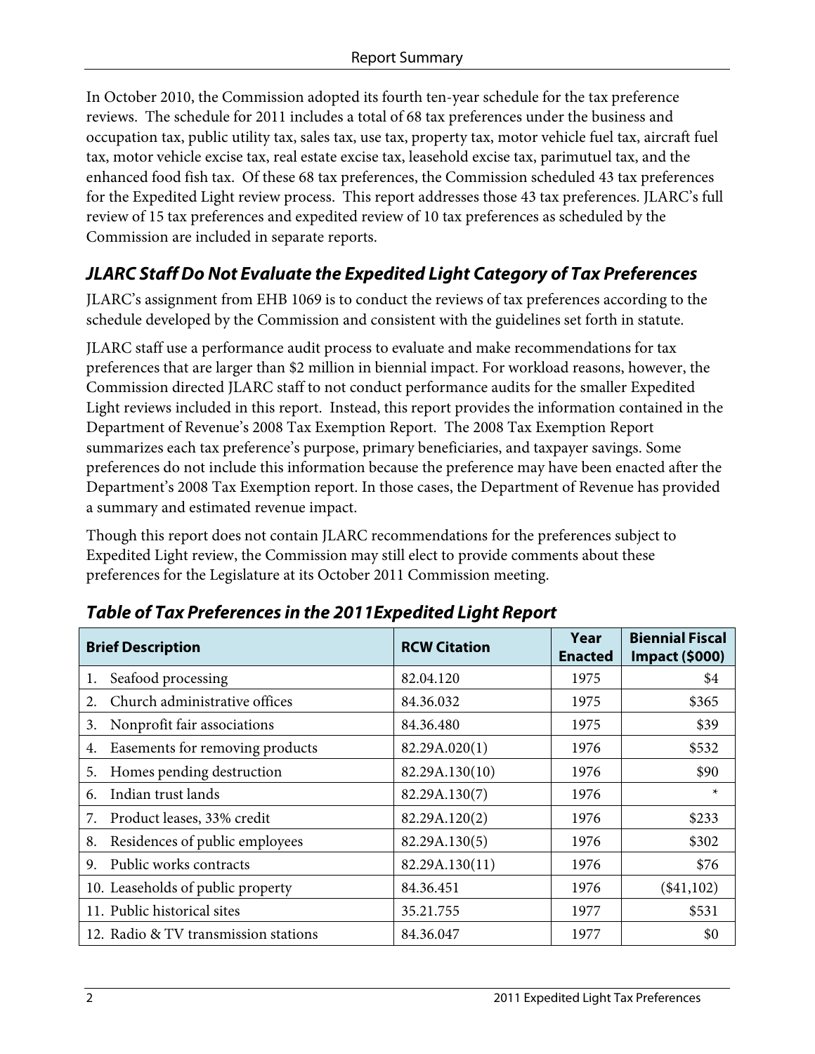In October 2010, the Commission adopted its fourth ten-year schedule for the tax preference reviews. The schedule for 2011 includes a total of 68 tax preferences under the business and occupation tax, public utility tax, sales tax, use tax, property tax, motor vehicle fuel tax, aircraft fuel tax, motor vehicle excise tax, real estate excise tax, leasehold excise tax, parimutuel tax, and the enhanced food fish tax. Of these 68 tax preferences, the Commission scheduled 43 tax preferences for the Expedited Light review process. This report addresses those 43 tax preferences. JLARC's full review of 15 tax preferences and expedited review of 10 tax preferences as scheduled by the Commission are included in separate reports.

## *JLARC Staff Do Not Evaluate the Expedited Light Category of Tax Preferences*

JLARC's assignment from EHB 1069 is to conduct the reviews of tax preferences according to the schedule developed by the Commission and consistent with the guidelines set forth in statute.

JLARC staff use a performance audit process to evaluate and make recommendations for tax preferences that are larger than $2 million in biennial impact. For workload reasons, however, the Commission directed JLARC staff to not conduct performance audits for the smaller Expedited Light reviews included in this report. Instead, this report provides the information contained in the Department of Revenue's 2008 Tax Exemption Report. The 2008 Tax Exemption Report summarizes each tax preference's purpose, primary beneficiaries, and taxpayer savings. Some preferences do not include this information because the preference may have been enacted after the Department's 2008 Tax Exemption report. In those cases, the Department of Revenue has provided a summary and estimated revenue impact.

Though this report does not contain JLARC recommendations for the preferences subject to Expedited Light review, the Commission may still elect to provide comments about these preferences for the Legislature at its October 2011 Commission meeting.

## *Table of Tax Preferences in the 2011Expedited Light Report*

| Brief Description | RCW Citation | Year Enacted | Biennial Fiscal Impact ($000) |
|---|---|---|---|
| 1. Seafood processing | 82.04.120 | 1975 | $4 |
| 2. Church administrative offices | 84.36.032 | 1975 | $365 |
| 3. Nonprofit fair associations | 84.36.480 | 1975 | $39 |
| 4. Easements for removing products | 82.29A.020(1) | 1976 | $532 |
| 5. Homes pending destruction | 82.29A.130(10) | 1976 | $90 |
| 6. Indian trust lands | 82.29A.130(7) | 1976 | * |
| 7. Product leases, 33% credit | 82.29A.120(2) | 1976 | $233 |
| 8. Residences of public employees | 82.29A.130(5) | 1976 | $302 |
| 9. Public works contracts | 82.29A.130(11) | 1976 | $76 |
| 10. Leaseholds of public property | 84.36.451 | 1976 | ($41,102) |
| 11. Public historical sites | 35.21.755 | 1977 | $531 |
| 12. Radio & TV transmission stations | 84.36.047 | 1977 | $0 |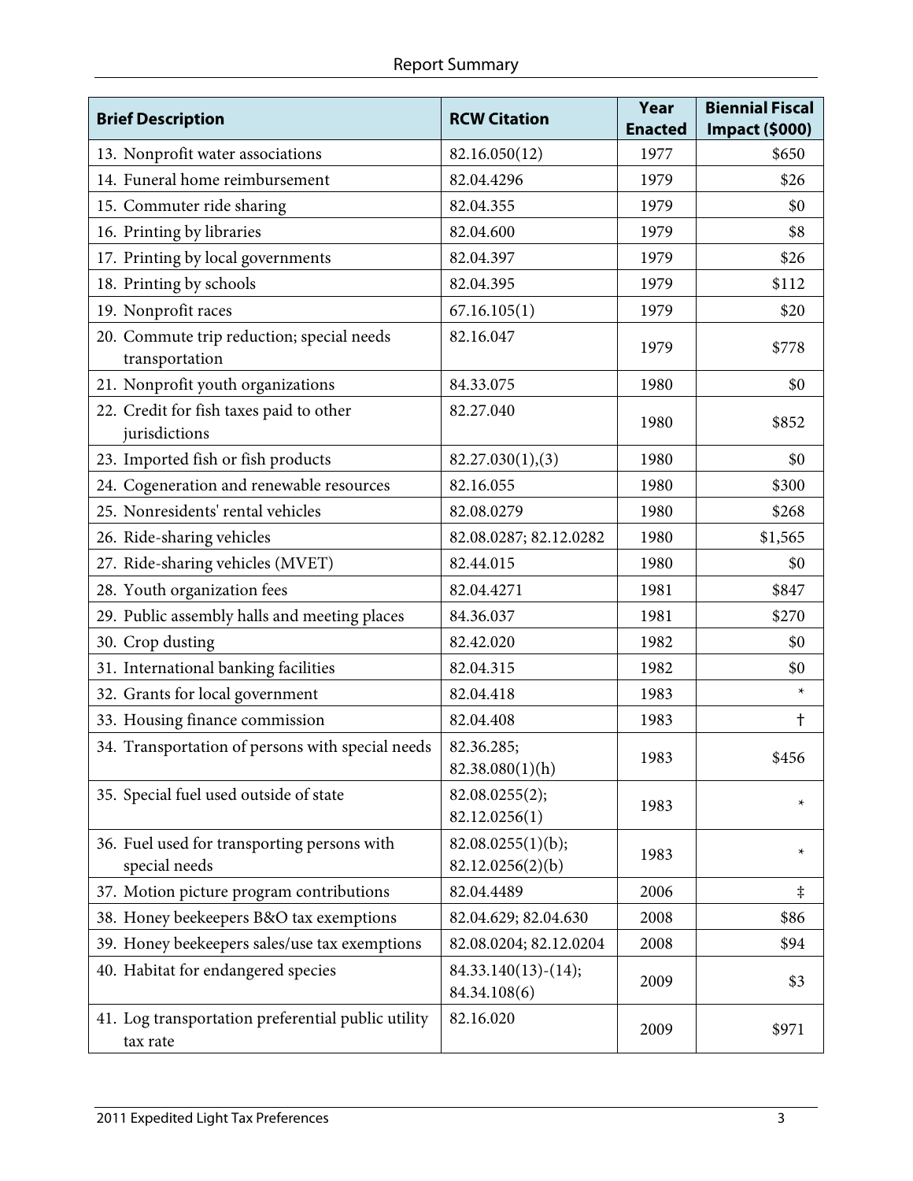| Brief Description | RCW Citation | Year Enacted | Biennial Fiscal Impact ($000) |
|---|---|---|---|
| 13. Nonprofit water associations | 82.16.050(12) | 1977 | $650 |
| 14. Funeral home reimbursement | 82.04.4296 | 1979 | $26 |
| 15. Commuter ride sharing | 82.04.355 | 1979 | $0 |
| 16. Printing by libraries | 82.04.600 | 1979 | $8 |
| 17. Printing by local governments | 82.04.397 | 1979 | $26 |
| 18. Printing by schools | 82.04.395 | 1979 | $112 |
| 19. Nonprofit races | 67.16.105(1) | 1979 | $20 |
| 20. Commute trip reduction; special needs transportation | 82.16.047 | 1979 | $778 |
| 21. Nonprofit youth organizations | 84.33.075 | 1980 | $0 |
| 22. Credit for fish taxes paid to other jurisdictions | 82.27.040 | 1980 | $852 |
| 23. Imported fish or fish products | 82.27.030(1),(3) | 1980 | $0 |
| 24. Cogeneration and renewable resources | 82.16.055 | 1980 | $300 |
| 25. Nonresidents' rental vehicles | 82.08.0279 | 1980 | $268 |
| 26. Ride-sharing vehicles | 82.08.0287; 82.12.0282 | 1980 | $1,565 |
| 27. Ride-sharing vehicles (MVET) | 82.44.015 | 1980 | $0 |
| 28. Youth organization fees | 82.04.4271 | 1981 | $847 |
| 29. Public assembly halls and meeting places | 84.36.037 | 1981 | $270 |
| 30. Crop dusting | 82.42.020 | 1982 | $0 |
| 31. International banking facilities | 82.04.315 | 1982 | $0 |
| 32. Grants for local government | 82.04.418 | 1983 | * |
| 33. Housing finance commission | 82.04.408 | 1983 | † |
| 34. Transportation of persons with special needs | 82.36.285; 82.38.080(1)(h) | 1983 | $456 |
| 35. Special fuel used outside of state | 82.08.0255(2); 82.12.0256(1) | 1983 | * |
| 36. Fuel used for transporting persons with special needs | 82.08.0255(1)(b); 82.12.0256(2)(b) | 1983 | * |
| 37. Motion picture program contributions | 82.04.4489 | 2006 | ‡ |
| 38. Honey beekeepers B&O tax exemptions | 82.04.629; 82.04.630 | 2008 | $86 |
| 39. Honey beekeepers sales/use tax exemptions | 82.08.0204; 82.12.0204 | 2008 | $94 |
| 40. Habitat for endangered species | 84.33.140(13)-(14); 84.34.108(6) | 2009 | $3 |
| 41. Log transportation preferential public utility tax rate | 82.16.020 | 2009 | $971 |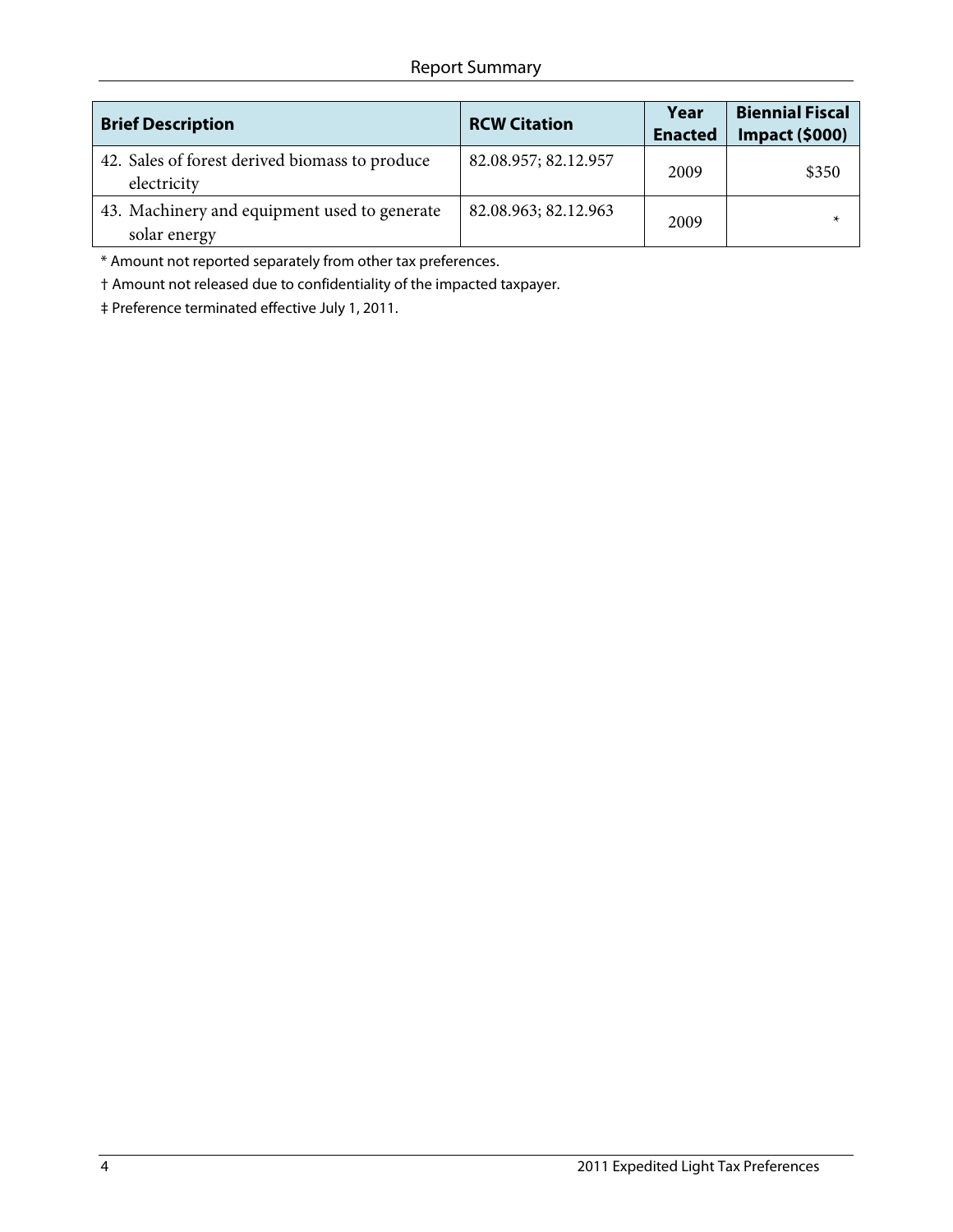| Brief Description | RCW Citation | Year Enacted | Biennial Fiscal Impact ($000) |
|---|---|---|---|
| 42. Sales of forest derived biomass to produce electricity | 82.08.957; 82.12.957 | 2009 | $350 |
| 43. Machinery and equipment used to generate solar energy | 82.08.963; 82.12.963 | 2009 | * |

* Amount not reported separately from other tax preferences.

† Amount not released due to confidentiality of the impacted taxpayer.

‡ Preference terminated effective July 1, 2011.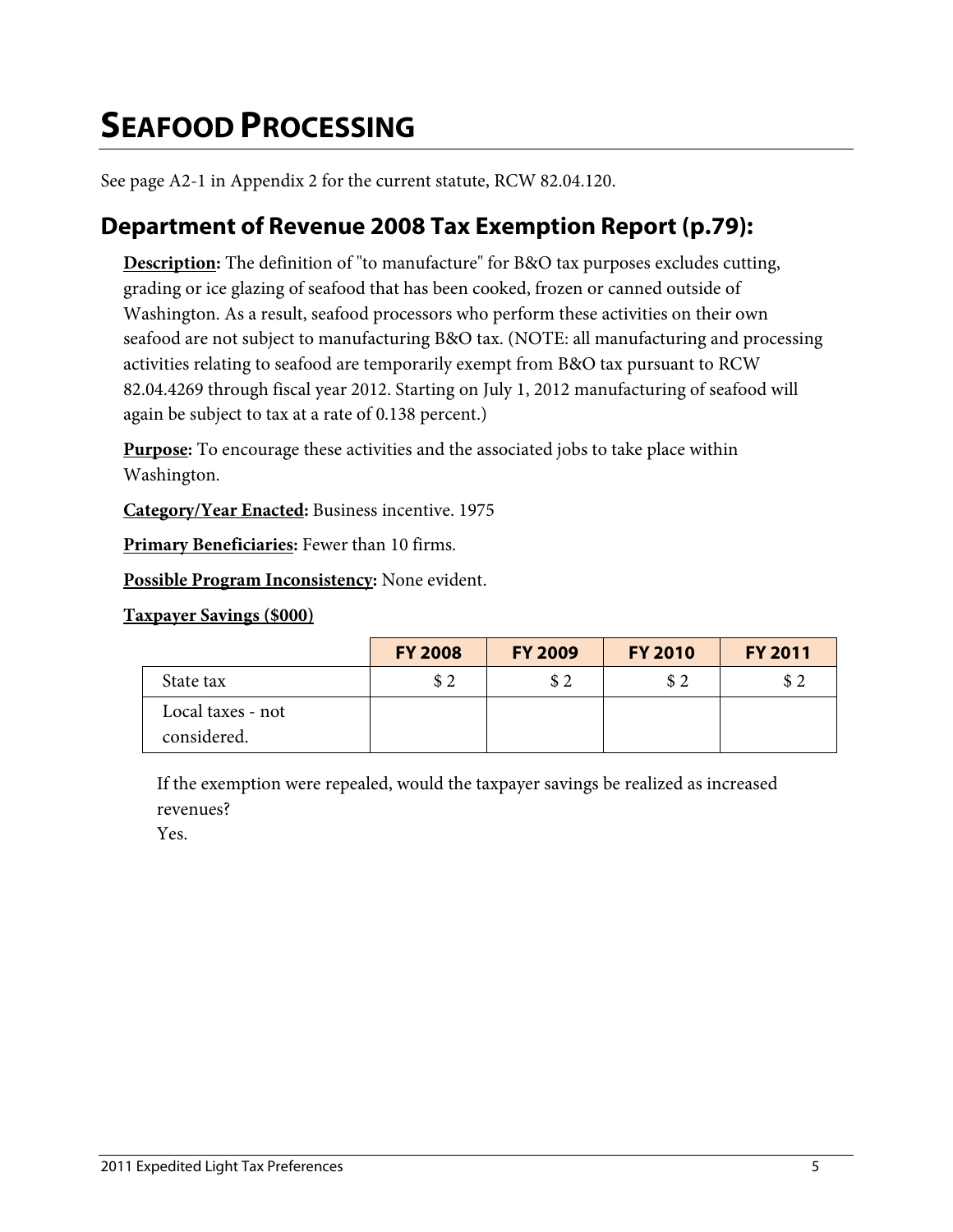# SEAFOOD PROCESSING

See page A2-1 in Appendix 2 for the current statute, RCW 82.04.120.

## Department of Revenue 2008 Tax Exemption Report (p.79):

**Description:** The definition of "to manufacture" for B&O tax purposes excludes cutting, grading or ice glazing of seafood that has been cooked, frozen or canned outside of Washington. As a result, seafood processors who perform these activities on their own seafood are not subject to manufacturing B&O tax. (NOTE: all manufacturing and processing activities relating to seafood are temporarily exempt from B&O tax pursuant to RCW 82.04.4269 through fiscal year 2012. Starting on July 1, 2012 manufacturing of seafood will again be subject to tax at a rate of 0.138 percent.)

**Purpose:** To encourage these activities and the associated jobs to take place within Washington.

**Category/Year Enacted:** Business incentive. 1975

**Primary Beneficiaries:** Fewer than 10 firms.

**Possible Program Inconsistency:** None evident.

**Taxpayer Savings ($000)**

| | FY 2008 | FY 2009 | FY 2010 | FY 2011 |
|---|---|---|---|---|
| State tax | $ 2 | $ 2 | $ 2 | $ 2 |
| Local taxes - not considered. | | | | |

If the exemption were repealed, would the taxpayer savings be realized as increased revenues?
Yes.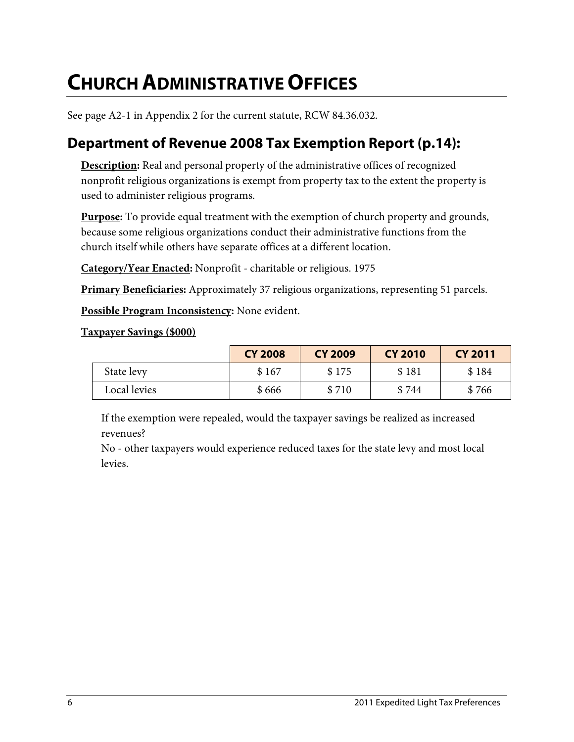# CHURCH ADMINISTRATIVE OFFICES

See page A2-1 in Appendix 2 for the current statute, RCW 84.36.032.

## Department of Revenue 2008 Tax Exemption Report (p.14):

**Description:** Real and personal property of the administrative offices of recognized nonprofit religious organizations is exempt from property tax to the extent the property is used to administer religious programs.

**Purpose:** To provide equal treatment with the exemption of church property and grounds, because some religious organizations conduct their administrative functions from the church itself while others have separate offices at a different location.

**Category/Year Enacted:** Nonprofit - charitable or religious. 1975

**Primary Beneficiaries:** Approximately 37 religious organizations, representing 51 parcels.

**Possible Program Inconsistency:** None evident.

**Taxpayer Savings ($000)**

| | CY 2008 | CY 2009 | CY 2010 | CY 2011 |
|---|---|---|---|---|
| State levy | $ 167 | $ 175 | $ 181 | $ 184 |
| Local levies | $ 666 | $ 710 | $ 744 | $ 766 |

If the exemption were repealed, would the taxpayer savings be realized as increased revenues?
No - other taxpayers would experience reduced taxes for the state levy and most local levies.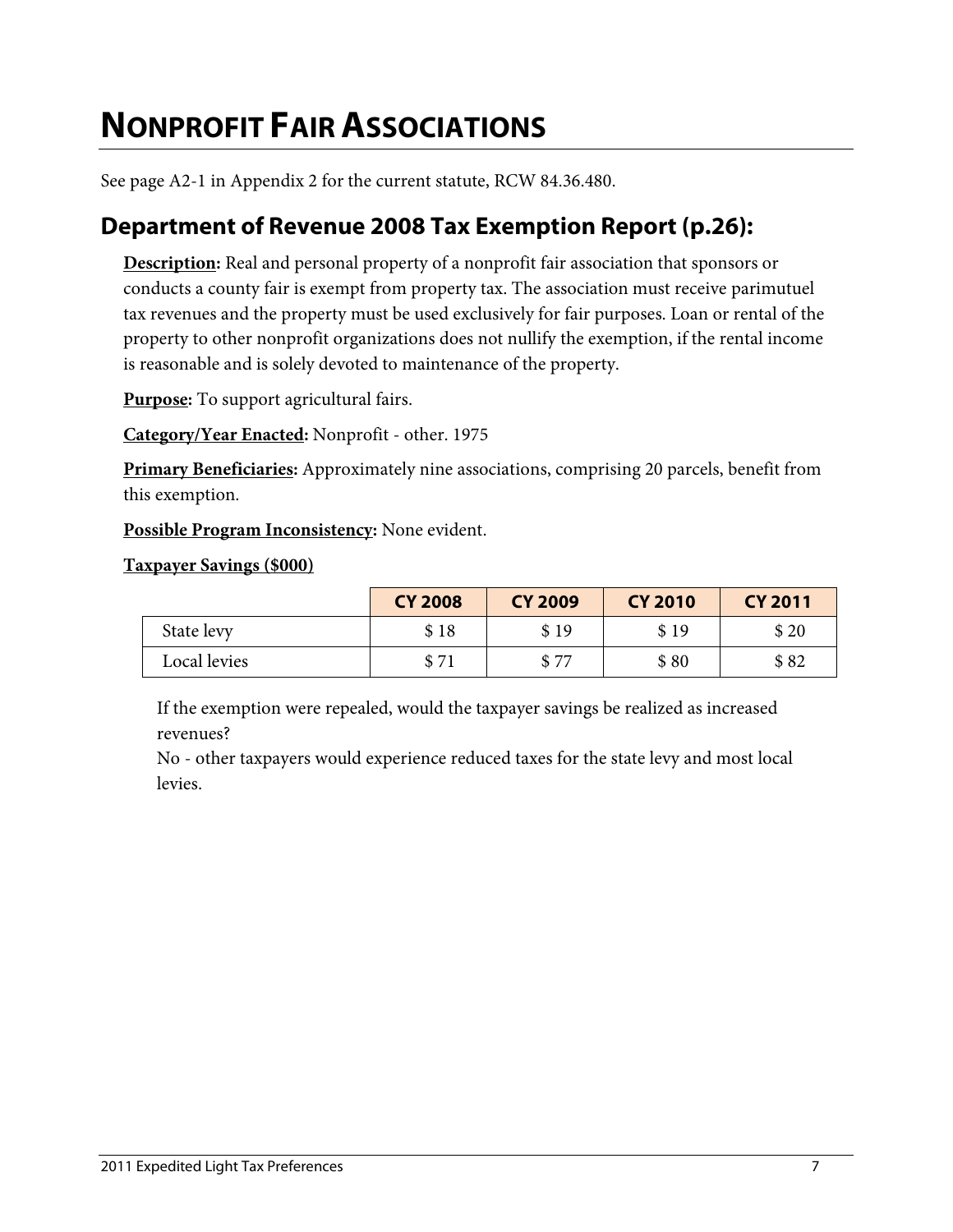# NONPROFIT FAIR ASSOCIATIONS

See page A2-1 in Appendix 2 for the current statute, RCW 84.36.480.

## Department of Revenue 2008 Tax Exemption Report (p.26):

**Description:** Real and personal property of a nonprofit fair association that sponsors or conducts a county fair is exempt from property tax. The association must receive parimutuel tax revenues and the property must be used exclusively for fair purposes. Loan or rental of the property to other nonprofit organizations does not nullify the exemption, if the rental income is reasonable and is solely devoted to maintenance of the property.

**Purpose:** To support agricultural fairs.

**Category/Year Enacted:** Nonprofit - other. 1975

**Primary Beneficiaries:** Approximately nine associations, comprising 20 parcels, benefit from this exemption.

**Possible Program Inconsistency:** None evident.

**Taxpayer Savings ($000)**

| | CY 2008 | CY 2009 | CY 2010 | CY 2011 |
|---|---|---|---|---|
| State levy | $ 18 | $ 19 | $ 19 | $ 20 |
| Local levies | $ 71 | $ 77 | $ 80 | $ 82 |

If the exemption were repealed, would the taxpayer savings be realized as increased revenues?
No - other taxpayers would experience reduced taxes for the state levy and most local levies.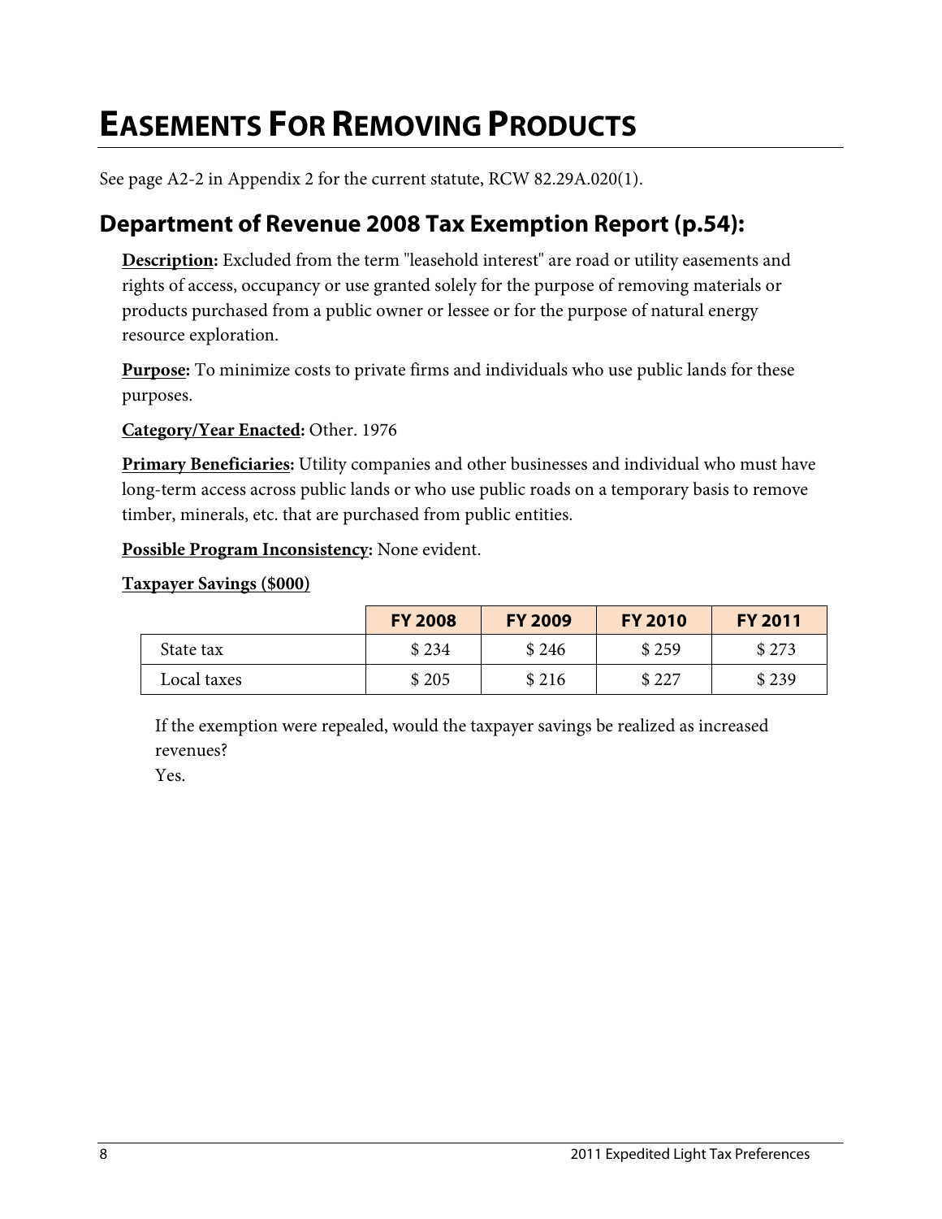# EASEMENTS FOR REMOVING PRODUCTS

See page A2-2 in Appendix 2 for the current statute, RCW 82.29A.020(1).

## Department of Revenue 2008 Tax Exemption Report (p.54):

**Description:** Excluded from the term "leasehold interest" are road or utility easements and rights of access, occupancy or use granted solely for the purpose of removing materials or products purchased from a public owner or lessee or for the purpose of natural energy resource exploration.

**Purpose:** To minimize costs to private firms and individuals who use public lands for these purposes.

**Category/Year Enacted:** Other. 1976

**Primary Beneficiaries:** Utility companies and other businesses and individual who must have long-term access across public lands or who use public roads on a temporary basis to remove timber, minerals, etc. that are purchased from public entities.

**Possible Program Inconsistency:** None evident.

**Taxpayer Savings ($000)**

| | FY 2008 | FY 2009 | FY 2010 | FY 2011 |
|---|---|---|---|---|
| State tax | $ 234 | $ 246 | $ 259 | $ 273 |
| Local taxes | $ 205 | $ 216 | $ 227 | $ 239 |

If the exemption were repealed, would the taxpayer savings be realized as increased revenues?
Yes.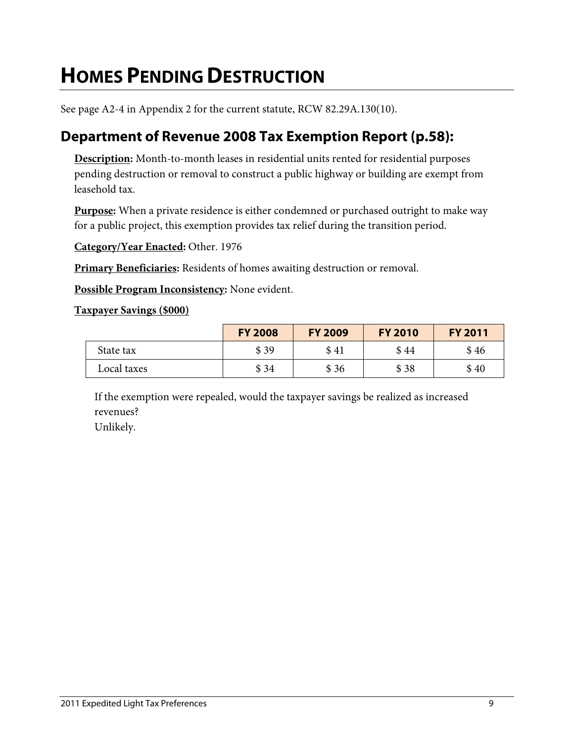# HOMES PENDING DESTRUCTION

See page A2-4 in Appendix 2 for the current statute, RCW 82.29A.130(10).

## Department of Revenue 2008 Tax Exemption Report (p.58):

**Description:** Month-to-month leases in residential units rented for residential purposes pending destruction or removal to construct a public highway or building are exempt from leasehold tax.

**Purpose:** When a private residence is either condemned or purchased outright to make way for a public project, this exemption provides tax relief during the transition period.

**Category/Year Enacted:** Other. 1976

**Primary Beneficiaries:** Residents of homes awaiting destruction or removal.

**Possible Program Inconsistency:** None evident.

**Taxpayer Savings ($000)**

| | FY 2008 | FY 2009 | FY 2010 | FY 2011 |
|---|---|---|---|---|
| State tax | $ 39 | $ 41 | $ 44 | $ 46 |
| Local taxes | $ 34 | $ 36 | $ 38 | $ 40 |

If the exemption were repealed, would the taxpayer savings be realized as increased revenues?
Unlikely.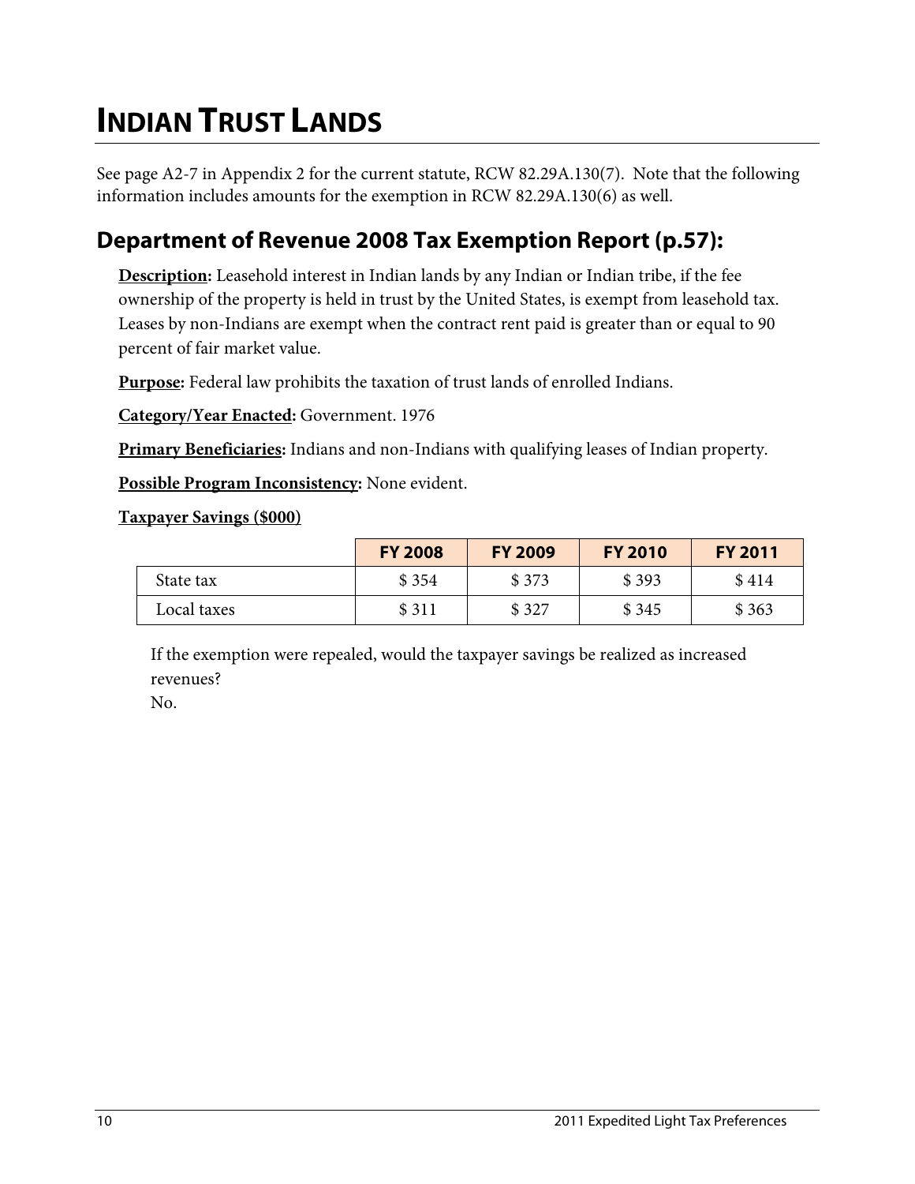# INDIAN TRUST LANDS

See page A2-7 in Appendix 2 for the current statute, RCW 82.29A.130(7). Note that the following information includes amounts for the exemption in RCW 82.29A.130(6) as well.

## Department of Revenue 2008 Tax Exemption Report (p.57):

**Description:** Leasehold interest in Indian lands by any Indian or Indian tribe, if the fee ownership of the property is held in trust by the United States, is exempt from leasehold tax. Leases by non-Indians are exempt when the contract rent paid is greater than or equal to 90 percent of fair market value.

**Purpose:** Federal law prohibits the taxation of trust lands of enrolled Indians.

**Category/Year Enacted:** Government. 1976

**Primary Beneficiaries:** Indians and non-Indians with qualifying leases of Indian property.

**Possible Program Inconsistency:** None evident.

**Taxpayer Savings ($000)**

| | FY 2008 | FY 2009 | FY 2010 | FY 2011 |
|---|---|---|---|---|
| State tax | $ 354 | $ 373 | $ 393 | $ 414 |
| Local taxes | $ 311 | $ 327 | $ 345 | $ 363 |

If the exemption were repealed, would the taxpayer savings be realized as increased revenues?
No.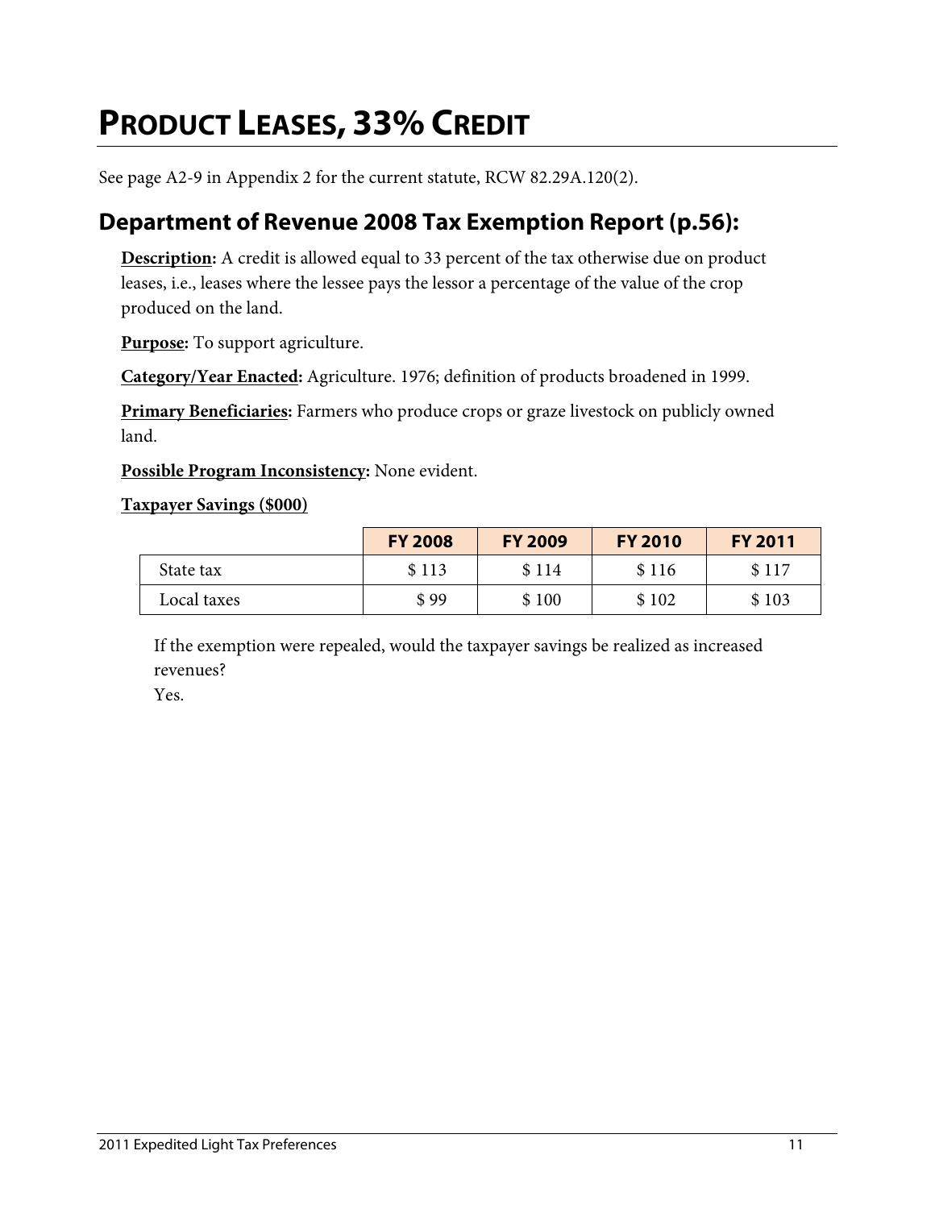# PRODUCT LEASES, 33% CREDIT

See page A2-9 in Appendix 2 for the current statute, RCW 82.29A.120(2).

## Department of Revenue 2008 Tax Exemption Report (p.56):

**Description:** A credit is allowed equal to 33 percent of the tax otherwise due on product leases, i.e., leases where the lessee pays the lessor a percentage of the value of the crop produced on the land.

**Purpose:** To support agriculture.

**Category/Year Enacted:** Agriculture. 1976; definition of products broadened in 1999.

**Primary Beneficiaries:** Farmers who produce crops or graze livestock on publicly owned land.

**Possible Program Inconsistency:** None evident.

**Taxpayer Savings ($000)**

| | FY 2008 | FY 2009 | FY 2010 | FY 2011 |
|---|---|---|---|---|
| State tax | $ 113 | $ 114 | $ 116 | $ 117 |
| Local taxes | $ 99 | $ 100 | $ 102 | $ 103 |

If the exemption were repealed, would the taxpayer savings be realized as increased revenues?
Yes.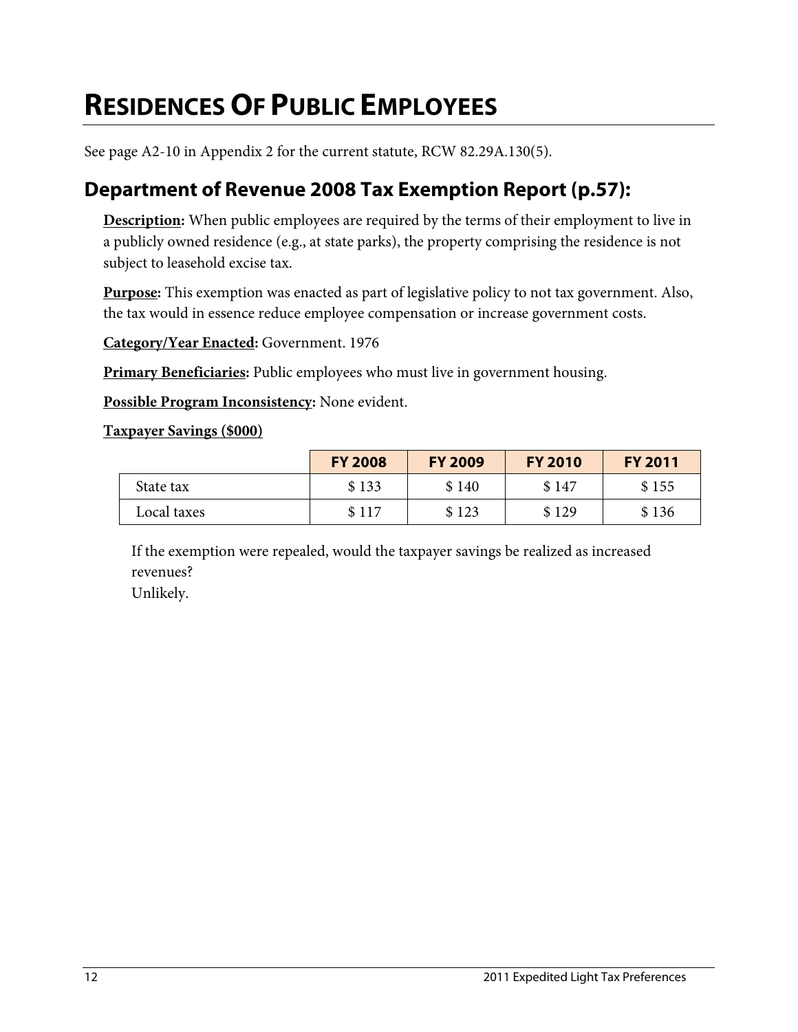# RESIDENCES OF PUBLIC EMPLOYEES

See page A2-10 in Appendix 2 for the current statute, RCW 82.29A.130(5).

## Department of Revenue 2008 Tax Exemption Report (p.57):

**Description:** When public employees are required by the terms of their employment to live in a publicly owned residence (e.g., at state parks), the property comprising the residence is not subject to leasehold excise tax.

**Purpose:** This exemption was enacted as part of legislative policy to not tax government. Also, the tax would in essence reduce employee compensation or increase government costs.

**Category/Year Enacted:** Government. 1976

**Primary Beneficiaries:** Public employees who must live in government housing.

**Possible Program Inconsistency:** None evident.

**Taxpayer Savings ($000)**

| | FY 2008 | FY 2009 | FY 2010 | FY 2011 |
|---|---|---|---|---|
| State tax | $ 133 | $ 140 | $ 147 | $ 155 |
| Local taxes | $ 117 | $ 123 | $ 129 | $ 136 |

If the exemption were repealed, would the taxpayer savings be realized as increased revenues?
Unlikely.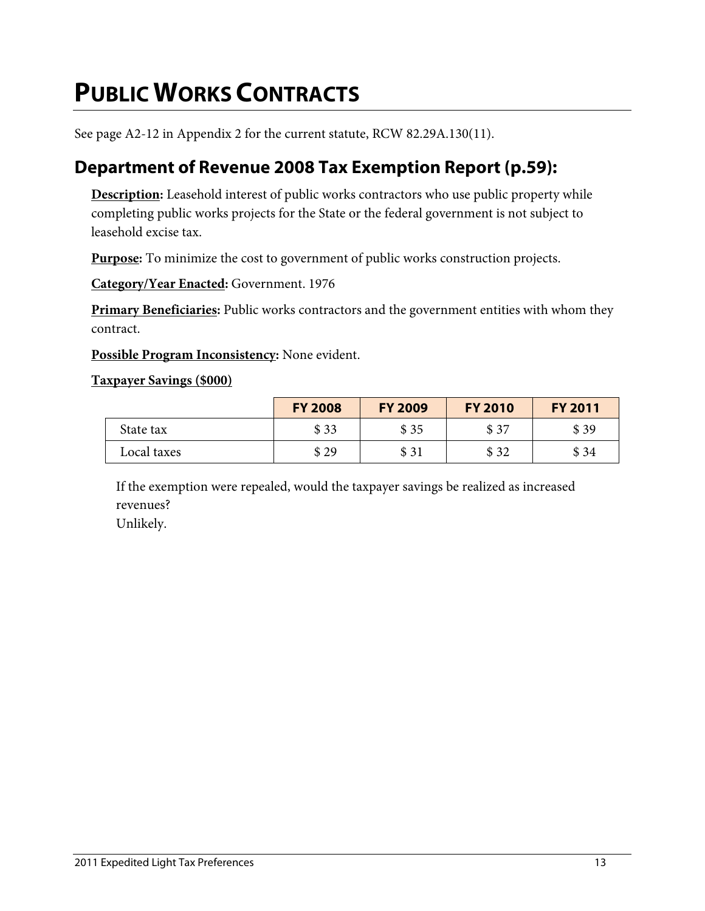# PUBLIC WORKS CONTRACTS

See page A2-12 in Appendix 2 for the current statute, RCW 82.29A.130(11).

## Department of Revenue 2008 Tax Exemption Report (p.59):

**Description:** Leasehold interest of public works contractors who use public property while completing public works projects for the State or the federal government is not subject to leasehold excise tax.

**Purpose:** To minimize the cost to government of public works construction projects.

**Category/Year Enacted:** Government. 1976

**Primary Beneficiaries:** Public works contractors and the government entities with whom they contract.

**Possible Program Inconsistency:** None evident.

**Taxpayer Savings ($000)**

| | FY 2008 | FY 2009 | FY 2010 | FY 2011 |
|---|---|---|---|---|
| State tax | $ 33 | $ 35 | $ 37 | $ 39 |
| Local taxes | $ 29 | $ 31 | $ 32 | $ 34 |

If the exemption were repealed, would the taxpayer savings be realized as increased revenues?
Unlikely.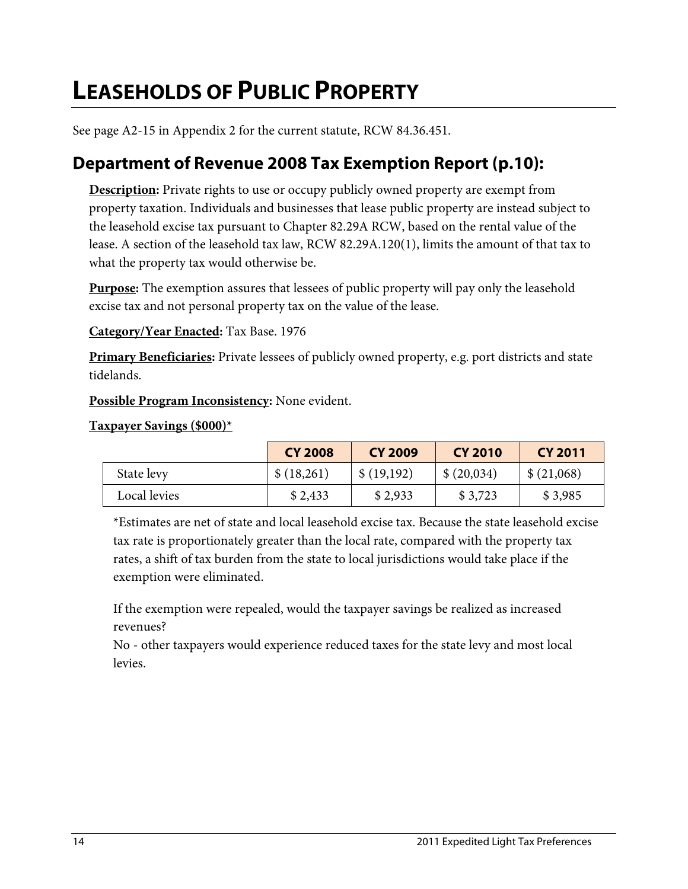# LEASEHOLDS OF PUBLIC PROPERTY

See page A2-15 in Appendix 2 for the current statute, RCW 84.36.451.

## Department of Revenue 2008 Tax Exemption Report (p.10):

**Description:** Private rights to use or occupy publicly owned property are exempt from property taxation. Individuals and businesses that lease public property are instead subject to the leasehold excise tax pursuant to Chapter 82.29A RCW, based on the rental value of the lease. A section of the leasehold tax law, RCW 82.29A.120(1), limits the amount of that tax to what the property tax would otherwise be.

**Purpose:** The exemption assures that lessees of public property will pay only the leasehold excise tax and not personal property tax on the value of the lease.

**Category/Year Enacted:** Tax Base. 1976

**Primary Beneficiaries:** Private lessees of publicly owned property, e.g. port districts and state tidelands.

**Possible Program Inconsistency:** None evident.

**Taxpayer Savings ($000)***

| | CY 2008 | CY 2009 | CY 2010 | CY 2011 |
|---|---|---|---|---|
| State levy | $ (18,261) | $ (19,192) | $ (20,034) | $ (21,068) |
| Local levies | $ 2,433 | $ 2,933 | $ 3,723 | $ 3,985 |

*Estimates are net of state and local leasehold excise tax. Because the state leasehold excise tax rate is proportionately greater than the local rate, compared with the property tax rates, a shift of tax burden from the state to local jurisdictions would take place if the exemption were eliminated.

If the exemption were repealed, would the taxpayer savings be realized as increased revenues?
No - other taxpayers would experience reduced taxes for the state levy and most local levies.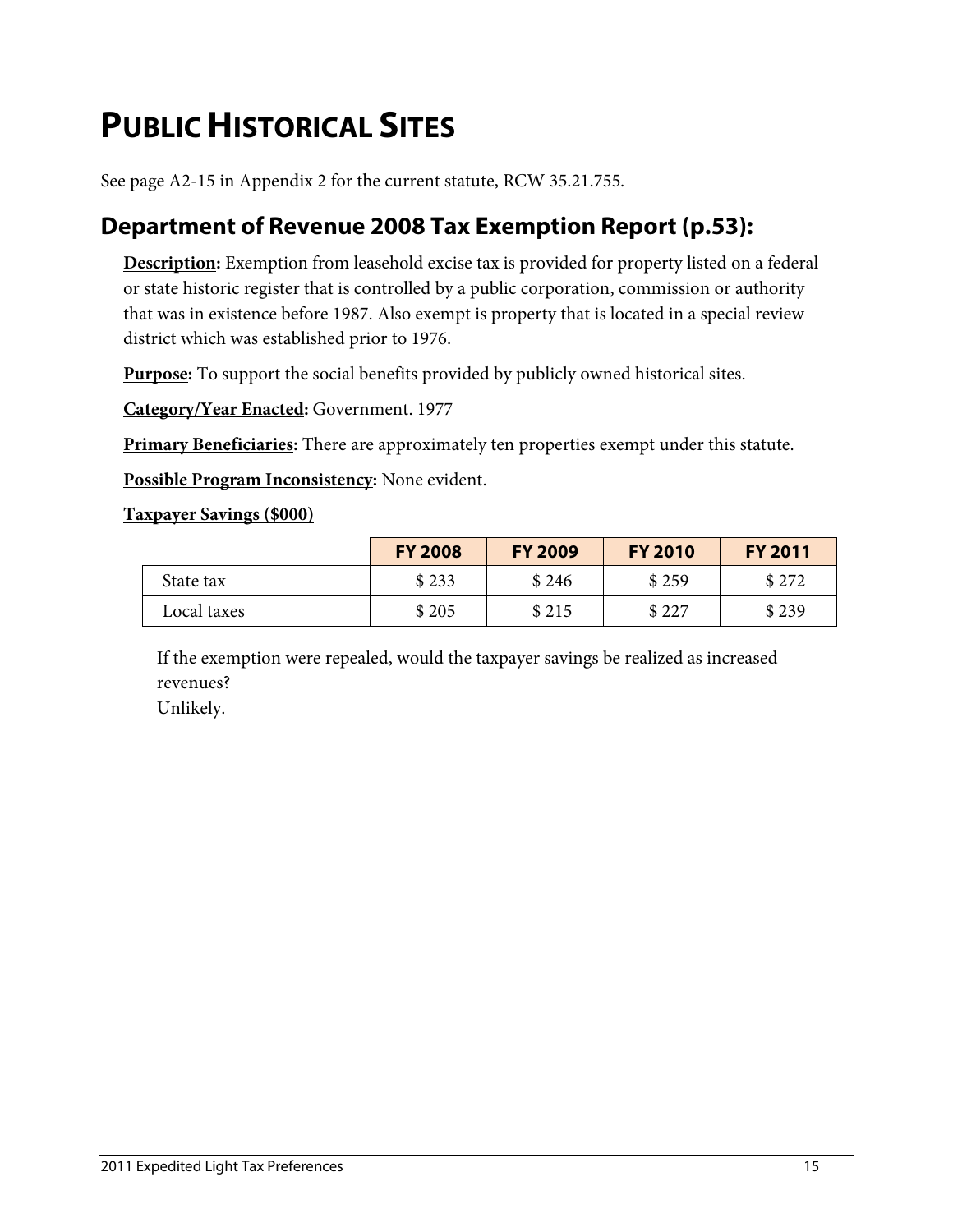# PUBLIC HISTORICAL SITES

See page A2-15 in Appendix 2 for the current statute, RCW 35.21.755.

## Department of Revenue 2008 Tax Exemption Report (p.53):

**Description:** Exemption from leasehold excise tax is provided for property listed on a federal or state historic register that is controlled by a public corporation, commission or authority that was in existence before 1987. Also exempt is property that is located in a special review district which was established prior to 1976.

**Purpose:** To support the social benefits provided by publicly owned historical sites.

**Category/Year Enacted:** Government. 1977

**Primary Beneficiaries:** There are approximately ten properties exempt under this statute.

**Possible Program Inconsistency:** None evident.

**Taxpayer Savings ($000)**

| | FY 2008 | FY 2009 | FY 2010 | FY 2011 |
|---|---|---|---|---|
| State tax | $ 233 | $ 246 | $ 259 | $ 272 |
| Local taxes | $ 205 | $ 215 | $ 227 | $ 239 |

If the exemption were repealed, would the taxpayer savings be realized as increased revenues?
Unlikely.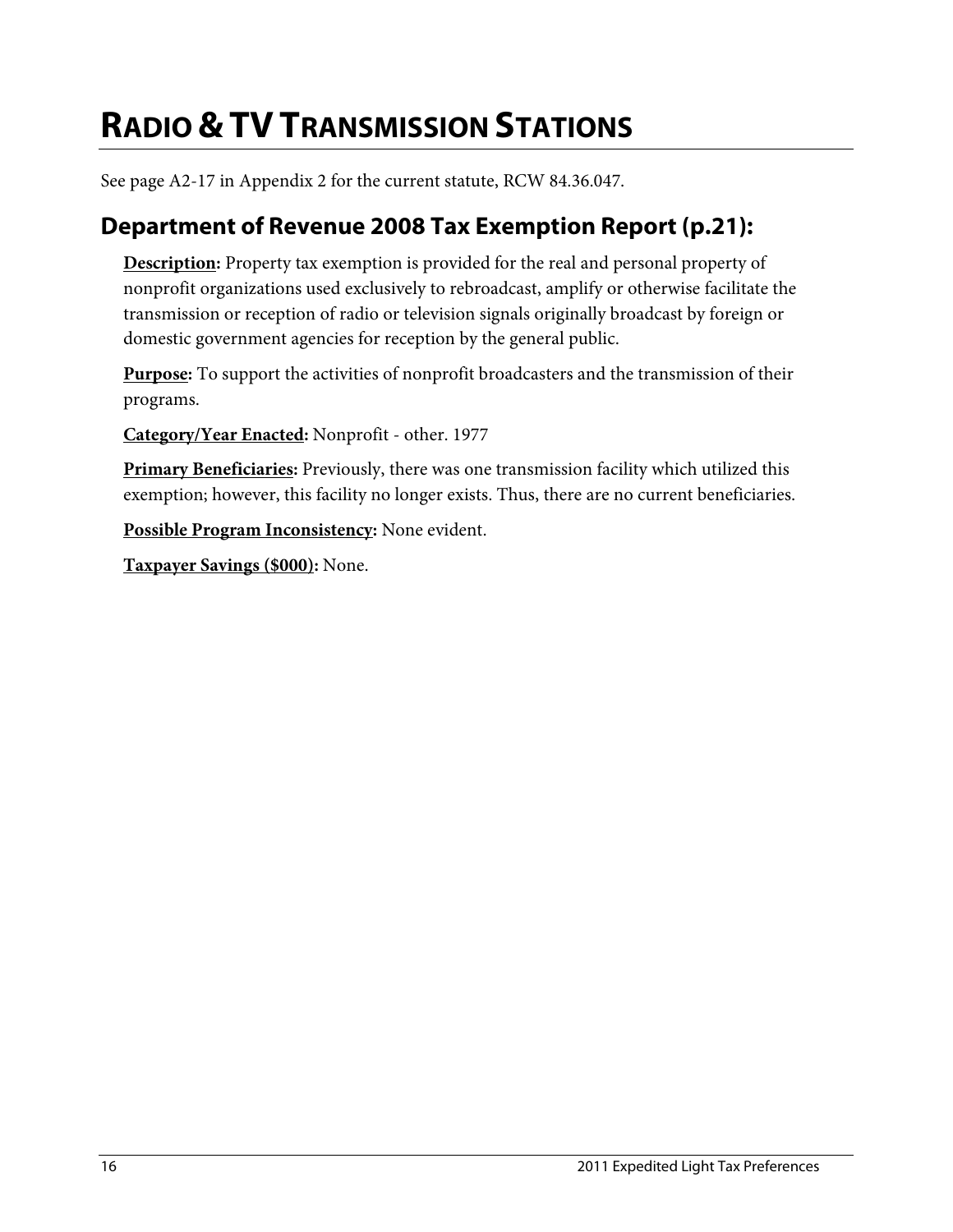# RADIO & TV TRANSMISSION STATIONS

See page A2-17 in Appendix 2 for the current statute, RCW 84.36.047.

## Department of Revenue 2008 Tax Exemption Report (p.21):

**Description:** Property tax exemption is provided for the real and personal property of nonprofit organizations used exclusively to rebroadcast, amplify or otherwise facilitate the transmission or reception of radio or television signals originally broadcast by foreign or domestic government agencies for reception by the general public.

**Purpose:** To support the activities of nonprofit broadcasters and the transmission of their programs.

**Category/Year Enacted:** Nonprofit - other. 1977

**Primary Beneficiaries:** Previously, there was one transmission facility which utilized this exemption; however, this facility no longer exists. Thus, there are no current beneficiaries.

**Possible Program Inconsistency:** None evident.

**Taxpayer Savings ($000):** None.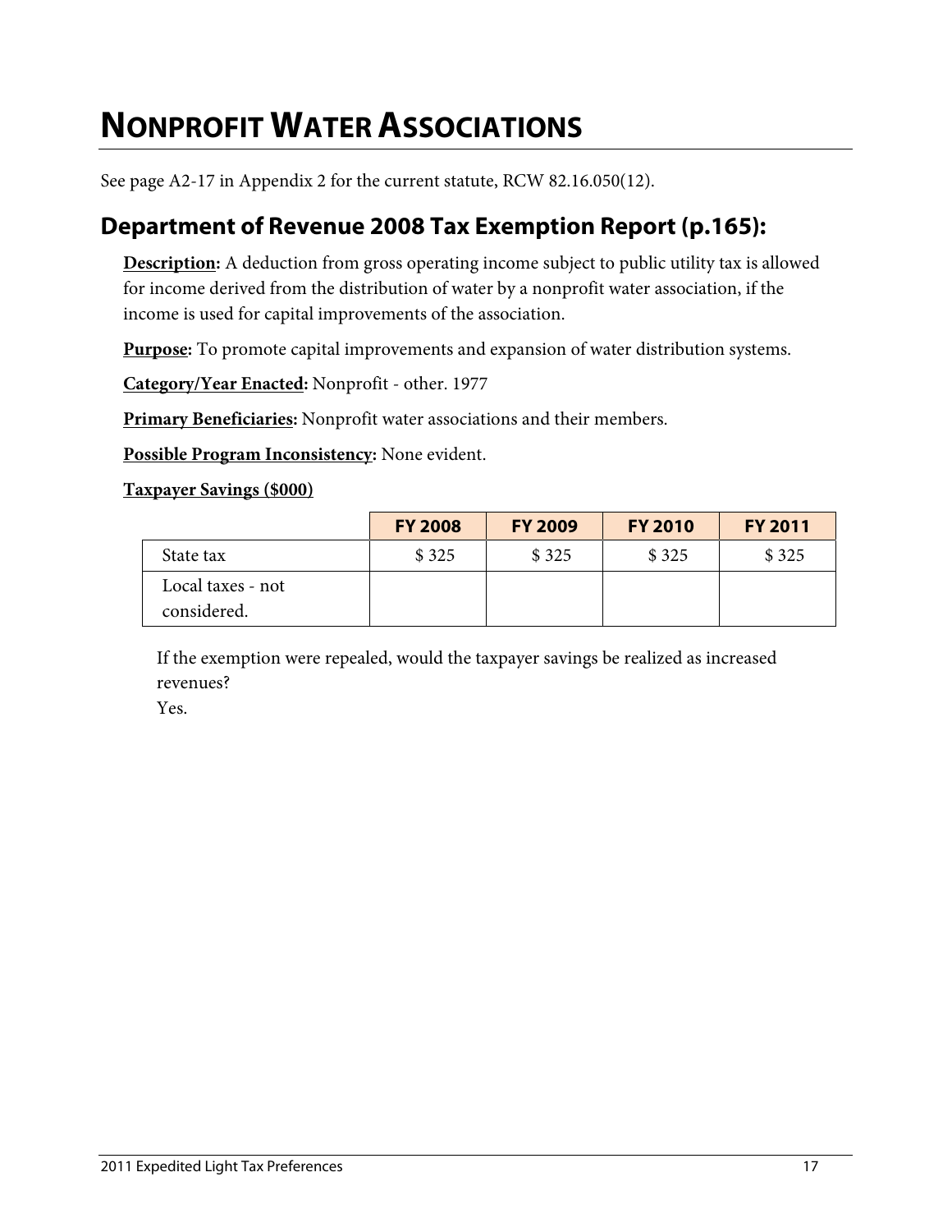# NONPROFIT WATER ASSOCIATIONS

See page A2-17 in Appendix 2 for the current statute, RCW 82.16.050(12).

## Department of Revenue 2008 Tax Exemption Report (p.165):

**Description:** A deduction from gross operating income subject to public utility tax is allowed for income derived from the distribution of water by a nonprofit water association, if the income is used for capital improvements of the association.

**Purpose:** To promote capital improvements and expansion of water distribution systems.

**Category/Year Enacted:** Nonprofit - other. 1977

**Primary Beneficiaries:** Nonprofit water associations and their members.

**Possible Program Inconsistency:** None evident.

**Taxpayer Savings ($000)**

| | FY 2008 | FY 2009 | FY 2010 | FY 2011 |
|---|---|---|---|---|
| State tax | $ 325 | $ 325 | $ 325 | $ 325 |
| Local taxes - not considered. | | | | |

If the exemption were repealed, would the taxpayer savings be realized as increased revenues?
Yes.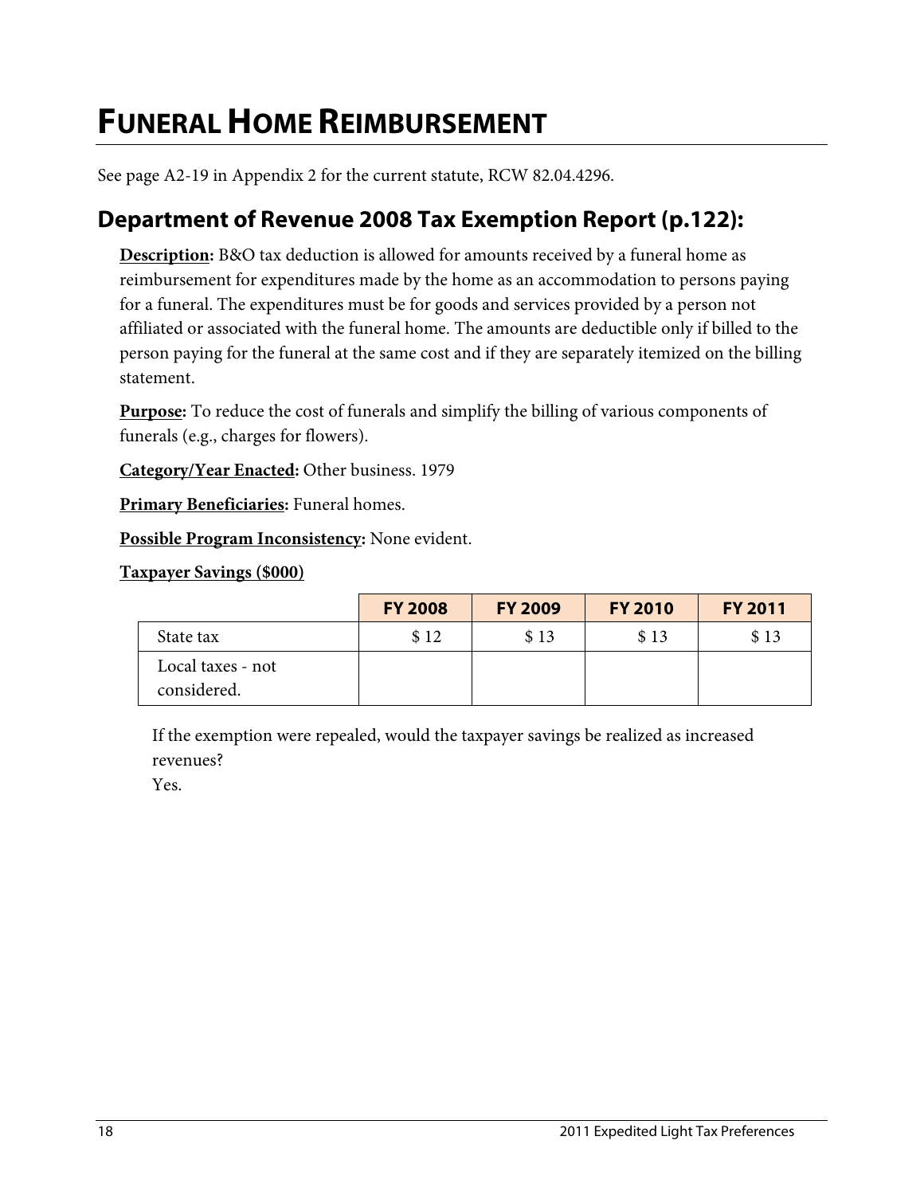# FUNERAL HOME REIMBURSEMENT

See page A2-19 in Appendix 2 for the current statute, RCW 82.04.4296.

## Department of Revenue 2008 Tax Exemption Report (p.122):

**Description:** B&O tax deduction is allowed for amounts received by a funeral home as reimbursement for expenditures made by the home as an accommodation to persons paying for a funeral. The expenditures must be for goods and services provided by a person not affiliated or associated with the funeral home. The amounts are deductible only if billed to the person paying for the funeral at the same cost and if they are separately itemized on the billing statement.

**Purpose:** To reduce the cost of funerals and simplify the billing of various components of funerals (e.g., charges for flowers).

**Category/Year Enacted:** Other business. 1979

**Primary Beneficiaries:** Funeral homes.

**Possible Program Inconsistency:** None evident.

**Taxpayer Savings ($000)**

| | FY 2008 | FY 2009 | FY 2010 | FY 2011 |
|---|---|---|---|---|
| State tax | $ 12 | $ 13 | $ 13 | $ 13 |
| Local taxes - not considered. | | | | |

If the exemption were repealed, would the taxpayer savings be realized as increased revenues?
Yes.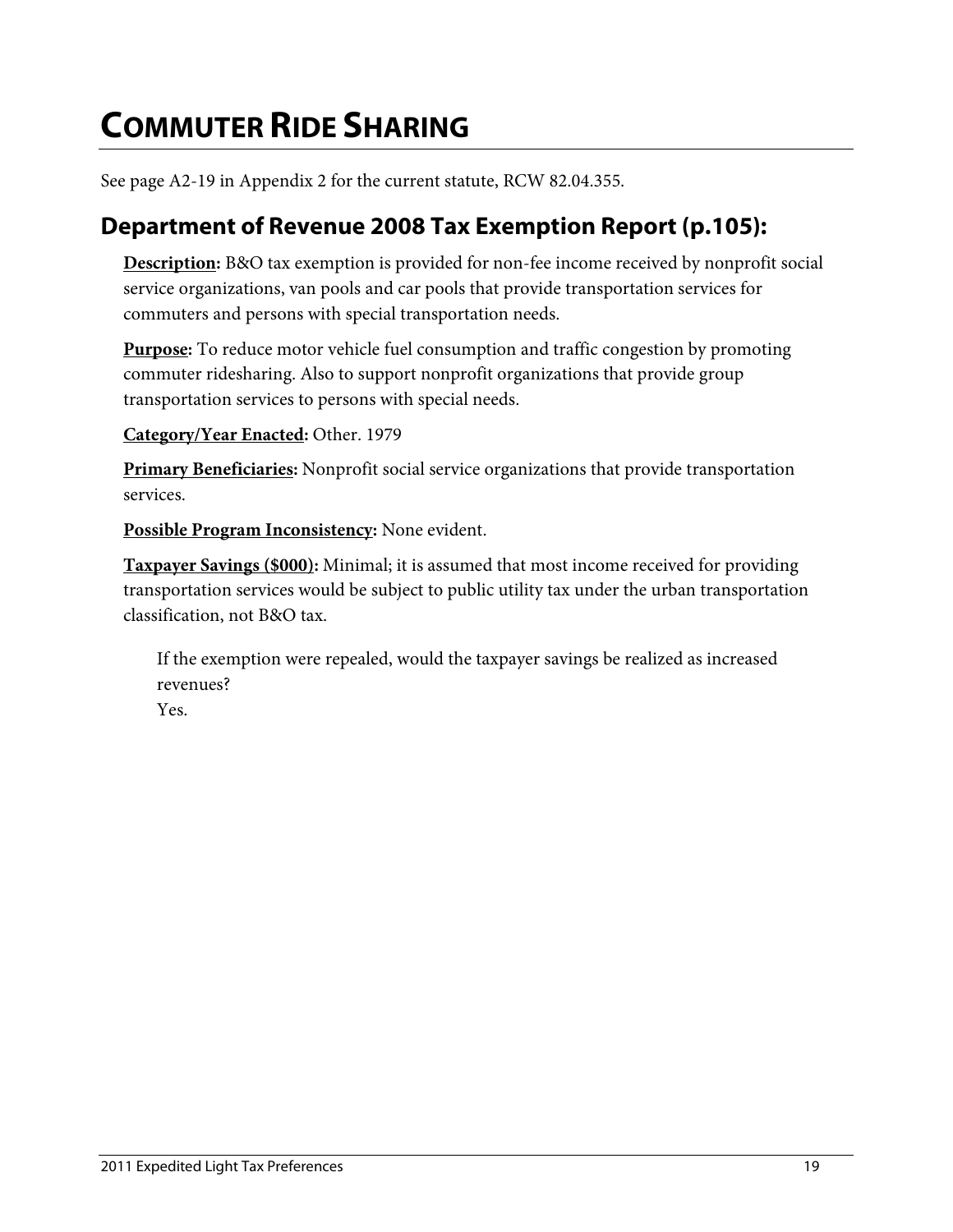# COMMUTER RIDE SHARING

See page A2-19 in Appendix 2 for the current statute, RCW 82.04.355.

## Department of Revenue 2008 Tax Exemption Report (p.105):

**Description:** B&O tax exemption is provided for non-fee income received by nonprofit social service organizations, van pools and car pools that provide transportation services for commuters and persons with special transportation needs.

**Purpose:** To reduce motor vehicle fuel consumption and traffic congestion by promoting commuter ridesharing. Also to support nonprofit organizations that provide group transportation services to persons with special needs.

**Category/Year Enacted:** Other. 1979

**Primary Beneficiaries:** Nonprofit social service organizations that provide transportation services.

**Possible Program Inconsistency:** None evident.

**Taxpayer Savings ($000):** Minimal; it is assumed that most income received for providing transportation services would be subject to public utility tax under the urban transportation classification, not B&O tax.

If the exemption were repealed, would the taxpayer savings be realized as increased revenues?
Yes.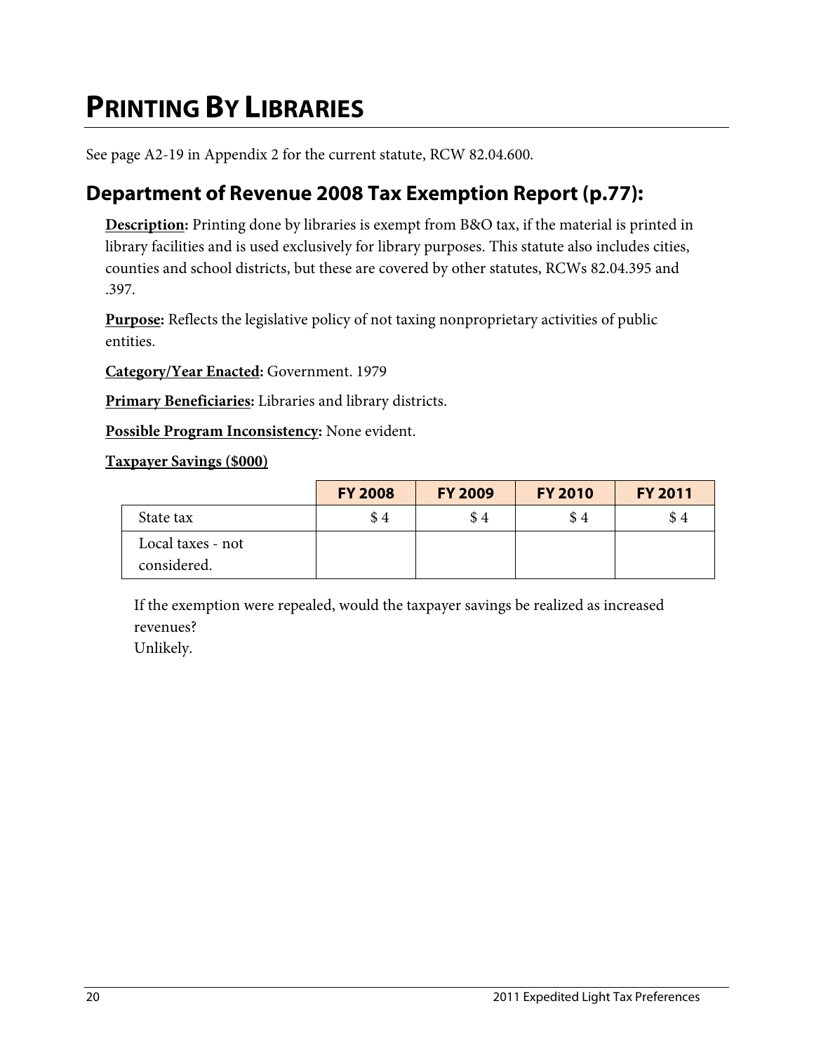# PRINTING BY LIBRARIES

See page A2-19 in Appendix 2 for the current statute, RCW 82.04.600.

## Department of Revenue 2008 Tax Exemption Report (p.77):

**Description:** Printing done by libraries is exempt from B&O tax, if the material is printed in library facilities and is used exclusively for library purposes. This statute also includes cities, counties and school districts, but these are covered by other statutes, RCWs 82.04.395 and .397.

**Purpose:** Reflects the legislative policy of not taxing nonproprietary activities of public entities.

**Category/Year Enacted:** Government. 1979

**Primary Beneficiaries:** Libraries and library districts.

**Possible Program Inconsistency:** None evident.

**Taxpayer Savings ($000)**

| | FY 2008 | FY 2009 | FY 2010 | FY 2011 |
|---|---|---|---|---|
| State tax | $ 4 | $ 4 | $ 4 | $ 4 |
| Local taxes - not considered. | | | | |

If the exemption were repealed, would the taxpayer savings be realized as increased revenues?
Unlikely.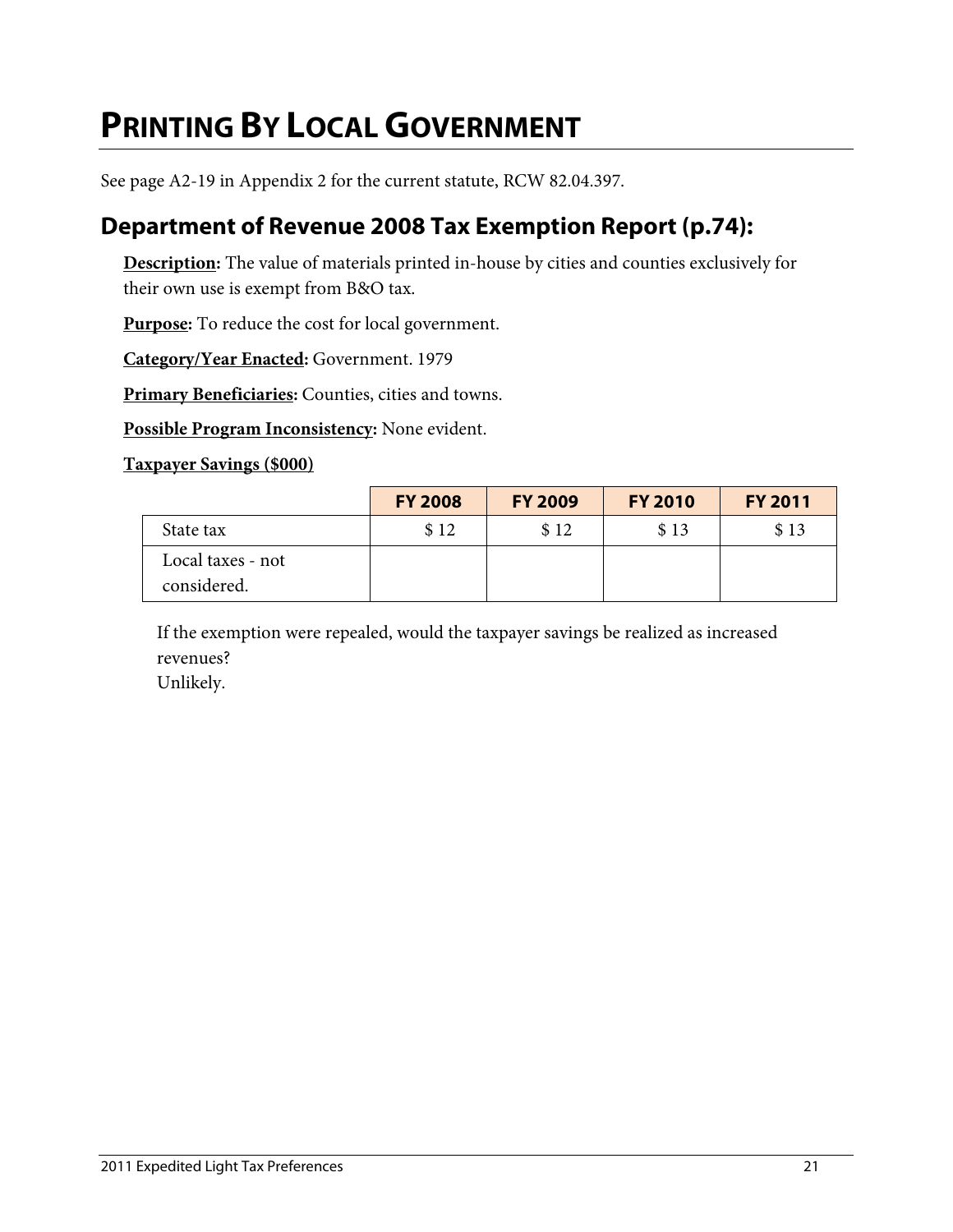# PRINTING BY LOCAL GOVERNMENT

See page A2-19 in Appendix 2 for the current statute, RCW 82.04.397.

## Department of Revenue 2008 Tax Exemption Report (p.74):

**Description:** The value of materials printed in-house by cities and counties exclusively for their own use is exempt from B&O tax.

**Purpose:** To reduce the cost for local government.

**Category/Year Enacted:** Government. 1979

**Primary Beneficiaries:** Counties, cities and towns.

**Possible Program Inconsistency:** None evident.

**Taxpayer Savings ($000)**

| | FY 2008 | FY 2009 | FY 2010 | FY 2011 |
|---|---|---|---|---|
| State tax | $ 12 | $ 12 | $ 13 | $ 13 |
| Local taxes - not considered. | | | | |

If the exemption were repealed, would the taxpayer savings be realized as increased revenues?
Unlikely.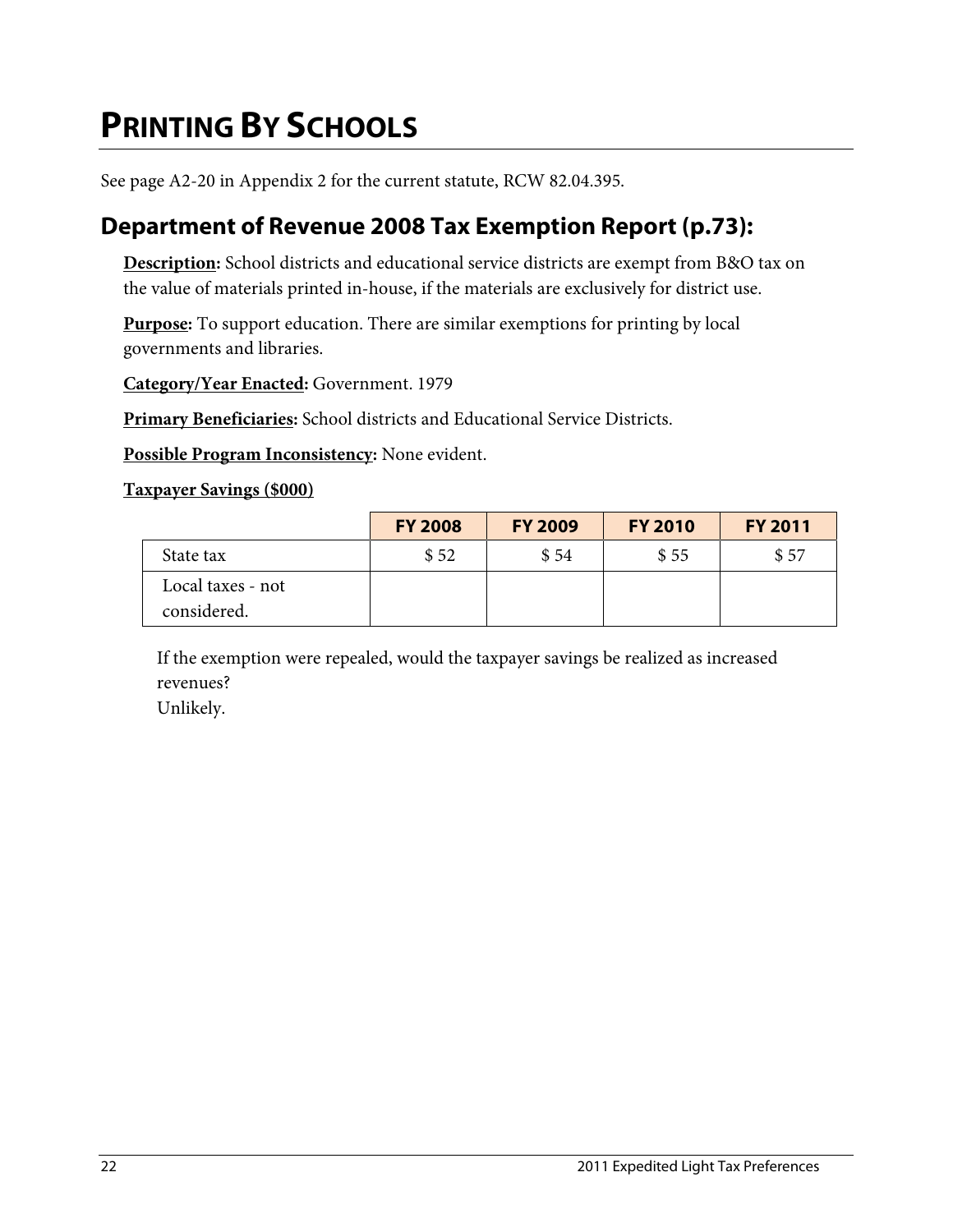# PRINTING BY SCHOOLS

See page A2-20 in Appendix 2 for the current statute, RCW 82.04.395.

## Department of Revenue 2008 Tax Exemption Report (p.73):

**Description:** School districts and educational service districts are exempt from B&O tax on the value of materials printed in-house, if the materials are exclusively for district use.

**Purpose:** To support education. There are similar exemptions for printing by local governments and libraries.

**Category/Year Enacted:** Government. 1979

**Primary Beneficiaries:** School districts and Educational Service Districts.

**Possible Program Inconsistency:** None evident.

**Taxpayer Savings ($000)**

| | FY 2008 | FY 2009 | FY 2010 | FY 2011 |
|---|---|---|---|---|
| State tax | $ 52 | $ 54 | $ 55 | $ 57 |
| Local taxes - not considered. | | | | |

If the exemption were repealed, would the taxpayer savings be realized as increased revenues?
Unlikely.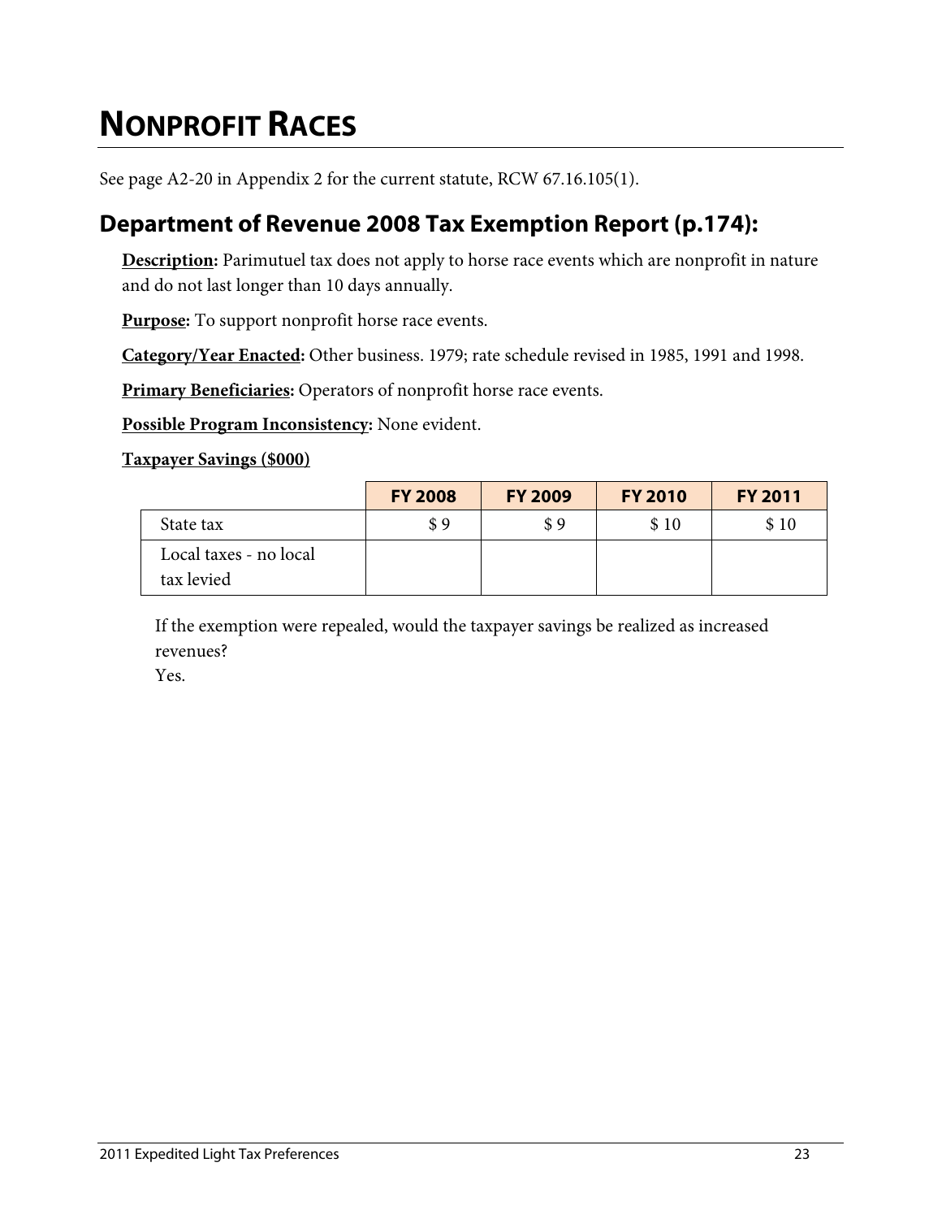# NONPROFIT RACES

See page A2-20 in Appendix 2 for the current statute, RCW 67.16.105(1).

## Department of Revenue 2008 Tax Exemption Report (p.174):

**Description:** Parimutuel tax does not apply to horse race events which are nonprofit in nature and do not last longer than 10 days annually.

**Purpose:** To support nonprofit horse race events.

**Category/Year Enacted:** Other business. 1979; rate schedule revised in 1985, 1991 and 1998.

**Primary Beneficiaries:** Operators of nonprofit horse race events.

**Possible Program Inconsistency:** None evident.

**Taxpayer Savings ($000)**

| | FY 2008 | FY 2009 | FY 2010 | FY 2011 |
|---|---|---|---|---|
| State tax | $ 9 | $ 9 | $ 10 | $ 10 |
| Local taxes - no local tax levied | | | | |

If the exemption were repealed, would the taxpayer savings be realized as increased revenues?
Yes.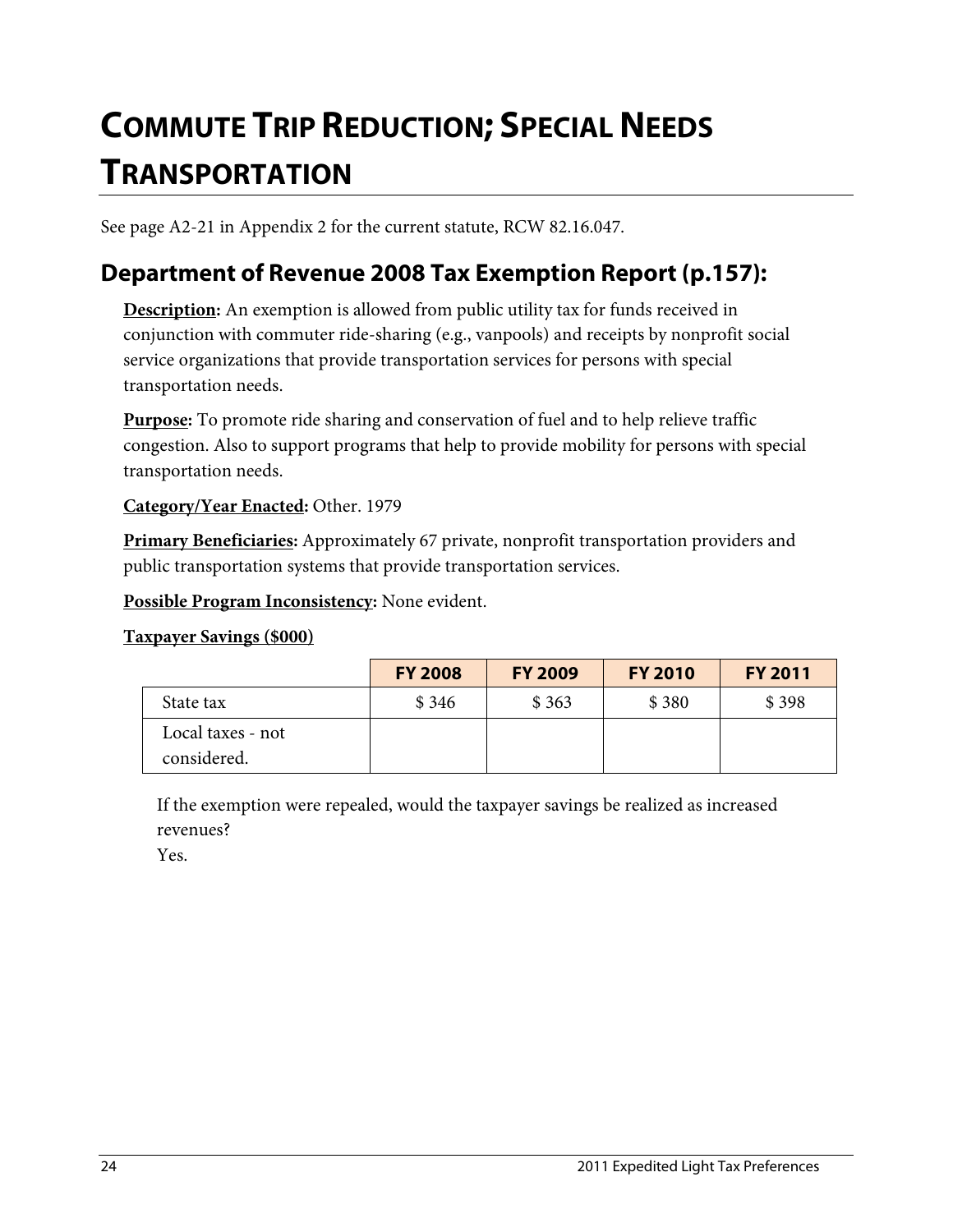# COMMUTE TRIP REDUCTION; SPECIAL NEEDS TRANSPORTATION

See page A2-21 in Appendix 2 for the current statute, RCW 82.16.047.

## Department of Revenue 2008 Tax Exemption Report (p.157):

**Description:** An exemption is allowed from public utility tax for funds received in conjunction with commuter ride-sharing (e.g., vanpools) and receipts by nonprofit social service organizations that provide transportation services for persons with special transportation needs.

**Purpose:** To promote ride sharing and conservation of fuel and to help relieve traffic congestion. Also to support programs that help to provide mobility for persons with special transportation needs.

**Category/Year Enacted:** Other. 1979

**Primary Beneficiaries:** Approximately 67 private, nonprofit transportation providers and public transportation systems that provide transportation services.

**Possible Program Inconsistency:** None evident.

**Taxpayer Savings ($000)**

| | FY 2008 | FY 2009 | FY 2010 | FY 2011 |
|---|---|---|---|---|
| State tax | $ 346 | $ 363 | $ 380 | $ 398 |
| Local taxes - not considered. | | | | |

If the exemption were repealed, would the taxpayer savings be realized as increased revenues?
Yes.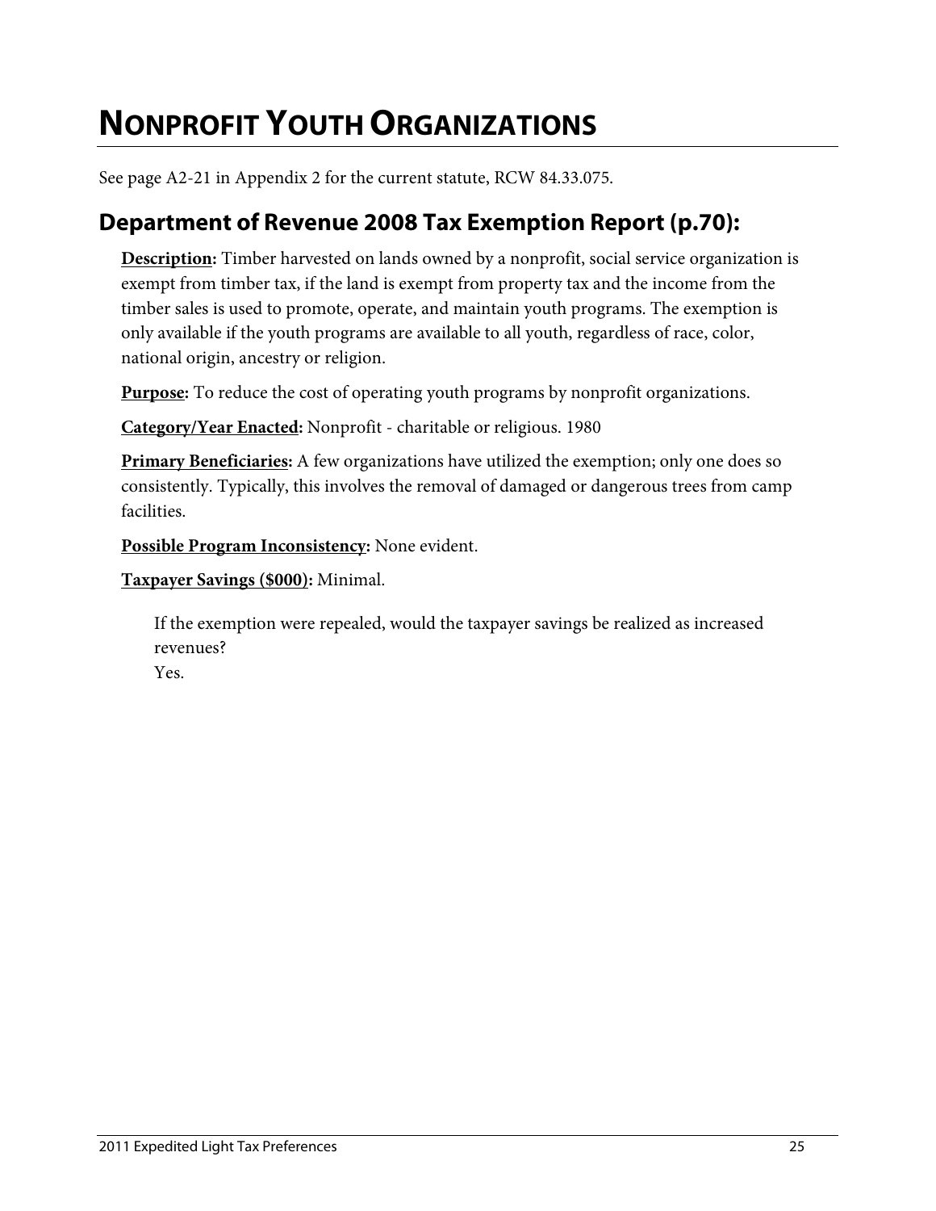# NONPROFIT YOUTH ORGANIZATIONS

See page A2-21 in Appendix 2 for the current statute, RCW 84.33.075.

## Department of Revenue 2008 Tax Exemption Report (p.70):

**Description:** Timber harvested on lands owned by a nonprofit, social service organization is exempt from timber tax, if the land is exempt from property tax and the income from the timber sales is used to promote, operate, and maintain youth programs. The exemption is only available if the youth programs are available to all youth, regardless of race, color, national origin, ancestry or religion.

**Purpose:** To reduce the cost of operating youth programs by nonprofit organizations.

**Category/Year Enacted:** Nonprofit - charitable or religious. 1980

**Primary Beneficiaries:** A few organizations have utilized the exemption; only one does so consistently. Typically, this involves the removal of damaged or dangerous trees from camp facilities.

**Possible Program Inconsistency:** None evident.

**Taxpayer Savings ($000):** Minimal.

If the exemption were repealed, would the taxpayer savings be realized as increased revenues?
Yes.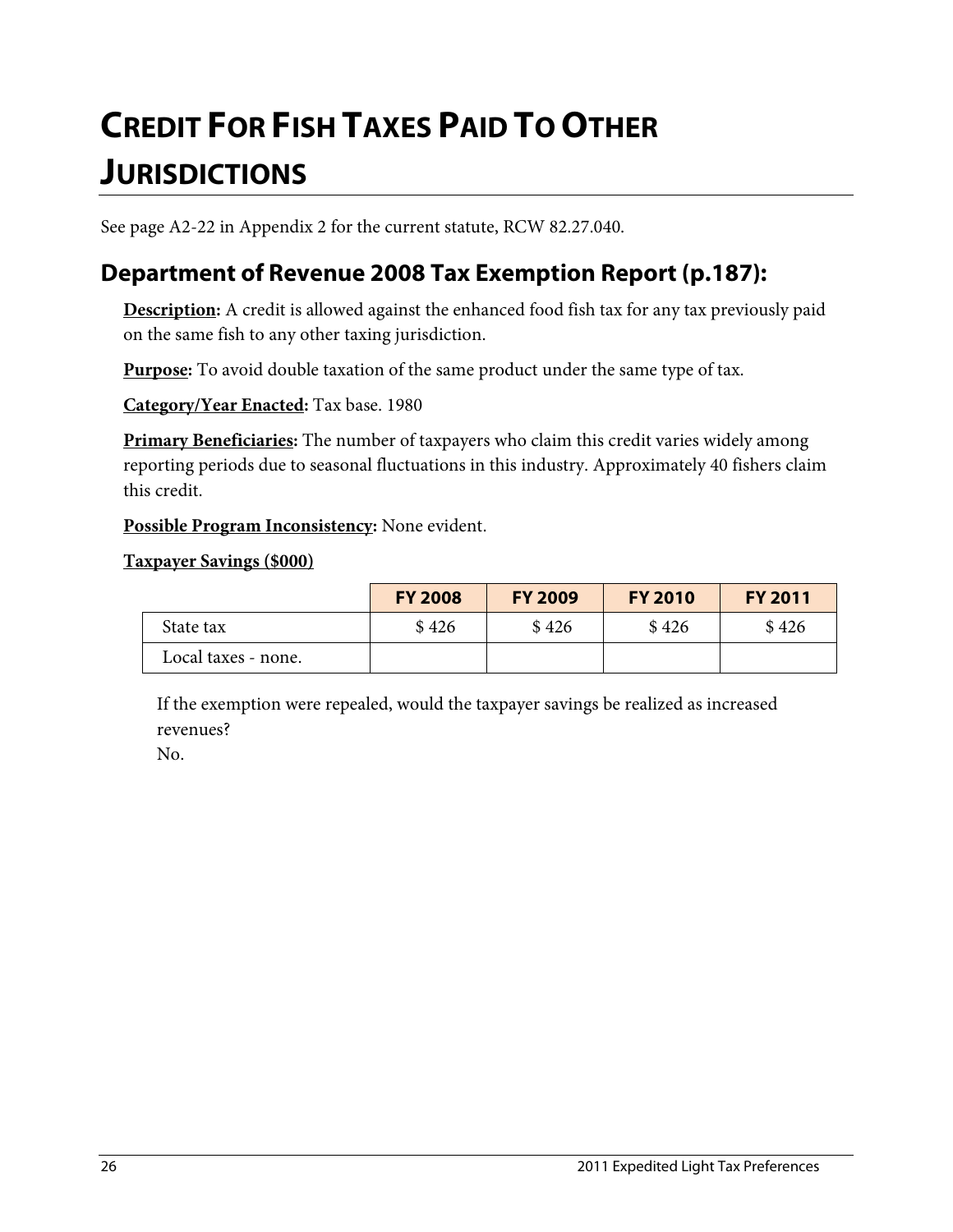# CREDIT FOR FISH TAXES PAID TO OTHER JURISDICTIONS

See page A2-22 in Appendix 2 for the current statute, RCW 82.27.040.

## Department of Revenue 2008 Tax Exemption Report (p.187):

**Description:** A credit is allowed against the enhanced food fish tax for any tax previously paid on the same fish to any other taxing jurisdiction.

**Purpose:** To avoid double taxation of the same product under the same type of tax.

**Category/Year Enacted:** Tax base. 1980

**Primary Beneficiaries:** The number of taxpayers who claim this credit varies widely among reporting periods due to seasonal fluctuations in this industry. Approximately 40 fishers claim this credit.

**Possible Program Inconsistency:** None evident.

**Taxpayer Savings ($000)**

| | FY 2008 | FY 2009 | FY 2010 | FY 2011 |
|---|---|---|---|---|
| State tax | $ 426 | $ 426 | $ 426 | $ 426 |
| Local taxes - none. | | | | |

If the exemption were repealed, would the taxpayer savings be realized as increased revenues?
No.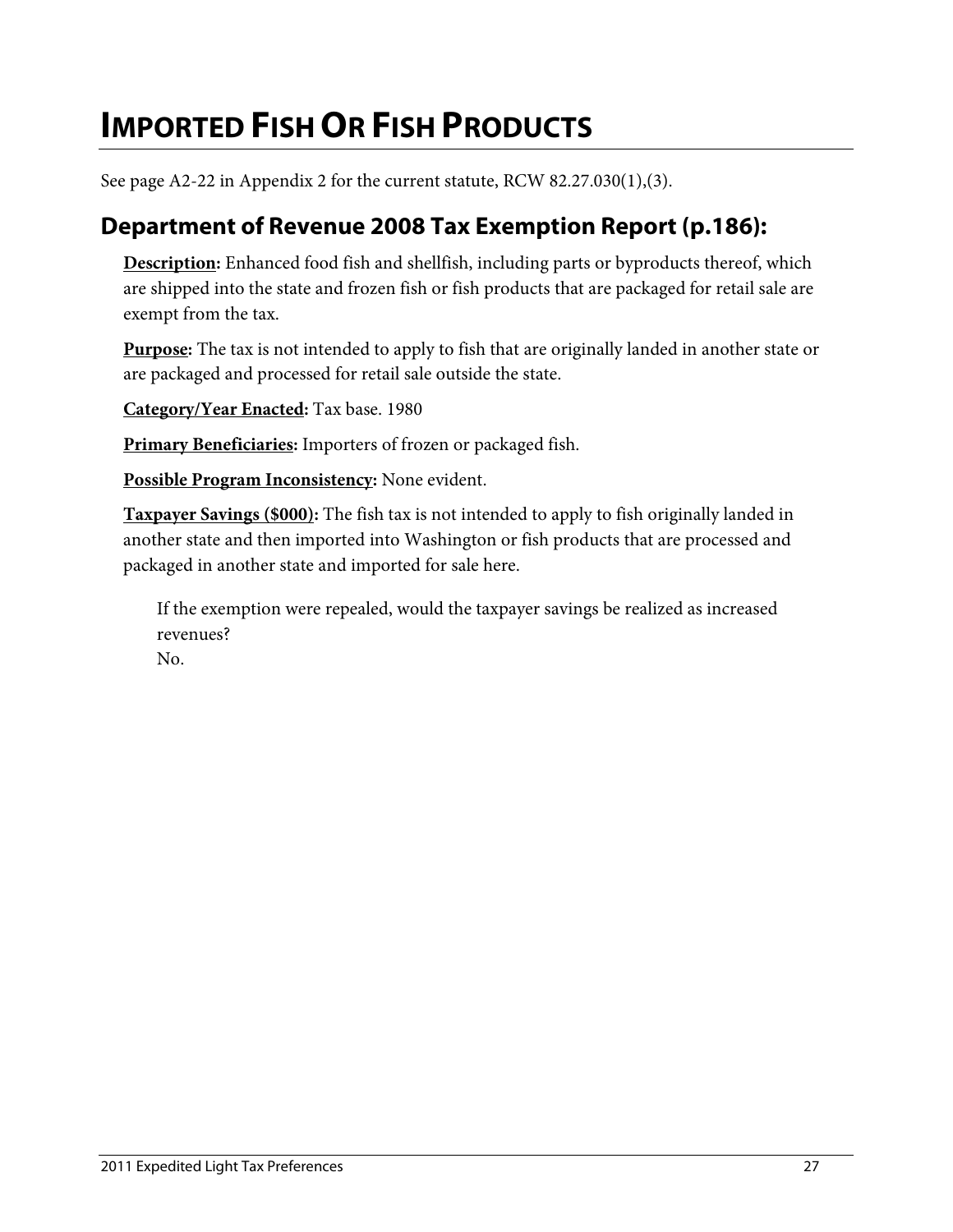# IMPORTED FISH OR FISH PRODUCTS

See page A2-22 in Appendix 2 for the current statute, RCW 82.27.030(1),(3).

## Department of Revenue 2008 Tax Exemption Report (p.186):

**Description:** Enhanced food fish and shellfish, including parts or byproducts thereof, which are shipped into the state and frozen fish or fish products that are packaged for retail sale are exempt from the tax.

**Purpose:** The tax is not intended to apply to fish that are originally landed in another state or are packaged and processed for retail sale outside the state.

**Category/Year Enacted:** Tax base. 1980

**Primary Beneficiaries:** Importers of frozen or packaged fish.

**Possible Program Inconsistency:** None evident.

**Taxpayer Savings ($000):** The fish tax is not intended to apply to fish originally landed in another state and then imported into Washington or fish products that are processed and packaged in another state and imported for sale here.

If the exemption were repealed, would the taxpayer savings be realized as increased revenues?
No.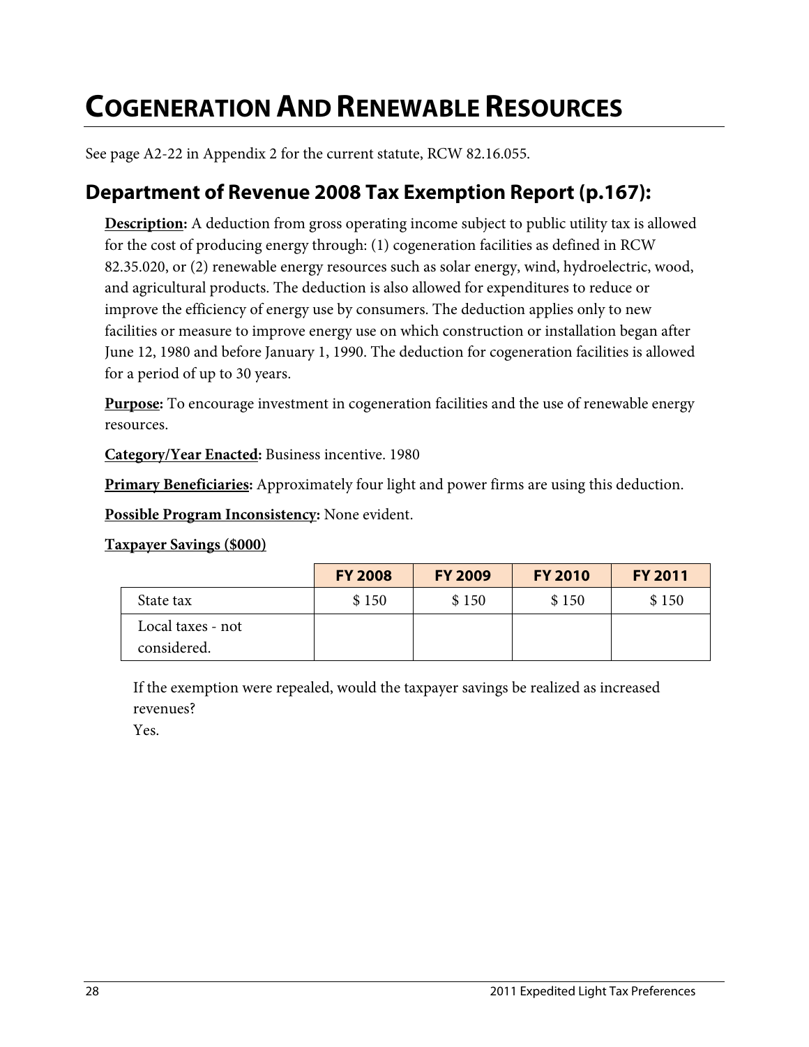# COGENERATION AND RENEWABLE RESOURCES

See page A2-22 in Appendix 2 for the current statute, RCW 82.16.055.

## Department of Revenue 2008 Tax Exemption Report (p.167):

**Description:** A deduction from gross operating income subject to public utility tax is allowed for the cost of producing energy through: (1) cogeneration facilities as defined in RCW 82.35.020, or (2) renewable energy resources such as solar energy, wind, hydroelectric, wood, and agricultural products. The deduction is also allowed for expenditures to reduce or improve the efficiency of energy use by consumers. The deduction applies only to new facilities or measure to improve energy use on which construction or installation began after June 12, 1980 and before January 1, 1990. The deduction for cogeneration facilities is allowed for a period of up to 30 years.

**Purpose:** To encourage investment in cogeneration facilities and the use of renewable energy resources.

**Category/Year Enacted:** Business incentive. 1980

**Primary Beneficiaries:** Approximately four light and power firms are using this deduction.

**Possible Program Inconsistency:** None evident.

**Taxpayer Savings ($000)**

| | FY 2008 | FY 2009 | FY 2010 | FY 2011 |
|---|---|---|---|---|
| State tax | $ 150 | $ 150 | $ 150 | $ 150 |
| Local taxes - not considered. | | | | |

If the exemption were repealed, would the taxpayer savings be realized as increased revenues?

Yes.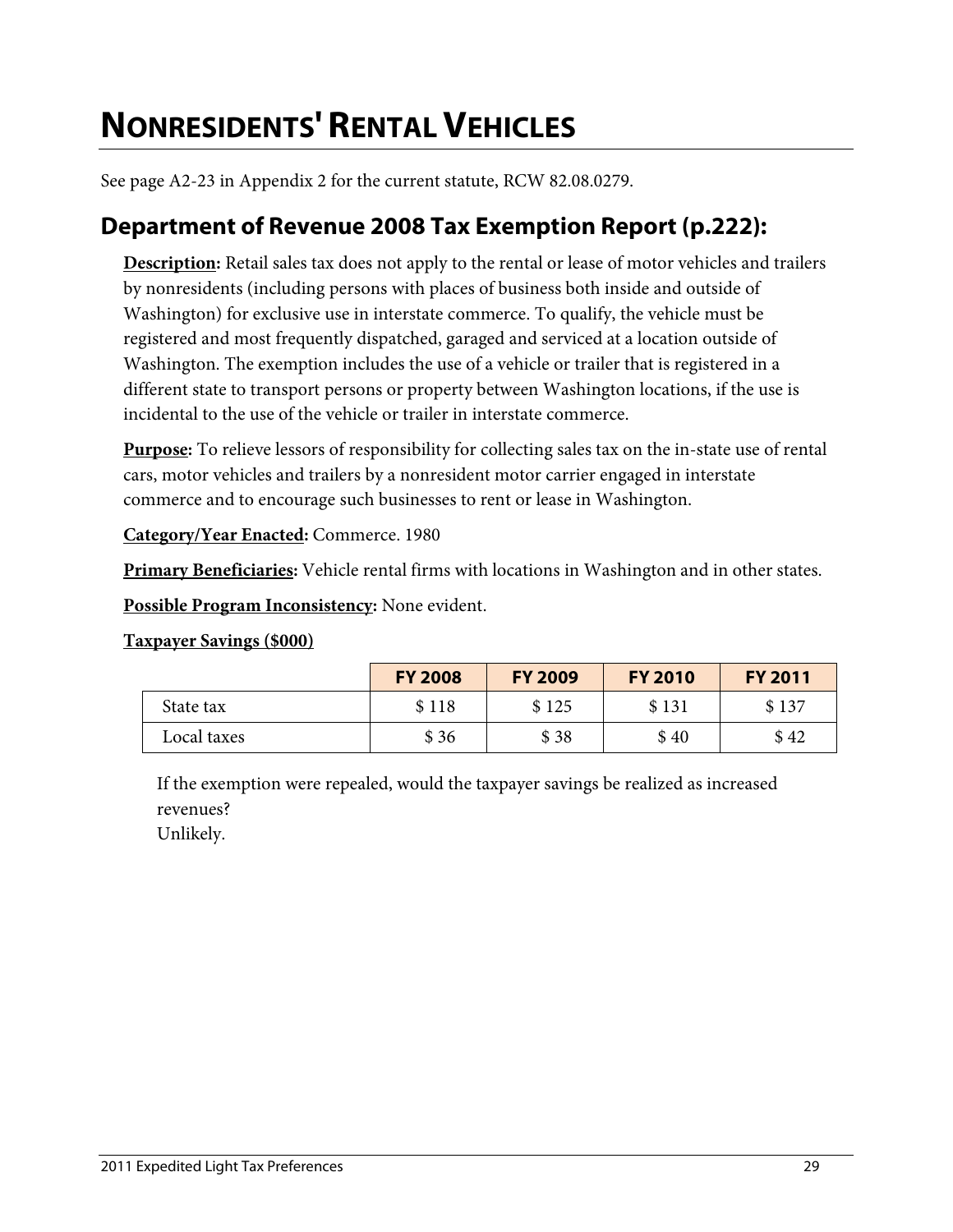# NONRESIDENTS' RENTAL VEHICLES

See page A2-23 in Appendix 2 for the current statute, RCW 82.08.0279.

## Department of Revenue 2008 Tax Exemption Report (p.222):

**Description:** Retail sales tax does not apply to the rental or lease of motor vehicles and trailers by nonresidents (including persons with places of business both inside and outside of Washington) for exclusive use in interstate commerce. To qualify, the vehicle must be registered and most frequently dispatched, garaged and serviced at a location outside of Washington. The exemption includes the use of a vehicle or trailer that is registered in a different state to transport persons or property between Washington locations, if the use is incidental to the use of the vehicle or trailer in interstate commerce.

**Purpose:** To relieve lessors of responsibility for collecting sales tax on the in-state use of rental cars, motor vehicles and trailers by a nonresident motor carrier engaged in interstate commerce and to encourage such businesses to rent or lease in Washington.

**Category/Year Enacted:** Commerce. 1980

**Primary Beneficiaries:** Vehicle rental firms with locations in Washington and in other states.

**Possible Program Inconsistency:** None evident.

**Taxpayer Savings ($000)**

| | FY 2008 | FY 2009 | FY 2010 | FY 2011 |
|---|---|---|---|---|
| State tax | $ 118 | $ 125 | $ 131 | $ 137 |
| Local taxes | $ 36 | $ 38 | $ 40 | $ 42 |

If the exemption were repealed, would the taxpayer savings be realized as increased revenues?
Unlikely.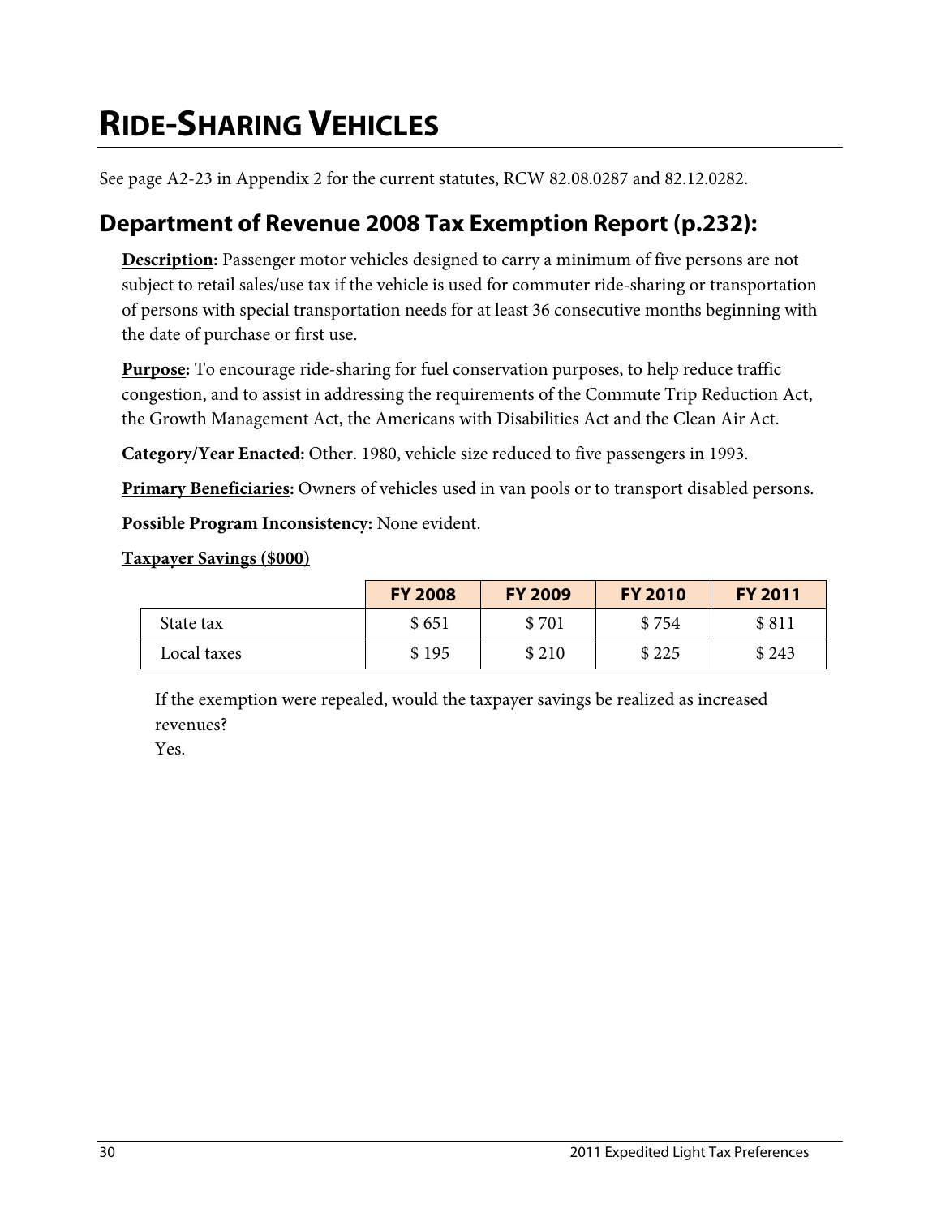# RIDE-SHARING VEHICLES

See page A2-23 in Appendix 2 for the current statutes, RCW 82.08.0287 and 82.12.0282.

## Department of Revenue 2008 Tax Exemption Report (p.232):

**Description:** Passenger motor vehicles designed to carry a minimum of five persons are not subject to retail sales/use tax if the vehicle is used for commuter ride-sharing or transportation of persons with special transportation needs for at least 36 consecutive months beginning with the date of purchase or first use.

**Purpose:** To encourage ride-sharing for fuel conservation purposes, to help reduce traffic congestion, and to assist in addressing the requirements of the Commute Trip Reduction Act, the Growth Management Act, the Americans with Disabilities Act and the Clean Air Act.

**Category/Year Enacted:** Other. 1980, vehicle size reduced to five passengers in 1993.

**Primary Beneficiaries:** Owners of vehicles used in van pools or to transport disabled persons.

**Possible Program Inconsistency:** None evident.

**Taxpayer Savings ($000)**

| | FY 2008 | FY 2009 | FY 2010 | FY 2011 |
|---|---|---|---|---|
| State tax | $ 651 | $ 701 | $ 754 | $ 811 |
| Local taxes | $ 195 | $ 210 | $ 225 | $ 243 |

If the exemption were repealed, would the taxpayer savings be realized as increased revenues?
Yes.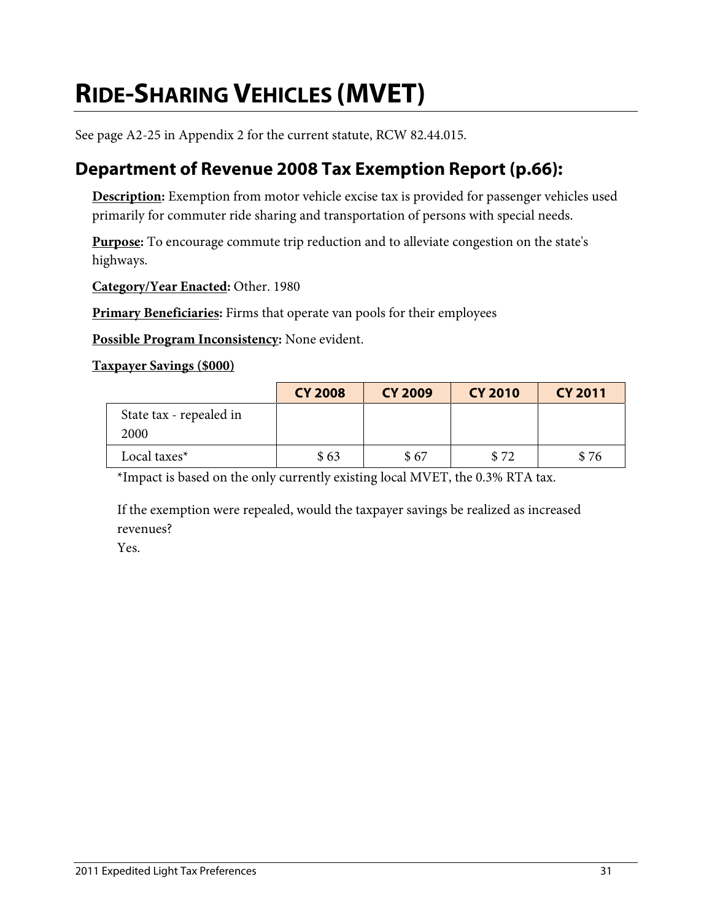# RIDE-SHARING VEHICLES (MVET)

See page A2-25 in Appendix 2 for the current statute, RCW 82.44.015.

## Department of Revenue 2008 Tax Exemption Report (p.66):

**Description:** Exemption from motor vehicle excise tax is provided for passenger vehicles used primarily for commuter ride sharing and transportation of persons with special needs.

**Purpose:** To encourage commute trip reduction and to alleviate congestion on the state's highways.

**Category/Year Enacted:** Other. 1980

**Primary Beneficiaries:** Firms that operate van pools for their employees

**Possible Program Inconsistency:** None evident.

**Taxpayer Savings ($000)**

| | CY 2008 | CY 2009 | CY 2010 | CY 2011 |
|---|---|---|---|---|
| State tax - repealed in 2000 | | | | |
| Local taxes* | $ 63 | $ 67 | $ 72 | $ 76 |

*Impact is based on the only currently existing local MVET, the 0.3% RTA tax.

If the exemption were repealed, would the taxpayer savings be realized as increased revenues?
Yes.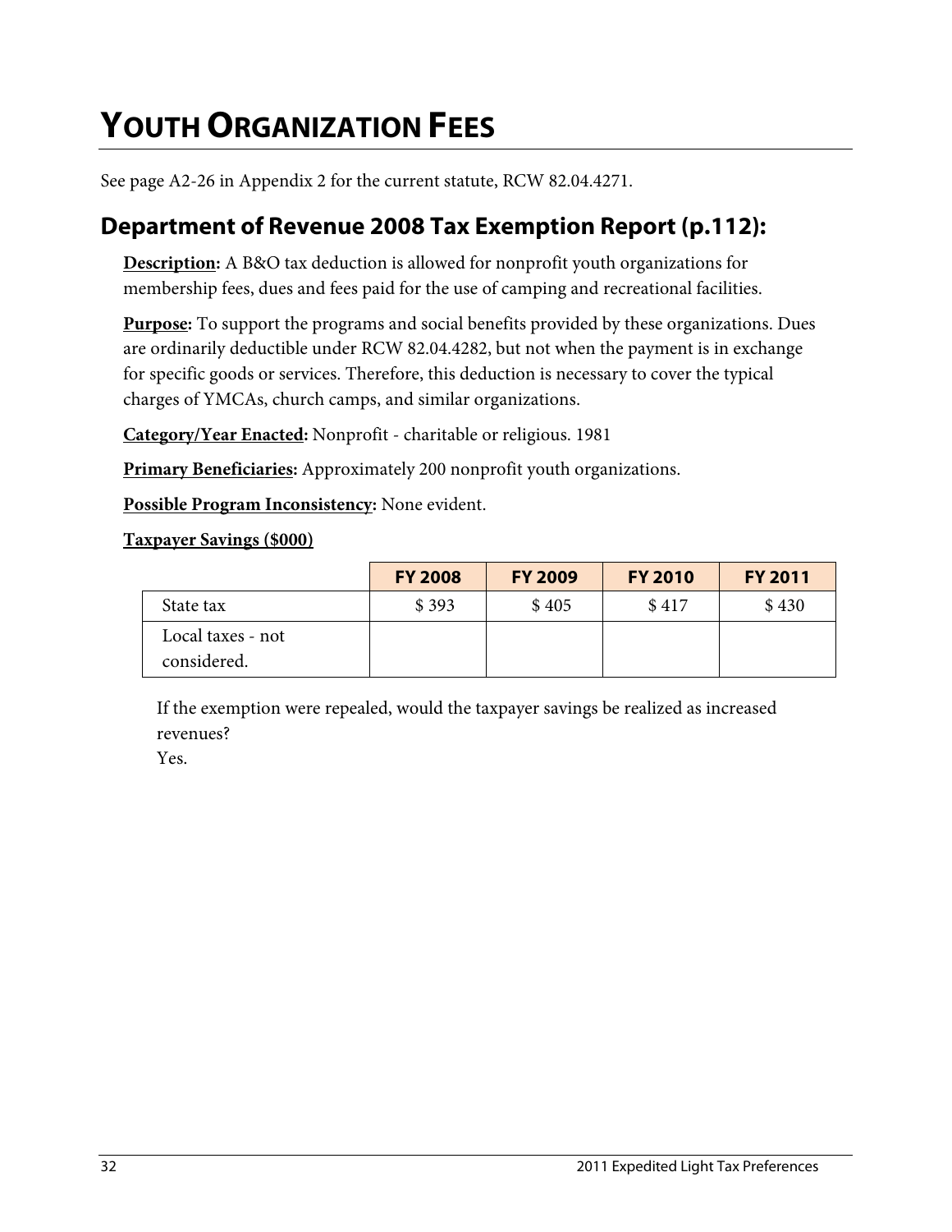# YOUTH ORGANIZATION FEES

See page A2-26 in Appendix 2 for the current statute, RCW 82.04.4271.

## Department of Revenue 2008 Tax Exemption Report (p.112):

**Description:** A B&O tax deduction is allowed for nonprofit youth organizations for membership fees, dues and fees paid for the use of camping and recreational facilities.

**Purpose:** To support the programs and social benefits provided by these organizations. Dues are ordinarily deductible under RCW 82.04.4282, but not when the payment is in exchange for specific goods or services. Therefore, this deduction is necessary to cover the typical charges of YMCAs, church camps, and similar organizations.

**Category/Year Enacted:** Nonprofit - charitable or religious. 1981

**Primary Beneficiaries:** Approximately 200 nonprofit youth organizations.

**Possible Program Inconsistency:** None evident.

**Taxpayer Savings ($000)**

| | FY 2008 | FY 2009 | FY 2010 | FY 2011 |
|---|---|---|---|---|
| State tax | $ 393 | $ 405 | $ 417 | $ 430 |
| Local taxes - not considered. | | | | |

If the exemption were repealed, would the taxpayer savings be realized as increased revenues?
Yes.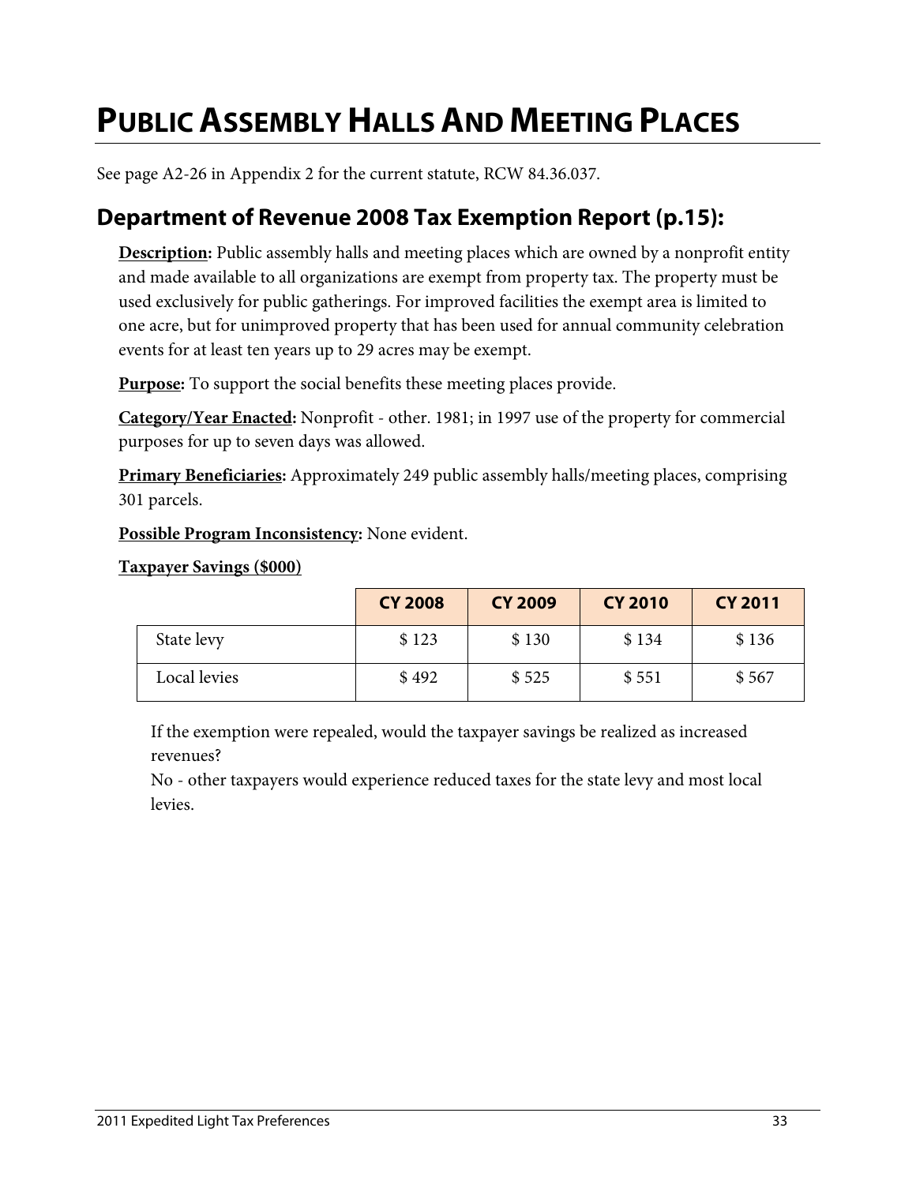# PUBLIC ASSEMBLY HALLS AND MEETING PLACES

See page A2-26 in Appendix 2 for the current statute, RCW 84.36.037.

## Department of Revenue 2008 Tax Exemption Report (p.15):

**Description:** Public assembly halls and meeting places which are owned by a nonprofit entity and made available to all organizations are exempt from property tax. The property must be used exclusively for public gatherings. For improved facilities the exempt area is limited to one acre, but for unimproved property that has been used for annual community celebration events for at least ten years up to 29 acres may be exempt.

**Purpose:** To support the social benefits these meeting places provide.

**Category/Year Enacted:** Nonprofit - other. 1981; in 1997 use of the property for commercial purposes for up to seven days was allowed.

**Primary Beneficiaries:** Approximately 249 public assembly halls/meeting places, comprising 301 parcels.

**Possible Program Inconsistency:** None evident.

**Taxpayer Savings ($000)**

| | CY 2008 | CY 2009 | CY 2010 | CY 2011 |
|---|---|---|---|---|
| State levy | $ 123 | $ 130 | $ 134 | $ 136 |
| Local levies | $ 492 | $ 525 | $ 551 | $ 567 |

If the exemption were repealed, would the taxpayer savings be realized as increased revenues?

No - other taxpayers would experience reduced taxes for the state levy and most local levies.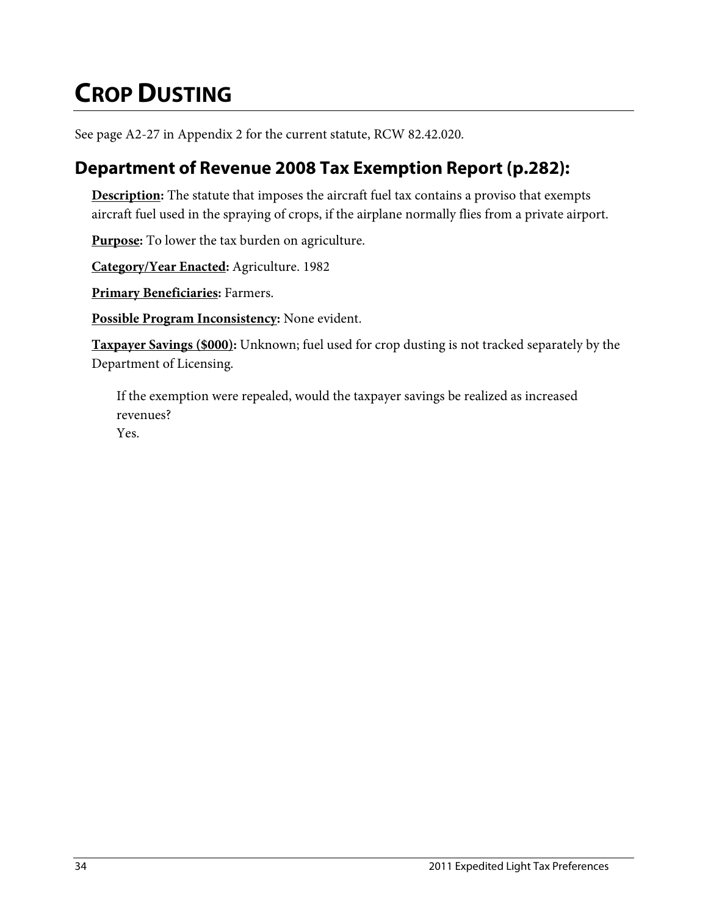# CROP DUSTING

See page A2-27 in Appendix 2 for the current statute, RCW 82.42.020.

## Department of Revenue 2008 Tax Exemption Report (p.282):

**Description:** The statute that imposes the aircraft fuel tax contains a proviso that exempts aircraft fuel used in the spraying of crops, if the airplane normally flies from a private airport.

**Purpose:** To lower the tax burden on agriculture.

**Category/Year Enacted:** Agriculture. 1982

**Primary Beneficiaries:** Farmers.

**Possible Program Inconsistency:** None evident.

**Taxpayer Savings ($000):** Unknown; fuel used for crop dusting is not tracked separately by the Department of Licensing.

If the exemption were repealed, would the taxpayer savings be realized as increased revenues?
Yes.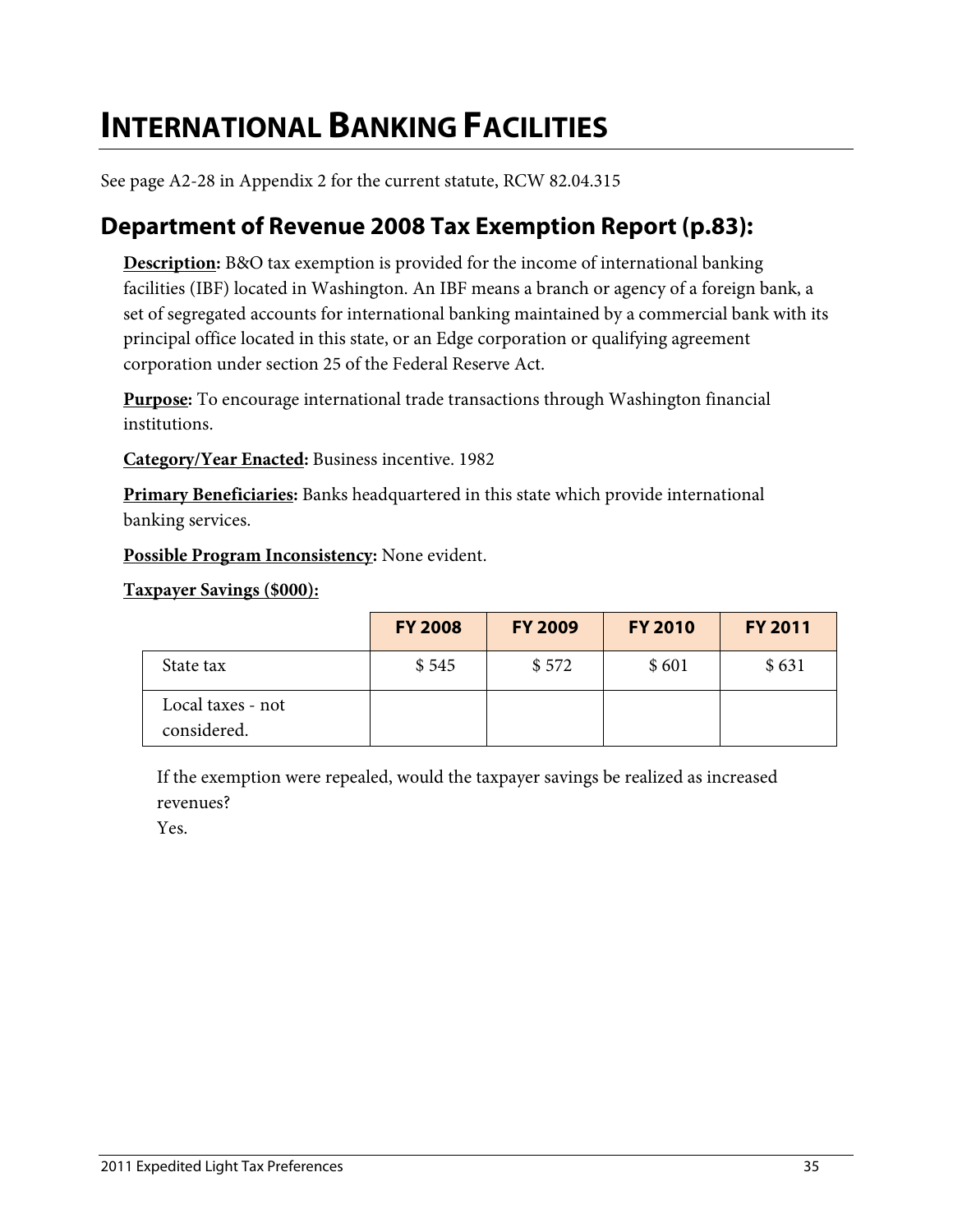# INTERNATIONAL BANKING FACILITIES

See page A2-28 in Appendix 2 for the current statute, RCW 82.04.315

## Department of Revenue 2008 Tax Exemption Report (p.83):

**Description:** B&O tax exemption is provided for the income of international banking facilities (IBF) located in Washington. An IBF means a branch or agency of a foreign bank, a set of segregated accounts for international banking maintained by a commercial bank with its principal office located in this state, or an Edge corporation or qualifying agreement corporation under section 25 of the Federal Reserve Act.

**Purpose:** To encourage international trade transactions through Washington financial institutions.

**Category/Year Enacted:** Business incentive. 1982

**Primary Beneficiaries:** Banks headquartered in this state which provide international banking services.

**Possible Program Inconsistency:** None evident.

**Taxpayer Savings ($000):**

| | FY 2008 | FY 2009 | FY 2010 | FY 2011 |
|---|---|---|---|---|
| State tax | $ 545 | $ 572 | $ 601 | $ 631 |
| Local taxes - not considered. | | | | |

If the exemption were repealed, would the taxpayer savings be realized as increased revenues?
Yes.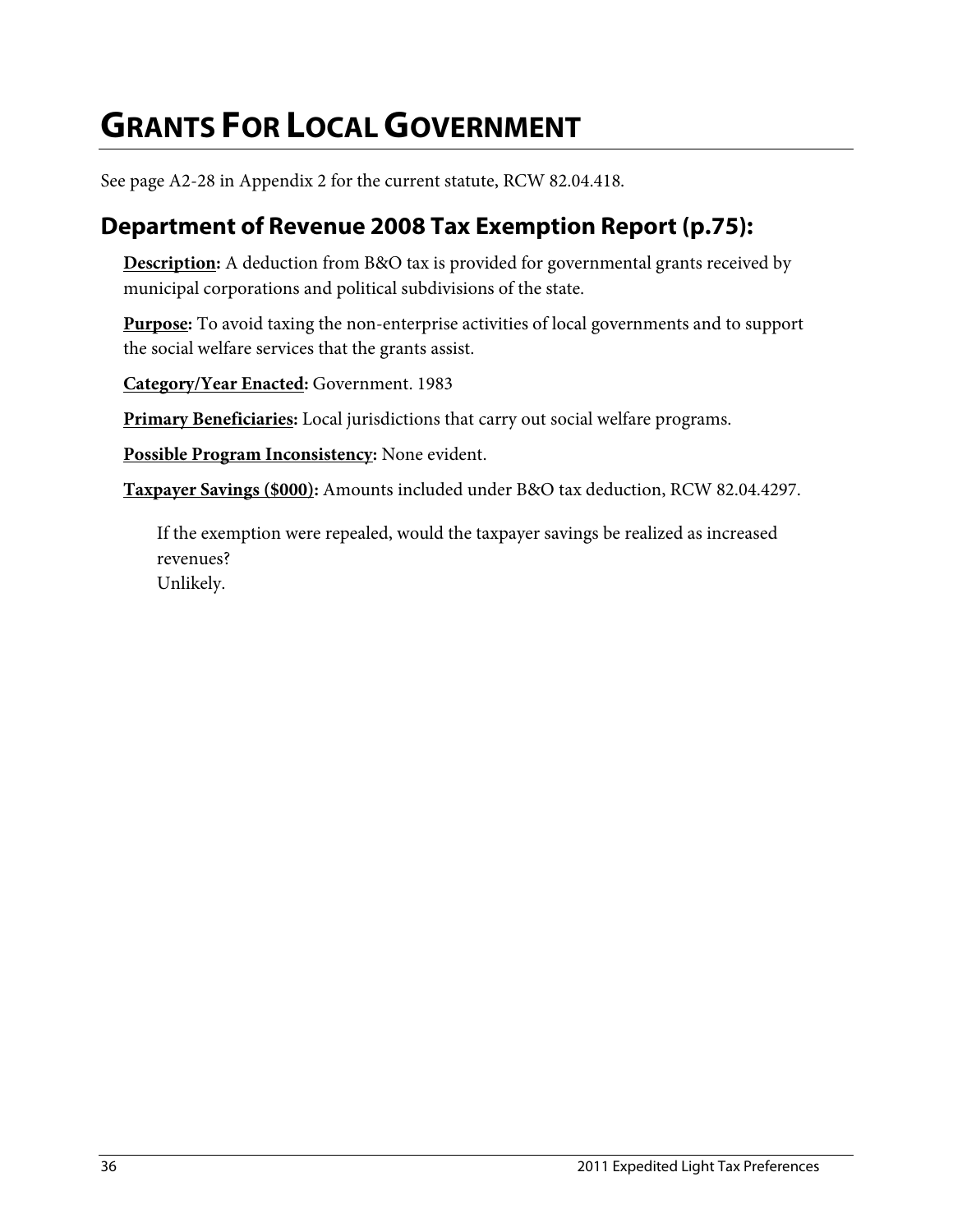# GRANTS FOR LOCAL GOVERNMENT

See page A2-28 in Appendix 2 for the current statute, RCW 82.04.418.

## Department of Revenue 2008 Tax Exemption Report (p.75):

**Description:** A deduction from B&O tax is provided for governmental grants received by municipal corporations and political subdivisions of the state.

**Purpose:** To avoid taxing the non-enterprise activities of local governments and to support the social welfare services that the grants assist.

**Category/Year Enacted:** Government. 1983

**Primary Beneficiaries:** Local jurisdictions that carry out social welfare programs.

**Possible Program Inconsistency:** None evident.

**Taxpayer Savings ($000):** Amounts included under B&O tax deduction, RCW 82.04.4297.

If the exemption were repealed, would the taxpayer savings be realized as increased revenues?
Unlikely.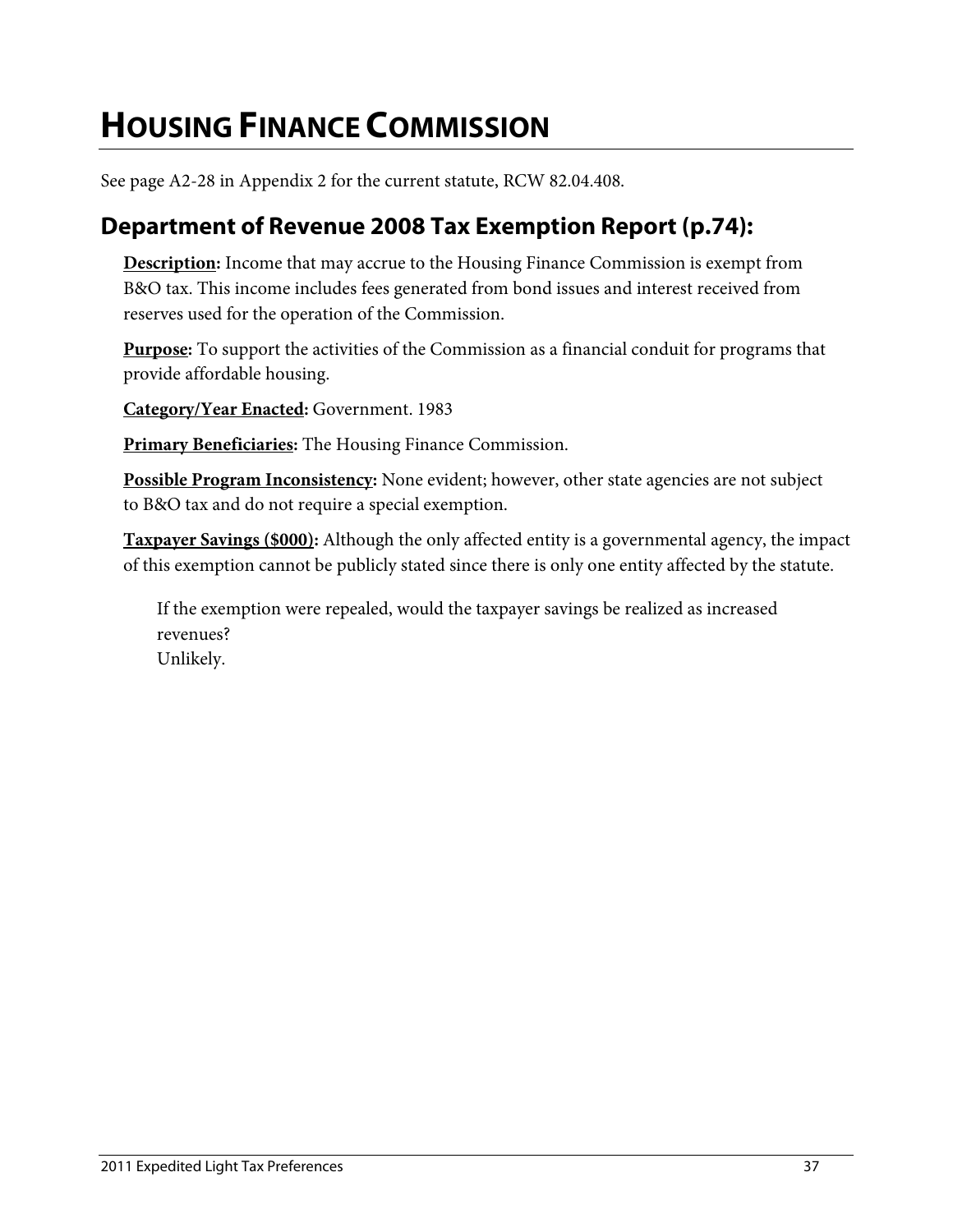# HOUSING FINANCE COMMISSION

See page A2-28 in Appendix 2 for the current statute, RCW 82.04.408.

## Department of Revenue 2008 Tax Exemption Report (p.74):

**Description:** Income that may accrue to the Housing Finance Commission is exempt from B&O tax. This income includes fees generated from bond issues and interest received from reserves used for the operation of the Commission.

**Purpose:** To support the activities of the Commission as a financial conduit for programs that provide affordable housing.

**Category/Year Enacted:** Government. 1983

**Primary Beneficiaries:** The Housing Finance Commission.

**Possible Program Inconsistency:** None evident; however, other state agencies are not subject to B&O tax and do not require a special exemption.

**Taxpayer Savings ($000):** Although the only affected entity is a governmental agency, the impact of this exemption cannot be publicly stated since there is only one entity affected by the statute.

If the exemption were repealed, would the taxpayer savings be realized as increased revenues?
Unlikely.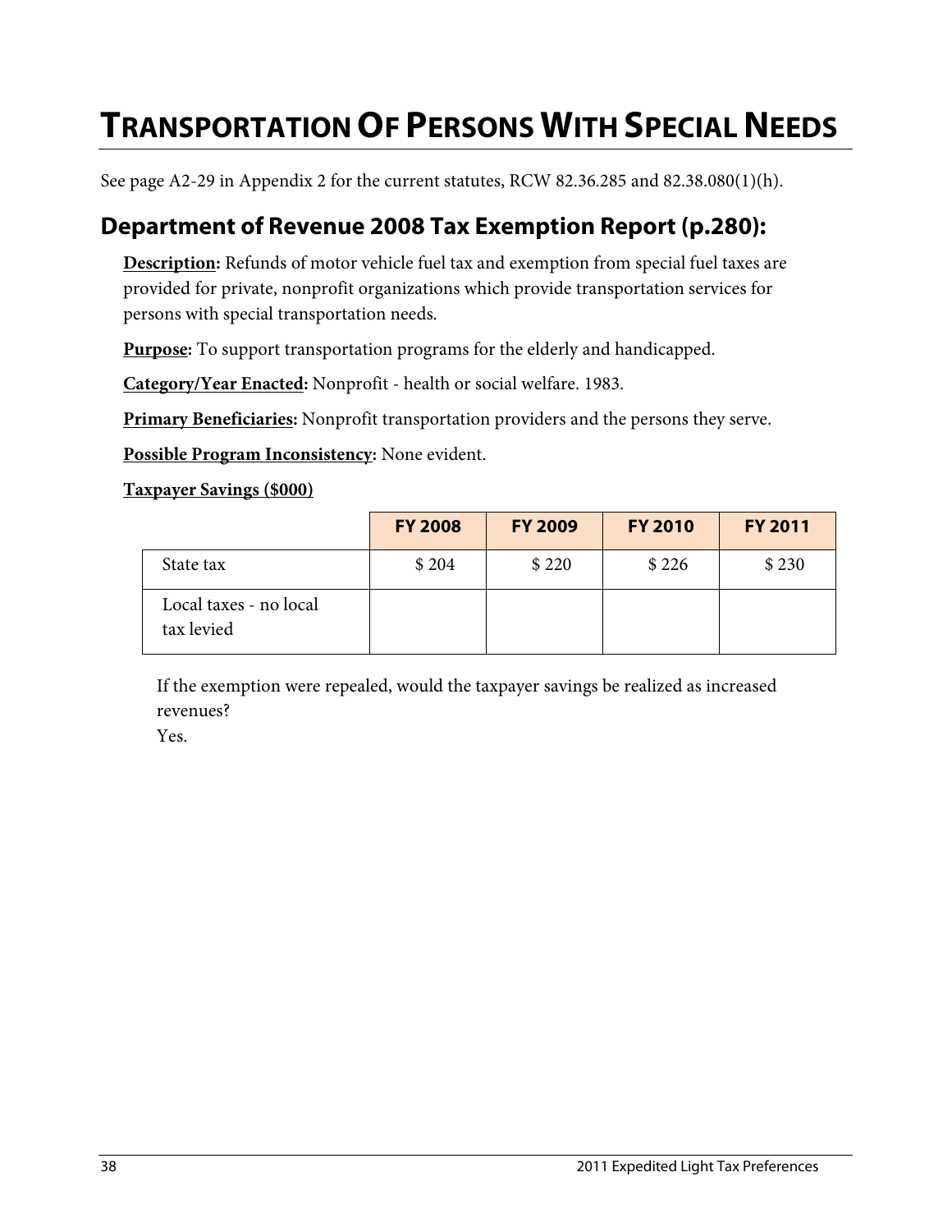# Transportation Of Persons With Special Needs

See page A2-29 in Appendix 2 for the current statutes, RCW 82.36.285 and 82.38.080(1)(h).

## Department of Revenue 2008 Tax Exemption Report (p.280):

**Description:** Refunds of motor vehicle fuel tax and exemption from special fuel taxes are provided for private, nonprofit organizations which provide transportation services for persons with special transportation needs.

**Purpose:** To support transportation programs for the elderly and handicapped.

**Category/Year Enacted:** Nonprofit - health or social welfare. 1983.

**Primary Beneficiaries:** Nonprofit transportation providers and the persons they serve.

**Possible Program Inconsistency:** None evident.

**Taxpayer Savings ($000)**

| | FY 2008 | FY 2009 | FY 2010 | FY 2011 |
|---|---|---|---|---|
| State tax | $ 204 | $ 220 | $ 226 | $ 230 |
| Local taxes - no local tax levied | | | | |

If the exemption were repealed, would the taxpayer savings be realized as increased revenues?
Yes.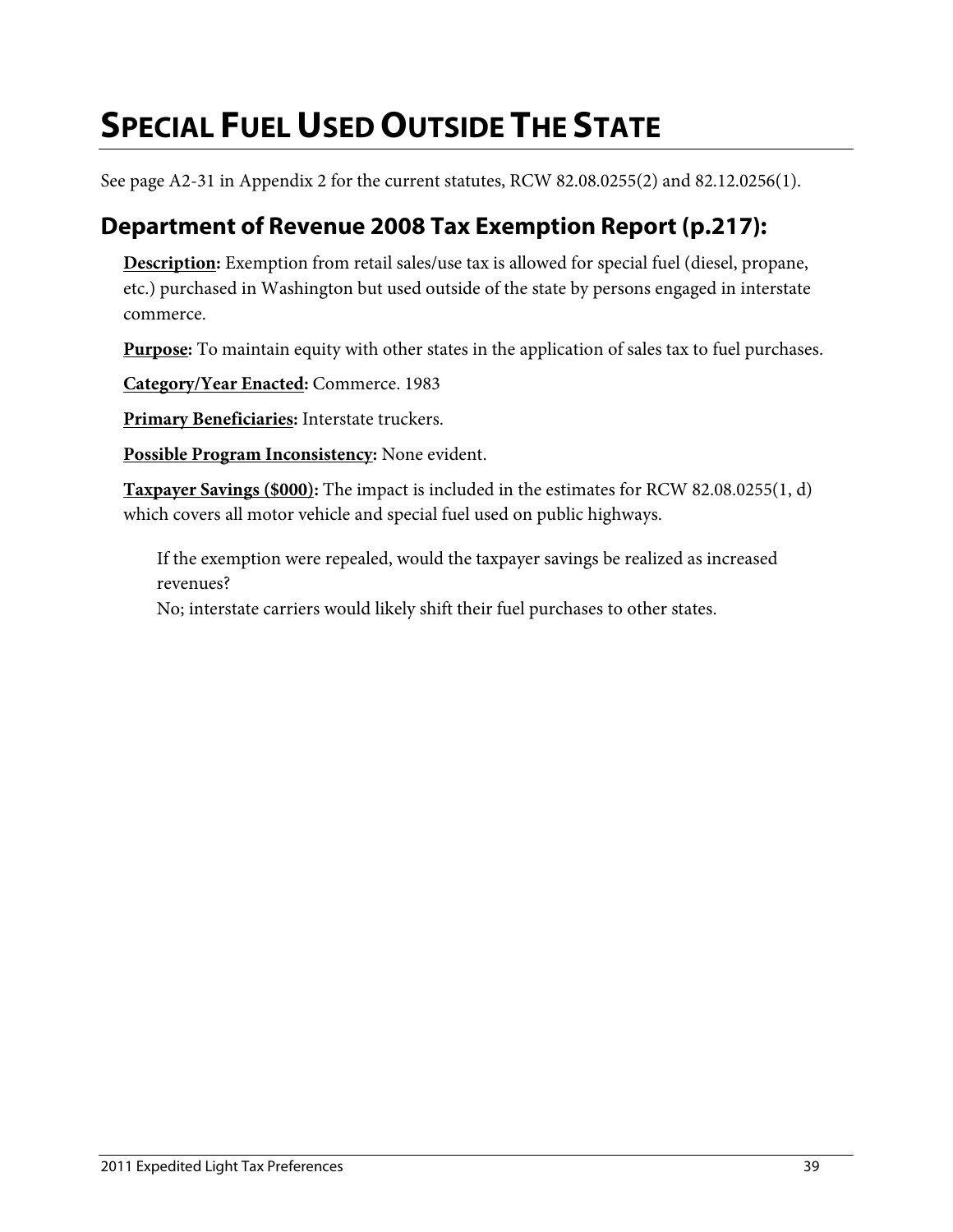# SPECIAL FUEL USED OUTSIDE THE STATE

See page A2-31 in Appendix 2 for the current statutes, RCW 82.08.0255(2) and 82.12.0256(1).

## Department of Revenue 2008 Tax Exemption Report (p.217):

**Description:** Exemption from retail sales/use tax is allowed for special fuel (diesel, propane, etc.) purchased in Washington but used outside of the state by persons engaged in interstate commerce.

**Purpose:** To maintain equity with other states in the application of sales tax to fuel purchases.

**Category/Year Enacted:** Commerce. 1983

**Primary Beneficiaries:** Interstate truckers.

**Possible Program Inconsistency:** None evident.

**Taxpayer Savings ($000):** The impact is included in the estimates for RCW 82.08.0255(1, d) which covers all motor vehicle and special fuel used on public highways.

If the exemption were repealed, would the taxpayer savings be realized as increased revenues?
No; interstate carriers would likely shift their fuel purchases to other states.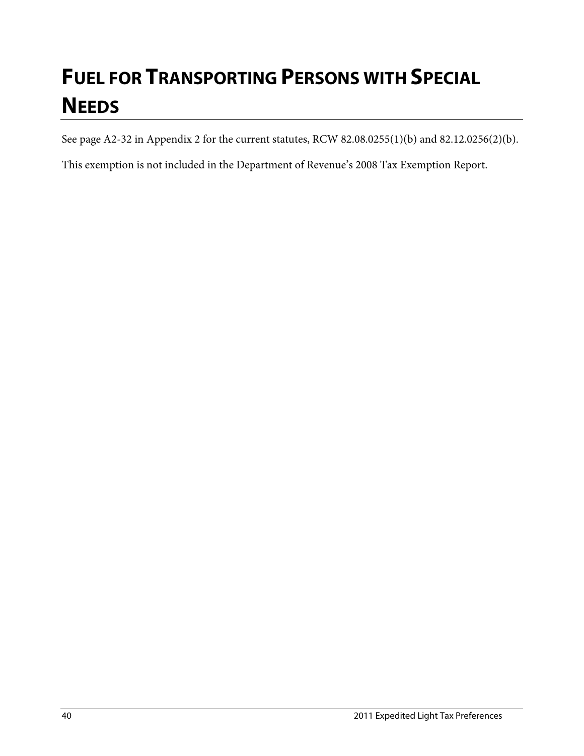# FUEL FOR TRANSPORTING PERSONS WITH SPECIAL NEEDS

See page A2-32 in Appendix 2 for the current statutes, RCW 82.08.0255(1)(b) and 82.12.0256(2)(b).

This exemption is not included in the Department of Revenue's 2008 Tax Exemption Report.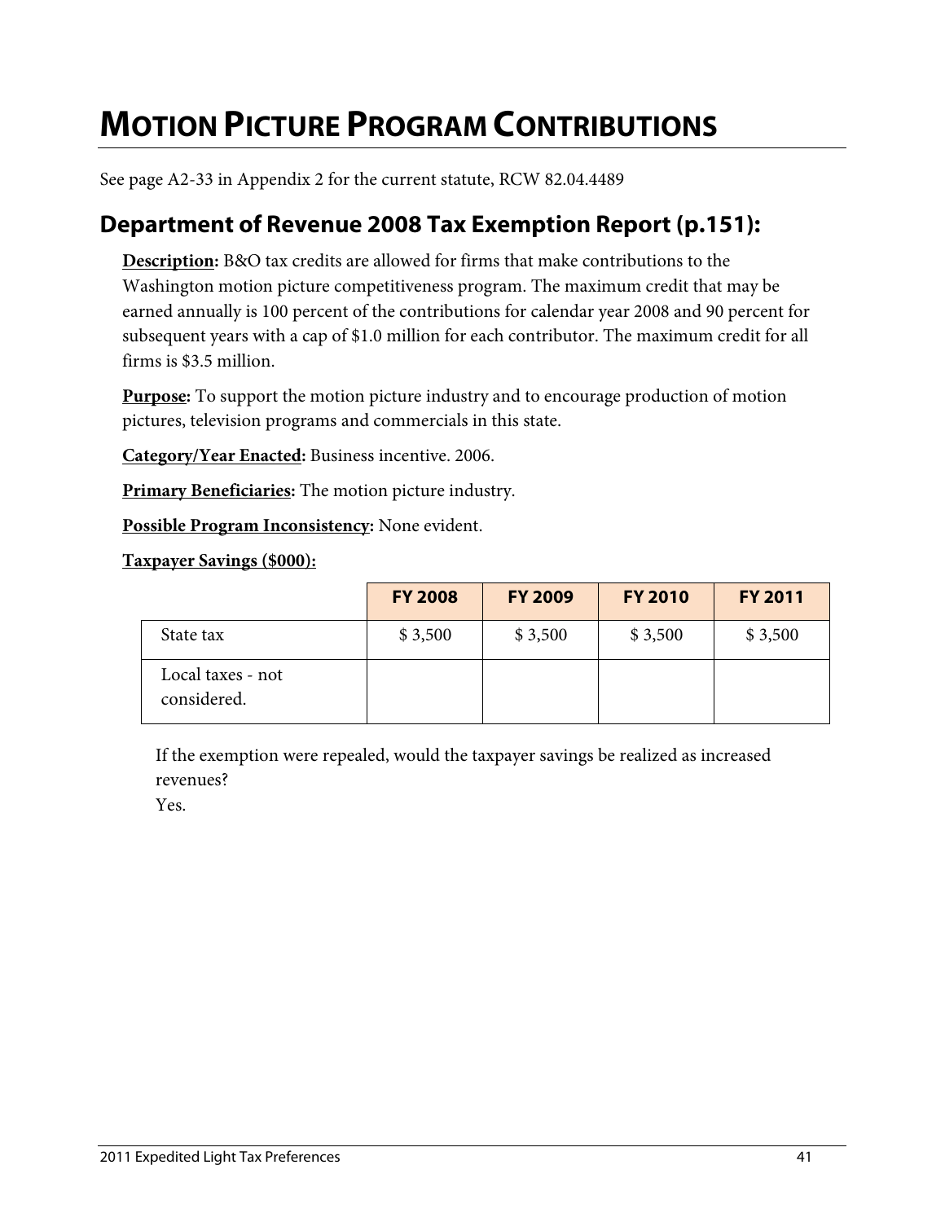# MOTION PICTURE PROGRAM CONTRIBUTIONS

See page A2-33 in Appendix 2 for the current statute, RCW 82.04.4489

## Department of Revenue 2008 Tax Exemption Report (p.151):

**Description:** B&O tax credits are allowed for firms that make contributions to the Washington motion picture competitiveness program. The maximum credit that may be earned annually is 100 percent of the contributions for calendar year 2008 and 90 percent for subsequent years with a cap of $1.0 million for each contributor. The maximum credit for all firms is $3.5 million.

**Purpose:** To support the motion picture industry and to encourage production of motion pictures, television programs and commercials in this state.

**Category/Year Enacted:** Business incentive. 2006.

**Primary Beneficiaries:** The motion picture industry.

**Possible Program Inconsistency:** None evident.

**Taxpayer Savings ($000):**

| | FY 2008 | FY 2009 | FY 2010 | FY 2011 |
|---|---|---|---|---|
| State tax | $ 3,500 | $ 3,500 | $ 3,500 | $ 3,500 |
| Local taxes - not considered. | | | | |

If the exemption were repealed, would the taxpayer savings be realized as increased revenues?
Yes.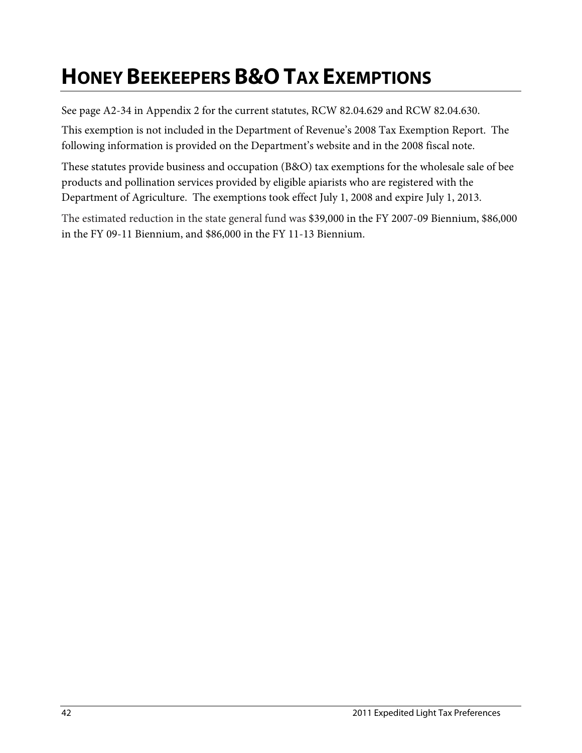# HONEY BEEKEEPERS B&O TAX EXEMPTIONS

See page A2-34 in Appendix 2 for the current statutes, RCW 82.04.629 and RCW 82.04.630.

This exemption is not included in the Department of Revenue's 2008 Tax Exemption Report. The following information is provided on the Department's website and in the 2008 fiscal note.

These statutes provide business and occupation (B&O) tax exemptions for the wholesale sale of bee products and pollination services provided by eligible apiarists who are registered with the Department of Agriculture. The exemptions took effect July 1, 2008 and expire July 1, 2013.

The estimated reduction in the state general fund was $39,000 in the FY 2007-09 Biennium, $86,000 in the FY 09-11 Biennium, and $86,000 in the FY 11-13 Biennium.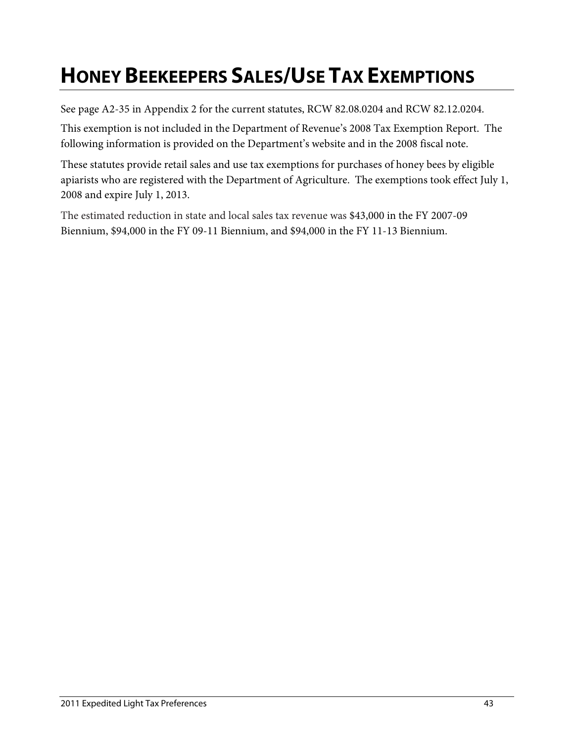# HONEY BEEKEEPERS SALES/USE TAX EXEMPTIONS

See page A2-35 in Appendix 2 for the current statutes, RCW 82.08.0204 and RCW 82.12.0204.

This exemption is not included in the Department of Revenue's 2008 Tax Exemption Report. The following information is provided on the Department's website and in the 2008 fiscal note.

These statutes provide retail sales and use tax exemptions for purchases of honey bees by eligible apiarists who are registered with the Department of Agriculture. The exemptions took effect July 1, 2008 and expire July 1, 2013.

The estimated reduction in state and local sales tax revenue was $43,000 in the FY 2007-09 Biennium, $94,000 in the FY 09-11 Biennium, and $94,000 in the FY 11-13 Biennium.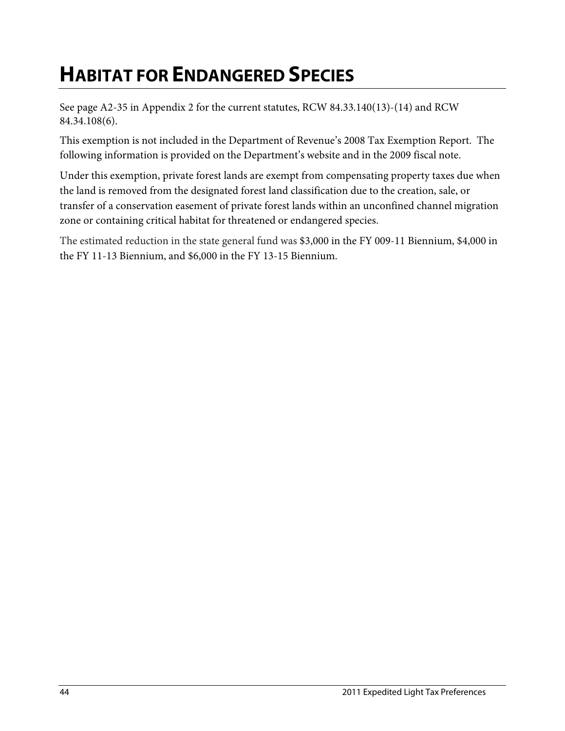# HABITAT FOR ENDANGERED SPECIES

See page A2-35 in Appendix 2 for the current statutes, RCW 84.33.140(13)-(14) and RCW 84.34.108(6).

This exemption is not included in the Department of Revenue's 2008 Tax Exemption Report. The following information is provided on the Department's website and in the 2009 fiscal note.

Under this exemption, private forest lands are exempt from compensating property taxes due when the land is removed from the designated forest land classification due to the creation, sale, or transfer of a conservation easement of private forest lands within an unconfined channel migration zone or containing critical habitat for threatened or endangered species.

The estimated reduction in the state general fund was $3,000 in the FY 009-11 Biennium, $4,000 in the FY 11-13 Biennium, and $6,000 in the FY 13-15 Biennium.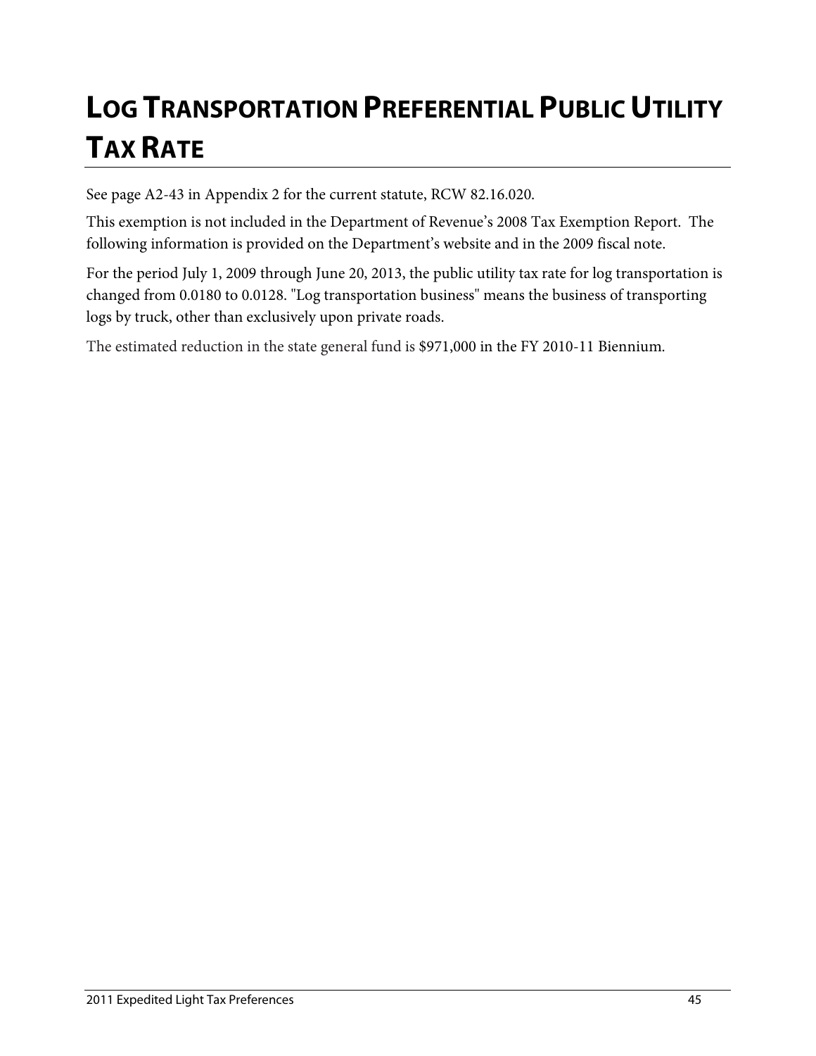# LOG TRANSPORTATION PREFERENTIAL PUBLIC UTILITY TAX RATE

See page A2-43 in Appendix 2 for the current statute, RCW 82.16.020.

This exemption is not included in the Department of Revenue's 2008 Tax Exemption Report. The following information is provided on the Department's website and in the 2009 fiscal note.

For the period July 1, 2009 through June 20, 2013, the public utility tax rate for log transportation is changed from 0.0180 to 0.0128. "Log transportation business" means the business of transporting logs by truck, other than exclusively upon private roads.

The estimated reduction in the state general fund is $971,000 in the FY 2010-11 Biennium.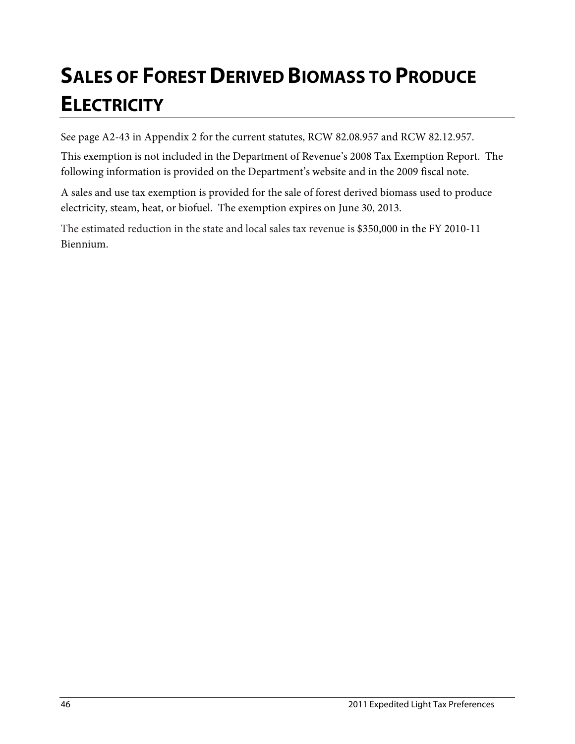# SALES OF FOREST DERIVED BIOMASS TO PRODUCE ELECTRICITY

See page A2-43 in Appendix 2 for the current statutes, RCW 82.08.957 and RCW 82.12.957.

This exemption is not included in the Department of Revenue's 2008 Tax Exemption Report. The following information is provided on the Department's website and in the 2009 fiscal note.

A sales and use tax exemption is provided for the sale of forest derived biomass used to produce electricity, steam, heat, or biofuel. The exemption expires on June 30, 2013.

The estimated reduction in the state and local sales tax revenue is $350,000 in the FY 2010-11 Biennium.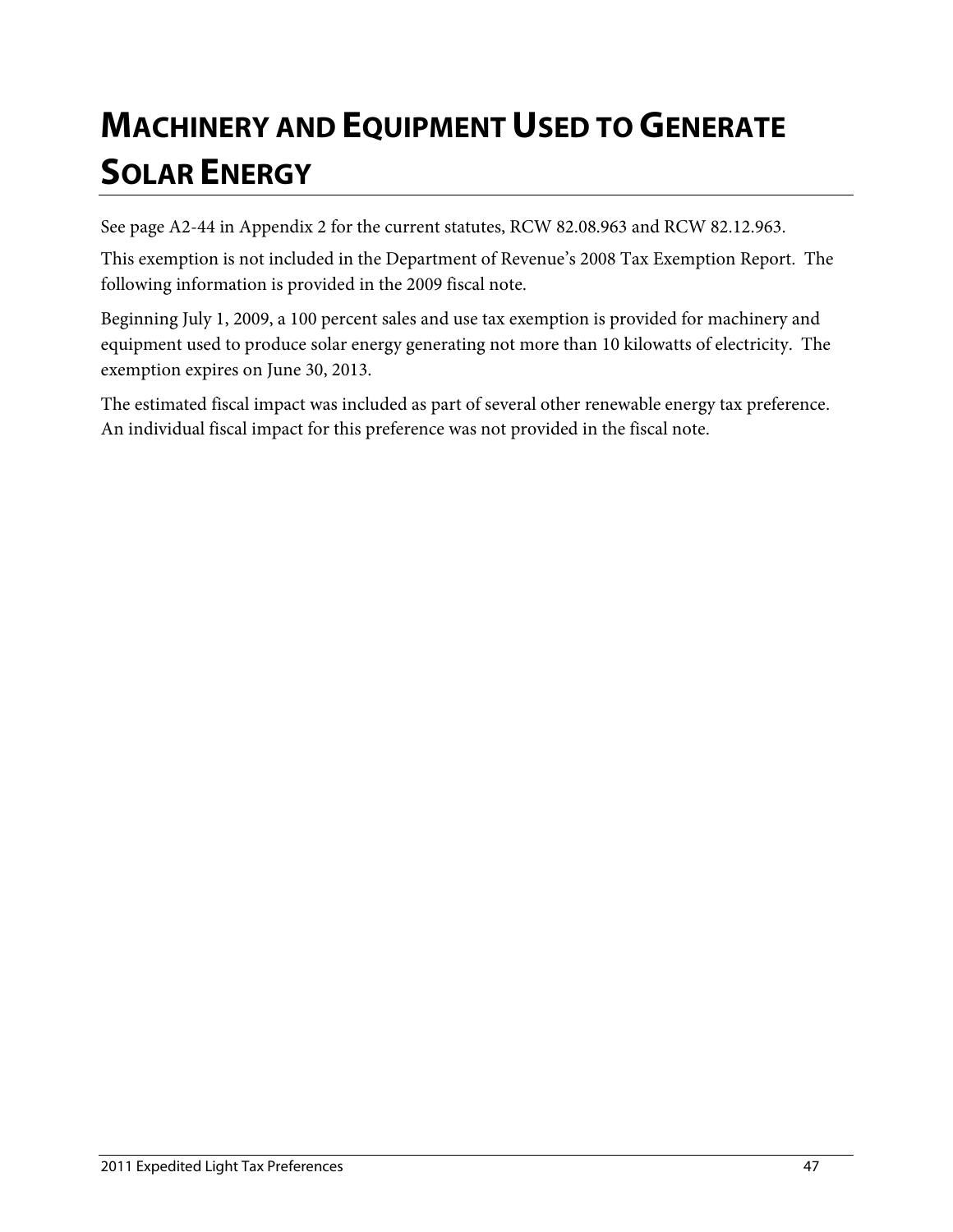# MACHINERY AND EQUIPMENT USED TO GENERATE SOLAR ENERGY

See page A2-44 in Appendix 2 for the current statutes, RCW 82.08.963 and RCW 82.12.963.

This exemption is not included in the Department of Revenue's 2008 Tax Exemption Report. The following information is provided in the 2009 fiscal note.

Beginning July 1, 2009, a 100 percent sales and use tax exemption is provided for machinery and equipment used to produce solar energy generating not more than 10 kilowatts of electricity. The exemption expires on June 30, 2013.

The estimated fiscal impact was included as part of several other renewable energy tax preference. An individual fiscal impact for this preference was not provided in the fiscal note.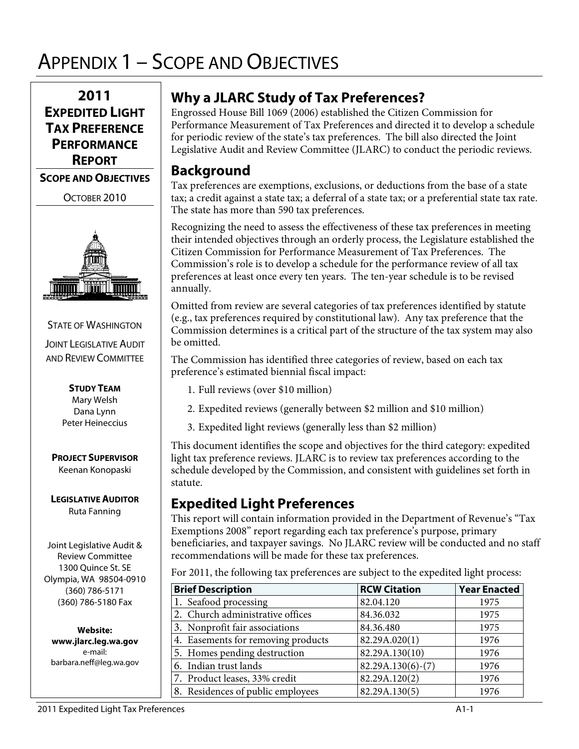# APPENDIX 1 – SCOPE AND OBJECTIVES

**2011 EXPEDITED LIGHT TAX PREFERENCE PERFORMANCE REPORT**

**SCOPE AND OBJECTIVES**

OCTOBER 2010

STATE OF WASHINGTON

JOINT LEGISLATIVE AUDIT AND REVIEW COMMITTEE

**STUDY TEAM**
Mary Welsh
Dana Lynn
Peter Heineccius

**PROJECT SUPERVISOR**
Keenan Konopaski

**LEGISLATIVE AUDITOR**
Ruta Fanning

Joint Legislative Audit & Review Committee
1300 Quince St. SE
Olympia, WA 98504-0910
(360) 786-5171
(360) 786-5180 Fax

**Website:**
**www.jlarc.leg.wa.gov**
e-mail:
barbara.neff@leg.wa.gov

## Why a JLARC Study of Tax Preferences?

Engrossed House Bill 1069 (2006) established the Citizen Commission for Performance Measurement of Tax Preferences and directed it to develop a schedule for periodic review of the state's tax preferences. The bill also directed the Joint Legislative Audit and Review Committee (JLARC) to conduct the periodic reviews.

## Background

Tax preferences are exemptions, exclusions, or deductions from the base of a state tax; a credit against a state tax; a deferral of a state tax; or a preferential state tax rate. The state has more than 590 tax preferences.

Recognizing the need to assess the effectiveness of these tax preferences in meeting their intended objectives through an orderly process, the Legislature established the Citizen Commission for Performance Measurement of Tax Preferences. The Commission's role is to develop a schedule for the performance review of all tax preferences at least once every ten years. The ten-year schedule is to be revised annually.

Omitted from review are several categories of tax preferences identified by statute (e.g., tax preferences required by constitutional law). Any tax preference that the Commission determines is a critical part of the structure of the tax system may also be omitted.

The Commission has identified three categories of review, based on each tax preference's estimated biennial fiscal impact:

1. Full reviews (over $10 million)
2. Expedited reviews (generally between $2 million and $10 million)
3. Expedited light reviews (generally less than $2 million)

This document identifies the scope and objectives for the third category: expedited light tax preference reviews. JLARC is to review tax preferences according to the schedule developed by the Commission, and consistent with guidelines set forth in statute.

## Expedited Light Preferences

This report will contain information provided in the Department of Revenue's "Tax Exemptions 2008" report regarding each tax preference's purpose, primary beneficiaries, and taxpayer savings. No JLARC review will be conducted and no staff recommendations will be made for these tax preferences.

For 2011, the following tax preferences are subject to the expedited light process:

| Brief Description | RCW Citation | Year Enacted |
|---|---|---|
| 1. Seafood processing | 82.04.120 | 1975 |
| 2. Church administrative offices | 84.36.032 | 1975 |
| 3. Nonprofit fair associations | 84.36.480 | 1975 |
| 4. Easements for removing products | 82.29A.020(1) | 1976 |
| 5. Homes pending destruction | 82.29A.130(10) | 1976 |
| 6. Indian trust lands | 82.29A.130(6)-(7) | 1976 |
| 7. Product leases, 33% credit | 82.29A.120(2) | 1976 |
| 8. Residences of public employees | 82.29A.130(5) | 1976 |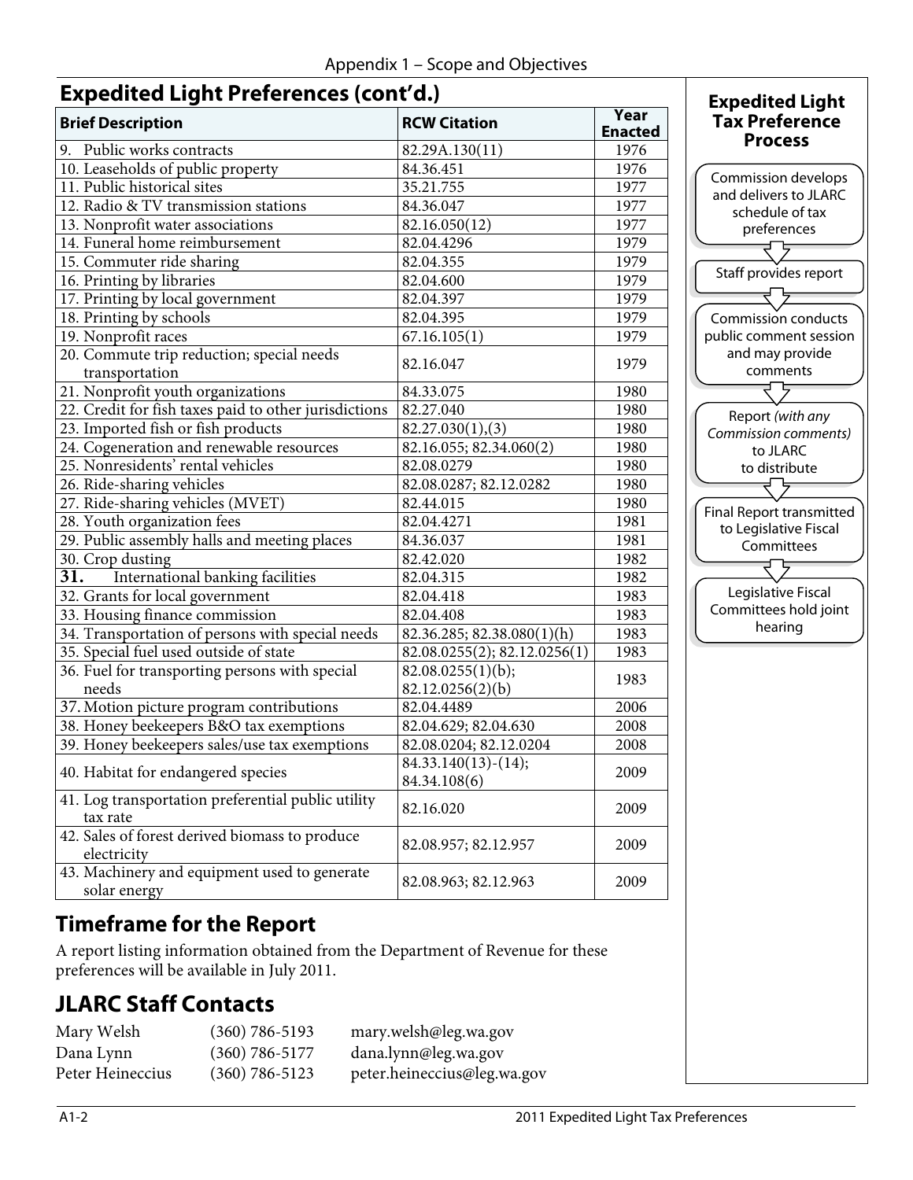## Expedited Light Preferences (cont'd.)

| Brief Description | RCW Citation | Year Enacted |
|---|---|---|
| 9. Public works contracts | 82.29A.130(11) | 1976 |
| 10. Leaseholds of public property | 84.36.451 | 1976 |
| 11. Public historical sites | 35.21.755 | 1977 |
| 12. Radio & TV transmission stations | 84.36.047 | 1977 |
| 13. Nonprofit water associations | 82.16.050(12) | 1977 |
| 14. Funeral home reimbursement | 82.04.4296 | 1979 |
| 15. Commuter ride sharing | 82.04.355 | 1979 |
| 16. Printing by libraries | 82.04.600 | 1979 |
| 17. Printing by local government | 82.04.397 | 1979 |
| 18. Printing by schools | 82.04.395 | 1979 |
| 19. Nonprofit races | 67.16.105(1) | 1979 |
| 20. Commute trip reduction; special needs transportation | 82.16.047 | 1979 |
| 21. Nonprofit youth organizations | 84.33.075 | 1980 |
| 22. Credit for fish taxes paid to other jurisdictions | 82.27.040 | 1980 |
| 23. Imported fish or fish products | 82.27.030(1),(3) | 1980 |
| 24. Cogeneration and renewable resources | 82.16.055; 82.34.060(2) | 1980 |
| 25. Nonresidents' rental vehicles | 82.08.0279 | 1980 |
| 26. Ride-sharing vehicles | 82.08.0287; 82.12.0282 | 1980 |
| 27. Ride-sharing vehicles (MVET) | 82.44.015 | 1980 |
| 28. Youth organization fees | 82.04.4271 | 1981 |
| 29. Public assembly halls and meeting places | 84.36.037 | 1981 |
| 30. Crop dusting | 82.42.020 | 1982 |
| 31. International banking facilities | 82.04.315 | 1982 |
| 32. Grants for local government | 82.04.418 | 1983 |
| 33. Housing finance commission | 82.04.408 | 1983 |
| 34. Transportation of persons with special needs | 82.36.285; 82.38.080(1)(h) | 1983 |
| 35. Special fuel used outside of state | 82.08.0255(2); 82.12.0256(1) | 1983 |
| 36. Fuel for transporting persons with special needs | 82.08.0255(1)(b); 82.12.0256(2)(b) | 1983 |
| 37. Motion picture program contributions | 82.04.4489 | 2006 |
| 38. Honey beekeepers B&O tax exemptions | 82.04.629; 82.04.630 | 2008 |
| 39. Honey beekeepers sales/use tax exemptions | 82.08.0204; 82.12.0204 | 2008 |
| 40. Habitat for endangered species | 84.33.140(13)-(14); 84.34.108(6) | 2009 |
| 41. Log transportation preferential public utility tax rate | 82.16.020 | 2009 |
| 42. Sales of forest derived biomass to produce electricity | 82.08.957; 82.12.957 | 2009 |
| 43. Machinery and equipment used to generate solar energy | 82.08.963; 82.12.963 | 2009 |

## Timeframe for the Report

A report listing information obtained from the Department of Revenue for these preferences will be available in July 2011.

## JLARC Staff Contacts

| | | |
|---|---|---|
| Mary Welsh | (360) 786-5193 | mary.welsh@leg.wa.gov |
| Dana Lynn | (360) 786-5177 | dana.lynn@leg.wa.gov |
| Peter Heineccius | (360) 786-5123 | peter.heineccius@leg.wa.gov |

### Expedited Light Tax Preference Process

- Commission develops and delivers to JLARC schedule of tax preferences
- Staff provides report
- Commission conducts public comment session and may provide comments
- Report *(with any Commission comments)* to JLARC to distribute
- Final Report transmitted to Legislative Fiscal Committees
- Legislative Fiscal Committees hold joint hearing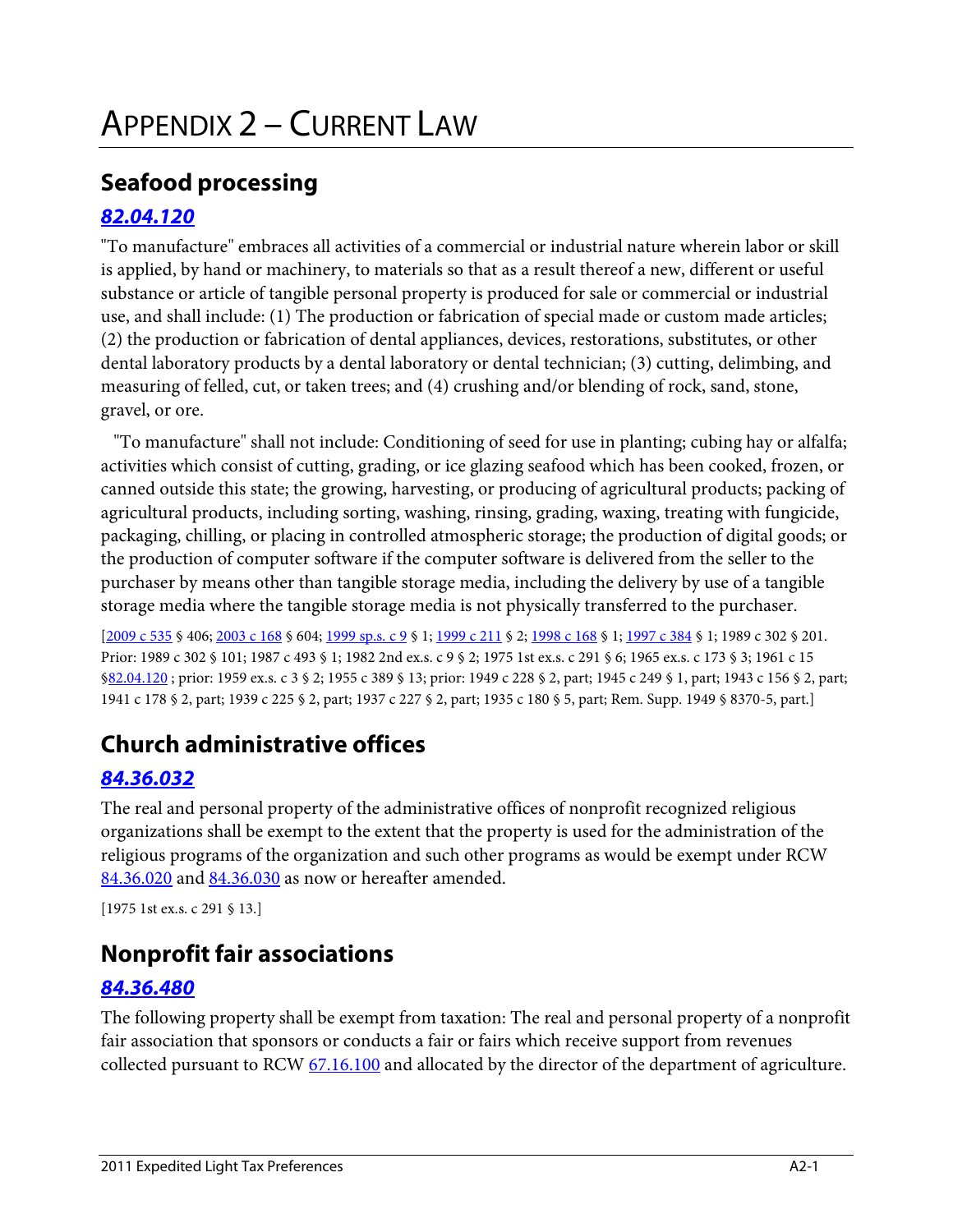# APPENDIX 2 – CURRENT LAW

## Seafood processing

### *82.04.120*

"To manufacture" embraces all activities of a commercial or industrial nature wherein labor or skill is applied, by hand or machinery, to materials so that as a result thereof a new, different or useful substance or article of tangible personal property is produced for sale or commercial or industrial use, and shall include: (1) The production or fabrication of special made or custom made articles; (2) the production or fabrication of dental appliances, devices, restorations, substitutes, or other dental laboratory products by a dental laboratory or dental technician; (3) cutting, delimbing, and measuring of felled, cut, or taken trees; and (4) crushing and/or blending of rock, sand, stone, gravel, or ore.

"To manufacture" shall not include: Conditioning of seed for use in planting; cubing hay or alfalfa; activities which consist of cutting, grading, or ice glazing seafood which has been cooked, frozen, or canned outside this state; the growing, harvesting, or producing of agricultural products; packing of agricultural products, including sorting, washing, rinsing, grading, waxing, treating with fungicide, packaging, chilling, or placing in controlled atmospheric storage; the production of digital goods; or the production of computer software if the computer software is delivered from the seller to the purchaser by means other than tangible storage media, including the delivery by use of a tangible storage media where the tangible storage media is not physically transferred to the purchaser.

[2009 c 535 § 406; 2003 c 168 § 604; 1999 sp.s. c 9 § 1; 1999 c 211 § 2; 1998 c 168 § 1; 1997 c 384 § 1; 1989 c 302 § 201. Prior: 1989 c 302 § 101; 1987 c 493 § 1; 1982 2nd ex.s. c 9 § 2; 1975 1st ex.s. c 291 § 6; 1965 ex.s. c 173 § 3; 1961 c 15 §82.04.120 ; prior: 1959 ex.s. c 3 § 2; 1955 c 389 § 13; prior: 1949 c 228 § 2, part; 1945 c 249 § 1, part; 1943 c 156 § 2, part; 1941 c 178 § 2, part; 1939 c 225 § 2, part; 1937 c 227 § 2, part; 1935 c 180 § 5, part; Rem. Supp. 1949 § 8370-5, part.]

## Church administrative offices

### *84.36.032*

The real and personal property of the administrative offices of nonprofit recognized religious organizations shall be exempt to the extent that the property is used for the administration of the religious programs of the organization and such other programs as would be exempt under RCW 84.36.020 and 84.36.030 as now or hereafter amended.

[1975 1st ex.s. c 291 § 13.]

## Nonprofit fair associations

### *84.36.480*

The following property shall be exempt from taxation: The real and personal property of a nonprofit fair association that sponsors or conducts a fair or fairs which receive support from revenues collected pursuant to RCW 67.16.100 and allocated by the director of the department of agriculture.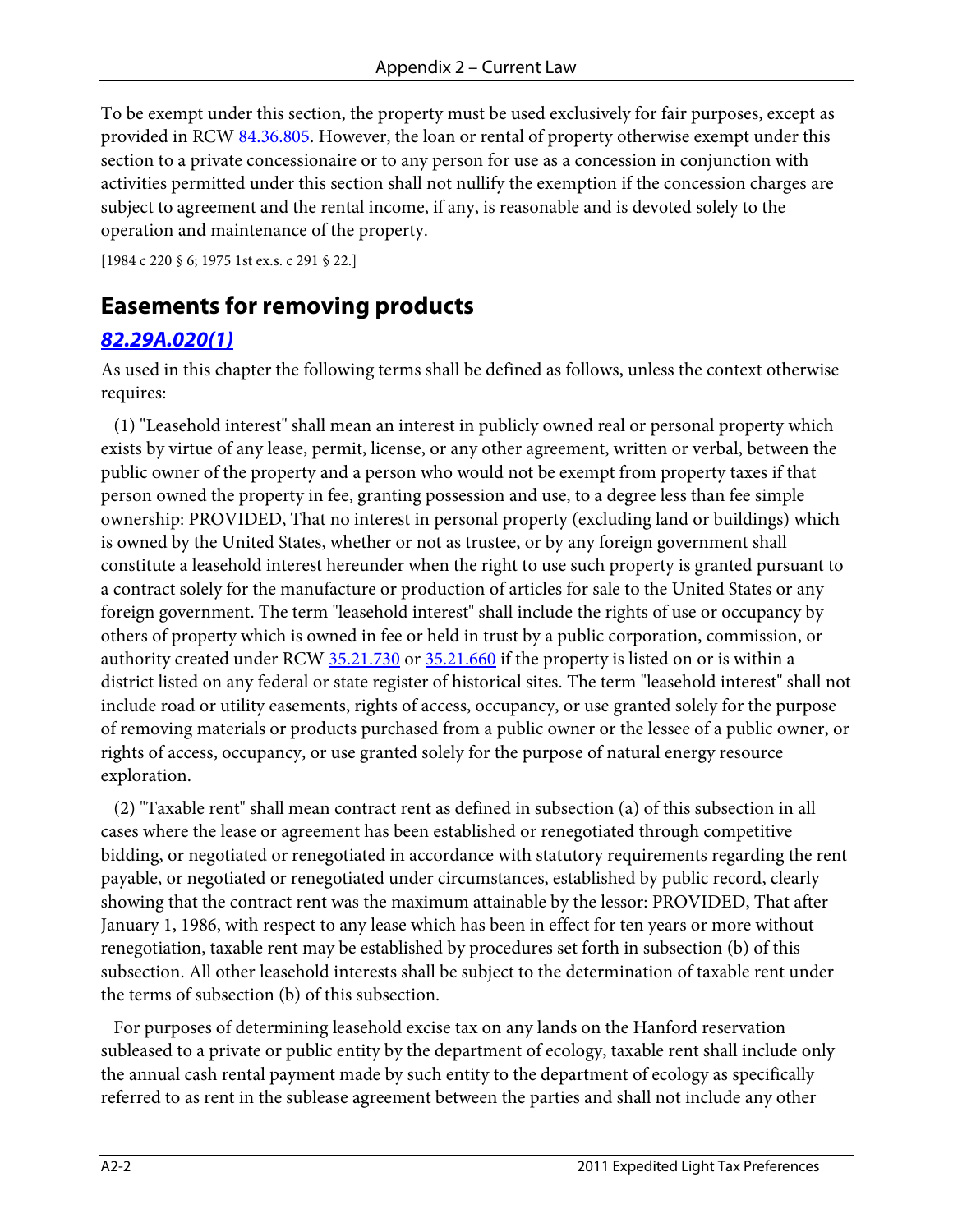To be exempt under this section, the property must be used exclusively for fair purposes, except as provided in RCW 84.36.805. However, the loan or rental of property otherwise exempt under this section to a private concessionaire or to any person for use as a concession in conjunction with activities permitted under this section shall not nullify the exemption if the concession charges are subject to agreement and the rental income, if any, is reasonable and is devoted solely to the operation and maintenance of the property.

[1984 c 220 § 6; 1975 1st ex.s. c 291 § 22.]

## Easements for removing products

### *82.29A.020(1)*

As used in this chapter the following terms shall be defined as follows, unless the context otherwise requires:

(1) "Leasehold interest" shall mean an interest in publicly owned real or personal property which exists by virtue of any lease, permit, license, or any other agreement, written or verbal, between the public owner of the property and a person who would not be exempt from property taxes if that person owned the property in fee, granting possession and use, to a degree less than fee simple ownership: PROVIDED, That no interest in personal property (excluding land or buildings) which is owned by the United States, whether or not as trustee, or by any foreign government shall constitute a leasehold interest hereunder when the right to use such property is granted pursuant to a contract solely for the manufacture or production of articles for sale to the United States or any foreign government. The term "leasehold interest" shall include the rights of use or occupancy by others of property which is owned in fee or held in trust by a public corporation, commission, or authority created under RCW 35.21.730 or 35.21.660 if the property is listed on or is within a district listed on any federal or state register of historical sites. The term "leasehold interest" shall not include road or utility easements, rights of access, occupancy, or use granted solely for the purpose of removing materials or products purchased from a public owner or the lessee of a public owner, or rights of access, occupancy, or use granted solely for the purpose of natural energy resource exploration.

(2) "Taxable rent" shall mean contract rent as defined in subsection (a) of this subsection in all cases where the lease or agreement has been established or renegotiated through competitive bidding, or negotiated or renegotiated in accordance with statutory requirements regarding the rent payable, or negotiated or renegotiated under circumstances, established by public record, clearly showing that the contract rent was the maximum attainable by the lessor: PROVIDED, That after January 1, 1986, with respect to any lease which has been in effect for ten years or more without renegotiation, taxable rent may be established by procedures set forth in subsection (b) of this subsection. All other leasehold interests shall be subject to the determination of taxable rent under the terms of subsection (b) of this subsection.

For purposes of determining leasehold excise tax on any lands on the Hanford reservation subleased to a private or public entity by the department of ecology, taxable rent shall include only the annual cash rental payment made by such entity to the department of ecology as specifically referred to as rent in the sublease agreement between the parties and shall not include any other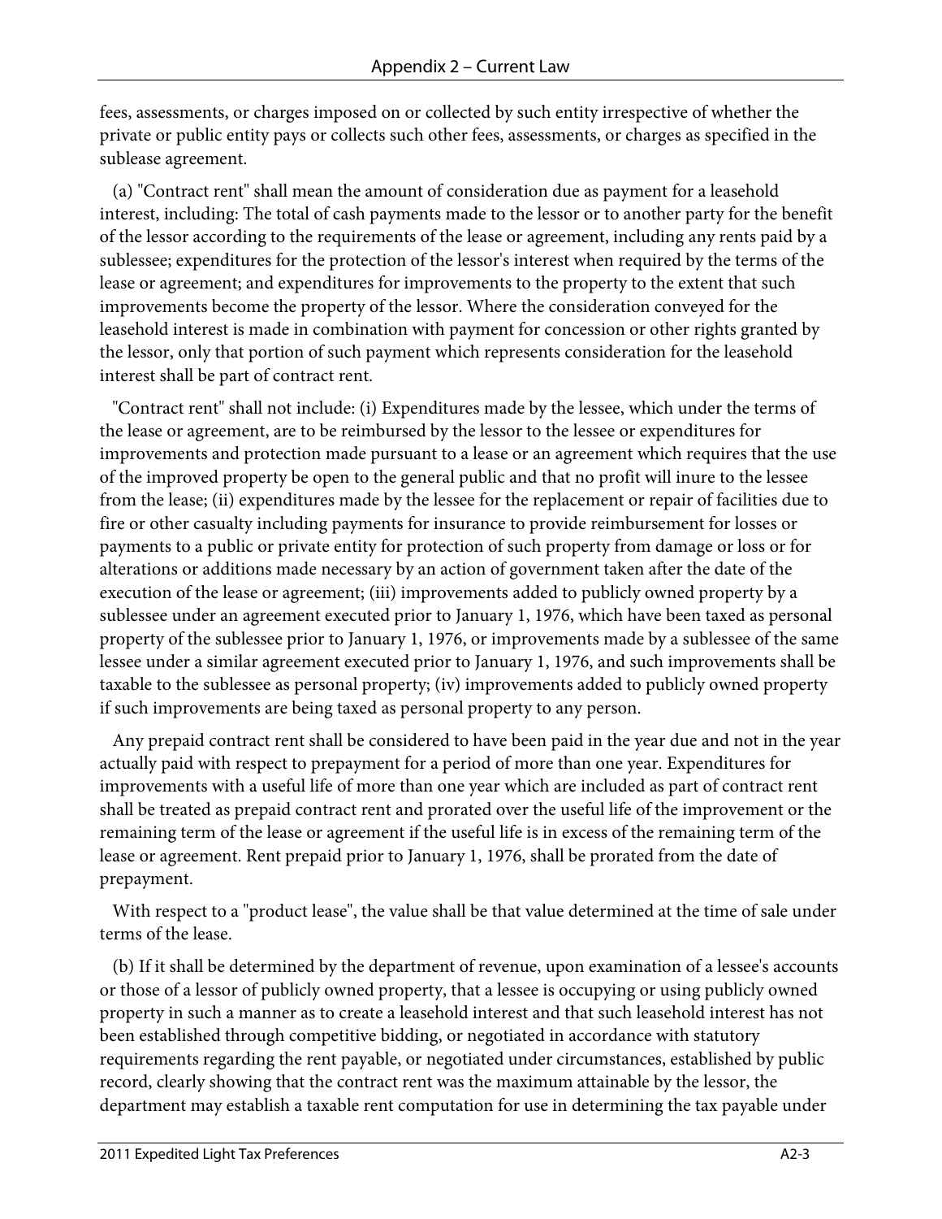fees, assessments, or charges imposed on or collected by such entity irrespective of whether the private or public entity pays or collects such other fees, assessments, or charges as specified in the sublease agreement.

(a) "Contract rent" shall mean the amount of consideration due as payment for a leasehold interest, including: The total of cash payments made to the lessor or to another party for the benefit of the lessor according to the requirements of the lease or agreement, including any rents paid by a sublessee; expenditures for the protection of the lessor's interest when required by the terms of the lease or agreement; and expenditures for improvements to the property to the extent that such improvements become the property of the lessor. Where the consideration conveyed for the leasehold interest is made in combination with payment for concession or other rights granted by the lessor, only that portion of such payment which represents consideration for the leasehold interest shall be part of contract rent.

"Contract rent" shall not include: (i) Expenditures made by the lessee, which under the terms of the lease or agreement, are to be reimbursed by the lessor to the lessee or expenditures for improvements and protection made pursuant to a lease or an agreement which requires that the use of the improved property be open to the general public and that no profit will inure to the lessee from the lease; (ii) expenditures made by the lessee for the replacement or repair of facilities due to fire or other casualty including payments for insurance to provide reimbursement for losses or payments to a public or private entity for protection of such property from damage or loss or for alterations or additions made necessary by an action of government taken after the date of the execution of the lease or agreement; (iii) improvements added to publicly owned property by a sublessee under an agreement executed prior to January 1, 1976, which have been taxed as personal property of the sublessee prior to January 1, 1976, or improvements made by a sublessee of the same lessee under a similar agreement executed prior to January 1, 1976, and such improvements shall be taxable to the sublessee as personal property; (iv) improvements added to publicly owned property if such improvements are being taxed as personal property to any person.

Any prepaid contract rent shall be considered to have been paid in the year due and not in the year actually paid with respect to prepayment for a period of more than one year. Expenditures for improvements with a useful life of more than one year which are included as part of contract rent shall be treated as prepaid contract rent and prorated over the useful life of the improvement or the remaining term of the lease or agreement if the useful life is in excess of the remaining term of the lease or agreement. Rent prepaid prior to January 1, 1976, shall be prorated from the date of prepayment.

With respect to a "product lease", the value shall be that value determined at the time of sale under terms of the lease.

(b) If it shall be determined by the department of revenue, upon examination of a lessee's accounts or those of a lessor of publicly owned property, that a lessee is occupying or using publicly owned property in such a manner as to create a leasehold interest and that such leasehold interest has not been established through competitive bidding, or negotiated in accordance with statutory requirements regarding the rent payable, or negotiated under circumstances, established by public record, clearly showing that the contract rent was the maximum attainable by the lessor, the department may establish a taxable rent computation for use in determining the tax payable under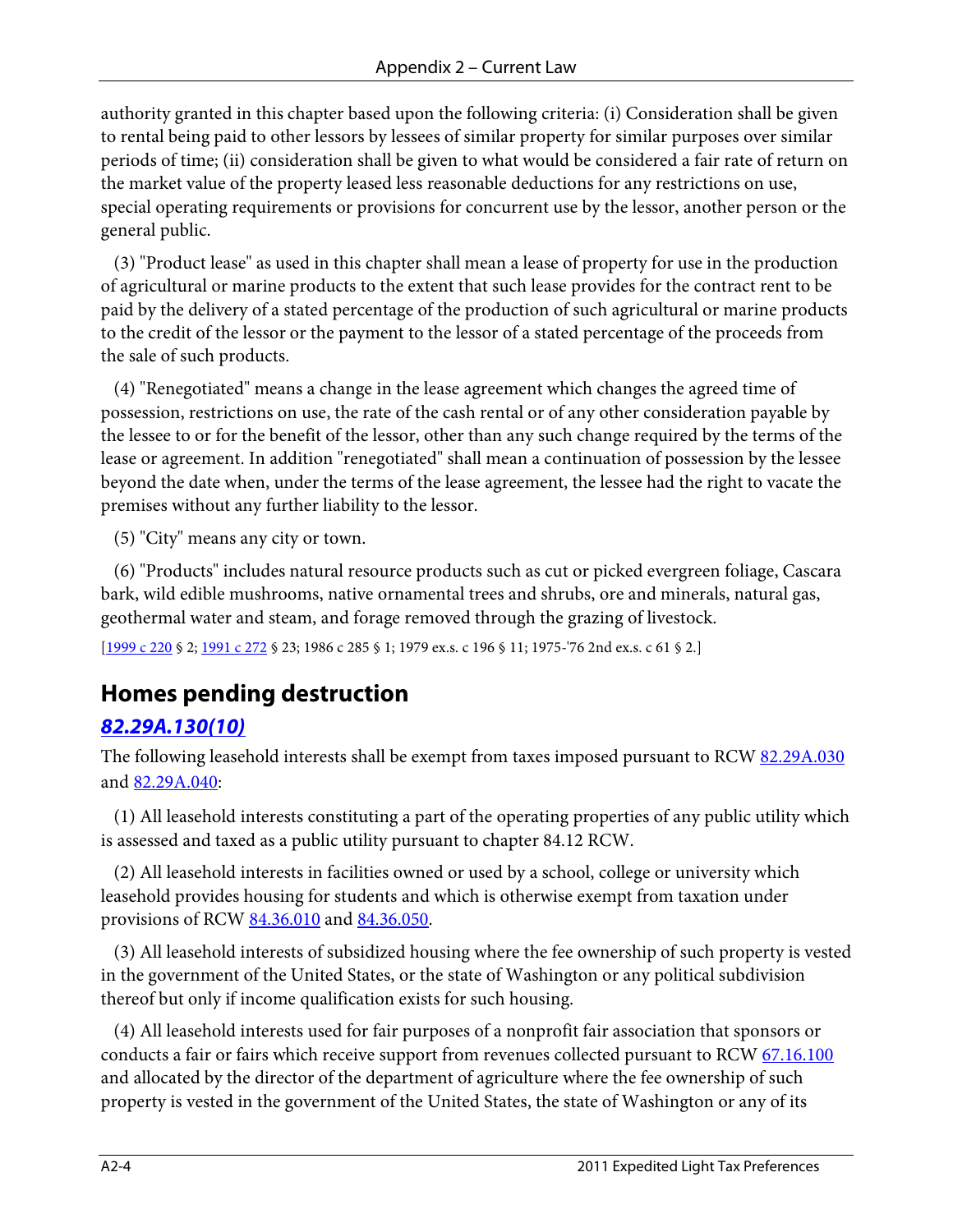authority granted in this chapter based upon the following criteria: (i) Consideration shall be given to rental being paid to other lessors by lessees of similar property for similar purposes over similar periods of time; (ii) consideration shall be given to what would be considered a fair rate of return on the market value of the property leased less reasonable deductions for any restrictions on use, special operating requirements or provisions for concurrent use by the lessor, another person or the general public.

(3) "Product lease" as used in this chapter shall mean a lease of property for use in the production of agricultural or marine products to the extent that such lease provides for the contract rent to be paid by the delivery of a stated percentage of the production of such agricultural or marine products to the credit of the lessor or the payment to the lessor of a stated percentage of the proceeds from the sale of such products.

(4) "Renegotiated" means a change in the lease agreement which changes the agreed time of possession, restrictions on use, the rate of the cash rental or of any other consideration payable by the lessee to or for the benefit of the lessor, other than any such change required by the terms of the lease or agreement. In addition "renegotiated" shall mean a continuation of possession by the lessee beyond the date when, under the terms of the lease agreement, the lessee had the right to vacate the premises without any further liability to the lessor.

(5) "City" means any city or town.

(6) "Products" includes natural resource products such as cut or picked evergreen foliage, Cascara bark, wild edible mushrooms, native ornamental trees and shrubs, ore and minerals, natural gas, geothermal water and steam, and forage removed through the grazing of livestock.

[1999 c 220 § 2; 1991 c 272 § 23; 1986 c 285 § 1; 1979 ex.s. c 196 § 11; 1975-'76 2nd ex.s. c 61 § 2.]

## Homes pending destruction

### *82.29A.130(10)*

The following leasehold interests shall be exempt from taxes imposed pursuant to RCW 82.29A.030 and 82.29A.040:

(1) All leasehold interests constituting a part of the operating properties of any public utility which is assessed and taxed as a public utility pursuant to chapter 84.12 RCW.

(2) All leasehold interests in facilities owned or used by a school, college or university which leasehold provides housing for students and which is otherwise exempt from taxation under provisions of RCW 84.36.010 and 84.36.050.

(3) All leasehold interests of subsidized housing where the fee ownership of such property is vested in the government of the United States, or the state of Washington or any political subdivision thereof but only if income qualification exists for such housing.

(4) All leasehold interests used for fair purposes of a nonprofit fair association that sponsors or conducts a fair or fairs which receive support from revenues collected pursuant to RCW 67.16.100 and allocated by the director of the department of agriculture where the fee ownership of such property is vested in the government of the United States, the state of Washington or any of its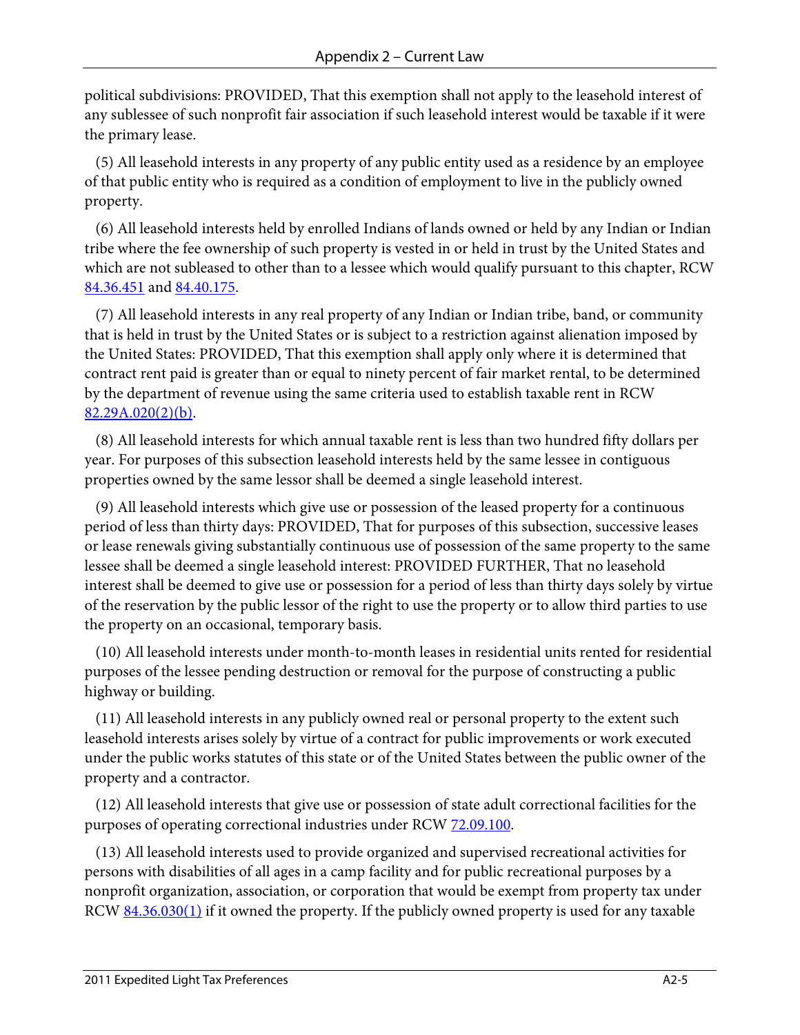political subdivisions: PROVIDED, That this exemption shall not apply to the leasehold interest of any sublessee of such nonprofit fair association if such leasehold interest would be taxable if it were the primary lease.

(5) All leasehold interests in any property of any public entity used as a residence by an employee of that public entity who is required as a condition of employment to live in the publicly owned property.

(6) All leasehold interests held by enrolled Indians of lands owned or held by any Indian or Indian tribe where the fee ownership of such property is vested in or held in trust by the United States and which are not subleased to other than to a lessee which would qualify pursuant to this chapter, RCW 84.36.451 and 84.40.175.

(7) All leasehold interests in any real property of any Indian or Indian tribe, band, or community that is held in trust by the United States or is subject to a restriction against alienation imposed by the United States: PROVIDED, That this exemption shall apply only where it is determined that contract rent paid is greater than or equal to ninety percent of fair market rental, to be determined by the department of revenue using the same criteria used to establish taxable rent in RCW 82.29A.020(2)(b).

(8) All leasehold interests for which annual taxable rent is less than two hundred fifty dollars per year. For purposes of this subsection leasehold interests held by the same lessee in contiguous properties owned by the same lessor shall be deemed a single leasehold interest.

(9) All leasehold interests which give use or possession of the leased property for a continuous period of less than thirty days: PROVIDED, That for purposes of this subsection, successive leases or lease renewals giving substantially continuous use of possession of the same property to the same lessee shall be deemed a single leasehold interest: PROVIDED FURTHER, That no leasehold interest shall be deemed to give use or possession for a period of less than thirty days solely by virtue of the reservation by the public lessor of the right to use the property or to allow third parties to use the property on an occasional, temporary basis.

(10) All leasehold interests under month-to-month leases in residential units rented for residential purposes of the lessee pending destruction or removal for the purpose of constructing a public highway or building.

(11) All leasehold interests in any publicly owned real or personal property to the extent such leasehold interests arises solely by virtue of a contract for public improvements or work executed under the public works statutes of this state or of the United States between the public owner of the property and a contractor.

(12) All leasehold interests that give use or possession of state adult correctional facilities for the purposes of operating correctional industries under RCW 72.09.100.

(13) All leasehold interests used to provide organized and supervised recreational activities for persons with disabilities of all ages in a camp facility and for public recreational purposes by a nonprofit organization, association, or corporation that would be exempt from property tax under RCW 84.36.030(1) if it owned the property. If the publicly owned property is used for any taxable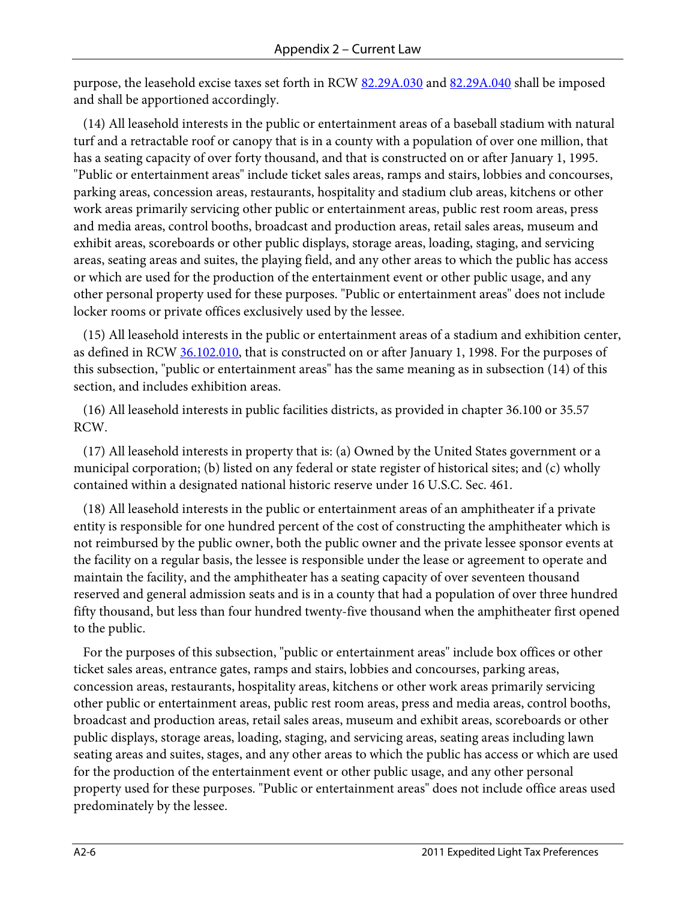purpose, the leasehold excise taxes set forth in RCW [82.29A.030](82.29A.030) and [82.29A.040](82.29A.040) shall be imposed and shall be apportioned accordingly.

(14) All leasehold interests in the public or entertainment areas of a baseball stadium with natural turf and a retractable roof or canopy that is in a county with a population of over one million, that has a seating capacity of over forty thousand, and that is constructed on or after January 1, 1995. "Public or entertainment areas" include ticket sales areas, ramps and stairs, lobbies and concourses, parking areas, concession areas, restaurants, hospitality and stadium club areas, kitchens or other work areas primarily servicing other public or entertainment areas, public rest room areas, press and media areas, control booths, broadcast and production areas, retail sales areas, museum and exhibit areas, scoreboards or other public displays, storage areas, loading, staging, and servicing areas, seating areas and suites, the playing field, and any other areas to which the public has access or which are used for the production of the entertainment event or other public usage, and any other personal property used for these purposes. "Public or entertainment areas" does not include locker rooms or private offices exclusively used by the lessee.

(15) All leasehold interests in the public or entertainment areas of a stadium and exhibition center, as defined in RCW [36.102.010](36.102.010), that is constructed on or after January 1, 1998. For the purposes of this subsection, "public or entertainment areas" has the same meaning as in subsection (14) of this section, and includes exhibition areas.

(16) All leasehold interests in public facilities districts, as provided in chapter 36.100 or 35.57 RCW.

(17) All leasehold interests in property that is: (a) Owned by the United States government or a municipal corporation; (b) listed on any federal or state register of historical sites; and (c) wholly contained within a designated national historic reserve under 16 U.S.C. Sec. 461.

(18) All leasehold interests in the public or entertainment areas of an amphitheater if a private entity is responsible for one hundred percent of the cost of constructing the amphitheater which is not reimbursed by the public owner, both the public owner and the private lessee sponsor events at the facility on a regular basis, the lessee is responsible under the lease or agreement to operate and maintain the facility, and the amphitheater has a seating capacity of over seventeen thousand reserved and general admission seats and is in a county that had a population of over three hundred fifty thousand, but less than four hundred twenty-five thousand when the amphitheater first opened to the public.

For the purposes of this subsection, "public or entertainment areas" include box offices or other ticket sales areas, entrance gates, ramps and stairs, lobbies and concourses, parking areas, concession areas, restaurants, hospitality areas, kitchens or other work areas primarily servicing other public or entertainment areas, public rest room areas, press and media areas, control booths, broadcast and production areas, retail sales areas, museum and exhibit areas, scoreboards or other public displays, storage areas, loading, staging, and servicing areas, seating areas including lawn seating areas and suites, stages, and any other areas to which the public has access or which are used for the production of the entertainment event or other public usage, and any other personal property used for these purposes. "Public or entertainment areas" does not include office areas used predominately by the lessee.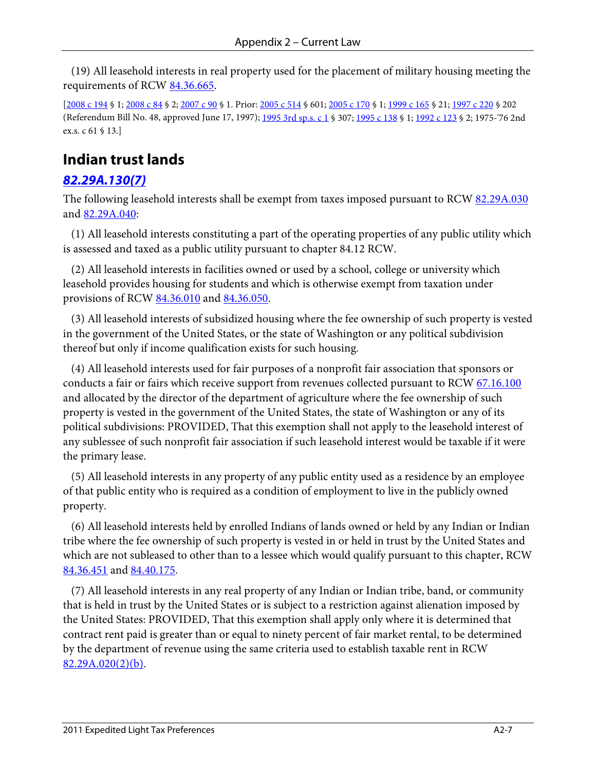(19) All leasehold interests in real property used for the placement of military housing meeting the requirements of RCW 84.36.665.

[2008 c 194 § 1; 2008 c 84 § 2; 2007 c 90 § 1. Prior: 2005 c 514 § 601; 2005 c 170 § 1; 1999 c 165 § 21; 1997 c 220 § 202 (Referendum Bill No. 48, approved June 17, 1997); 1995 3rd sp.s. c 1 § 307; 1995 c 138 § 1; 1992 c 123 § 2; 1975-'76 2nd ex.s. c 61 § 13.]

## Indian trust lands

### *82.29A.130(7)*

The following leasehold interests shall be exempt from taxes imposed pursuant to RCW 82.29A.030 and 82.29A.040:

(1) All leasehold interests constituting a part of the operating properties of any public utility which is assessed and taxed as a public utility pursuant to chapter 84.12 RCW.

(2) All leasehold interests in facilities owned or used by a school, college or university which leasehold provides housing for students and which is otherwise exempt from taxation under provisions of RCW 84.36.010 and 84.36.050.

(3) All leasehold interests of subsidized housing where the fee ownership of such property is vested in the government of the United States, or the state of Washington or any political subdivision thereof but only if income qualification exists for such housing.

(4) All leasehold interests used for fair purposes of a nonprofit fair association that sponsors or conducts a fair or fairs which receive support from revenues collected pursuant to RCW 67.16.100 and allocated by the director of the department of agriculture where the fee ownership of such property is vested in the government of the United States, the state of Washington or any of its political subdivisions: PROVIDED, That this exemption shall not apply to the leasehold interest of any sublessee of such nonprofit fair association if such leasehold interest would be taxable if it were the primary lease.

(5) All leasehold interests in any property of any public entity used as a residence by an employee of that public entity who is required as a condition of employment to live in the publicly owned property.

(6) All leasehold interests held by enrolled Indians of lands owned or held by any Indian or Indian tribe where the fee ownership of such property is vested in or held in trust by the United States and which are not subleased to other than to a lessee which would qualify pursuant to this chapter, RCW 84.36.451 and 84.40.175.

(7) All leasehold interests in any real property of any Indian or Indian tribe, band, or community that is held in trust by the United States or is subject to a restriction against alienation imposed by the United States: PROVIDED, That this exemption shall apply only where it is determined that contract rent paid is greater than or equal to ninety percent of fair market rental, to be determined by the department of revenue using the same criteria used to establish taxable rent in RCW 82.29A.020(2)(b).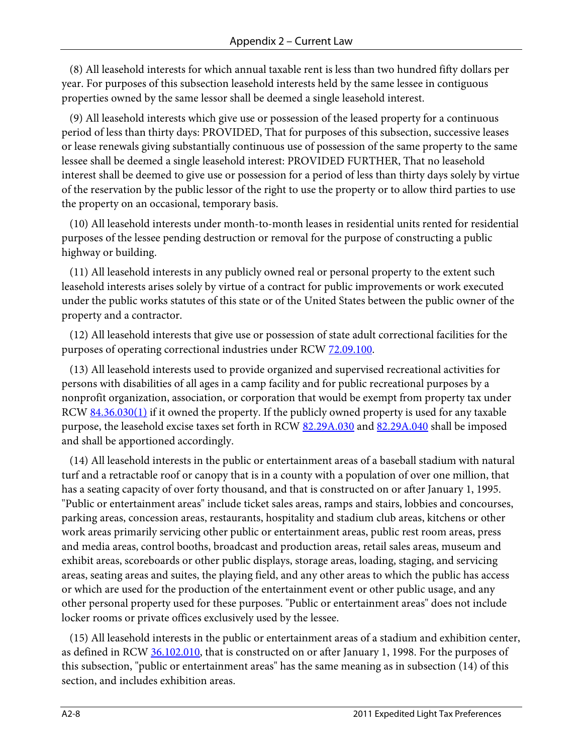(8) All leasehold interests for which annual taxable rent is less than two hundred fifty dollars per year. For purposes of this subsection leasehold interests held by the same lessee in contiguous properties owned by the same lessor shall be deemed a single leasehold interest.

(9) All leasehold interests which give use or possession of the leased property for a continuous period of less than thirty days: PROVIDED, That for purposes of this subsection, successive leases or lease renewals giving substantially continuous use of possession of the same property to the same lessee shall be deemed a single leasehold interest: PROVIDED FURTHER, That no leasehold interest shall be deemed to give use or possession for a period of less than thirty days solely by virtue of the reservation by the public lessor of the right to use the property or to allow third parties to use the property on an occasional, temporary basis.

(10) All leasehold interests under month-to-month leases in residential units rented for residential purposes of the lessee pending destruction or removal for the purpose of constructing a public highway or building.

(11) All leasehold interests in any publicly owned real or personal property to the extent such leasehold interests arises solely by virtue of a contract for public improvements or work executed under the public works statutes of this state or of the United States between the public owner of the property and a contractor.

(12) All leasehold interests that give use or possession of state adult correctional facilities for the purposes of operating correctional industries under RCW 72.09.100.

(13) All leasehold interests used to provide organized and supervised recreational activities for persons with disabilities of all ages in a camp facility and for public recreational purposes by a nonprofit organization, association, or corporation that would be exempt from property tax under RCW 84.36.030(1) if it owned the property. If the publicly owned property is used for any taxable purpose, the leasehold excise taxes set forth in RCW 82.29A.030 and 82.29A.040 shall be imposed and shall be apportioned accordingly.

(14) All leasehold interests in the public or entertainment areas of a baseball stadium with natural turf and a retractable roof or canopy that is in a county with a population of over one million, that has a seating capacity of over forty thousand, and that is constructed on or after January 1, 1995. "Public or entertainment areas" include ticket sales areas, ramps and stairs, lobbies and concourses, parking areas, concession areas, restaurants, hospitality and stadium club areas, kitchens or other work areas primarily servicing other public or entertainment areas, public rest room areas, press and media areas, control booths, broadcast and production areas, retail sales areas, museum and exhibit areas, scoreboards or other public displays, storage areas, loading, staging, and servicing areas, seating areas and suites, the playing field, and any other areas to which the public has access or which are used for the production of the entertainment event or other public usage, and any other personal property used for these purposes. "Public or entertainment areas" does not include locker rooms or private offices exclusively used by the lessee.

(15) All leasehold interests in the public or entertainment areas of a stadium and exhibition center, as defined in RCW 36.102.010, that is constructed on or after January 1, 1998. For the purposes of this subsection, "public or entertainment areas" has the same meaning as in subsection (14) of this section, and includes exhibition areas.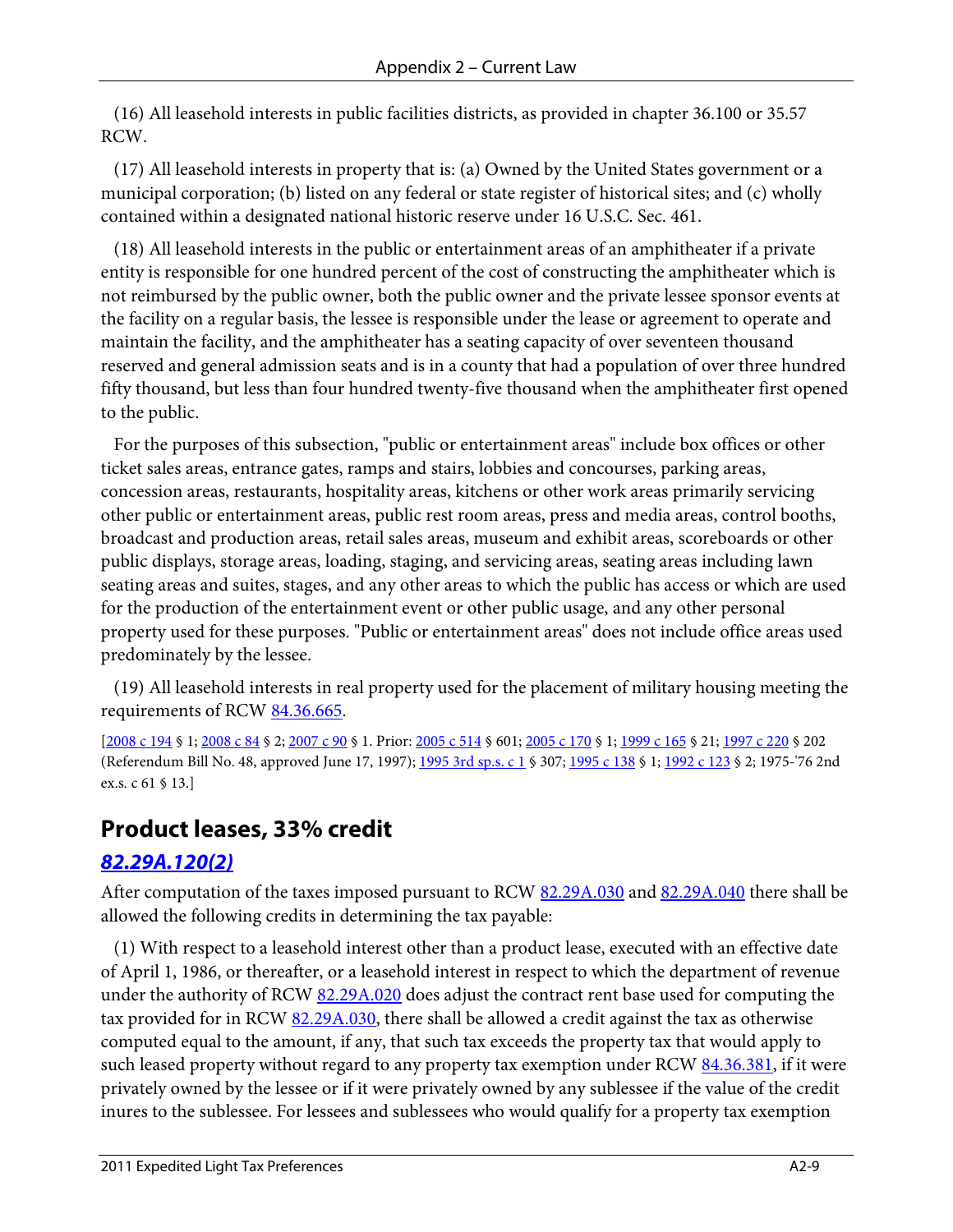(16) All leasehold interests in public facilities districts, as provided in chapter 36.100 or 35.57 RCW.

(17) All leasehold interests in property that is: (a) Owned by the United States government or a municipal corporation; (b) listed on any federal or state register of historical sites; and (c) wholly contained within a designated national historic reserve under 16 U.S.C. Sec. 461.

(18) All leasehold interests in the public or entertainment areas of an amphitheater if a private entity is responsible for one hundred percent of the cost of constructing the amphitheater which is not reimbursed by the public owner, both the public owner and the private lessee sponsor events at the facility on a regular basis, the lessee is responsible under the lease or agreement to operate and maintain the facility, and the amphitheater has a seating capacity of over seventeen thousand reserved and general admission seats and is in a county that had a population of over three hundred fifty thousand, but less than four hundred twenty-five thousand when the amphitheater first opened to the public.

For the purposes of this subsection, "public or entertainment areas" include box offices or other ticket sales areas, entrance gates, ramps and stairs, lobbies and concourses, parking areas, concession areas, restaurants, hospitality areas, kitchens or other work areas primarily servicing other public or entertainment areas, public rest room areas, press and media areas, control booths, broadcast and production areas, retail sales areas, museum and exhibit areas, scoreboards or other public displays, storage areas, loading, staging, and servicing areas, seating areas including lawn seating areas and suites, stages, and any other areas to which the public has access or which are used for the production of the entertainment event or other public usage, and any other personal property used for these purposes. "Public or entertainment areas" does not include office areas used predominately by the lessee.

(19) All leasehold interests in real property used for the placement of military housing meeting the requirements of RCW 84.36.665.

[2008 c 194 § 1; 2008 c 84 § 2; 2007 c 90 § 1. Prior: 2005 c 514 § 601; 2005 c 170 § 1; 1999 c 165 § 21; 1997 c 220 § 202 (Referendum Bill No. 48, approved June 17, 1997); 1995 3rd sp.s. c 1 § 307; 1995 c 138 § 1; 1992 c 123 § 2; 1975-'76 2nd ex.s. c 61 § 13.]

## Product leases, 33% credit

### *82.29A.120(2)*

After computation of the taxes imposed pursuant to RCW 82.29A.030 and 82.29A.040 there shall be allowed the following credits in determining the tax payable:

(1) With respect to a leasehold interest other than a product lease, executed with an effective date of April 1, 1986, or thereafter, or a leasehold interest in respect to which the department of revenue under the authority of RCW 82.29A.020 does adjust the contract rent base used for computing the tax provided for in RCW 82.29A.030, there shall be allowed a credit against the tax as otherwise computed equal to the amount, if any, that such tax exceeds the property tax that would apply to such leased property without regard to any property tax exemption under RCW 84.36.381, if it were privately owned by the lessee or if it were privately owned by any sublessee if the value of the credit inures to the sublessee. For lessees and sublessees who would qualify for a property tax exemption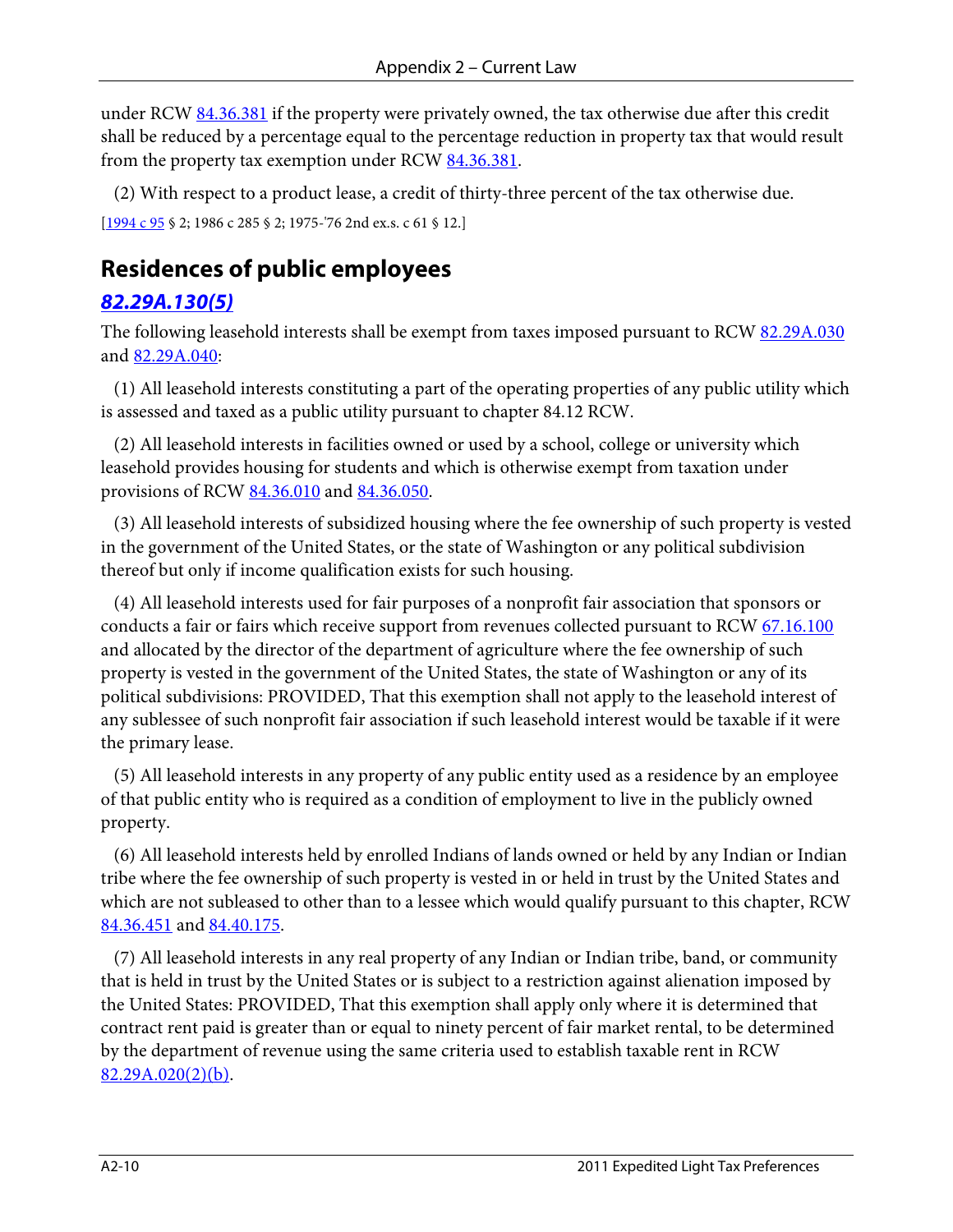under RCW 84.36.381 if the property were privately owned, the tax otherwise due after this credit shall be reduced by a percentage equal to the percentage reduction in property tax that would result from the property tax exemption under RCW 84.36.381.

(2) With respect to a product lease, a credit of thirty-three percent of the tax otherwise due.

[1994 c 95 § 2; 1986 c 285 § 2; 1975-'76 2nd ex.s. c 61 § 12.]

## Residences of public employees

### *82.29A.130(5)*

The following leasehold interests shall be exempt from taxes imposed pursuant to RCW 82.29A.030 and 82.29A.040:

(1) All leasehold interests constituting a part of the operating properties of any public utility which is assessed and taxed as a public utility pursuant to chapter 84.12 RCW.

(2) All leasehold interests in facilities owned or used by a school, college or university which leasehold provides housing for students and which is otherwise exempt from taxation under provisions of RCW 84.36.010 and 84.36.050.

(3) All leasehold interests of subsidized housing where the fee ownership of such property is vested in the government of the United States, or the state of Washington or any political subdivision thereof but only if income qualification exists for such housing.

(4) All leasehold interests used for fair purposes of a nonprofit fair association that sponsors or conducts a fair or fairs which receive support from revenues collected pursuant to RCW 67.16.100 and allocated by the director of the department of agriculture where the fee ownership of such property is vested in the government of the United States, the state of Washington or any of its political subdivisions: PROVIDED, That this exemption shall not apply to the leasehold interest of any sublessee of such nonprofit fair association if such leasehold interest would be taxable if it were the primary lease.

(5) All leasehold interests in any property of any public entity used as a residence by an employee of that public entity who is required as a condition of employment to live in the publicly owned property.

(6) All leasehold interests held by enrolled Indians of lands owned or held by any Indian or Indian tribe where the fee ownership of such property is vested in or held in trust by the United States and which are not subleased to other than to a lessee which would qualify pursuant to this chapter, RCW 84.36.451 and 84.40.175.

(7) All leasehold interests in any real property of any Indian or Indian tribe, band, or community that is held in trust by the United States or is subject to a restriction against alienation imposed by the United States: PROVIDED, That this exemption shall apply only where it is determined that contract rent paid is greater than or equal to ninety percent of fair market rental, to be determined by the department of revenue using the same criteria used to establish taxable rent in RCW 82.29A.020(2)(b).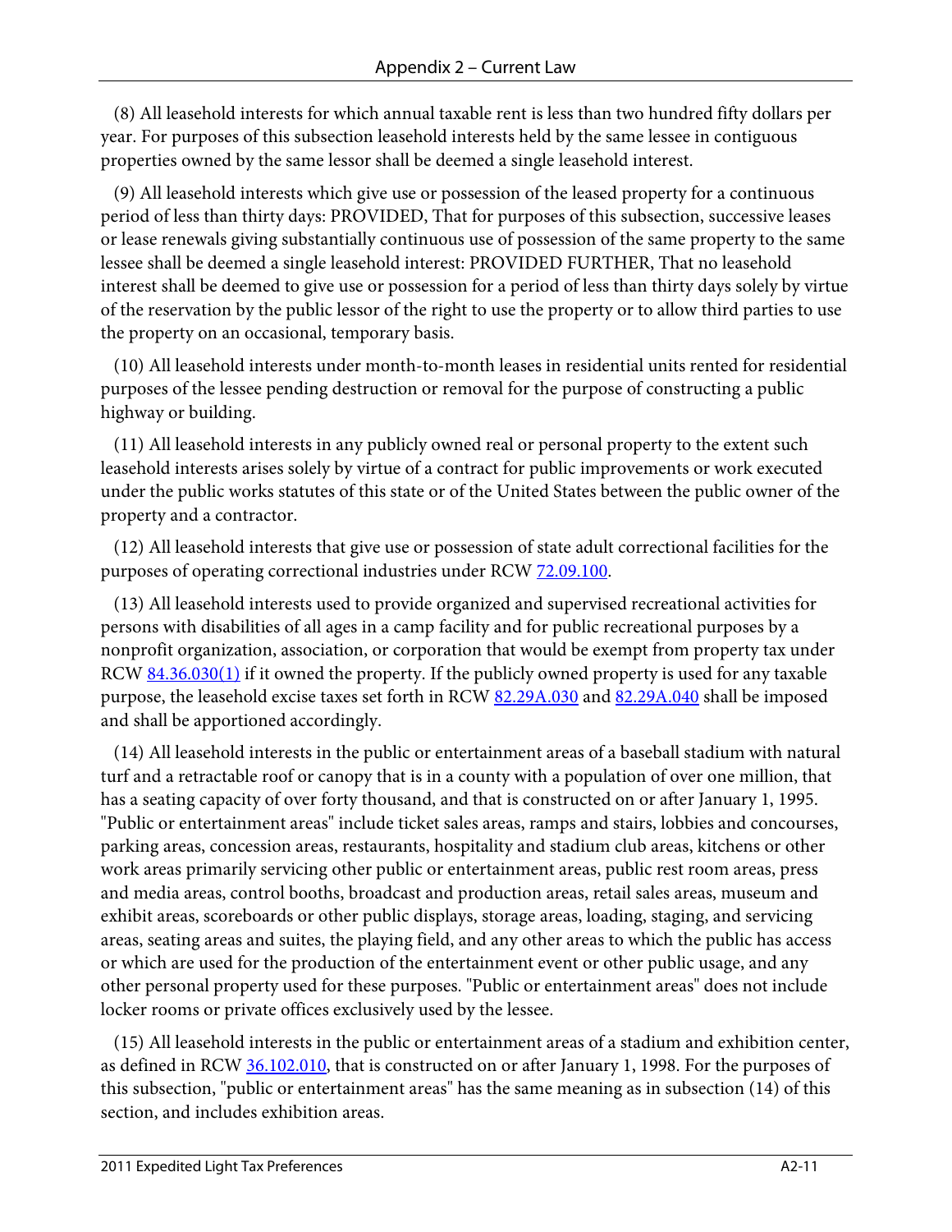(8) All leasehold interests for which annual taxable rent is less than two hundred fifty dollars per year. For purposes of this subsection leasehold interests held by the same lessee in contiguous properties owned by the same lessor shall be deemed a single leasehold interest.

(9) All leasehold interests which give use or possession of the leased property for a continuous period of less than thirty days: PROVIDED, That for purposes of this subsection, successive leases or lease renewals giving substantially continuous use of possession of the same property to the same lessee shall be deemed a single leasehold interest: PROVIDED FURTHER, That no leasehold interest shall be deemed to give use or possession for a period of less than thirty days solely by virtue of the reservation by the public lessor of the right to use the property or to allow third parties to use the property on an occasional, temporary basis.

(10) All leasehold interests under month-to-month leases in residential units rented for residential purposes of the lessee pending destruction or removal for the purpose of constructing a public highway or building.

(11) All leasehold interests in any publicly owned real or personal property to the extent such leasehold interests arises solely by virtue of a contract for public improvements or work executed under the public works statutes of this state or of the United States between the public owner of the property and a contractor.

(12) All leasehold interests that give use or possession of state adult correctional facilities for the purposes of operating correctional industries under RCW 72.09.100.

(13) All leasehold interests used to provide organized and supervised recreational activities for persons with disabilities of all ages in a camp facility and for public recreational purposes by a nonprofit organization, association, or corporation that would be exempt from property tax under RCW 84.36.030(1) if it owned the property. If the publicly owned property is used for any taxable purpose, the leasehold excise taxes set forth in RCW 82.29A.030 and 82.29A.040 shall be imposed and shall be apportioned accordingly.

(14) All leasehold interests in the public or entertainment areas of a baseball stadium with natural turf and a retractable roof or canopy that is in a county with a population of over one million, that has a seating capacity of over forty thousand, and that is constructed on or after January 1, 1995. "Public or entertainment areas" include ticket sales areas, ramps and stairs, lobbies and concourses, parking areas, concession areas, restaurants, hospitality and stadium club areas, kitchens or other work areas primarily servicing other public or entertainment areas, public rest room areas, press and media areas, control booths, broadcast and production areas, retail sales areas, museum and exhibit areas, scoreboards or other public displays, storage areas, loading, staging, and servicing areas, seating areas and suites, the playing field, and any other areas to which the public has access or which are used for the production of the entertainment event or other public usage, and any other personal property used for these purposes. "Public or entertainment areas" does not include locker rooms or private offices exclusively used by the lessee.

(15) All leasehold interests in the public or entertainment areas of a stadium and exhibition center, as defined in RCW 36.102.010, that is constructed on or after January 1, 1998. For the purposes of this subsection, "public or entertainment areas" has the same meaning as in subsection (14) of this section, and includes exhibition areas.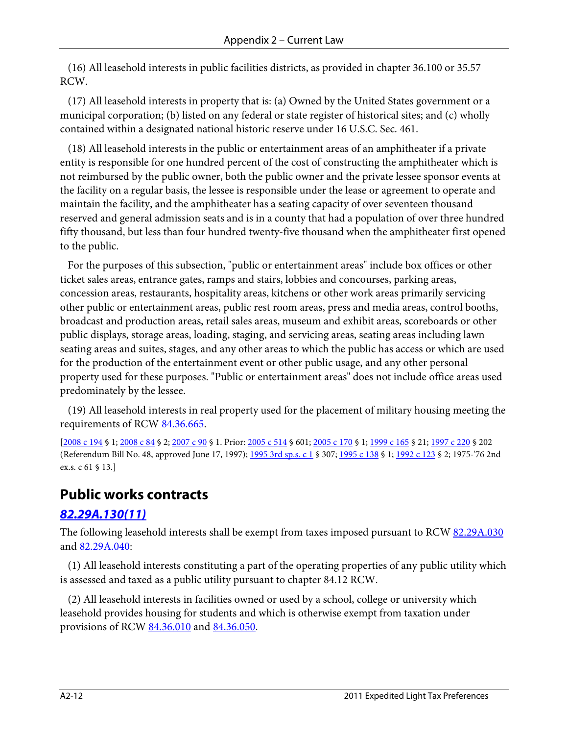(16) All leasehold interests in public facilities districts, as provided in chapter 36.100 or 35.57 RCW.

(17) All leasehold interests in property that is: (a) Owned by the United States government or a municipal corporation; (b) listed on any federal or state register of historical sites; and (c) wholly contained within a designated national historic reserve under 16 U.S.C. Sec. 461.

(18) All leasehold interests in the public or entertainment areas of an amphitheater if a private entity is responsible for one hundred percent of the cost of constructing the amphitheater which is not reimbursed by the public owner, both the public owner and the private lessee sponsor events at the facility on a regular basis, the lessee is responsible under the lease or agreement to operate and maintain the facility, and the amphitheater has a seating capacity of over seventeen thousand reserved and general admission seats and is in a county that had a population of over three hundred fifty thousand, but less than four hundred twenty-five thousand when the amphitheater first opened to the public.

For the purposes of this subsection, "public or entertainment areas" include box offices or other ticket sales areas, entrance gates, ramps and stairs, lobbies and concourses, parking areas, concession areas, restaurants, hospitality areas, kitchens or other work areas primarily servicing other public or entertainment areas, public rest room areas, press and media areas, control booths, broadcast and production areas, retail sales areas, museum and exhibit areas, scoreboards or other public displays, storage areas, loading, staging, and servicing areas, seating areas including lawn seating areas and suites, stages, and any other areas to which the public has access or which are used for the production of the entertainment event or other public usage, and any other personal property used for these purposes. "Public or entertainment areas" does not include office areas used predominately by the lessee.

(19) All leasehold interests in real property used for the placement of military housing meeting the requirements of RCW 84.36.665.

[2008 c 194 § 1; 2008 c 84 § 2; 2007 c 90 § 1. Prior: 2005 c 514 § 601; 2005 c 170 § 1; 1999 c 165 § 21; 1997 c 220 § 202 (Referendum Bill No. 48, approved June 17, 1997); 1995 3rd sp.s. c 1 § 307; 1995 c 138 § 1; 1992 c 123 § 2; 1975-'76 2nd ex.s. c 61 § 13.]

## Public works contracts

### *82.29A.130(11)*

The following leasehold interests shall be exempt from taxes imposed pursuant to RCW 82.29A.030 and 82.29A.040:

(1) All leasehold interests constituting a part of the operating properties of any public utility which is assessed and taxed as a public utility pursuant to chapter 84.12 RCW.

(2) All leasehold interests in facilities owned or used by a school, college or university which leasehold provides housing for students and which is otherwise exempt from taxation under provisions of RCW 84.36.010 and 84.36.050.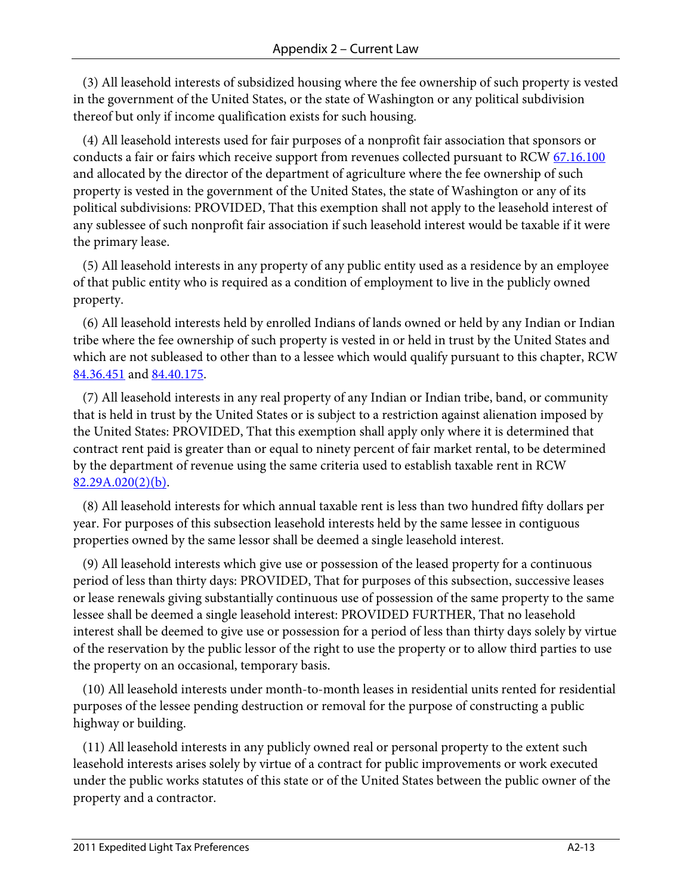(3) All leasehold interests of subsidized housing where the fee ownership of such property is vested in the government of the United States, or the state of Washington or any political subdivision thereof but only if income qualification exists for such housing.

(4) All leasehold interests used for fair purposes of a nonprofit fair association that sponsors or conducts a fair or fairs which receive support from revenues collected pursuant to RCW 67.16.100 and allocated by the director of the department of agriculture where the fee ownership of such property is vested in the government of the United States, the state of Washington or any of its political subdivisions: PROVIDED, That this exemption shall not apply to the leasehold interest of any sublessee of such nonprofit fair association if such leasehold interest would be taxable if it were the primary lease.

(5) All leasehold interests in any property of any public entity used as a residence by an employee of that public entity who is required as a condition of employment to live in the publicly owned property.

(6) All leasehold interests held by enrolled Indians of lands owned or held by any Indian or Indian tribe where the fee ownership of such property is vested in or held in trust by the United States and which are not subleased to other than to a lessee which would qualify pursuant to this chapter, RCW 84.36.451 and 84.40.175.

(7) All leasehold interests in any real property of any Indian or Indian tribe, band, or community that is held in trust by the United States or is subject to a restriction against alienation imposed by the United States: PROVIDED, That this exemption shall apply only where it is determined that contract rent paid is greater than or equal to ninety percent of fair market rental, to be determined by the department of revenue using the same criteria used to establish taxable rent in RCW 82.29A.020(2)(b).

(8) All leasehold interests for which annual taxable rent is less than two hundred fifty dollars per year. For purposes of this subsection leasehold interests held by the same lessee in contiguous properties owned by the same lessor shall be deemed a single leasehold interest.

(9) All leasehold interests which give use or possession of the leased property for a continuous period of less than thirty days: PROVIDED, That for purposes of this subsection, successive leases or lease renewals giving substantially continuous use of possession of the same property to the same lessee shall be deemed a single leasehold interest: PROVIDED FURTHER, That no leasehold interest shall be deemed to give use or possession for a period of less than thirty days solely by virtue of the reservation by the public lessor of the right to use the property or to allow third parties to use the property on an occasional, temporary basis.

(10) All leasehold interests under month-to-month leases in residential units rented for residential purposes of the lessee pending destruction or removal for the purpose of constructing a public highway or building.

(11) All leasehold interests in any publicly owned real or personal property to the extent such leasehold interests arises solely by virtue of a contract for public improvements or work executed under the public works statutes of this state or of the United States between the public owner of the property and a contractor.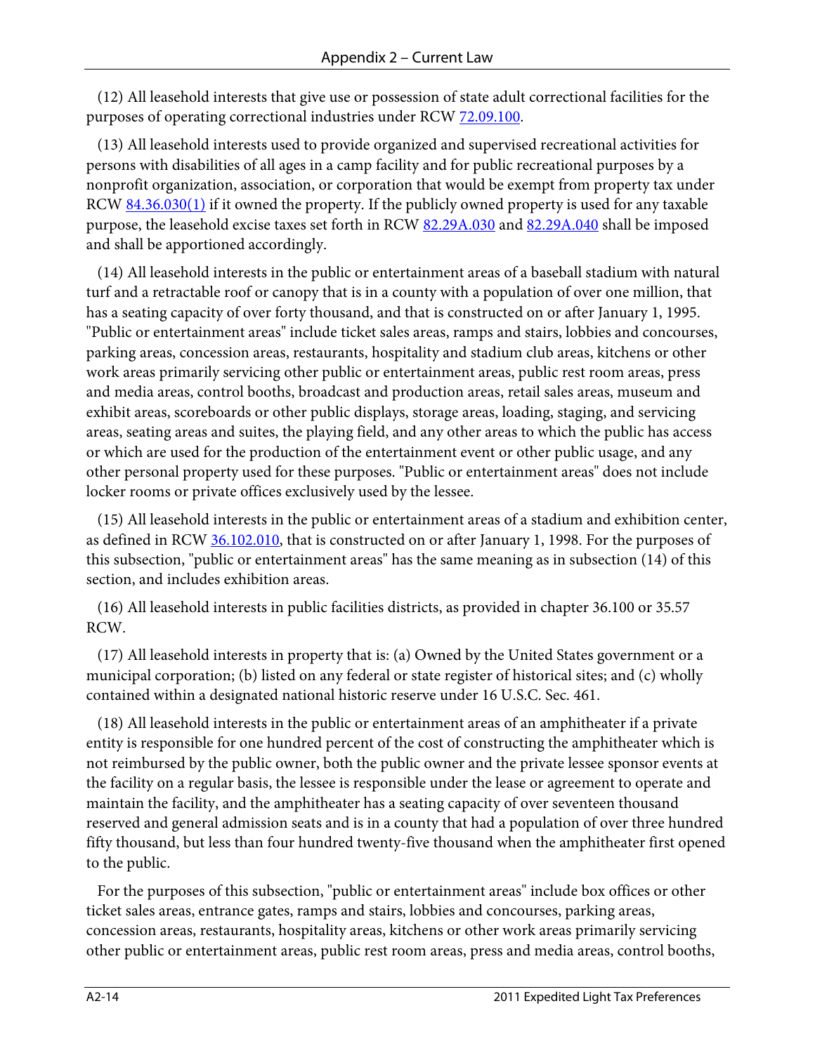(12) All leasehold interests that give use or possession of state adult correctional facilities for the purposes of operating correctional industries under RCW 72.09.100.

(13) All leasehold interests used to provide organized and supervised recreational activities for persons with disabilities of all ages in a camp facility and for public recreational purposes by a nonprofit organization, association, or corporation that would be exempt from property tax under RCW 84.36.030(1) if it owned the property. If the publicly owned property is used for any taxable purpose, the leasehold excise taxes set forth in RCW 82.29A.030 and 82.29A.040 shall be imposed and shall be apportioned accordingly.

(14) All leasehold interests in the public or entertainment areas of a baseball stadium with natural turf and a retractable roof or canopy that is in a county with a population of over one million, that has a seating capacity of over forty thousand, and that is constructed on or after January 1, 1995. "Public or entertainment areas" include ticket sales areas, ramps and stairs, lobbies and concourses, parking areas, concession areas, restaurants, hospitality and stadium club areas, kitchens or other work areas primarily servicing other public or entertainment areas, public rest room areas, press and media areas, control booths, broadcast and production areas, retail sales areas, museum and exhibit areas, scoreboards or other public displays, storage areas, loading, staging, and servicing areas, seating areas and suites, the playing field, and any other areas to which the public has access or which are used for the production of the entertainment event or other public usage, and any other personal property used for these purposes. "Public or entertainment areas" does not include locker rooms or private offices exclusively used by the lessee.

(15) All leasehold interests in the public or entertainment areas of a stadium and exhibition center, as defined in RCW 36.102.010, that is constructed on or after January 1, 1998. For the purposes of this subsection, "public or entertainment areas" has the same meaning as in subsection (14) of this section, and includes exhibition areas.

(16) All leasehold interests in public facilities districts, as provided in chapter 36.100 or 35.57 RCW.

(17) All leasehold interests in property that is: (a) Owned by the United States government or a municipal corporation; (b) listed on any federal or state register of historical sites; and (c) wholly contained within a designated national historic reserve under 16 U.S.C. Sec. 461.

(18) All leasehold interests in the public or entertainment areas of an amphitheater if a private entity is responsible for one hundred percent of the cost of constructing the amphitheater which is not reimbursed by the public owner, both the public owner and the private lessee sponsor events at the facility on a regular basis, the lessee is responsible under the lease or agreement to operate and maintain the facility, and the amphitheater has a seating capacity of over seventeen thousand reserved and general admission seats and is in a county that had a population of over three hundred fifty thousand, but less than four hundred twenty-five thousand when the amphitheater first opened to the public.

For the purposes of this subsection, "public or entertainment areas" include box offices or other ticket sales areas, entrance gates, ramps and stairs, lobbies and concourses, parking areas, concession areas, restaurants, hospitality areas, kitchens or other work areas primarily servicing other public or entertainment areas, public rest room areas, press and media areas, control booths,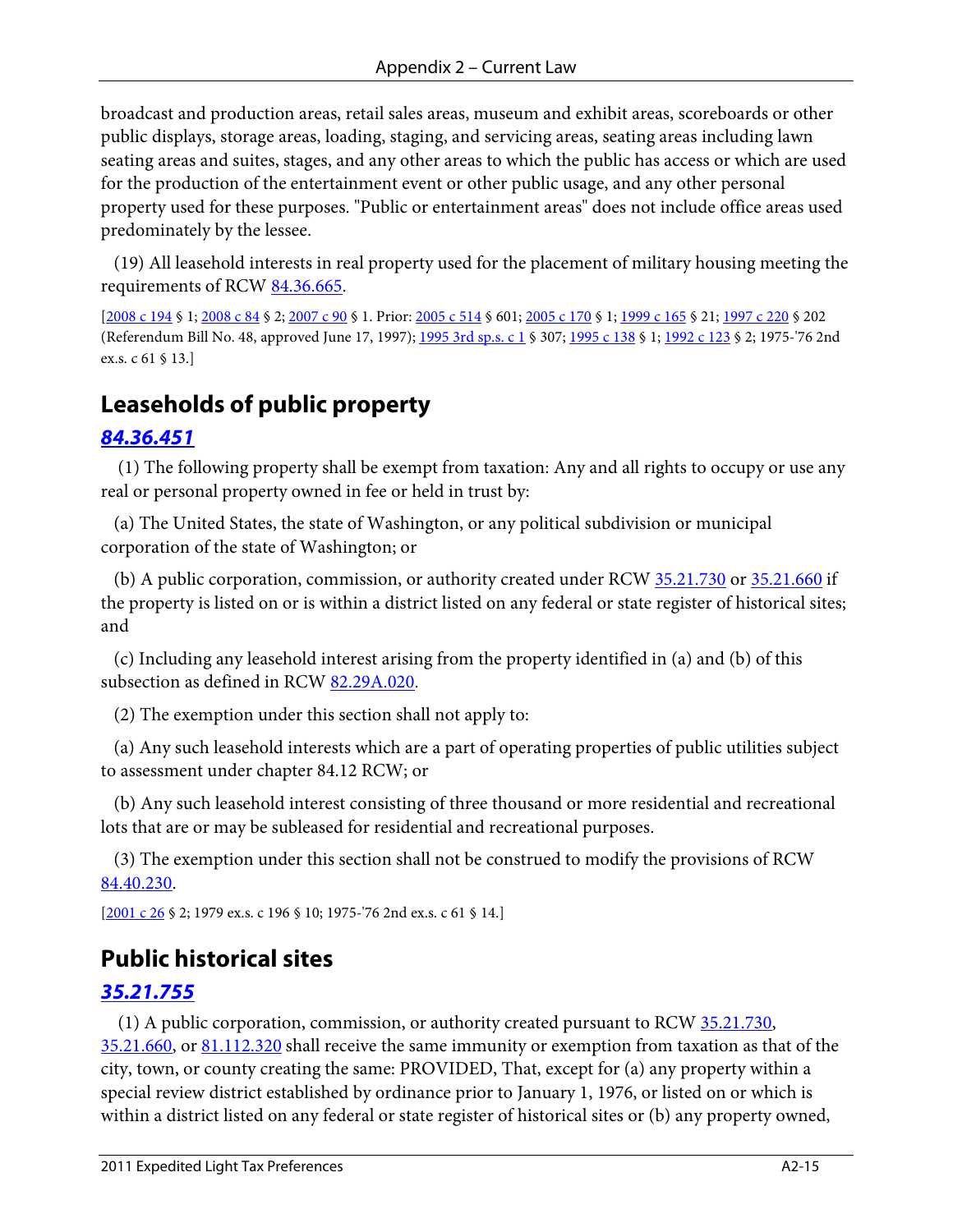broadcast and production areas, retail sales areas, museum and exhibit areas, scoreboards or other public displays, storage areas, loading, staging, and servicing areas, seating areas including lawn seating areas and suites, stages, and any other areas to which the public has access or which are used for the production of the entertainment event or other public usage, and any other personal property used for these purposes. "Public or entertainment areas" does not include office areas used predominately by the lessee.

(19) All leasehold interests in real property used for the placement of military housing meeting the requirements of RCW 84.36.665.

[2008 c 194 § 1; 2008 c 84 § 2; 2007 c 90 § 1. Prior: 2005 c 514 § 601; 2005 c 170 § 1; 1999 c 165 § 21; 1997 c 220 § 202 (Referendum Bill No. 48, approved June 17, 1997); 1995 3rd sp.s. c 1 § 307; 1995 c 138 § 1; 1992 c 123 § 2; 1975-'76 2nd ex.s. c 61 § 13.]

## Leaseholds of public property

### *84.36.451*

(1) The following property shall be exempt from taxation: Any and all rights to occupy or use any real or personal property owned in fee or held in trust by:

(a) The United States, the state of Washington, or any political subdivision or municipal corporation of the state of Washington; or

(b) A public corporation, commission, or authority created under RCW 35.21.730 or 35.21.660 if the property is listed on or is within a district listed on any federal or state register of historical sites; and

(c) Including any leasehold interest arising from the property identified in (a) and (b) of this subsection as defined in RCW 82.29A.020.

(2) The exemption under this section shall not apply to:

(a) Any such leasehold interests which are a part of operating properties of public utilities subject to assessment under chapter 84.12 RCW; or

(b) Any such leasehold interest consisting of three thousand or more residential and recreational lots that are or may be subleased for residential and recreational purposes.

(3) The exemption under this section shall not be construed to modify the provisions of RCW 84.40.230.

[2001 c 26 § 2; 1979 ex.s. c 196 § 10; 1975-'76 2nd ex.s. c 61 § 14.]

## Public historical sites

### *35.21.755*

(1) A public corporation, commission, or authority created pursuant to RCW 35.21.730, 35.21.660, or 81.112.320 shall receive the same immunity or exemption from taxation as that of the city, town, or county creating the same: PROVIDED, That, except for (a) any property within a special review district established by ordinance prior to January 1, 1976, or listed on or which is within a district listed on any federal or state register of historical sites or (b) any property owned,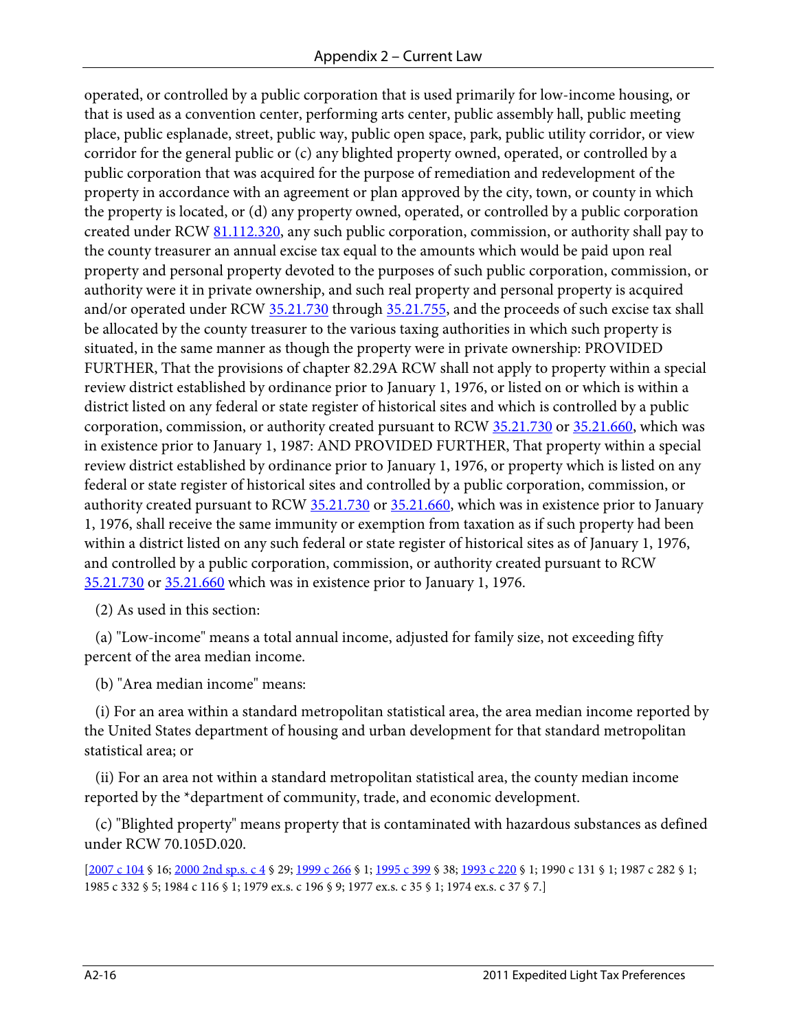operated, or controlled by a public corporation that is used primarily for low-income housing, or that is used as a convention center, performing arts center, public assembly hall, public meeting place, public esplanade, street, public way, public open space, park, public utility corridor, or view corridor for the general public or (c) any blighted property owned, operated, or controlled by a public corporation that was acquired for the purpose of remediation and redevelopment of the property in accordance with an agreement or plan approved by the city, town, or county in which the property is located, or (d) any property owned, operated, or controlled by a public corporation created under RCW 81.112.320, any such public corporation, commission, or authority shall pay to the county treasurer an annual excise tax equal to the amounts which would be paid upon real property and personal property devoted to the purposes of such public corporation, commission, or authority were it in private ownership, and such real property and personal property is acquired and/or operated under RCW 35.21.730 through 35.21.755, and the proceeds of such excise tax shall be allocated by the county treasurer to the various taxing authorities in which such property is situated, in the same manner as though the property were in private ownership: PROVIDED FURTHER, That the provisions of chapter 82.29A RCW shall not apply to property within a special review district established by ordinance prior to January 1, 1976, or listed on or which is within a district listed on any federal or state register of historical sites and which is controlled by a public corporation, commission, or authority created pursuant to RCW 35.21.730 or 35.21.660, which was in existence prior to January 1, 1987: AND PROVIDED FURTHER, That property within a special review district established by ordinance prior to January 1, 1976, or property which is listed on any federal or state register of historical sites and controlled by a public corporation, commission, or authority created pursuant to RCW 35.21.730 or 35.21.660, which was in existence prior to January 1, 1976, shall receive the same immunity or exemption from taxation as if such property had been within a district listed on any such federal or state register of historical sites as of January 1, 1976, and controlled by a public corporation, commission, or authority created pursuant to RCW 35.21.730 or 35.21.660 which was in existence prior to January 1, 1976.

(2) As used in this section:

(a) "Low-income" means a total annual income, adjusted for family size, not exceeding fifty percent of the area median income.

(b) "Area median income" means:

(i) For an area within a standard metropolitan statistical area, the area median income reported by the United States department of housing and urban development for that standard metropolitan statistical area; or

(ii) For an area not within a standard metropolitan statistical area, the county median income reported by the *department of community, trade, and economic development.

(c) "Blighted property" means property that is contaminated with hazardous substances as defined under RCW 70.105D.020.

[2007 c 104 § 16; 2000 2nd sp.s. c 4 § 29; 1999 c 266 § 1; 1995 c 399 § 38; 1993 c 220 § 1; 1990 c 131 § 1; 1987 c 282 § 1; 1985 c 332 § 5; 1984 c 116 § 1; 1979 ex.s. c 196 § 9; 1977 ex.s. c 35 § 1; 1974 ex.s. c 37 § 7.]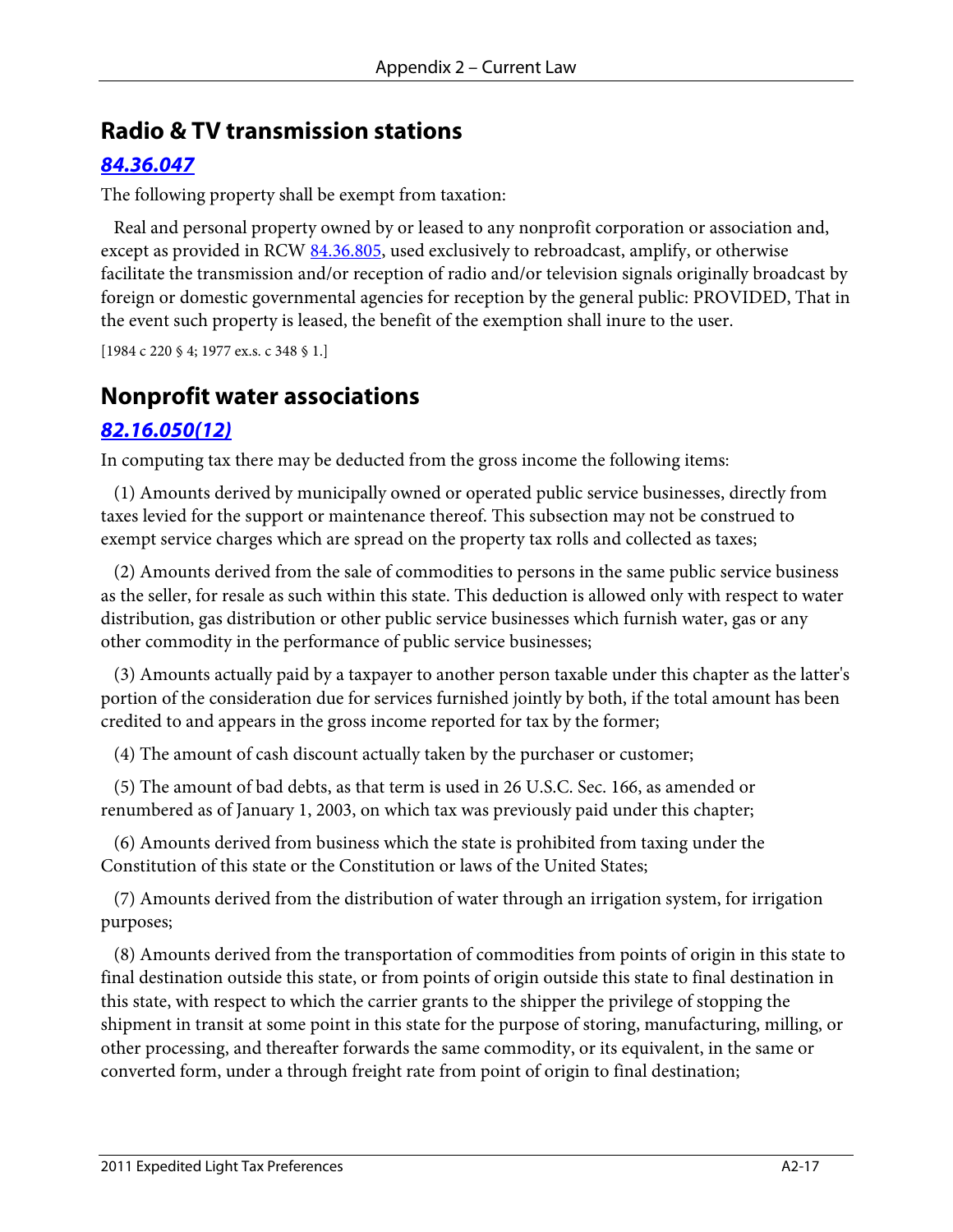## Radio & TV transmission stations

### *84.36.047*

The following property shall be exempt from taxation:

Real and personal property owned by or leased to any nonprofit corporation or association and, except as provided in RCW 84.36.805, used exclusively to rebroadcast, amplify, or otherwise facilitate the transmission and/or reception of radio and/or television signals originally broadcast by foreign or domestic governmental agencies for reception by the general public: PROVIDED, That in the event such property is leased, the benefit of the exemption shall inure to the user.

[1984 c 220 § 4; 1977 ex.s. c 348 § 1.]

## Nonprofit water associations

### *82.16.050(12)*

In computing tax there may be deducted from the gross income the following items:

(1) Amounts derived by municipally owned or operated public service businesses, directly from taxes levied for the support or maintenance thereof. This subsection may not be construed to exempt service charges which are spread on the property tax rolls and collected as taxes;

(2) Amounts derived from the sale of commodities to persons in the same public service business as the seller, for resale as such within this state. This deduction is allowed only with respect to water distribution, gas distribution or other public service businesses which furnish water, gas or any other commodity in the performance of public service businesses;

(3) Amounts actually paid by a taxpayer to another person taxable under this chapter as the latter's portion of the consideration due for services furnished jointly by both, if the total amount has been credited to and appears in the gross income reported for tax by the former;

(4) The amount of cash discount actually taken by the purchaser or customer;

(5) The amount of bad debts, as that term is used in 26 U.S.C. Sec. 166, as amended or renumbered as of January 1, 2003, on which tax was previously paid under this chapter;

(6) Amounts derived from business which the state is prohibited from taxing under the Constitution of this state or the Constitution or laws of the United States;

(7) Amounts derived from the distribution of water through an irrigation system, for irrigation purposes;

(8) Amounts derived from the transportation of commodities from points of origin in this state to final destination outside this state, or from points of origin outside this state to final destination in this state, with respect to which the carrier grants to the shipper the privilege of stopping the shipment in transit at some point in this state for the purpose of storing, manufacturing, milling, or other processing, and thereafter forwards the same commodity, or its equivalent, in the same or converted form, under a through freight rate from point of origin to final destination;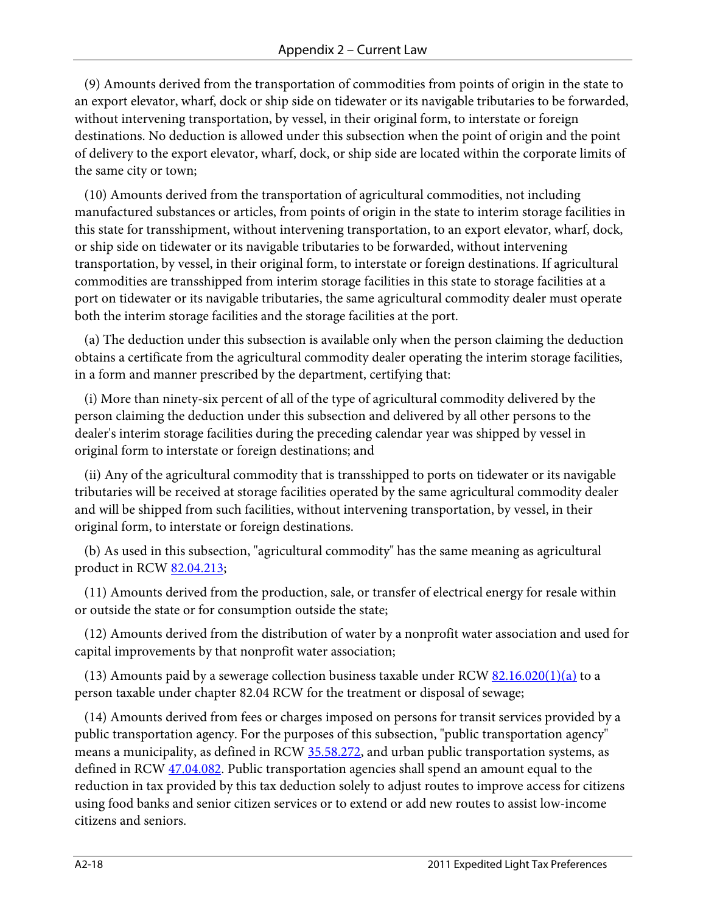(9) Amounts derived from the transportation of commodities from points of origin in the state to an export elevator, wharf, dock or ship side on tidewater or its navigable tributaries to be forwarded, without intervening transportation, by vessel, in their original form, to interstate or foreign destinations. No deduction is allowed under this subsection when the point of origin and the point of delivery to the export elevator, wharf, dock, or ship side are located within the corporate limits of the same city or town;

(10) Amounts derived from the transportation of agricultural commodities, not including manufactured substances or articles, from points of origin in the state to interim storage facilities in this state for transshipment, without intervening transportation, to an export elevator, wharf, dock, or ship side on tidewater or its navigable tributaries to be forwarded, without intervening transportation, by vessel, in their original form, to interstate or foreign destinations. If agricultural commodities are transshipped from interim storage facilities in this state to storage facilities at a port on tidewater or its navigable tributaries, the same agricultural commodity dealer must operate both the interim storage facilities and the storage facilities at the port.

(a) The deduction under this subsection is available only when the person claiming the deduction obtains a certificate from the agricultural commodity dealer operating the interim storage facilities, in a form and manner prescribed by the department, certifying that:

(i) More than ninety-six percent of all of the type of agricultural commodity delivered by the person claiming the deduction under this subsection and delivered by all other persons to the dealer's interim storage facilities during the preceding calendar year was shipped by vessel in original form to interstate or foreign destinations; and

(ii) Any of the agricultural commodity that is transshipped to ports on tidewater or its navigable tributaries will be received at storage facilities operated by the same agricultural commodity dealer and will be shipped from such facilities, without intervening transportation, by vessel, in their original form, to interstate or foreign destinations.

(b) As used in this subsection, "agricultural commodity" has the same meaning as agricultural product in RCW 82.04.213;

(11) Amounts derived from the production, sale, or transfer of electrical energy for resale within or outside the state or for consumption outside the state;

(12) Amounts derived from the distribution of water by a nonprofit water association and used for capital improvements by that nonprofit water association;

(13) Amounts paid by a sewerage collection business taxable under RCW 82.16.020(1)(a) to a person taxable under chapter 82.04 RCW for the treatment or disposal of sewage;

(14) Amounts derived from fees or charges imposed on persons for transit services provided by a public transportation agency. For the purposes of this subsection, "public transportation agency" means a municipality, as defined in RCW 35.58.272, and urban public transportation systems, as defined in RCW 47.04.082. Public transportation agencies shall spend an amount equal to the reduction in tax provided by this tax deduction solely to adjust routes to improve access for citizens using food banks and senior citizen services or to extend or add new routes to assist low-income citizens and seniors.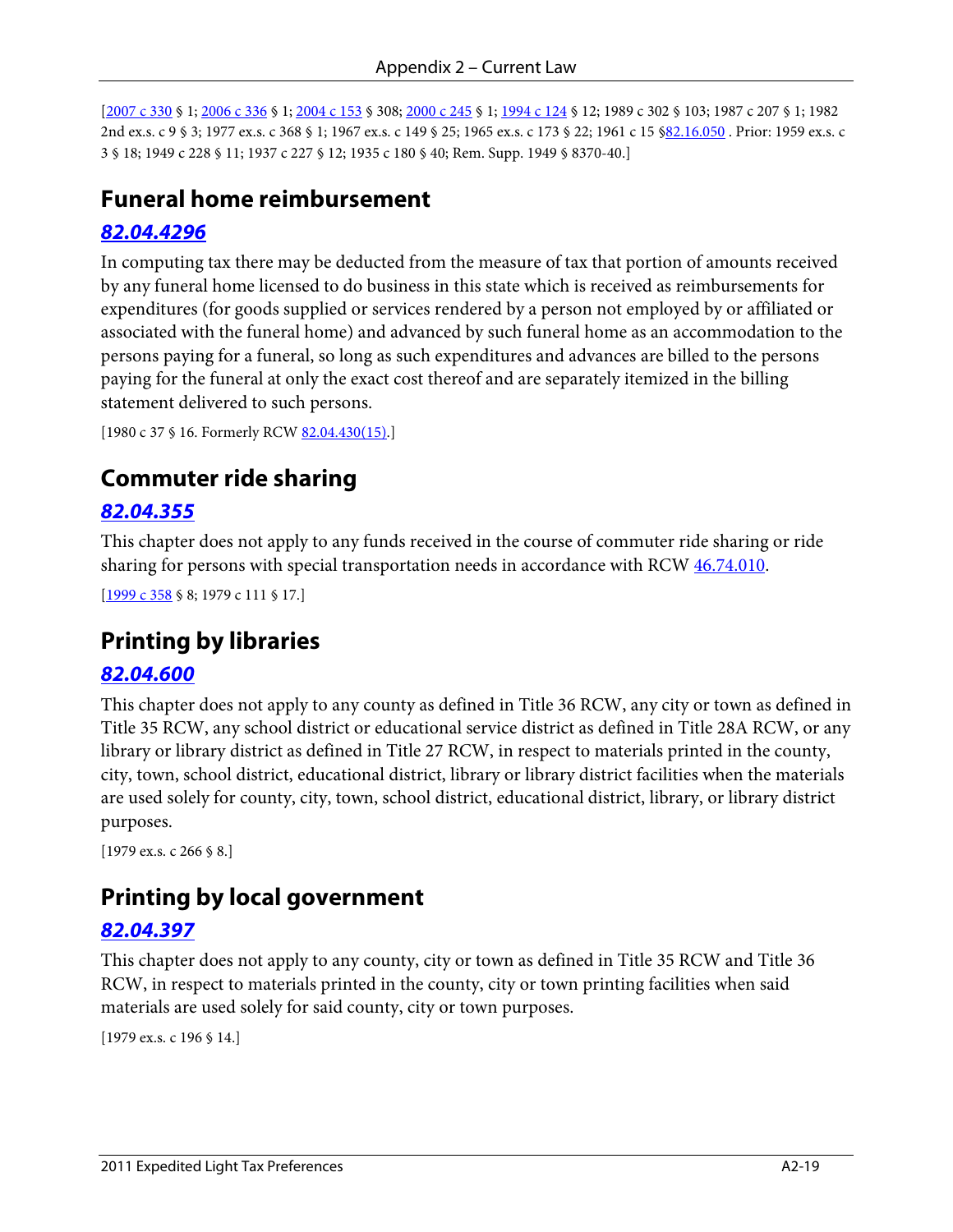[2007 c 330 § 1; 2006 c 336 § 1; 2004 c 153 § 308; 2000 c 245 § 1; 1994 c 124 § 12; 1989 c 302 § 103; 1987 c 207 § 1; 1982 2nd ex.s. c 9 § 3; 1977 ex.s. c 368 § 1; 1967 ex.s. c 149 § 25; 1965 ex.s. c 173 § 22; 1961 c 15 §82.16.050 . Prior: 1959 ex.s. c 3 § 18; 1949 c 228 § 11; 1937 c 227 § 12; 1935 c 180 § 40; Rem. Supp. 1949 § 8370-40.]

## Funeral home reimbursement

### *82.04.4296*

In computing tax there may be deducted from the measure of tax that portion of amounts received by any funeral home licensed to do business in this state which is received as reimbursements for expenditures (for goods supplied or services rendered by a person not employed by or affiliated or associated with the funeral home) and advanced by such funeral home as an accommodation to the persons paying for a funeral, so long as such expenditures and advances are billed to the persons paying for the funeral at only the exact cost thereof and are separately itemized in the billing statement delivered to such persons.

[1980 c 37 § 16. Formerly RCW 82.04.430(15).]

## Commuter ride sharing

### *82.04.355*

This chapter does not apply to any funds received in the course of commuter ride sharing or ride sharing for persons with special transportation needs in accordance with RCW 46.74.010.

[1999 c 358 § 8; 1979 c 111 § 17.]

## Printing by libraries

### *82.04.600*

This chapter does not apply to any county as defined in Title 36 RCW, any city or town as defined in Title 35 RCW, any school district or educational service district as defined in Title 28A RCW, or any library or library district as defined in Title 27 RCW, in respect to materials printed in the county, city, town, school district, educational district, library or library district facilities when the materials are used solely for county, city, town, school district, educational district, library, or library district purposes.

[1979 ex.s. c 266 § 8.]

## Printing by local government

### *82.04.397*

This chapter does not apply to any county, city or town as defined in Title 35 RCW and Title 36 RCW, in respect to materials printed in the county, city or town printing facilities when said materials are used solely for said county, city or town purposes.

[1979 ex.s. c 196 § 14.]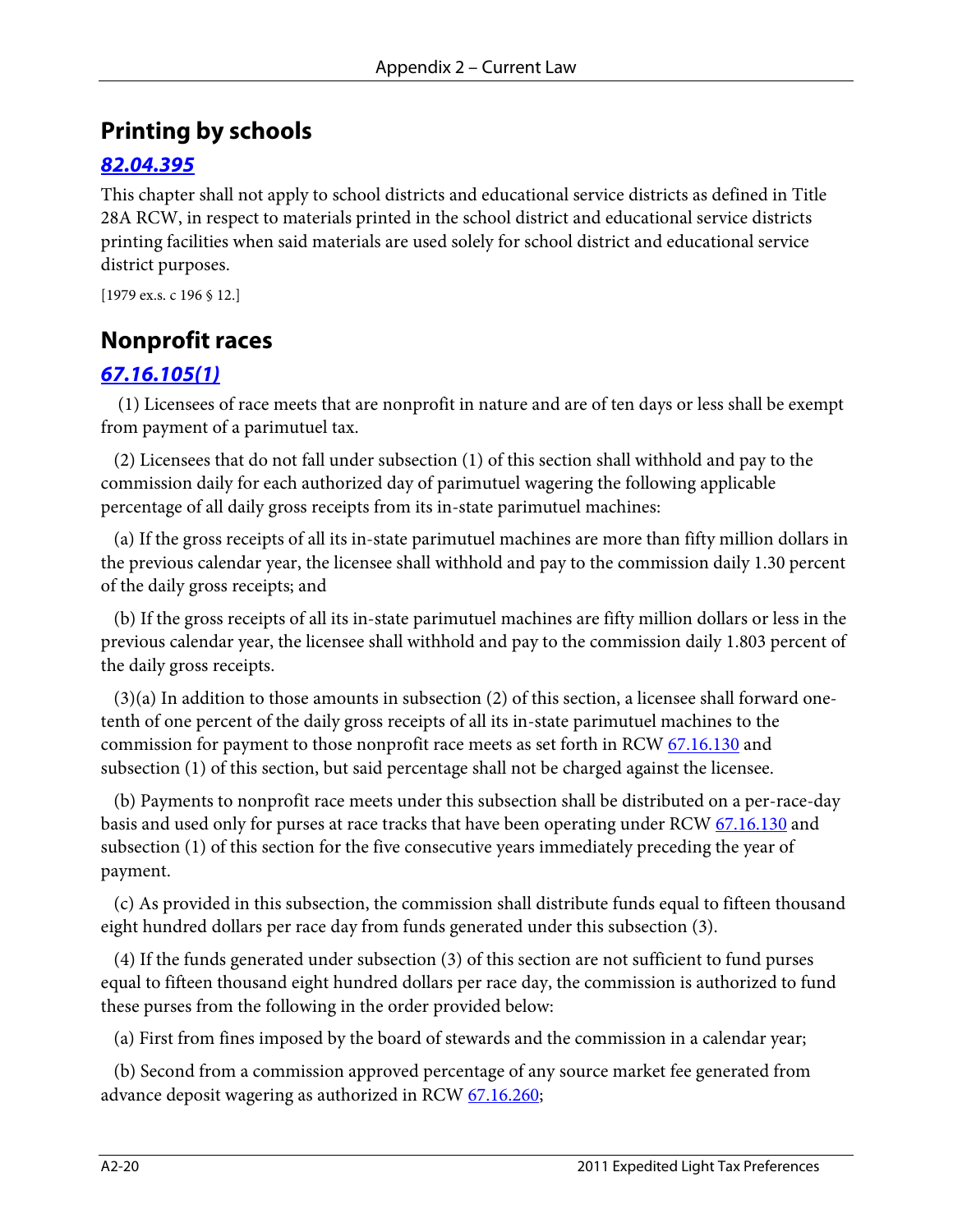## Printing by schools

### [82.04.395](#)

This chapter shall not apply to school districts and educational service districts as defined in Title 28A RCW, in respect to materials printed in the school district and educational service districts printing facilities when said materials are used solely for school district and educational service district purposes.

[1979 ex.s. c 196 § 12.]

## Nonprofit races

### [67.16.105(1)](#)

(1) Licensees of race meets that are nonprofit in nature and are of ten days or less shall be exempt from payment of a parimutuel tax.

(2) Licensees that do not fall under subsection (1) of this section shall withhold and pay to the commission daily for each authorized day of parimutuel wagering the following applicable percentage of all daily gross receipts from its in-state parimutuel machines:

(a) If the gross receipts of all its in-state parimutuel machines are more than fifty million dollars in the previous calendar year, the licensee shall withhold and pay to the commission daily 1.30 percent of the daily gross receipts; and

(b) If the gross receipts of all its in-state parimutuel machines are fifty million dollars or less in the previous calendar year, the licensee shall withhold and pay to the commission daily 1.803 percent of the daily gross receipts.

(3)(a) In addition to those amounts in subsection (2) of this section, a licensee shall forward one-tenth of one percent of the daily gross receipts of all its in-state parimutuel machines to the commission for payment to those nonprofit race meets as set forth in RCW [67.16.130](#) and subsection (1) of this section, but said percentage shall not be charged against the licensee.

(b) Payments to nonprofit race meets under this subsection shall be distributed on a per-race-day basis and used only for purses at race tracks that have been operating under RCW [67.16.130](#) and subsection (1) of this section for the five consecutive years immediately preceding the year of payment.

(c) As provided in this subsection, the commission shall distribute funds equal to fifteen thousand eight hundred dollars per race day from funds generated under this subsection (3).

(4) If the funds generated under subsection (3) of this section are not sufficient to fund purses equal to fifteen thousand eight hundred dollars per race day, the commission is authorized to fund these purses from the following in the order provided below:

(a) First from fines imposed by the board of stewards and the commission in a calendar year;

(b) Second from a commission approved percentage of any source market fee generated from advance deposit wagering as authorized in RCW [67.16.260](#);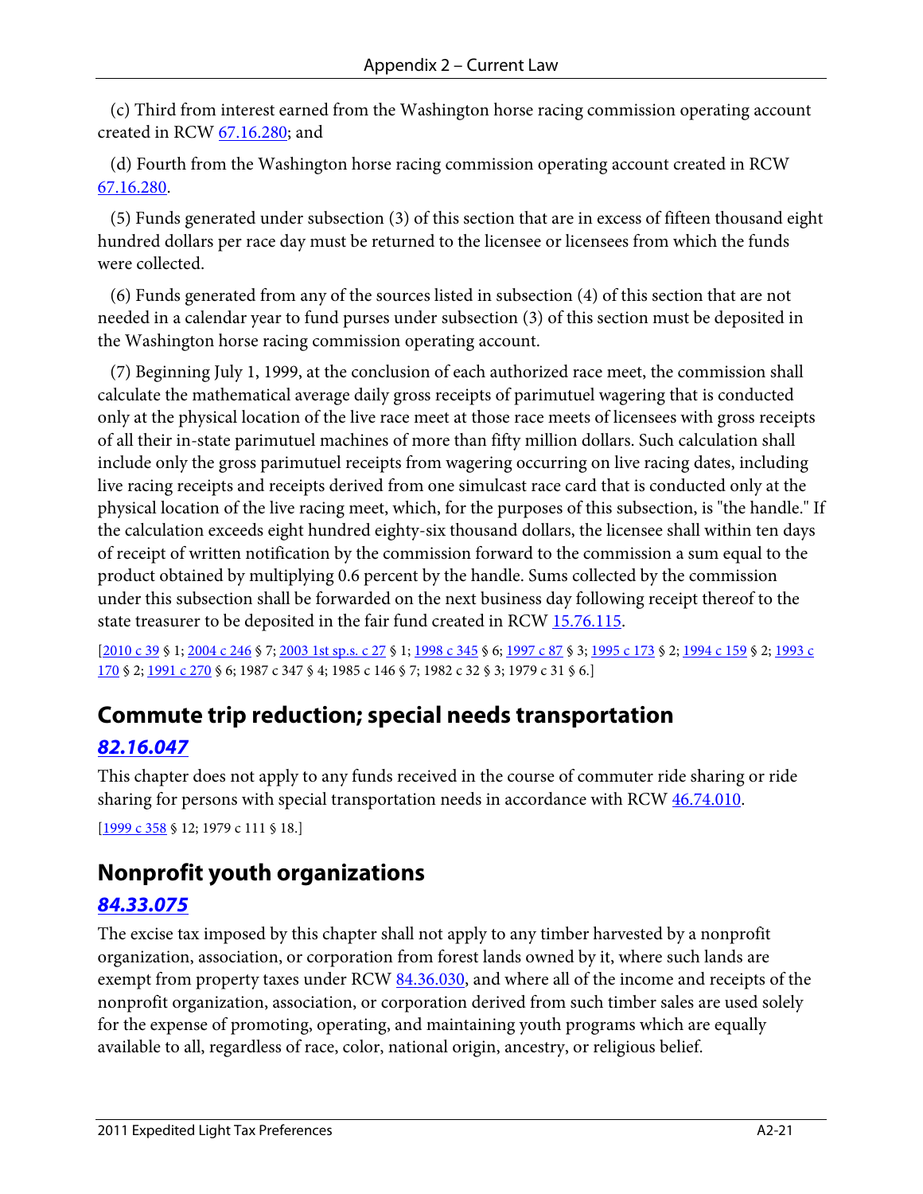(c) Third from interest earned from the Washington horse racing commission operating account created in RCW 67.16.280; and

(d) Fourth from the Washington horse racing commission operating account created in RCW 67.16.280.

(5) Funds generated under subsection (3) of this section that are in excess of fifteen thousand eight hundred dollars per race day must be returned to the licensee or licensees from which the funds were collected.

(6) Funds generated from any of the sources listed in subsection (4) of this section that are not needed in a calendar year to fund purses under subsection (3) of this section must be deposited in the Washington horse racing commission operating account.

(7) Beginning July 1, 1999, at the conclusion of each authorized race meet, the commission shall calculate the mathematical average daily gross receipts of parimutuel wagering that is conducted only at the physical location of the live race meet at those race meets of licensees with gross receipts of all their in-state parimutuel machines of more than fifty million dollars. Such calculation shall include only the gross parimutuel receipts from wagering occurring on live racing dates, including live racing receipts and receipts derived from one simulcast race card that is conducted only at the physical location of the live racing meet, which, for the purposes of this subsection, is "the handle." If the calculation exceeds eight hundred eighty-six thousand dollars, the licensee shall within ten days of receipt of written notification by the commission forward to the commission a sum equal to the product obtained by multiplying 0.6 percent by the handle. Sums collected by the commission under this subsection shall be forwarded on the next business day following receipt thereof to the state treasurer to be deposited in the fair fund created in RCW 15.76.115.

[2010 c 39 § 1; 2004 c 246 § 7; 2003 1st sp.s. c 27 § 1; 1998 c 345 § 6; 1997 c 87 § 3; 1995 c 173 § 2; 1994 c 159 § 2; 1993 c 170 § 2; 1991 c 270 § 6; 1987 c 347 § 4; 1985 c 146 § 7; 1982 c 32 § 3; 1979 c 31 § 6.]

## Commute trip reduction; special needs transportation

### *82.16.047*

This chapter does not apply to any funds received in the course of commuter ride sharing or ride sharing for persons with special transportation needs in accordance with RCW 46.74.010.

[1999 c 358 § 12; 1979 c 111 § 18.]

## Nonprofit youth organizations

### *84.33.075*

The excise tax imposed by this chapter shall not apply to any timber harvested by a nonprofit organization, association, or corporation from forest lands owned by it, where such lands are exempt from property taxes under RCW 84.36.030, and where all of the income and receipts of the nonprofit organization, association, or corporation derived from such timber sales are used solely for the expense of promoting, operating, and maintaining youth programs which are equally available to all, regardless of race, color, national origin, ancestry, or religious belief.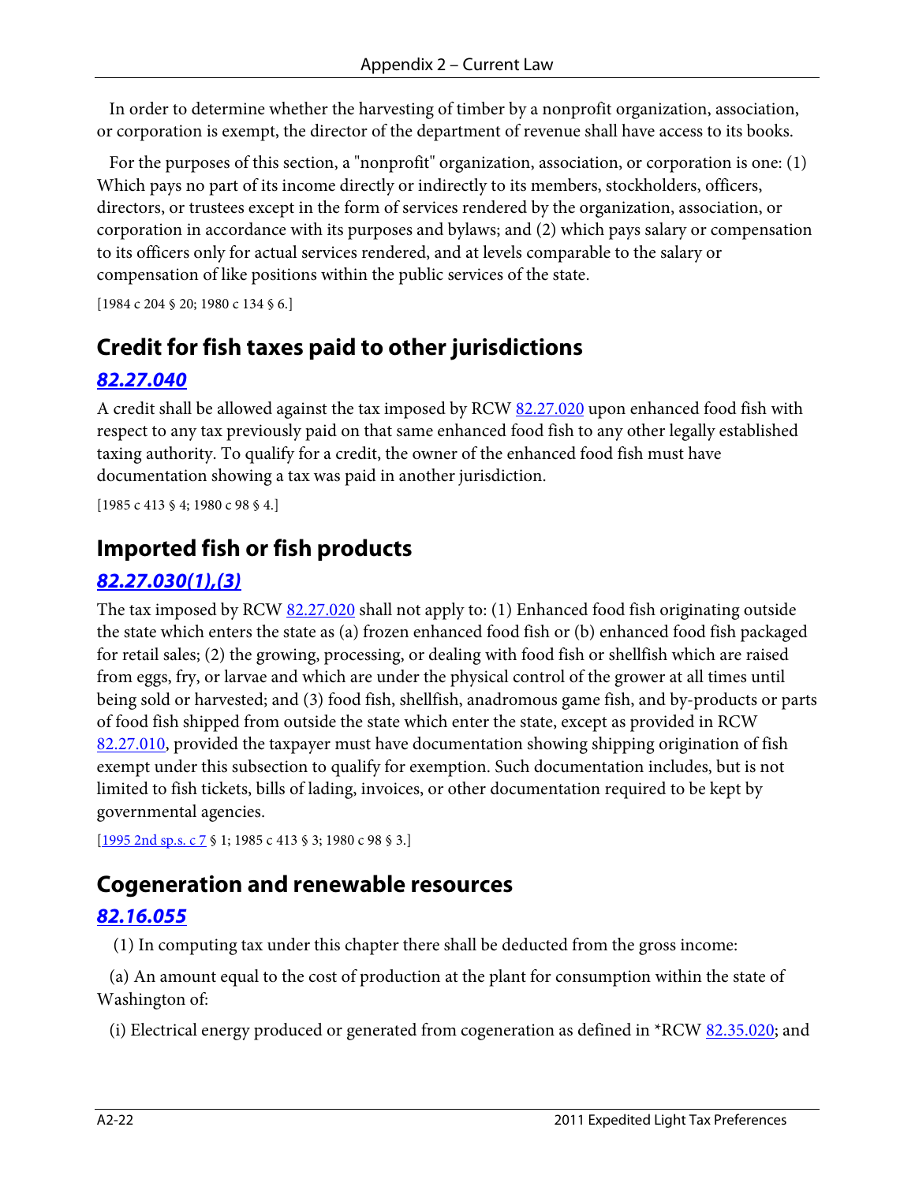In order to determine whether the harvesting of timber by a nonprofit organization, association, or corporation is exempt, the director of the department of revenue shall have access to its books.

For the purposes of this section, a "nonprofit" organization, association, or corporation is one: (1) Which pays no part of its income directly or indirectly to its members, stockholders, officers, directors, or trustees except in the form of services rendered by the organization, association, or corporation in accordance with its purposes and bylaws; and (2) which pays salary or compensation to its officers only for actual services rendered, and at levels comparable to the salary or compensation of like positions within the public services of the state.

[1984 c 204 § 20; 1980 c 134 § 6.]

## Credit for fish taxes paid to other jurisdictions

### *82.27.040*

A credit shall be allowed against the tax imposed by RCW 82.27.020 upon enhanced food fish with respect to any tax previously paid on that same enhanced food fish to any other legally established taxing authority. To qualify for a credit, the owner of the enhanced food fish must have documentation showing a tax was paid in another jurisdiction.

[1985 c 413 § 4; 1980 c 98 § 4.]

## Imported fish or fish products

### *82.27.030(1),(3)*

The tax imposed by RCW 82.27.020 shall not apply to: (1) Enhanced food fish originating outside the state which enters the state as (a) frozen enhanced food fish or (b) enhanced food fish packaged for retail sales; (2) the growing, processing, or dealing with food fish or shellfish which are raised from eggs, fry, or larvae and which are under the physical control of the grower at all times until being sold or harvested; and (3) food fish, shellfish, anadromous game fish, and by-products or parts of food fish shipped from outside the state which enter the state, except as provided in RCW 82.27.010, provided the taxpayer must have documentation showing shipping origination of fish exempt under this subsection to qualify for exemption. Such documentation includes, but is not limited to fish tickets, bills of lading, invoices, or other documentation required to be kept by governmental agencies.

[1995 2nd sp.s. c 7 § 1; 1985 c 413 § 3; 1980 c 98 § 3.]

## Cogeneration and renewable resources

### *82.16.055*

(1) In computing tax under this chapter there shall be deducted from the gross income:

(a) An amount equal to the cost of production at the plant for consumption within the state of Washington of:

(i) Electrical energy produced or generated from cogeneration as defined in *RCW 82.35.020; and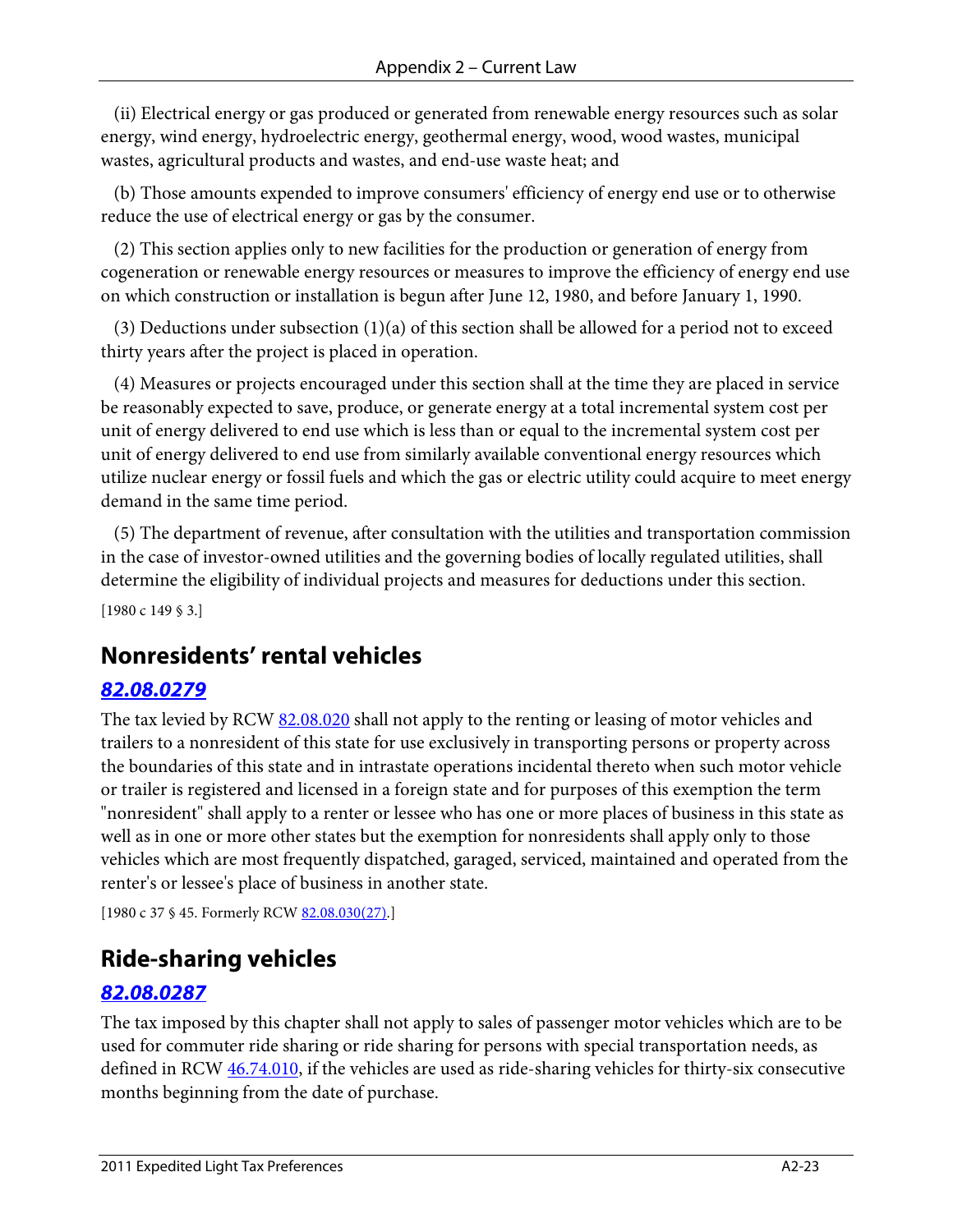(ii) Electrical energy or gas produced or generated from renewable energy resources such as solar energy, wind energy, hydroelectric energy, geothermal energy, wood, wood wastes, municipal wastes, agricultural products and wastes, and end-use waste heat; and

(b) Those amounts expended to improve consumers' efficiency of energy end use or to otherwise reduce the use of electrical energy or gas by the consumer.

(2) This section applies only to new facilities for the production or generation of energy from cogeneration or renewable energy resources or measures to improve the efficiency of energy end use on which construction or installation is begun after June 12, 1980, and before January 1, 1990.

(3) Deductions under subsection (1)(a) of this section shall be allowed for a period not to exceed thirty years after the project is placed in operation.

(4) Measures or projects encouraged under this section shall at the time they are placed in service be reasonably expected to save, produce, or generate energy at a total incremental system cost per unit of energy delivered to end use which is less than or equal to the incremental system cost per unit of energy delivered to end use from similarly available conventional energy resources which utilize nuclear energy or fossil fuels and which the gas or electric utility could acquire to meet energy demand in the same time period.

(5) The department of revenue, after consultation with the utilities and transportation commission in the case of investor-owned utilities and the governing bodies of locally regulated utilities, shall determine the eligibility of individual projects and measures for deductions under this section.

[1980 c 149 § 3.]

## Nonresidents' rental vehicles

### *82.08.0279*

The tax levied by RCW 82.08.020 shall not apply to the renting or leasing of motor vehicles and trailers to a nonresident of this state for use exclusively in transporting persons or property across the boundaries of this state and in intrastate operations incidental thereto when such motor vehicle or trailer is registered and licensed in a foreign state and for purposes of this exemption the term "nonresident" shall apply to a renter or lessee who has one or more places of business in this state as well as in one or more other states but the exemption for nonresidents shall apply only to those vehicles which are most frequently dispatched, garaged, serviced, maintained and operated from the renter's or lessee's place of business in another state.

[1980 c 37 § 45. Formerly RCW 82.08.030(27).]

## Ride-sharing vehicles

### *82.08.0287*

The tax imposed by this chapter shall not apply to sales of passenger motor vehicles which are to be used for commuter ride sharing or ride sharing for persons with special transportation needs, as defined in RCW 46.74.010, if the vehicles are used as ride-sharing vehicles for thirty-six consecutive months beginning from the date of purchase.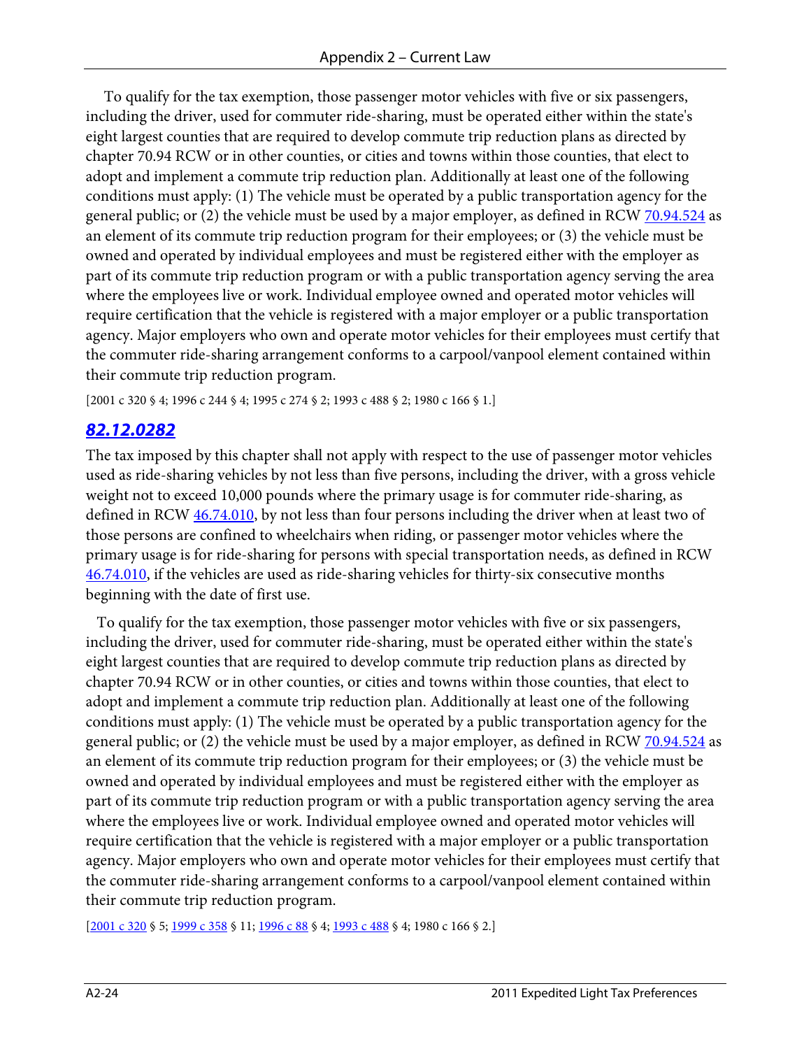To qualify for the tax exemption, those passenger motor vehicles with five or six passengers, including the driver, used for commuter ride-sharing, must be operated either within the state's eight largest counties that are required to develop commute trip reduction plans as directed by chapter 70.94 RCW or in other counties, or cities and towns within those counties, that elect to adopt and implement a commute trip reduction plan. Additionally at least one of the following conditions must apply: (1) The vehicle must be operated by a public transportation agency for the general public; or (2) the vehicle must be used by a major employer, as defined in RCW 70.94.524 as an element of its commute trip reduction program for their employees; or (3) the vehicle must be owned and operated by individual employees and must be registered either with the employer as part of its commute trip reduction program or with a public transportation agency serving the area where the employees live or work. Individual employee owned and operated motor vehicles will require certification that the vehicle is registered with a major employer or a public transportation agency. Major employers who own and operate motor vehicles for their employees must certify that the commuter ride-sharing arrangement conforms to a carpool/vanpool element contained within their commute trip reduction program.

[2001 c 320 § 4; 1996 c 244 § 4; 1995 c 274 § 2; 1993 c 488 § 2; 1980 c 166 § 1.]

## *82.12.0282*

The tax imposed by this chapter shall not apply with respect to the use of passenger motor vehicles used as ride-sharing vehicles by not less than five persons, including the driver, with a gross vehicle weight not to exceed 10,000 pounds where the primary usage is for commuter ride-sharing, as defined in RCW 46.74.010, by not less than four persons including the driver when at least two of those persons are confined to wheelchairs when riding, or passenger motor vehicles where the primary usage is for ride-sharing for persons with special transportation needs, as defined in RCW 46.74.010, if the vehicles are used as ride-sharing vehicles for thirty-six consecutive months beginning with the date of first use.

To qualify for the tax exemption, those passenger motor vehicles with five or six passengers, including the driver, used for commuter ride-sharing, must be operated either within the state's eight largest counties that are required to develop commute trip reduction plans as directed by chapter 70.94 RCW or in other counties, or cities and towns within those counties, that elect to adopt and implement a commute trip reduction plan. Additionally at least one of the following conditions must apply: (1) The vehicle must be operated by a public transportation agency for the general public; or (2) the vehicle must be used by a major employer, as defined in RCW 70.94.524 as an element of its commute trip reduction program for their employees; or (3) the vehicle must be owned and operated by individual employees and must be registered either with the employer as part of its commute trip reduction program or with a public transportation agency serving the area where the employees live or work. Individual employee owned and operated motor vehicles will require certification that the vehicle is registered with a major employer or a public transportation agency. Major employers who own and operate motor vehicles for their employees must certify that the commuter ride-sharing arrangement conforms to a carpool/vanpool element contained within their commute trip reduction program.

[2001 c 320 § 5; 1999 c 358 § 11; 1996 c 88 § 4; 1993 c 488 § 4; 1980 c 166 § 2.]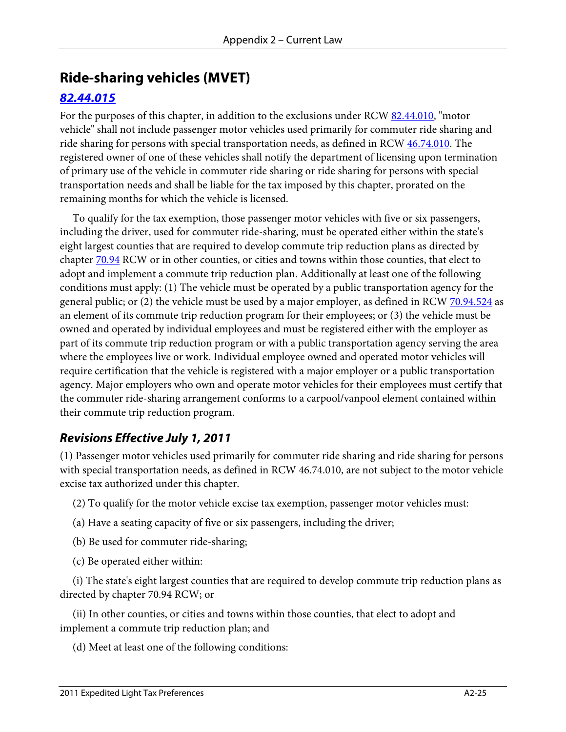## Ride-sharing vehicles (MVET)

### [82.44.015](82.44.015)

For the purposes of this chapter, in addition to the exclusions under RCW 82.44.010, "motor vehicle" shall not include passenger motor vehicles used primarily for commuter ride sharing and ride sharing for persons with special transportation needs, as defined in RCW 46.74.010. The registered owner of one of these vehicles shall notify the department of licensing upon termination of primary use of the vehicle in commuter ride sharing or ride sharing for persons with special transportation needs and shall be liable for the tax imposed by this chapter, prorated on the remaining months for which the vehicle is licensed.

To qualify for the tax exemption, those passenger motor vehicles with five or six passengers, including the driver, used for commuter ride-sharing, must be operated either within the state's eight largest counties that are required to develop commute trip reduction plans as directed by chapter 70.94 RCW or in other counties, or cities and towns within those counties, that elect to adopt and implement a commute trip reduction plan. Additionally at least one of the following conditions must apply: (1) The vehicle must be operated by a public transportation agency for the general public; or (2) the vehicle must be used by a major employer, as defined in RCW 70.94.524 as an element of its commute trip reduction program for their employees; or (3) the vehicle must be owned and operated by individual employees and must be registered either with the employer as part of its commute trip reduction program or with a public transportation agency serving the area where the employees live or work. Individual employee owned and operated motor vehicles will require certification that the vehicle is registered with a major employer or a public transportation agency. Major employers who own and operate motor vehicles for their employees must certify that the commuter ride-sharing arrangement conforms to a carpool/vanpool element contained within their commute trip reduction program.

### *Revisions Effective July 1, 2011*

(1) Passenger motor vehicles used primarily for commuter ride sharing and ride sharing for persons with special transportation needs, as defined in RCW 46.74.010, are not subject to the motor vehicle excise tax authorized under this chapter.

(2) To qualify for the motor vehicle excise tax exemption, passenger motor vehicles must:

(a) Have a seating capacity of five or six passengers, including the driver;

(b) Be used for commuter ride-sharing;

(c) Be operated either within:

(i) The state's eight largest counties that are required to develop commute trip reduction plans as directed by chapter 70.94 RCW; or

(ii) In other counties, or cities and towns within those counties, that elect to adopt and implement a commute trip reduction plan; and

(d) Meet at least one of the following conditions: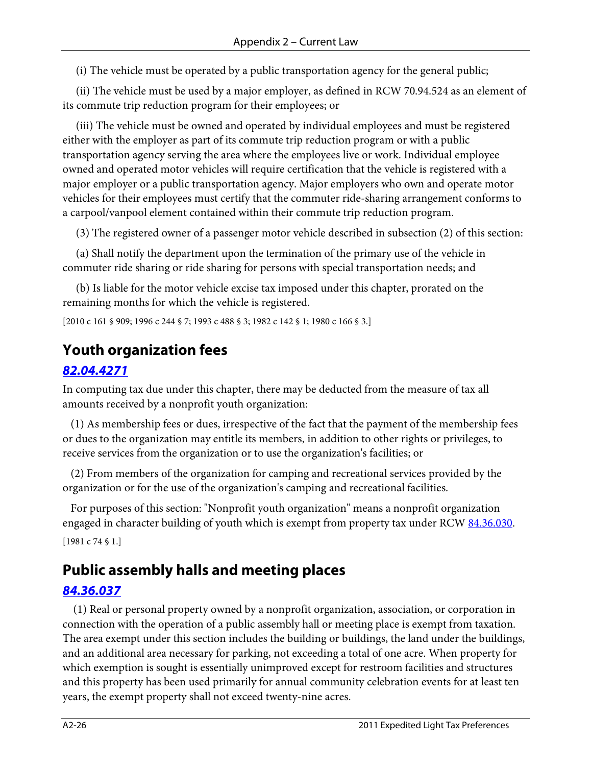(i) The vehicle must be operated by a public transportation agency for the general public;

(ii) The vehicle must be used by a major employer, as defined in RCW 70.94.524 as an element of its commute trip reduction program for their employees; or

(iii) The vehicle must be owned and operated by individual employees and must be registered either with the employer as part of its commute trip reduction program or with a public transportation agency serving the area where the employees live or work. Individual employee owned and operated motor vehicles will require certification that the vehicle is registered with a major employer or a public transportation agency. Major employers who own and operate motor vehicles for their employees must certify that the commuter ride-sharing arrangement conforms to a carpool/vanpool element contained within their commute trip reduction program.

(3) The registered owner of a passenger motor vehicle described in subsection (2) of this section:

(a) Shall notify the department upon the termination of the primary use of the vehicle in commuter ride sharing or ride sharing for persons with special transportation needs; and

(b) Is liable for the motor vehicle excise tax imposed under this chapter, prorated on the remaining months for which the vehicle is registered.

[2010 c 161 § 909; 1996 c 244 § 7; 1993 c 488 § 3; 1982 c 142 § 1; 1980 c 166 § 3.]

## Youth organization fees

### *82.04.4271*

In computing tax due under this chapter, there may be deducted from the measure of tax all amounts received by a nonprofit youth organization:

(1) As membership fees or dues, irrespective of the fact that the payment of the membership fees or dues to the organization may entitle its members, in addition to other rights or privileges, to receive services from the organization or to use the organization's facilities; or

(2) From members of the organization for camping and recreational services provided by the organization or for the use of the organization's camping and recreational facilities.

For purposes of this section: "Nonprofit youth organization" means a nonprofit organization engaged in character building of youth which is exempt from property tax under RCW 84.36.030.

[1981 c 74 § 1.]

## Public assembly halls and meeting places

### *84.36.037*

(1) Real or personal property owned by a nonprofit organization, association, or corporation in connection with the operation of a public assembly hall or meeting place is exempt from taxation. The area exempt under this section includes the building or buildings, the land under the buildings, and an additional area necessary for parking, not exceeding a total of one acre. When property for which exemption is sought is essentially unimproved except for restroom facilities and structures and this property has been used primarily for annual community celebration events for at least ten years, the exempt property shall not exceed twenty-nine acres.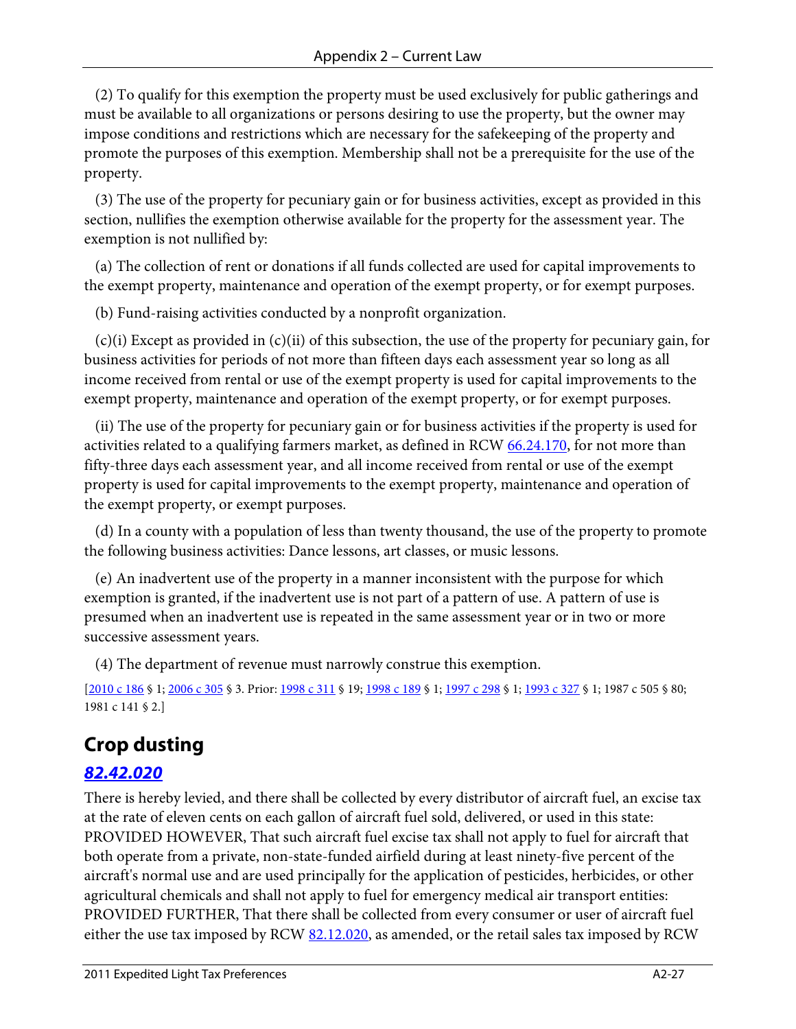(2) To qualify for this exemption the property must be used exclusively for public gatherings and must be available to all organizations or persons desiring to use the property, but the owner may impose conditions and restrictions which are necessary for the safekeeping of the property and promote the purposes of this exemption. Membership shall not be a prerequisite for the use of the property.

(3) The use of the property for pecuniary gain or for business activities, except as provided in this section, nullifies the exemption otherwise available for the property for the assessment year. The exemption is not nullified by:

(a) The collection of rent or donations if all funds collected are used for capital improvements to the exempt property, maintenance and operation of the exempt property, or for exempt purposes.

(b) Fund-raising activities conducted by a nonprofit organization.

(c)(i) Except as provided in (c)(ii) of this subsection, the use of the property for pecuniary gain, for business activities for periods of not more than fifteen days each assessment year so long as all income received from rental or use of the exempt property is used for capital improvements to the exempt property, maintenance and operation of the exempt property, or for exempt purposes.

(ii) The use of the property for pecuniary gain or for business activities if the property is used for activities related to a qualifying farmers market, as defined in RCW [66.24.170](), for not more than fifty-three days each assessment year, and all income received from rental or use of the exempt property is used for capital improvements to the exempt property, maintenance and operation of the exempt property, or exempt purposes.

(d) In a county with a population of less than twenty thousand, the use of the property to promote the following business activities: Dance lessons, art classes, or music lessons.

(e) An inadvertent use of the property in a manner inconsistent with the purpose for which exemption is granted, if the inadvertent use is not part of a pattern of use. A pattern of use is presumed when an inadvertent use is repeated in the same assessment year or in two or more successive assessment years.

(4) The department of revenue must narrowly construe this exemption.

[2010 c 186 § 1; 2006 c 305 § 3. Prior: 1998 c 311 § 19; 1998 c 189 § 1; 1997 c 298 § 1; 1993 c 327 § 1; 1987 c 505 § 80; 1981 c 141 § 2.]

## Crop dusting

### *82.42.020*

There is hereby levied, and there shall be collected by every distributor of aircraft fuel, an excise tax at the rate of eleven cents on each gallon of aircraft fuel sold, delivered, or used in this state: PROVIDED HOWEVER, That such aircraft fuel excise tax shall not apply to fuel for aircraft that both operate from a private, non-state-funded airfield during at least ninety-five percent of the aircraft's normal use and are used principally for the application of pesticides, herbicides, or other agricultural chemicals and shall not apply to fuel for emergency medical air transport entities: PROVIDED FURTHER, That there shall be collected from every consumer or user of aircraft fuel either the use tax imposed by RCW 82.12.020, as amended, or the retail sales tax imposed by RCW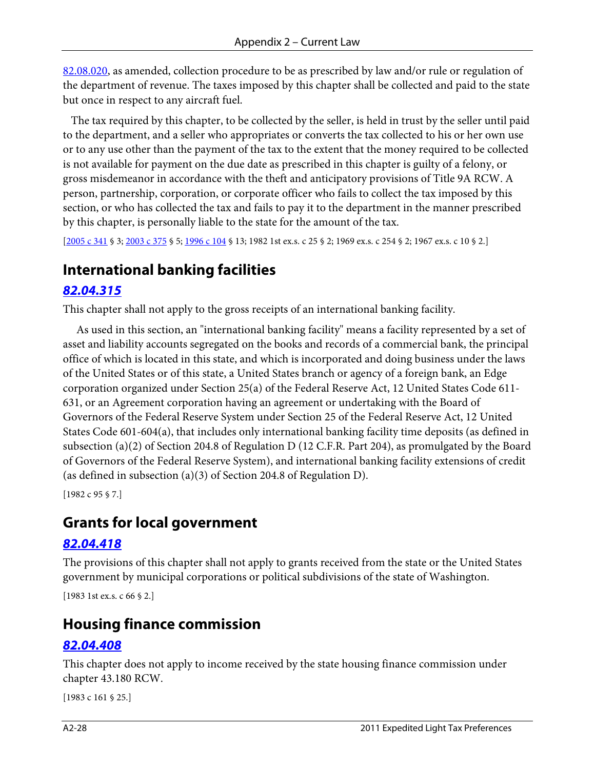82.08.020, as amended, collection procedure to be as prescribed by law and/or rule or regulation of the department of revenue. The taxes imposed by this chapter shall be collected and paid to the state but once in respect to any aircraft fuel.

The tax required by this chapter, to be collected by the seller, is held in trust by the seller until paid to the department, and a seller who appropriates or converts the tax collected to his or her own use or to any use other than the payment of the tax to the extent that the money required to be collected is not available for payment on the due date as prescribed in this chapter is guilty of a felony, or gross misdemeanor in accordance with the theft and anticipatory provisions of Title 9A RCW. A person, partnership, corporation, or corporate officer who fails to collect the tax imposed by this section, or who has collected the tax and fails to pay it to the department in the manner prescribed by this chapter, is personally liable to the state for the amount of the tax.

[2005 c 341 § 3; 2003 c 375 § 5; 1996 c 104 § 13; 1982 1st ex.s. c 25 § 2; 1969 ex.s. c 254 § 2; 1967 ex.s. c 10 § 2.]

## International banking facilities

### *82.04.315*

This chapter shall not apply to the gross receipts of an international banking facility.

As used in this section, an "international banking facility" means a facility represented by a set of asset and liability accounts segregated on the books and records of a commercial bank, the principal office of which is located in this state, and which is incorporated and doing business under the laws of the United States or of this state, a United States branch or agency of a foreign bank, an Edge corporation organized under Section 25(a) of the Federal Reserve Act, 12 United States Code 611-631, or an Agreement corporation having an agreement or undertaking with the Board of Governors of the Federal Reserve System under Section 25 of the Federal Reserve Act, 12 United States Code 601-604(a), that includes only international banking facility time deposits (as defined in subsection (a)(2) of Section 204.8 of Regulation D (12 C.F.R. Part 204), as promulgated by the Board of Governors of the Federal Reserve System), and international banking facility extensions of credit (as defined in subsection (a)(3) of Section 204.8 of Regulation D).

[1982 c 95 § 7.]

## Grants for local government

### *82.04.418*

The provisions of this chapter shall not apply to grants received from the state or the United States government by municipal corporations or political subdivisions of the state of Washington.

[1983 1st ex.s. c 66 § 2.]

## Housing finance commission

### *82.04.408*

This chapter does not apply to income received by the state housing finance commission under chapter 43.180 RCW.

[1983 c 161 § 25.]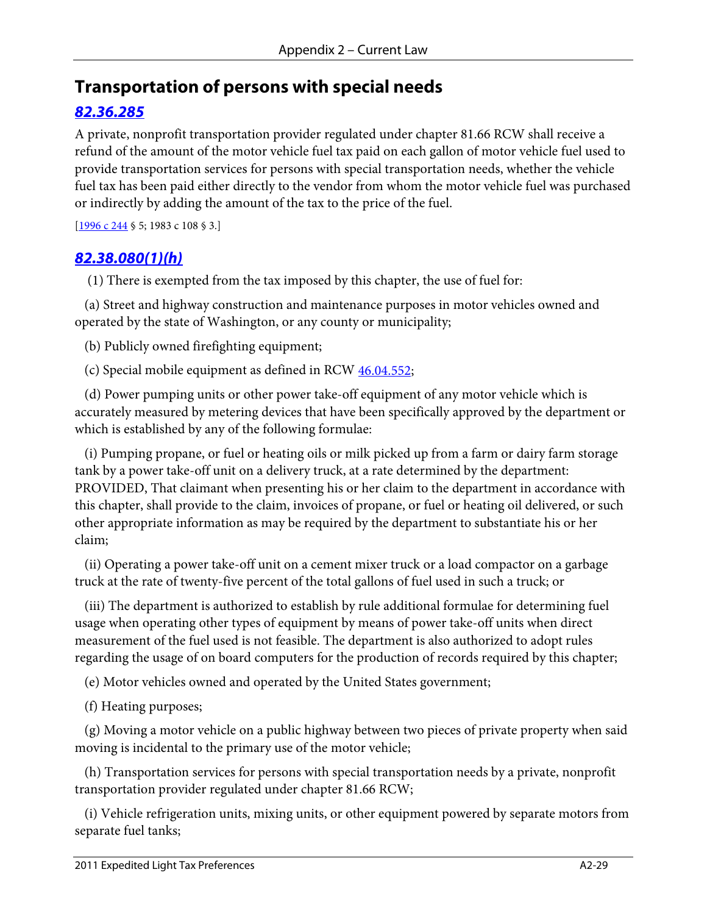## Transportation of persons with special needs

### *82.36.285*

A private, nonprofit transportation provider regulated under chapter 81.66 RCW shall receive a refund of the amount of the motor vehicle fuel tax paid on each gallon of motor vehicle fuel used to provide transportation services for persons with special transportation needs, whether the vehicle fuel tax has been paid either directly to the vendor from whom the motor vehicle fuel was purchased or indirectly by adding the amount of the tax to the price of the fuel.

[1996 c 244 § 5; 1983 c 108 § 3.]

### *82.38.080(1)(h)*

(1) There is exempted from the tax imposed by this chapter, the use of fuel for:

(a) Street and highway construction and maintenance purposes in motor vehicles owned and operated by the state of Washington, or any county or municipality;

(b) Publicly owned firefighting equipment;

(c) Special mobile equipment as defined in RCW 46.04.552;

(d) Power pumping units or other power take-off equipment of any motor vehicle which is accurately measured by metering devices that have been specifically approved by the department or which is established by any of the following formulae:

(i) Pumping propane, or fuel or heating oils or milk picked up from a farm or dairy farm storage tank by a power take-off unit on a delivery truck, at a rate determined by the department: PROVIDED, That claimant when presenting his or her claim to the department in accordance with this chapter, shall provide to the claim, invoices of propane, or fuel or heating oil delivered, or such other appropriate information as may be required by the department to substantiate his or her claim;

(ii) Operating a power take-off unit on a cement mixer truck or a load compactor on a garbage truck at the rate of twenty-five percent of the total gallons of fuel used in such a truck; or

(iii) The department is authorized to establish by rule additional formulae for determining fuel usage when operating other types of equipment by means of power take-off units when direct measurement of the fuel used is not feasible. The department is also authorized to adopt rules regarding the usage of on board computers for the production of records required by this chapter;

(e) Motor vehicles owned and operated by the United States government;

(f) Heating purposes;

(g) Moving a motor vehicle on a public highway between two pieces of private property when said moving is incidental to the primary use of the motor vehicle;

(h) Transportation services for persons with special transportation needs by a private, nonprofit transportation provider regulated under chapter 81.66 RCW;

(i) Vehicle refrigeration units, mixing units, or other equipment powered by separate motors from separate fuel tanks;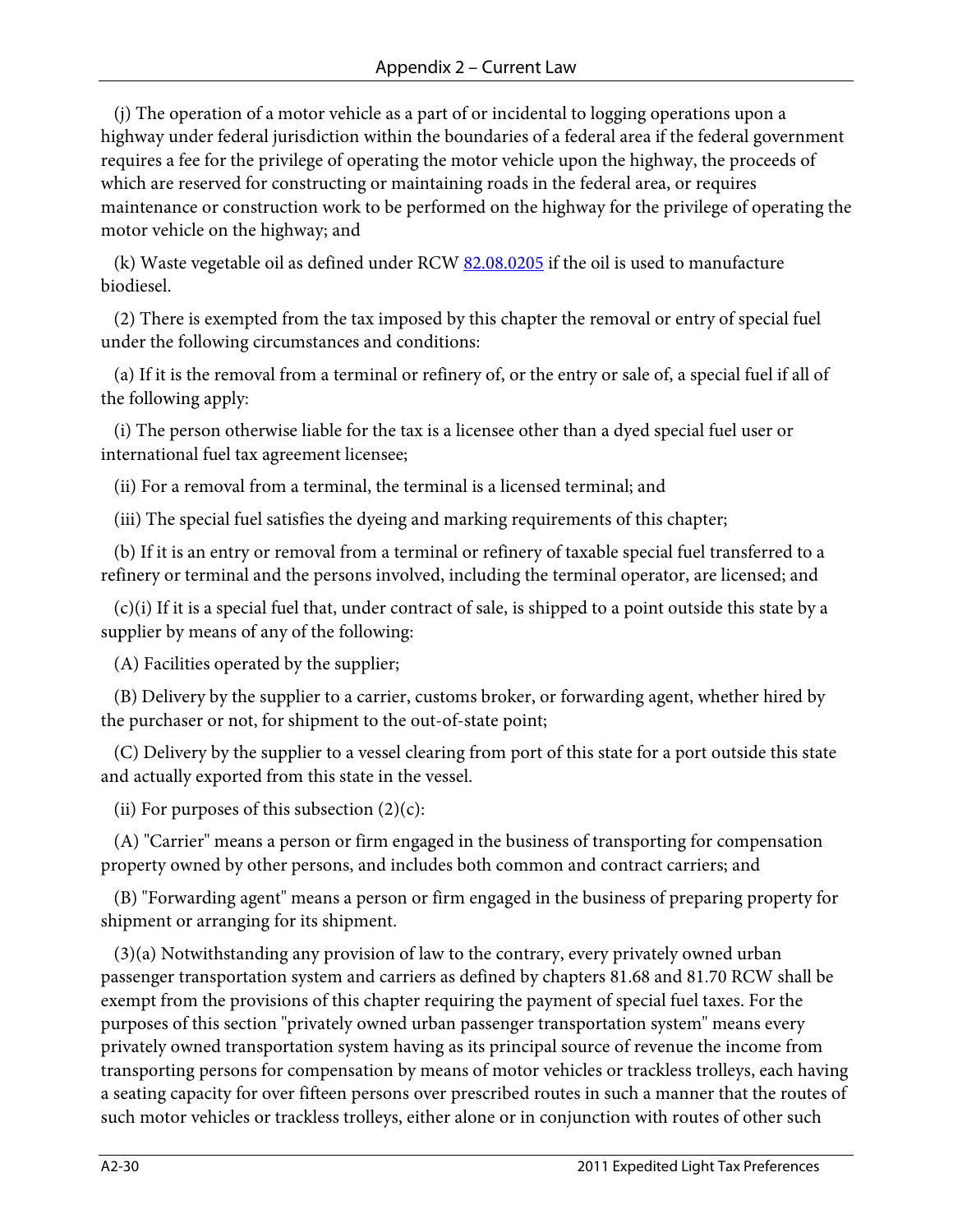(j) The operation of a motor vehicle as a part of or incidental to logging operations upon a highway under federal jurisdiction within the boundaries of a federal area if the federal government requires a fee for the privilege of operating the motor vehicle upon the highway, the proceeds of which are reserved for constructing or maintaining roads in the federal area, or requires maintenance or construction work to be performed on the highway for the privilege of operating the motor vehicle on the highway; and

(k) Waste vegetable oil as defined under RCW 82.08.0205 if the oil is used to manufacture biodiesel.

(2) There is exempted from the tax imposed by this chapter the removal or entry of special fuel under the following circumstances and conditions:

(a) If it is the removal from a terminal or refinery of, or the entry or sale of, a special fuel if all of the following apply:

(i) The person otherwise liable for the tax is a licensee other than a dyed special fuel user or international fuel tax agreement licensee;

(ii) For a removal from a terminal, the terminal is a licensed terminal; and

(iii) The special fuel satisfies the dyeing and marking requirements of this chapter;

(b) If it is an entry or removal from a terminal or refinery of taxable special fuel transferred to a refinery or terminal and the persons involved, including the terminal operator, are licensed; and

(c)(i) If it is a special fuel that, under contract of sale, is shipped to a point outside this state by a supplier by means of any of the following:

(A) Facilities operated by the supplier;

(B) Delivery by the supplier to a carrier, customs broker, or forwarding agent, whether hired by the purchaser or not, for shipment to the out-of-state point;

(C) Delivery by the supplier to a vessel clearing from port of this state for a port outside this state and actually exported from this state in the vessel.

(ii) For purposes of this subsection (2)(c):

(A) "Carrier" means a person or firm engaged in the business of transporting for compensation property owned by other persons, and includes both common and contract carriers; and

(B) "Forwarding agent" means a person or firm engaged in the business of preparing property for shipment or arranging for its shipment.

(3)(a) Notwithstanding any provision of law to the contrary, every privately owned urban passenger transportation system and carriers as defined by chapters 81.68 and 81.70 RCW shall be exempt from the provisions of this chapter requiring the payment of special fuel taxes. For the purposes of this section "privately owned urban passenger transportation system" means every privately owned transportation system having as its principal source of revenue the income from transporting persons for compensation by means of motor vehicles or trackless trolleys, each having a seating capacity for over fifteen persons over prescribed routes in such a manner that the routes of such motor vehicles or trackless trolleys, either alone or in conjunction with routes of other such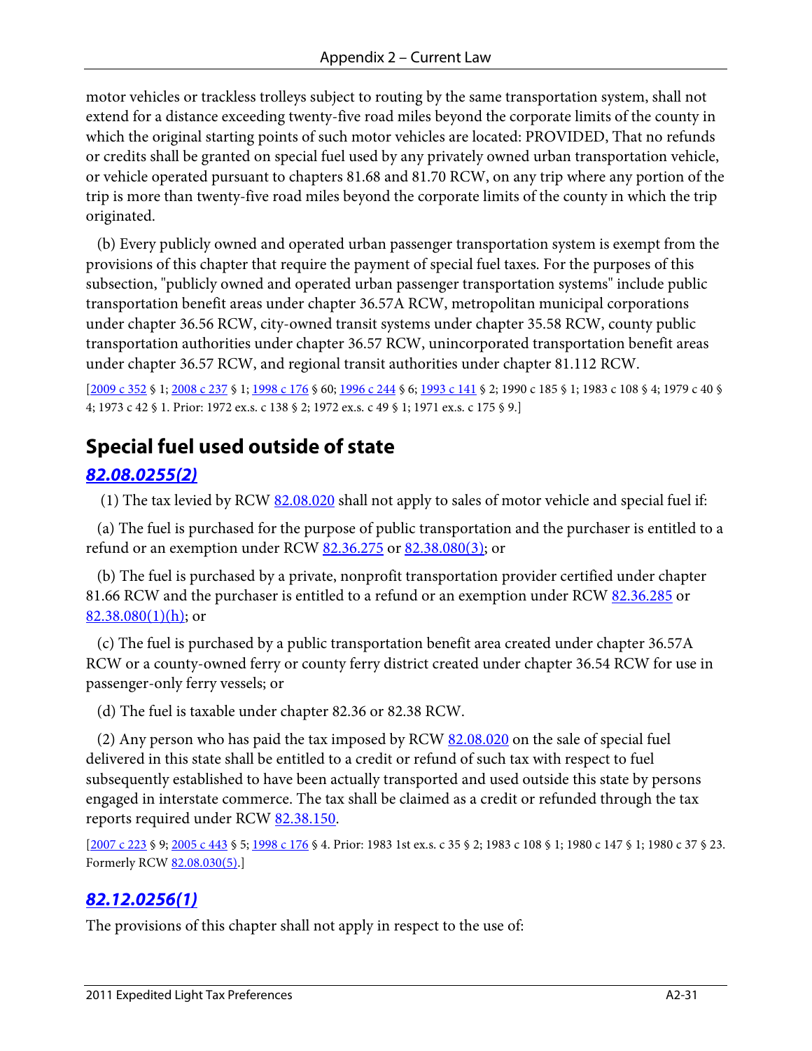motor vehicles or trackless trolleys subject to routing by the same transportation system, shall not extend for a distance exceeding twenty-five road miles beyond the corporate limits of the county in which the original starting points of such motor vehicles are located: PROVIDED, That no refunds or credits shall be granted on special fuel used by any privately owned urban transportation vehicle, or vehicle operated pursuant to chapters 81.68 and 81.70 RCW, on any trip where any portion of the trip is more than twenty-five road miles beyond the corporate limits of the county in which the trip originated.

(b) Every publicly owned and operated urban passenger transportation system is exempt from the provisions of this chapter that require the payment of special fuel taxes. For the purposes of this subsection, "publicly owned and operated urban passenger transportation systems" include public transportation benefit areas under chapter 36.57A RCW, metropolitan municipal corporations under chapter 36.56 RCW, city-owned transit systems under chapter 35.58 RCW, county public transportation authorities under chapter 36.57 RCW, unincorporated transportation benefit areas under chapter 36.57 RCW, and regional transit authorities under chapter 81.112 RCW.

[2009 c 352 § 1; 2008 c 237 § 1; 1998 c 176 § 60; 1996 c 244 § 6; 1993 c 141 § 2; 1990 c 185 § 1; 1983 c 108 § 4; 1979 c 40 § 4; 1973 c 42 § 1. Prior: 1972 ex.s. c 138 § 2; 1972 ex.s. c 49 § 1; 1971 ex.s. c 175 § 9.]

## Special fuel used outside of state

### *82.08.0255(2)*

(1) The tax levied by RCW 82.08.020 shall not apply to sales of motor vehicle and special fuel if:

(a) The fuel is purchased for the purpose of public transportation and the purchaser is entitled to a refund or an exemption under RCW 82.36.275 or 82.38.080(3); or

(b) The fuel is purchased by a private, nonprofit transportation provider certified under chapter 81.66 RCW and the purchaser is entitled to a refund or an exemption under RCW 82.36.285 or 82.38.080(1)(h); or

(c) The fuel is purchased by a public transportation benefit area created under chapter 36.57A RCW or a county-owned ferry or county ferry district created under chapter 36.54 RCW for use in passenger-only ferry vessels; or

(d) The fuel is taxable under chapter 82.36 or 82.38 RCW.

(2) Any person who has paid the tax imposed by RCW 82.08.020 on the sale of special fuel delivered in this state shall be entitled to a credit or refund of such tax with respect to fuel subsequently established to have been actually transported and used outside this state by persons engaged in interstate commerce. The tax shall be claimed as a credit or refunded through the tax reports required under RCW 82.38.150.

[2007 c 223 § 9; 2005 c 443 § 5; 1998 c 176 § 4. Prior: 1983 1st ex.s. c 35 § 2; 1983 c 108 § 1; 1980 c 147 § 1; 1980 c 37 § 23. Formerly RCW 82.08.030(5).]

### *82.12.0256(1)*

The provisions of this chapter shall not apply in respect to the use of: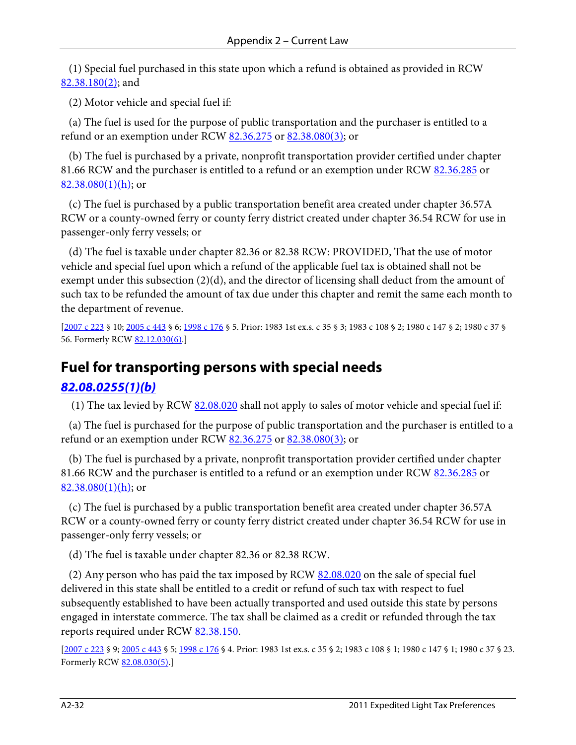(1) Special fuel purchased in this state upon which a refund is obtained as provided in RCW 82.38.180(2); and

(2) Motor vehicle and special fuel if:

(a) The fuel is used for the purpose of public transportation and the purchaser is entitled to a refund or an exemption under RCW 82.36.275 or 82.38.080(3); or

(b) The fuel is purchased by a private, nonprofit transportation provider certified under chapter 81.66 RCW and the purchaser is entitled to a refund or an exemption under RCW 82.36.285 or 82.38.080(1)(h); or

(c) The fuel is purchased by a public transportation benefit area created under chapter 36.57A RCW or a county-owned ferry or county ferry district created under chapter 36.54 RCW for use in passenger-only ferry vessels; or

(d) The fuel is taxable under chapter 82.36 or 82.38 RCW: PROVIDED, That the use of motor vehicle and special fuel upon which a refund of the applicable fuel tax is obtained shall not be exempt under this subsection (2)(d), and the director of licensing shall deduct from the amount of such tax to be refunded the amount of tax due under this chapter and remit the same each month to the department of revenue.

[2007 c 223 § 10; 2005 c 443 § 6; 1998 c 176 § 5. Prior: 1983 1st ex.s. c 35 § 3; 1983 c 108 § 2; 1980 c 147 § 2; 1980 c 37 § 56. Formerly RCW 82.12.030(6).]

## Fuel for transporting persons with special needs

### *82.08.0255(1)(b)*

(1) The tax levied by RCW 82.08.020 shall not apply to sales of motor vehicle and special fuel if:

(a) The fuel is purchased for the purpose of public transportation and the purchaser is entitled to a refund or an exemption under RCW 82.36.275 or 82.38.080(3); or

(b) The fuel is purchased by a private, nonprofit transportation provider certified under chapter 81.66 RCW and the purchaser is entitled to a refund or an exemption under RCW 82.36.285 or 82.38.080(1)(h); or

(c) The fuel is purchased by a public transportation benefit area created under chapter 36.57A RCW or a county-owned ferry or county ferry district created under chapter 36.54 RCW for use in passenger-only ferry vessels; or

(d) The fuel is taxable under chapter 82.36 or 82.38 RCW.

(2) Any person who has paid the tax imposed by RCW 82.08.020 on the sale of special fuel delivered in this state shall be entitled to a credit or refund of such tax with respect to fuel subsequently established to have been actually transported and used outside this state by persons engaged in interstate commerce. The tax shall be claimed as a credit or refunded through the tax reports required under RCW 82.38.150.

[2007 c 223 § 9; 2005 c 443 § 5; 1998 c 176 § 4. Prior: 1983 1st ex.s. c 35 § 2; 1983 c 108 § 1; 1980 c 147 § 1; 1980 c 37 § 23. Formerly RCW 82.08.030(5).]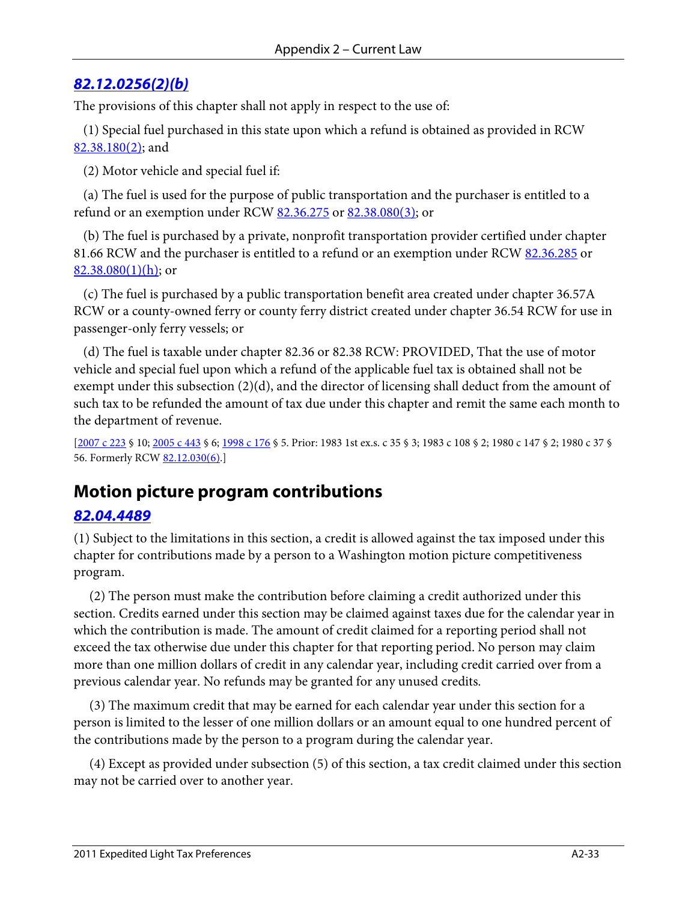### *82.12.0256(2)(b)*

The provisions of this chapter shall not apply in respect to the use of:

(1) Special fuel purchased in this state upon which a refund is obtained as provided in RCW 82.38.180(2); and

(2) Motor vehicle and special fuel if:

(a) The fuel is used for the purpose of public transportation and the purchaser is entitled to a refund or an exemption under RCW 82.36.275 or 82.38.080(3); or

(b) The fuel is purchased by a private, nonprofit transportation provider certified under chapter 81.66 RCW and the purchaser is entitled to a refund or an exemption under RCW 82.36.285 or 82.38.080(1)(h); or

(c) The fuel is purchased by a public transportation benefit area created under chapter 36.57A RCW or a county-owned ferry or county ferry district created under chapter 36.54 RCW for use in passenger-only ferry vessels; or

(d) The fuel is taxable under chapter 82.36 or 82.38 RCW: PROVIDED, That the use of motor vehicle and special fuel upon which a refund of the applicable fuel tax is obtained shall not be exempt under this subsection (2)(d), and the director of licensing shall deduct from the amount of such tax to be refunded the amount of tax due under this chapter and remit the same each month to the department of revenue.

[2007 c 223 § 10; 2005 c 443 § 6; 1998 c 176 § 5. Prior: 1983 1st ex.s. c 35 § 3; 1983 c 108 § 2; 1980 c 147 § 2; 1980 c 37 § 56. Formerly RCW 82.12.030(6).]

## Motion picture program contributions

### *82.04.4489*

(1) Subject to the limitations in this section, a credit is allowed against the tax imposed under this chapter for contributions made by a person to a Washington motion picture competitiveness program.

(2) The person must make the contribution before claiming a credit authorized under this section. Credits earned under this section may be claimed against taxes due for the calendar year in which the contribution is made. The amount of credit claimed for a reporting period shall not exceed the tax otherwise due under this chapter for that reporting period. No person may claim more than one million dollars of credit in any calendar year, including credit carried over from a previous calendar year. No refunds may be granted for any unused credits.

(3) The maximum credit that may be earned for each calendar year under this section for a person is limited to the lesser of one million dollars or an amount equal to one hundred percent of the contributions made by the person to a program during the calendar year.

(4) Except as provided under subsection (5) of this section, a tax credit claimed under this section may not be carried over to another year.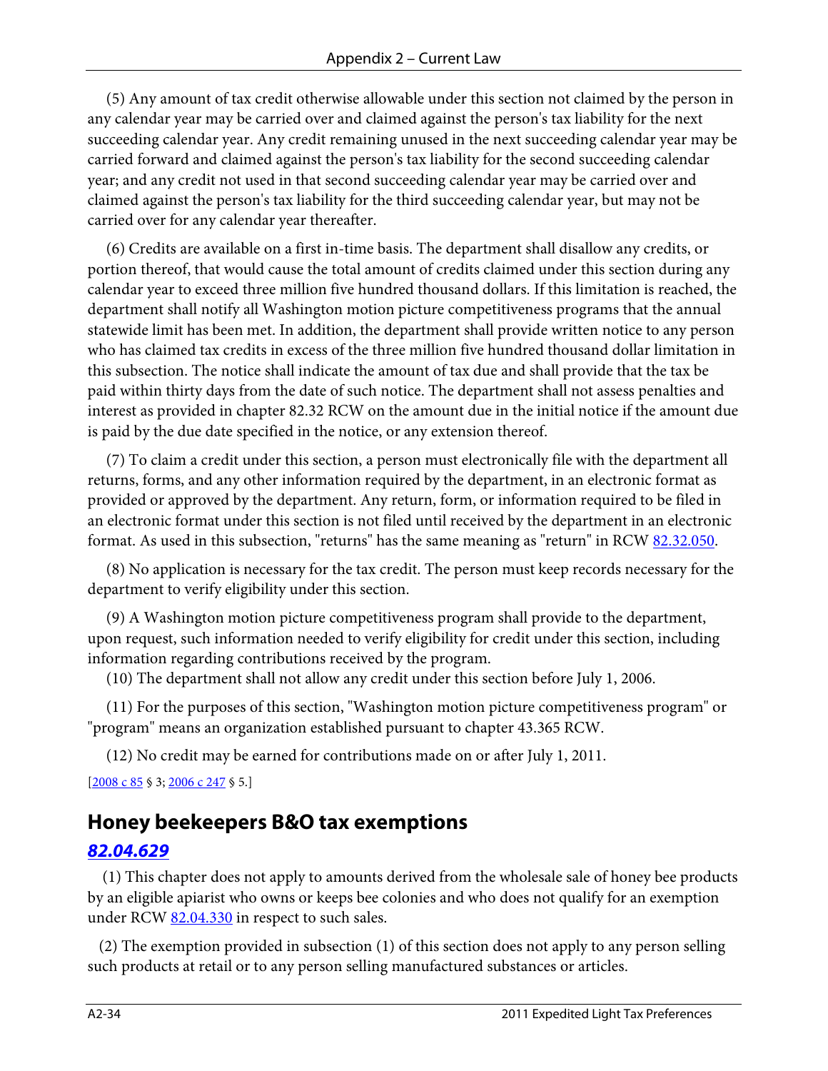(5) Any amount of tax credit otherwise allowable under this section not claimed by the person in any calendar year may be carried over and claimed against the person's tax liability for the next succeeding calendar year. Any credit remaining unused in the next succeeding calendar year may be carried forward and claimed against the person's tax liability for the second succeeding calendar year; and any credit not used in that second succeeding calendar year may be carried over and claimed against the person's tax liability for the third succeeding calendar year, but may not be carried over for any calendar year thereafter.

(6) Credits are available on a first in-time basis. The department shall disallow any credits, or portion thereof, that would cause the total amount of credits claimed under this section during any calendar year to exceed three million five hundred thousand dollars. If this limitation is reached, the department shall notify all Washington motion picture competitiveness programs that the annual statewide limit has been met. In addition, the department shall provide written notice to any person who has claimed tax credits in excess of the three million five hundred thousand dollar limitation in this subsection. The notice shall indicate the amount of tax due and shall provide that the tax be paid within thirty days from the date of such notice. The department shall not assess penalties and interest as provided in chapter 82.32 RCW on the amount due in the initial notice if the amount due is paid by the due date specified in the notice, or any extension thereof.

(7) To claim a credit under this section, a person must electronically file with the department all returns, forms, and any other information required by the department, in an electronic format as provided or approved by the department. Any return, form, or information required to be filed in an electronic format under this section is not filed until received by the department in an electronic format. As used in this subsection, "returns" has the same meaning as "return" in RCW 82.32.050.

(8) No application is necessary for the tax credit. The person must keep records necessary for the department to verify eligibility under this section.

(9) A Washington motion picture competitiveness program shall provide to the department, upon request, such information needed to verify eligibility for credit under this section, including information regarding contributions received by the program.

(10) The department shall not allow any credit under this section before July 1, 2006.

(11) For the purposes of this section, "Washington motion picture competitiveness program" or "program" means an organization established pursuant to chapter 43.365 RCW.

(12) No credit may be earned for contributions made on or after July 1, 2011.

[2008 c 85 § 3; 2006 c 247 § 5.]

## Honey beekeepers B&O tax exemptions

### *82.04.629*

(1) This chapter does not apply to amounts derived from the wholesale sale of honey bee products by an eligible apiarist who owns or keeps bee colonies and who does not qualify for an exemption under RCW 82.04.330 in respect to such sales.

(2) The exemption provided in subsection (1) of this section does not apply to any person selling such products at retail or to any person selling manufactured substances or articles.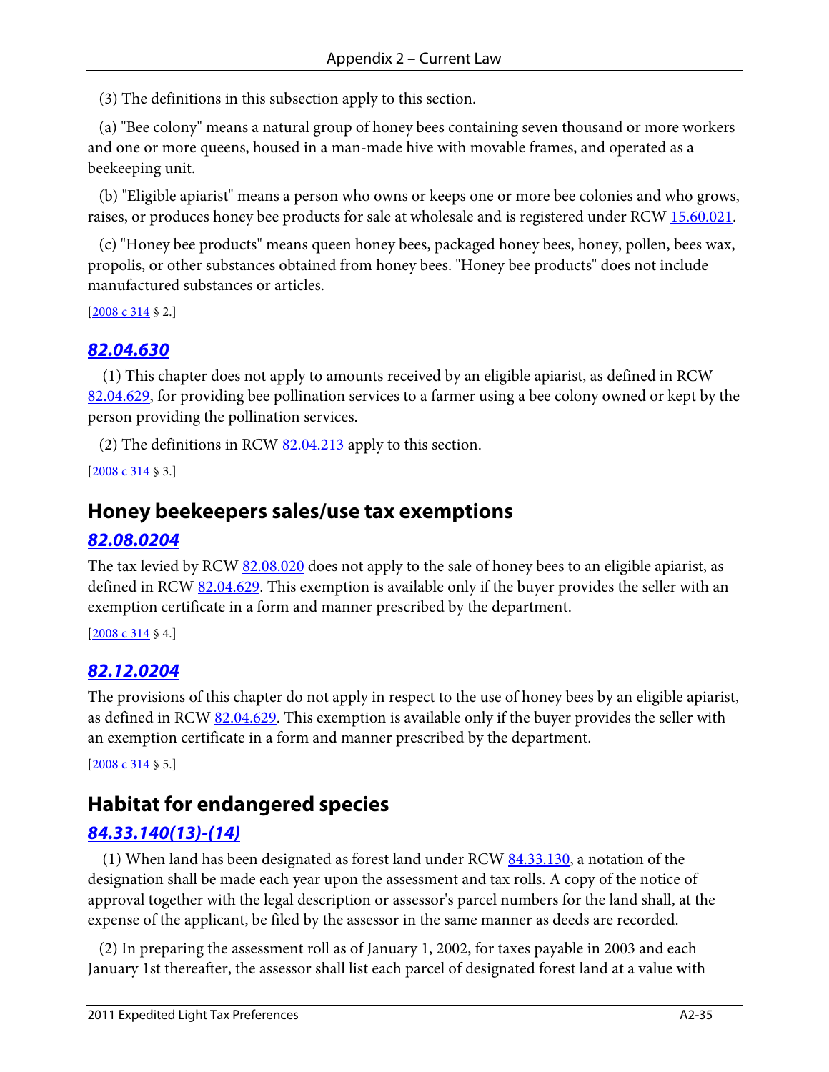(3) The definitions in this subsection apply to this section.

(a) "Bee colony" means a natural group of honey bees containing seven thousand or more workers and one or more queens, housed in a man-made hive with movable frames, and operated as a beekeeping unit.

(b) "Eligible apiarist" means a person who owns or keeps one or more bee colonies and who grows, raises, or produces honey bee products for sale at wholesale and is registered under RCW 15.60.021.

(c) "Honey bee products" means queen honey bees, packaged honey bees, honey, pollen, bees wax, propolis, or other substances obtained from honey bees. "Honey bee products" does not include manufactured substances or articles.

[2008 c 314 § 2.]

### *82.04.630*

(1) This chapter does not apply to amounts received by an eligible apiarist, as defined in RCW 82.04.629, for providing bee pollination services to a farmer using a bee colony owned or kept by the person providing the pollination services.

(2) The definitions in RCW 82.04.213 apply to this section.

[2008 c 314 § 3.]

## Honey beekeepers sales/use tax exemptions

### *82.08.0204*

The tax levied by RCW 82.08.020 does not apply to the sale of honey bees to an eligible apiarist, as defined in RCW 82.04.629. This exemption is available only if the buyer provides the seller with an exemption certificate in a form and manner prescribed by the department.

[2008 c 314 § 4.]

### *82.12.0204*

The provisions of this chapter do not apply in respect to the use of honey bees by an eligible apiarist, as defined in RCW 82.04.629. This exemption is available only if the buyer provides the seller with an exemption certificate in a form and manner prescribed by the department.

[2008 c 314 § 5.]

## Habitat for endangered species

### *84.33.140(13)-(14)*

(1) When land has been designated as forest land under RCW 84.33.130, a notation of the designation shall be made each year upon the assessment and tax rolls. A copy of the notice of approval together with the legal description or assessor's parcel numbers for the land shall, at the expense of the applicant, be filed by the assessor in the same manner as deeds are recorded.

(2) In preparing the assessment roll as of January 1, 2002, for taxes payable in 2003 and each January 1st thereafter, the assessor shall list each parcel of designated forest land at a value with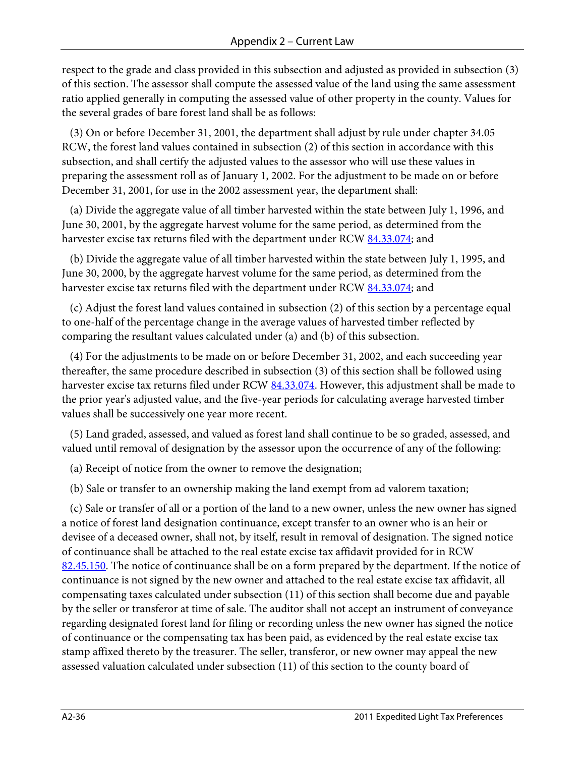respect to the grade and class provided in this subsection and adjusted as provided in subsection (3) of this section. The assessor shall compute the assessed value of the land using the same assessment ratio applied generally in computing the assessed value of other property in the county. Values for the several grades of bare forest land shall be as follows:

(3) On or before December 31, 2001, the department shall adjust by rule under chapter 34.05 RCW, the forest land values contained in subsection (2) of this section in accordance with this subsection, and shall certify the adjusted values to the assessor who will use these values in preparing the assessment roll as of January 1, 2002. For the adjustment to be made on or before December 31, 2001, for use in the 2002 assessment year, the department shall:

(a) Divide the aggregate value of all timber harvested within the state between July 1, 1996, and June 30, 2001, by the aggregate harvest volume for the same period, as determined from the harvester excise tax returns filed with the department under RCW 84.33.074; and

(b) Divide the aggregate value of all timber harvested within the state between July 1, 1995, and June 30, 2000, by the aggregate harvest volume for the same period, as determined from the harvester excise tax returns filed with the department under RCW 84.33.074; and

(c) Adjust the forest land values contained in subsection (2) of this section by a percentage equal to one-half of the percentage change in the average values of harvested timber reflected by comparing the resultant values calculated under (a) and (b) of this subsection.

(4) For the adjustments to be made on or before December 31, 2002, and each succeeding year thereafter, the same procedure described in subsection (3) of this section shall be followed using harvester excise tax returns filed under RCW 84.33.074. However, this adjustment shall be made to the prior year's adjusted value, and the five-year periods for calculating average harvested timber values shall be successively one year more recent.

(5) Land graded, assessed, and valued as forest land shall continue to be so graded, assessed, and valued until removal of designation by the assessor upon the occurrence of any of the following:

(a) Receipt of notice from the owner to remove the designation;

(b) Sale or transfer to an ownership making the land exempt from ad valorem taxation;

(c) Sale or transfer of all or a portion of the land to a new owner, unless the new owner has signed a notice of forest land designation continuance, except transfer to an owner who is an heir or devisee of a deceased owner, shall not, by itself, result in removal of designation. The signed notice of continuance shall be attached to the real estate excise tax affidavit provided for in RCW 82.45.150. The notice of continuance shall be on a form prepared by the department. If the notice of continuance is not signed by the new owner and attached to the real estate excise tax affidavit, all compensating taxes calculated under subsection (11) of this section shall become due and payable by the seller or transferor at time of sale. The auditor shall not accept an instrument of conveyance regarding designated forest land for filing or recording unless the new owner has signed the notice of continuance or the compensating tax has been paid, as evidenced by the real estate excise tax stamp affixed thereto by the treasurer. The seller, transferor, or new owner may appeal the new assessed valuation calculated under subsection (11) of this section to the county board of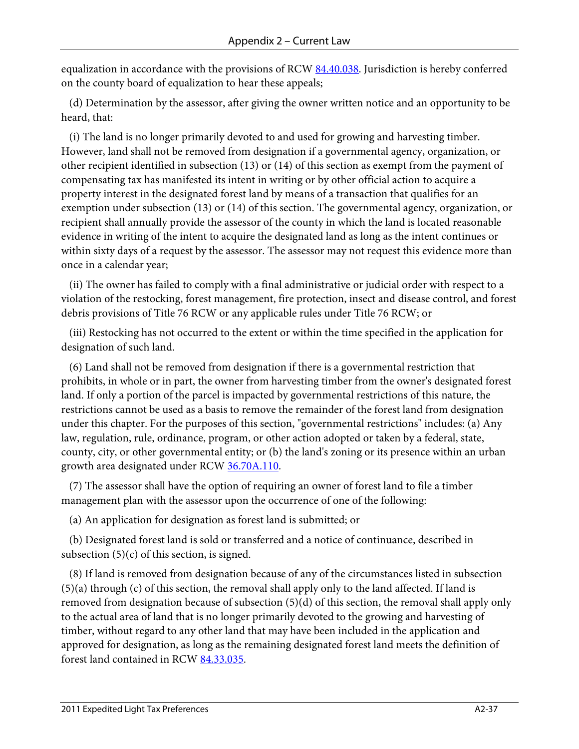equalization in accordance with the provisions of RCW 84.40.038. Jurisdiction is hereby conferred on the county board of equalization to hear these appeals;

(d) Determination by the assessor, after giving the owner written notice and an opportunity to be heard, that:

(i) The land is no longer primarily devoted to and used for growing and harvesting timber. However, land shall not be removed from designation if a governmental agency, organization, or other recipient identified in subsection (13) or (14) of this section as exempt from the payment of compensating tax has manifested its intent in writing or by other official action to acquire a property interest in the designated forest land by means of a transaction that qualifies for an exemption under subsection (13) or (14) of this section. The governmental agency, organization, or recipient shall annually provide the assessor of the county in which the land is located reasonable evidence in writing of the intent to acquire the designated land as long as the intent continues or within sixty days of a request by the assessor. The assessor may not request this evidence more than once in a calendar year;

(ii) The owner has failed to comply with a final administrative or judicial order with respect to a violation of the restocking, forest management, fire protection, insect and disease control, and forest debris provisions of Title 76 RCW or any applicable rules under Title 76 RCW; or

(iii) Restocking has not occurred to the extent or within the time specified in the application for designation of such land.

(6) Land shall not be removed from designation if there is a governmental restriction that prohibits, in whole or in part, the owner from harvesting timber from the owner's designated forest land. If only a portion of the parcel is impacted by governmental restrictions of this nature, the restrictions cannot be used as a basis to remove the remainder of the forest land from designation under this chapter. For the purposes of this section, "governmental restrictions" includes: (a) Any law, regulation, rule, ordinance, program, or other action adopted or taken by a federal, state, county, city, or other governmental entity; or (b) the land's zoning or its presence within an urban growth area designated under RCW 36.70A.110.

(7) The assessor shall have the option of requiring an owner of forest land to file a timber management plan with the assessor upon the occurrence of one of the following:

(a) An application for designation as forest land is submitted; or

(b) Designated forest land is sold or transferred and a notice of continuance, described in subsection (5)(c) of this section, is signed.

(8) If land is removed from designation because of any of the circumstances listed in subsection (5)(a) through (c) of this section, the removal shall apply only to the land affected. If land is removed from designation because of subsection (5)(d) of this section, the removal shall apply only to the actual area of land that is no longer primarily devoted to the growing and harvesting of timber, without regard to any other land that may have been included in the application and approved for designation, as long as the remaining designated forest land meets the definition of forest land contained in RCW 84.33.035.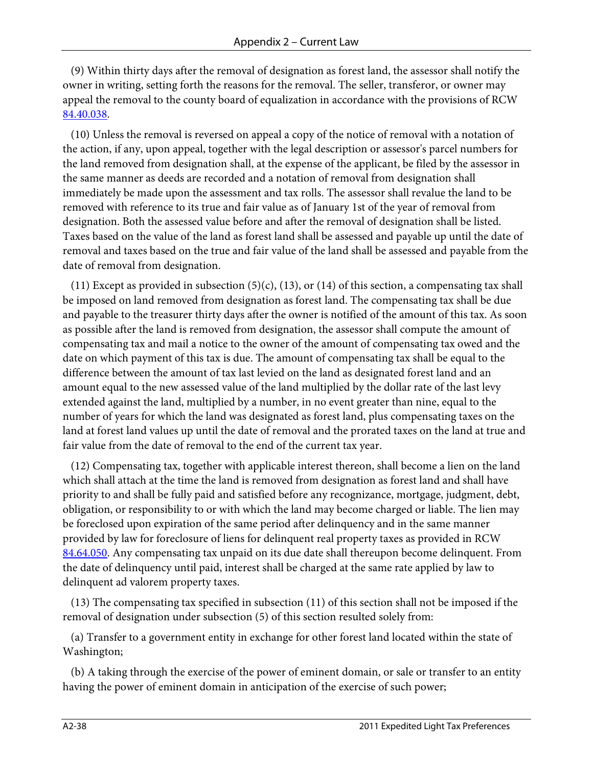(9) Within thirty days after the removal of designation as forest land, the assessor shall notify the owner in writing, setting forth the reasons for the removal. The seller, transferor, or owner may appeal the removal to the county board of equalization in accordance with the provisions of RCW 84.40.038.

(10) Unless the removal is reversed on appeal a copy of the notice of removal with a notation of the action, if any, upon appeal, together with the legal description or assessor's parcel numbers for the land removed from designation shall, at the expense of the applicant, be filed by the assessor in the same manner as deeds are recorded and a notation of removal from designation shall immediately be made upon the assessment and tax rolls. The assessor shall revalue the land to be removed with reference to its true and fair value as of January 1st of the year of removal from designation. Both the assessed value before and after the removal of designation shall be listed. Taxes based on the value of the land as forest land shall be assessed and payable up until the date of removal and taxes based on the true and fair value of the land shall be assessed and payable from the date of removal from designation.

(11) Except as provided in subsection (5)(c), (13), or (14) of this section, a compensating tax shall be imposed on land removed from designation as forest land. The compensating tax shall be due and payable to the treasurer thirty days after the owner is notified of the amount of this tax. As soon as possible after the land is removed from designation, the assessor shall compute the amount of compensating tax and mail a notice to the owner of the amount of compensating tax owed and the date on which payment of this tax is due. The amount of compensating tax shall be equal to the difference between the amount of tax last levied on the land as designated forest land and an amount equal to the new assessed value of the land multiplied by the dollar rate of the last levy extended against the land, multiplied by a number, in no event greater than nine, equal to the number of years for which the land was designated as forest land, plus compensating taxes on the land at forest land values up until the date of removal and the prorated taxes on the land at true and fair value from the date of removal to the end of the current tax year.

(12) Compensating tax, together with applicable interest thereon, shall become a lien on the land which shall attach at the time the land is removed from designation as forest land and shall have priority to and shall be fully paid and satisfied before any recognizance, mortgage, judgment, debt, obligation, or responsibility to or with which the land may become charged or liable. The lien may be foreclosed upon expiration of the same period after delinquency and in the same manner provided by law for foreclosure of liens for delinquent real property taxes as provided in RCW 84.64.050. Any compensating tax unpaid on its due date shall thereupon become delinquent. From the date of delinquency until paid, interest shall be charged at the same rate applied by law to delinquent ad valorem property taxes.

(13) The compensating tax specified in subsection (11) of this section shall not be imposed if the removal of designation under subsection (5) of this section resulted solely from:

(a) Transfer to a government entity in exchange for other forest land located within the state of Washington;

(b) A taking through the exercise of the power of eminent domain, or sale or transfer to an entity having the power of eminent domain in anticipation of the exercise of such power;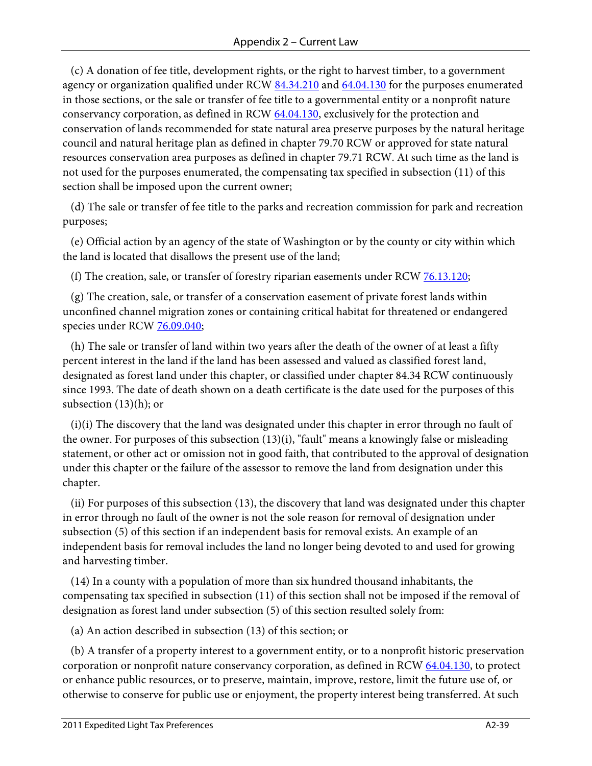(c) A donation of fee title, development rights, or the right to harvest timber, to a government agency or organization qualified under RCW 84.34.210 and 64.04.130 for the purposes enumerated in those sections, or the sale or transfer of fee title to a governmental entity or a nonprofit nature conservancy corporation, as defined in RCW 64.04.130, exclusively for the protection and conservation of lands recommended for state natural area preserve purposes by the natural heritage council and natural heritage plan as defined in chapter 79.70 RCW or approved for state natural resources conservation area purposes as defined in chapter 79.71 RCW. At such time as the land is not used for the purposes enumerated, the compensating tax specified in subsection (11) of this section shall be imposed upon the current owner;

(d) The sale or transfer of fee title to the parks and recreation commission for park and recreation purposes;

(e) Official action by an agency of the state of Washington or by the county or city within which the land is located that disallows the present use of the land;

(f) The creation, sale, or transfer of forestry riparian easements under RCW 76.13.120;

(g) The creation, sale, or transfer of a conservation easement of private forest lands within unconfined channel migration zones or containing critical habitat for threatened or endangered species under RCW 76.09.040;

(h) The sale or transfer of land within two years after the death of the owner of at least a fifty percent interest in the land if the land has been assessed and valued as classified forest land, designated as forest land under this chapter, or classified under chapter 84.34 RCW continuously since 1993. The date of death shown on a death certificate is the date used for the purposes of this subsection (13)(h); or

(i)(i) The discovery that the land was designated under this chapter in error through no fault of the owner. For purposes of this subsection (13)(i), "fault" means a knowingly false or misleading statement, or other act or omission not in good faith, that contributed to the approval of designation under this chapter or the failure of the assessor to remove the land from designation under this chapter.

(ii) For purposes of this subsection (13), the discovery that land was designated under this chapter in error through no fault of the owner is not the sole reason for removal of designation under subsection (5) of this section if an independent basis for removal exists. An example of an independent basis for removal includes the land no longer being devoted to and used for growing and harvesting timber.

(14) In a county with a population of more than six hundred thousand inhabitants, the compensating tax specified in subsection (11) of this section shall not be imposed if the removal of designation as forest land under subsection (5) of this section resulted solely from:

(a) An action described in subsection (13) of this section; or

(b) A transfer of a property interest to a government entity, or to a nonprofit historic preservation corporation or nonprofit nature conservancy corporation, as defined in RCW 64.04.130, to protect or enhance public resources, or to preserve, maintain, improve, restore, limit the future use of, or otherwise to conserve for public use or enjoyment, the property interest being transferred. At such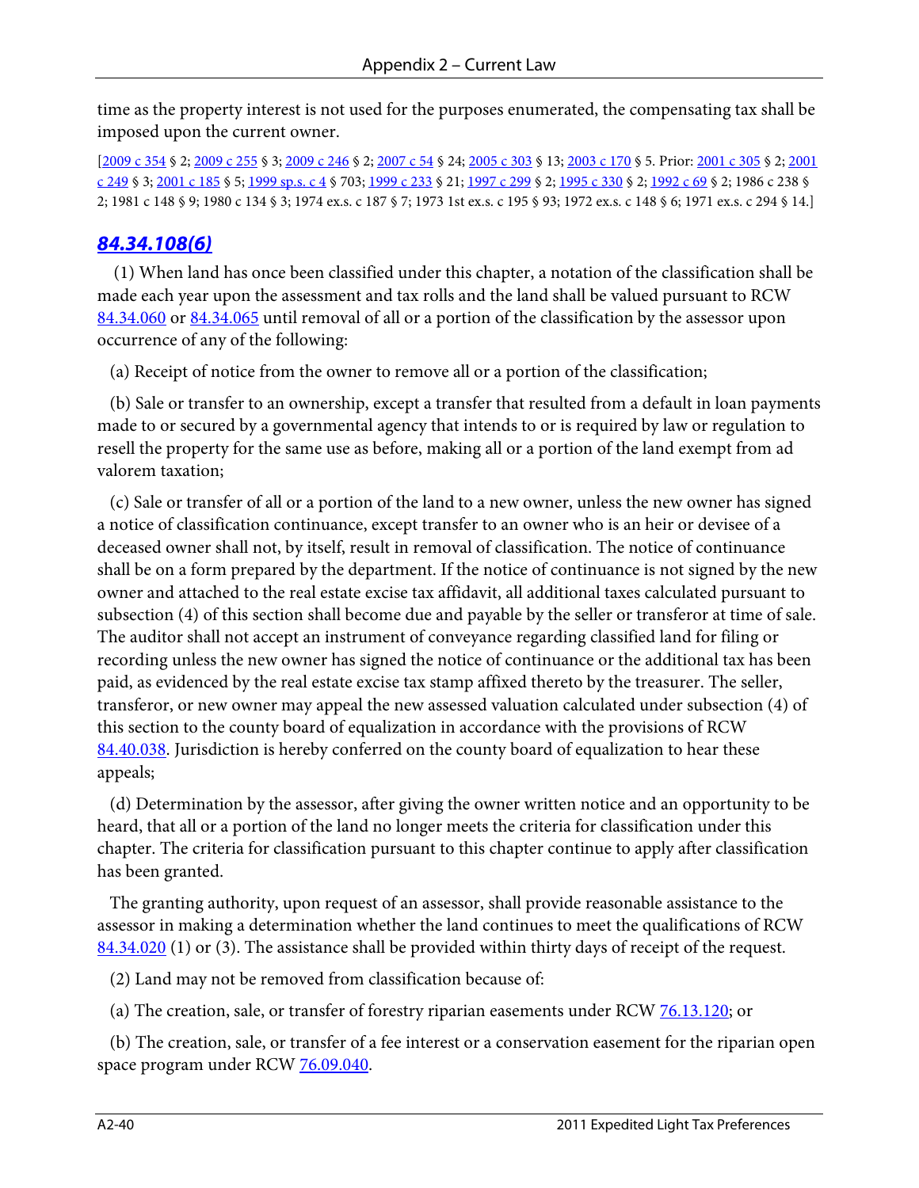time as the property interest is not used for the purposes enumerated, the compensating tax shall be imposed upon the current owner.

[2009 c 354 § 2; 2009 c 255 § 3; 2009 c 246 § 2; 2007 c 54 § 24; 2005 c 303 § 13; 2003 c 170 § 5. Prior: 2001 c 305 § 2; 2001 c 249 § 3; 2001 c 185 § 5; 1999 sp.s. c 4 § 703; 1999 c 233 § 21; 1997 c 299 § 2; 1995 c 330 § 2; 1992 c 69 § 2; 1986 c 238 § 2; 1981 c 148 § 9; 1980 c 134 § 3; 1974 ex.s. c 187 § 7; 1973 1st ex.s. c 195 § 93; 1972 ex.s. c 148 § 6; 1971 ex.s. c 294 § 14.]

## *84.34.108(6)*

(1) When land has once been classified under this chapter, a notation of the classification shall be made each year upon the assessment and tax rolls and the land shall be valued pursuant to RCW 84.34.060 or 84.34.065 until removal of all or a portion of the classification by the assessor upon occurrence of any of the following:

(a) Receipt of notice from the owner to remove all or a portion of the classification;

(b) Sale or transfer to an ownership, except a transfer that resulted from a default in loan payments made to or secured by a governmental agency that intends to or is required by law or regulation to resell the property for the same use as before, making all or a portion of the land exempt from ad valorem taxation;

(c) Sale or transfer of all or a portion of the land to a new owner, unless the new owner has signed a notice of classification continuance, except transfer to an owner who is an heir or devisee of a deceased owner shall not, by itself, result in removal of classification. The notice of continuance shall be on a form prepared by the department. If the notice of continuance is not signed by the new owner and attached to the real estate excise tax affidavit, all additional taxes calculated pursuant to subsection (4) of this section shall become due and payable by the seller or transferor at time of sale. The auditor shall not accept an instrument of conveyance regarding classified land for filing or recording unless the new owner has signed the notice of continuance or the additional tax has been paid, as evidenced by the real estate excise tax stamp affixed thereto by the treasurer. The seller, transferor, or new owner may appeal the new assessed valuation calculated under subsection (4) of this section to the county board of equalization in accordance with the provisions of RCW 84.40.038. Jurisdiction is hereby conferred on the county board of equalization to hear these appeals;

(d) Determination by the assessor, after giving the owner written notice and an opportunity to be heard, that all or a portion of the land no longer meets the criteria for classification under this chapter. The criteria for classification pursuant to this chapter continue to apply after classification has been granted.

The granting authority, upon request of an assessor, shall provide reasonable assistance to the assessor in making a determination whether the land continues to meet the qualifications of RCW 84.34.020 (1) or (3). The assistance shall be provided within thirty days of receipt of the request.

(2) Land may not be removed from classification because of:

(a) The creation, sale, or transfer of forestry riparian easements under RCW 76.13.120; or

(b) The creation, sale, or transfer of a fee interest or a conservation easement for the riparian open space program under RCW 76.09.040.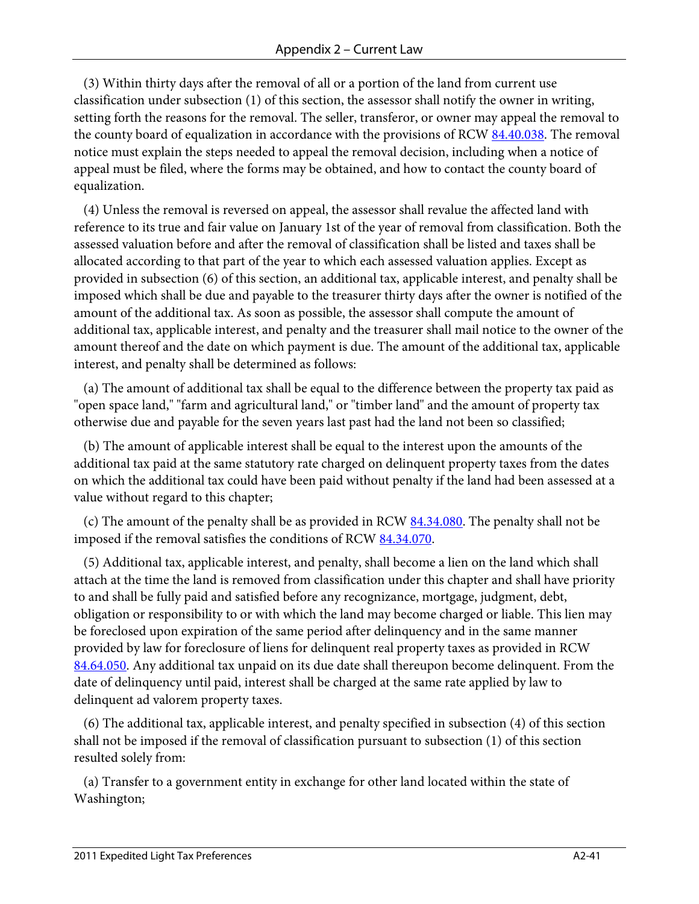(3) Within thirty days after the removal of all or a portion of the land from current use classification under subsection (1) of this section, the assessor shall notify the owner in writing, setting forth the reasons for the removal. The seller, transferor, or owner may appeal the removal to the county board of equalization in accordance with the provisions of RCW 84.40.038. The removal notice must explain the steps needed to appeal the removal decision, including when a notice of appeal must be filed, where the forms may be obtained, and how to contact the county board of equalization.

(4) Unless the removal is reversed on appeal, the assessor shall revalue the affected land with reference to its true and fair value on January 1st of the year of removal from classification. Both the assessed valuation before and after the removal of classification shall be listed and taxes shall be allocated according to that part of the year to which each assessed valuation applies. Except as provided in subsection (6) of this section, an additional tax, applicable interest, and penalty shall be imposed which shall be due and payable to the treasurer thirty days after the owner is notified of the amount of the additional tax. As soon as possible, the assessor shall compute the amount of additional tax, applicable interest, and penalty and the treasurer shall mail notice to the owner of the amount thereof and the date on which payment is due. The amount of the additional tax, applicable interest, and penalty shall be determined as follows:

(a) The amount of additional tax shall be equal to the difference between the property tax paid as "open space land," "farm and agricultural land," or "timber land" and the amount of property tax otherwise due and payable for the seven years last past had the land not been so classified;

(b) The amount of applicable interest shall be equal to the interest upon the amounts of the additional tax paid at the same statutory rate charged on delinquent property taxes from the dates on which the additional tax could have been paid without penalty if the land had been assessed at a value without regard to this chapter;

(c) The amount of the penalty shall be as provided in RCW 84.34.080. The penalty shall not be imposed if the removal satisfies the conditions of RCW 84.34.070.

(5) Additional tax, applicable interest, and penalty, shall become a lien on the land which shall attach at the time the land is removed from classification under this chapter and shall have priority to and shall be fully paid and satisfied before any recognizance, mortgage, judgment, debt, obligation or responsibility to or with which the land may become charged or liable. This lien may be foreclosed upon expiration of the same period after delinquency and in the same manner provided by law for foreclosure of liens for delinquent real property taxes as provided in RCW 84.64.050. Any additional tax unpaid on its due date shall thereupon become delinquent. From the date of delinquency until paid, interest shall be charged at the same rate applied by law to delinquent ad valorem property taxes.

(6) The additional tax, applicable interest, and penalty specified in subsection (4) of this section shall not be imposed if the removal of classification pursuant to subsection (1) of this section resulted solely from:

(a) Transfer to a government entity in exchange for other land located within the state of Washington;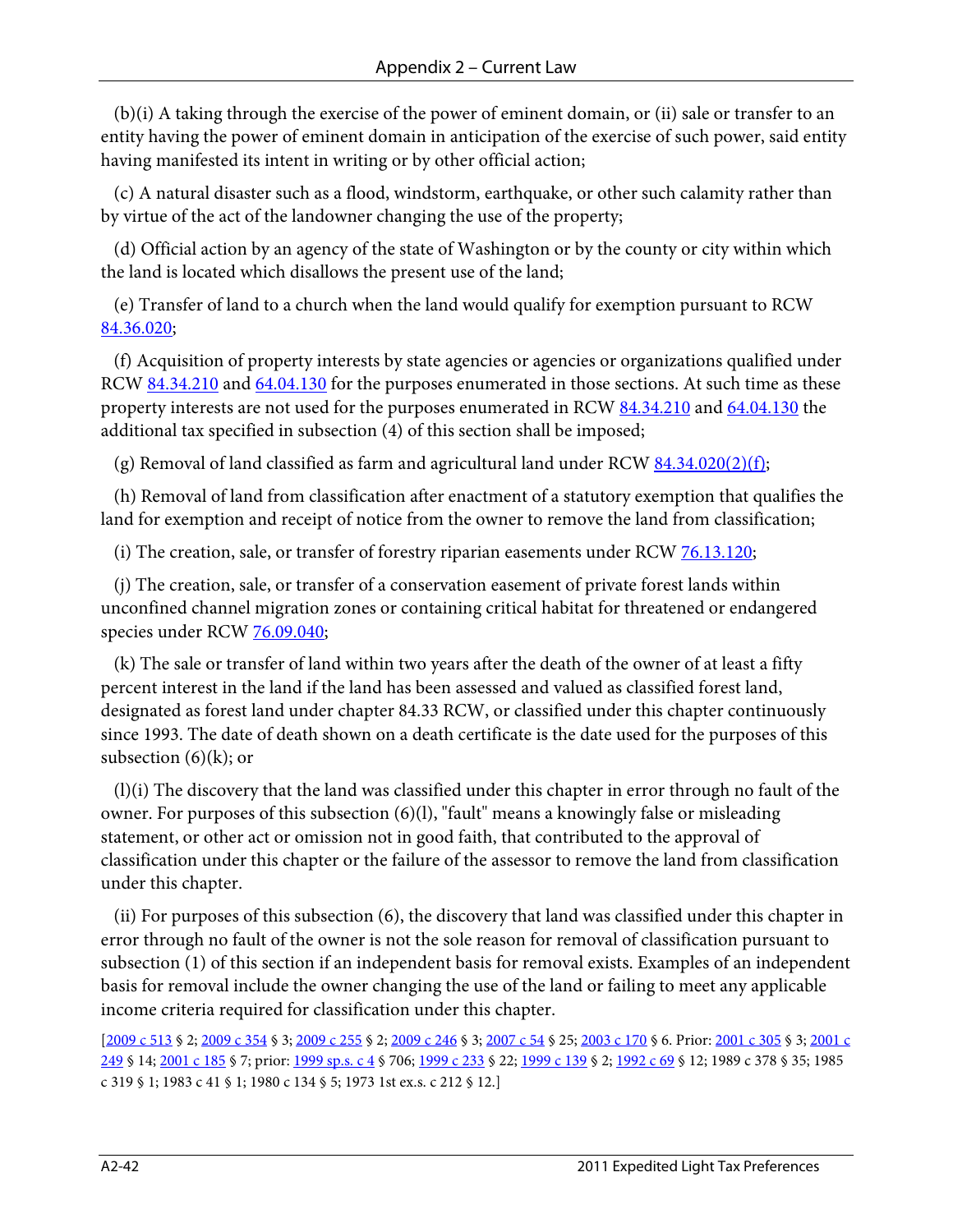(b)(i) A taking through the exercise of the power of eminent domain, or (ii) sale or transfer to an entity having the power of eminent domain in anticipation of the exercise of such power, said entity having manifested its intent in writing or by other official action;

(c) A natural disaster such as a flood, windstorm, earthquake, or other such calamity rather than by virtue of the act of the landowner changing the use of the property;

(d) Official action by an agency of the state of Washington or by the county or city within which the land is located which disallows the present use of the land;

(e) Transfer of land to a church when the land would qualify for exemption pursuant to RCW 84.36.020;

(f) Acquisition of property interests by state agencies or agencies or organizations qualified under RCW 84.34.210 and 64.04.130 for the purposes enumerated in those sections. At such time as these property interests are not used for the purposes enumerated in RCW 84.34.210 and 64.04.130 the additional tax specified in subsection (4) of this section shall be imposed;

(g) Removal of land classified as farm and agricultural land under RCW 84.34.020(2)(f);

(h) Removal of land from classification after enactment of a statutory exemption that qualifies the land for exemption and receipt of notice from the owner to remove the land from classification;

(i) The creation, sale, or transfer of forestry riparian easements under RCW 76.13.120;

(j) The creation, sale, or transfer of a conservation easement of private forest lands within unconfined channel migration zones or containing critical habitat for threatened or endangered species under RCW 76.09.040;

(k) The sale or transfer of land within two years after the death of the owner of at least a fifty percent interest in the land if the land has been assessed and valued as classified forest land, designated as forest land under chapter 84.33 RCW, or classified under this chapter continuously since 1993. The date of death shown on a death certificate is the date used for the purposes of this subsection (6)(k); or

(l)(i) The discovery that the land was classified under this chapter in error through no fault of the owner. For purposes of this subsection (6)(l), "fault" means a knowingly false or misleading statement, or other act or omission not in good faith, that contributed to the approval of classification under this chapter or the failure of the assessor to remove the land from classification under this chapter.

(ii) For purposes of this subsection (6), the discovery that land was classified under this chapter in error through no fault of the owner is not the sole reason for removal of classification pursuant to subsection (1) of this section if an independent basis for removal exists. Examples of an independent basis for removal include the owner changing the use of the land or failing to meet any applicable income criteria required for classification under this chapter.

[2009 c 513 § 2; 2009 c 354 § 3; 2009 c 255 § 2; 2009 c 246 § 3; 2007 c 54 § 25; 2003 c 170 § 6. Prior: 2001 c 305 § 3; 2001 c 249 § 14; 2001 c 185 § 7; prior: 1999 sp.s. c 4 § 706; 1999 c 233 § 22; 1999 c 139 § 2; 1992 c 69 § 12; 1989 c 378 § 35; 1985 c 319 § 1; 1983 c 41 § 1; 1980 c 134 § 5; 1973 1st ex.s. c 212 § 12.]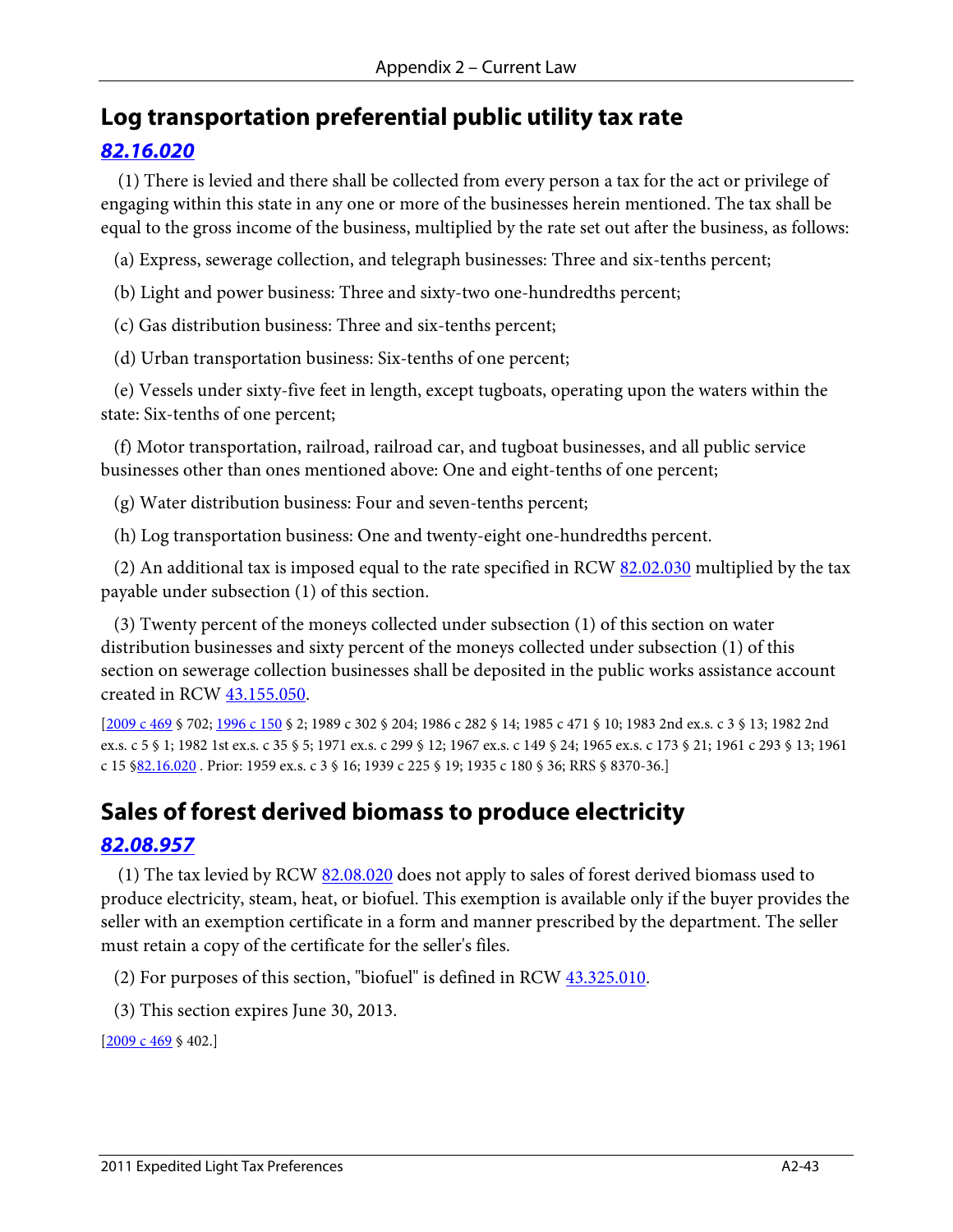## Log transportation preferential public utility tax rate

### *82.16.020*

(1) There is levied and there shall be collected from every person a tax for the act or privilege of engaging within this state in any one or more of the businesses herein mentioned. The tax shall be equal to the gross income of the business, multiplied by the rate set out after the business, as follows:

(a) Express, sewerage collection, and telegraph businesses: Three and six-tenths percent;

(b) Light and power business: Three and sixty-two one-hundredths percent;

(c) Gas distribution business: Three and six-tenths percent;

(d) Urban transportation business: Six-tenths of one percent;

(e) Vessels under sixty-five feet in length, except tugboats, operating upon the waters within the state: Six-tenths of one percent;

(f) Motor transportation, railroad, railroad car, and tugboat businesses, and all public service businesses other than ones mentioned above: One and eight-tenths of one percent;

(g) Water distribution business: Four and seven-tenths percent;

(h) Log transportation business: One and twenty-eight one-hundredths percent.

(2) An additional tax is imposed equal to the rate specified in RCW 82.02.030 multiplied by the tax payable under subsection (1) of this section.

(3) Twenty percent of the moneys collected under subsection (1) of this section on water distribution businesses and sixty percent of the moneys collected under subsection (1) of this section on sewerage collection businesses shall be deposited in the public works assistance account created in RCW 43.155.050.

[2009 c 469 § 702; 1996 c 150 § 2; 1989 c 302 § 204; 1986 c 282 § 14; 1985 c 471 § 10; 1983 2nd ex.s. c 3 § 13; 1982 2nd ex.s. c 5 § 1; 1982 1st ex.s. c 35 § 5; 1971 ex.s. c 299 § 12; 1967 ex.s. c 149 § 24; 1965 ex.s. c 173 § 21; 1961 c 293 § 13; 1961 c 15 §82.16.020 . Prior: 1959 ex.s. c 3 § 16; 1939 c 225 § 19; 1935 c 180 § 36; RRS § 8370-36.]

## Sales of forest derived biomass to produce electricity

### *82.08.957*

(1) The tax levied by RCW 82.08.020 does not apply to sales of forest derived biomass used to produce electricity, steam, heat, or biofuel. This exemption is available only if the buyer provides the seller with an exemption certificate in a form and manner prescribed by the department. The seller must retain a copy of the certificate for the seller's files.

(2) For purposes of this section, "biofuel" is defined in RCW 43.325.010.

(3) This section expires June 30, 2013.

[2009 c 469 § 402.]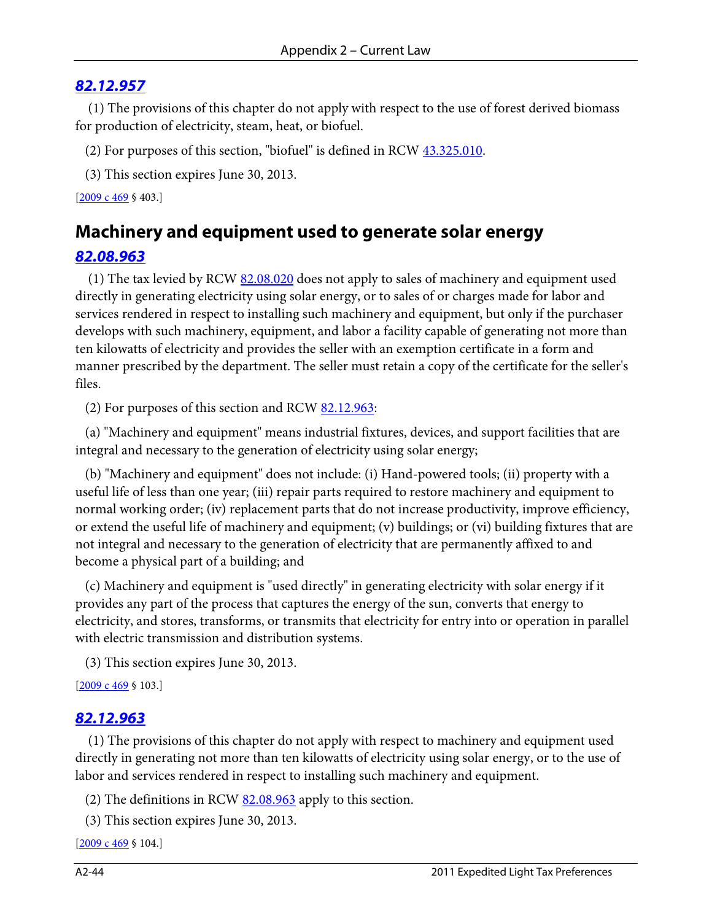### *82.12.957*

(1) The provisions of this chapter do not apply with respect to the use of forest derived biomass for production of electricity, steam, heat, or biofuel.

(2) For purposes of this section, "biofuel" is defined in RCW 43.325.010.

(3) This section expires June 30, 2013.

[2009 c 469 § 403.]

## Machinery and equipment used to generate solar energy

### *82.08.963*

(1) The tax levied by RCW 82.08.020 does not apply to sales of machinery and equipment used directly in generating electricity using solar energy, or to sales of or charges made for labor and services rendered in respect to installing such machinery and equipment, but only if the purchaser develops with such machinery, equipment, and labor a facility capable of generating not more than ten kilowatts of electricity and provides the seller with an exemption certificate in a form and manner prescribed by the department. The seller must retain a copy of the certificate for the seller's files.

(2) For purposes of this section and RCW 82.12.963:

(a) "Machinery and equipment" means industrial fixtures, devices, and support facilities that are integral and necessary to the generation of electricity using solar energy;

(b) "Machinery and equipment" does not include: (i) Hand-powered tools; (ii) property with a useful life of less than one year; (iii) repair parts required to restore machinery and equipment to normal working order; (iv) replacement parts that do not increase productivity, improve efficiency, or extend the useful life of machinery and equipment; (v) buildings; or (vi) building fixtures that are not integral and necessary to the generation of electricity that are permanently affixed to and become a physical part of a building; and

(c) Machinery and equipment is "used directly" in generating electricity with solar energy if it provides any part of the process that captures the energy of the sun, converts that energy to electricity, and stores, transforms, or transmits that electricity for entry into or operation in parallel with electric transmission and distribution systems.

(3) This section expires June 30, 2013.

[2009 c 469 § 103.]

### *82.12.963*

(1) The provisions of this chapter do not apply with respect to machinery and equipment used directly in generating not more than ten kilowatts of electricity using solar energy, or to the use of labor and services rendered in respect to installing such machinery and equipment.

(2) The definitions in RCW 82.08.963 apply to this section.

(3) This section expires June 30, 2013.

[2009 c 469 § 104.]